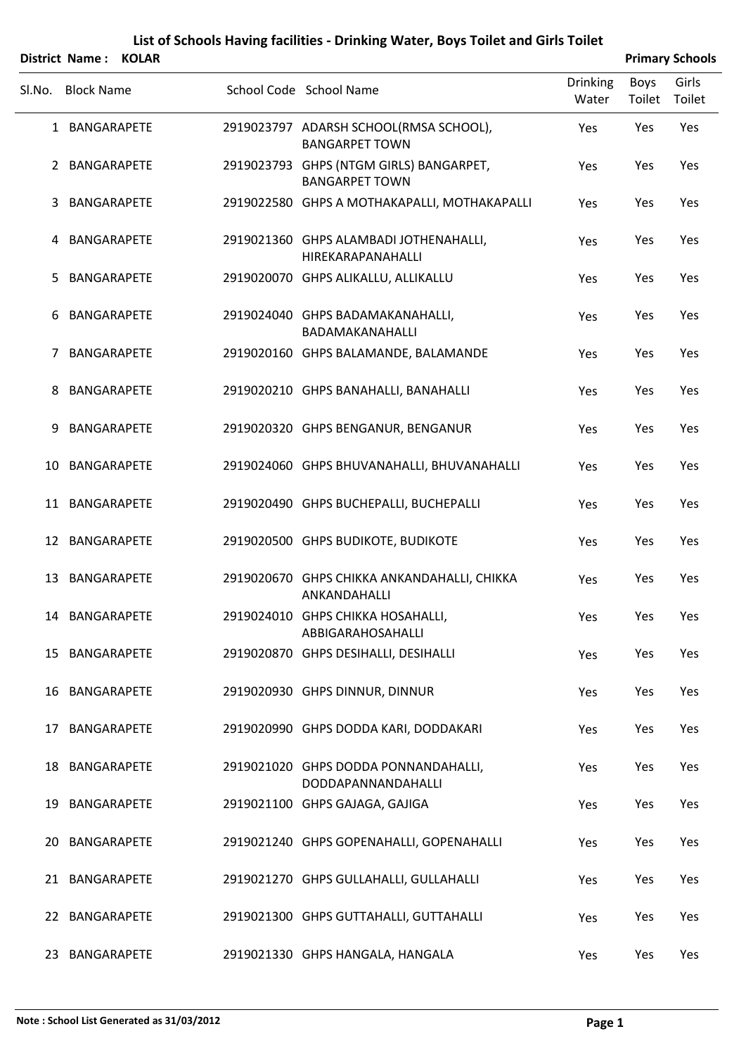# List of Schools Having facilities - Drinking Water, Boys Toilet and Girls Toilet

**District Name : KOLAR** **Primary Schools**

| Sl.No. | Block Name | School Code | School Name | Drinking Water | Boys Toilet | Girls Toilet |
|---|---|---|---|---|---|---|
| 1 | BANGARAPETE | 2919023797 | ADARSH SCHOOL(RMSA SCHOOL), BANGARPET TOWN | Yes | Yes | Yes |
| 2 | BANGARAPETE | 2919023793 | GHPS (NTGM GIRLS) BANGARPET, BANGARPET TOWN | Yes | Yes | Yes |
| 3 | BANGARAPETE | 2919022580 | GHPS A MOTHAKAPALLI, MOTHAKAPALLI | Yes | Yes | Yes |
| 4 | BANGARAPETE | 2919021360 | GHPS ALAMBADI JOTHENAHALLI, HIREKARAPANAHALLI | Yes | Yes | Yes |
| 5 | BANGARAPETE | 2919020070 | GHPS ALIKALLU, ALLIKALLU | Yes | Yes | Yes |
| 6 | BANGARAPETE | 2919024040 | GHPS BADAMAKANAHALLI, BADAMAKANAHALLI | Yes | Yes | Yes |
| 7 | BANGARAPETE | 2919020160 | GHPS BALAMANDE, BALAMANDE | Yes | Yes | Yes |
| 8 | BANGARAPETE | 2919020210 | GHPS BANAHALLI, BANAHALLI | Yes | Yes | Yes |
| 9 | BANGARAPETE | 2919020320 | GHPS BENGANUR, BENGANUR | Yes | Yes | Yes |
| 10 | BANGARAPETE | 2919024060 | GHPS BHUVANAHALLI, BHUVANAHALLI | Yes | Yes | Yes |
| 11 | BANGARAPETE | 2919020490 | GHPS BUCHEPALLI, BUCHEPALLI | Yes | Yes | Yes |
| 12 | BANGARAPETE | 2919020500 | GHPS BUDIKOTE, BUDIKOTE | Yes | Yes | Yes |
| 13 | BANGARAPETE | 2919020670 | GHPS CHIKKA ANKANDAHALLI, CHIKKA ANKANDAHALLI | Yes | Yes | Yes |
| 14 | BANGARAPETE | 2919024010 | GHPS CHIKKA HOSAHALLI, ABBIGARAHOSAHALLI | Yes | Yes | Yes |
| 15 | BANGARAPETE | 2919020870 | GHPS DESIHALLI, DESIHALLI | Yes | Yes | Yes |
| 16 | BANGARAPETE | 2919020930 | GHPS DINNUR, DINNUR | Yes | Yes | Yes |
| 17 | BANGARAPETE | 2919020990 | GHPS DODDA KARI, DODDAKARI | Yes | Yes | Yes |
| 18 | BANGARAPETE | 2919021020 | GHPS DODDA PONNANDAHALLI, DODDAPANNANDAHALLI | Yes | Yes | Yes |
| 19 | BANGARAPETE | 2919021100 | GHPS GAJAGA, GAJIGA | Yes | Yes | Yes |
| 20 | BANGARAPETE | 2919021240 | GHPS GOPENAHALLI, GOPENAHALLI | Yes | Yes | Yes |
| 21 | BANGARAPETE | 2919021270 | GHPS GULLAHALLI, GULLAHALLI | Yes | Yes | Yes |
| 22 | BANGARAPETE | 2919021300 | GHPS GUTTAHALLI, GUTTAHALLI | Yes | Yes | Yes |
| 23 | BANGARAPETE | 2919021330 | GHPS HANGALA, HANGALA | Yes | Yes | Yes |

**Note : School List Generated as 31/03/2012**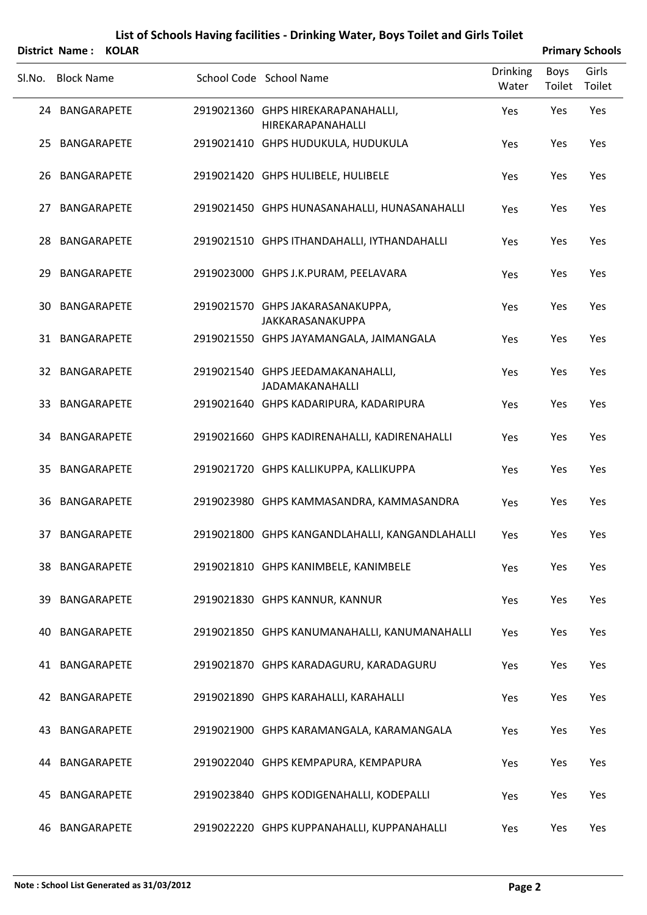# List of Schools Having facilities - Drinking Water, Boys Toilet and Girls Toilet

**District Name : KOLAR** **Primary Schools**

| Sl.No. | Block Name | School Code | School Name | Drinking Water | Boys Toilet | Girls Toilet |
|---|---|---|---|---|---|---|
| 24 | BANGARAPETE | 2919021360 | GHPS HIREKARAPANAHALLI, HIREKARAPANAHALLI | Yes | Yes | Yes |
| 25 | BANGARAPETE | 2919021410 | GHPS HUDUKULA, HUDUKULA | Yes | Yes | Yes |
| 26 | BANGARAPETE | 2919021420 | GHPS HULIBELE, HULIBELE | Yes | Yes | Yes |
| 27 | BANGARAPETE | 2919021450 | GHPS HUNASANAHALLI, HUNASANAHALLI | Yes | Yes | Yes |
| 28 | BANGARAPETE | 2919021510 | GHPS ITHANDAHALLI, IYTHANDAHALLI | Yes | Yes | Yes |
| 29 | BANGARAPETE | 2919023000 | GHPS J.K.PURAM, PEELAVARA | Yes | Yes | Yes |
| 30 | BANGARAPETE | 2919021570 | GHPS JAKARASANAKUPPA, JAKKARASANAKUPPA | Yes | Yes | Yes |
| 31 | BANGARAPETE | 2919021550 | GHPS JAYAMANGALA, JAIMANGALA | Yes | Yes | Yes |
| 32 | BANGARAPETE | 2919021540 | GHPS JEEDAMAKANAHALLI, JADAMAKANAHALLI | Yes | Yes | Yes |
| 33 | BANGARAPETE | 2919021640 | GHPS KADARIPURA, KADARIPURA | Yes | Yes | Yes |
| 34 | BANGARAPETE | 2919021660 | GHPS KADIRENAHALLI, KADIRENAHALLI | Yes | Yes | Yes |
| 35 | BANGARAPETE | 2919021720 | GHPS KALLIKUPPA, KALLIKUPPA | Yes | Yes | Yes |
| 36 | BANGARAPETE | 2919023980 | GHPS KAMMASANDRA, KAMMASANDRA | Yes | Yes | Yes |
| 37 | BANGARAPETE | 2919021800 | GHPS KANGANDLAHALLI, KANGANDLAHALLI | Yes | Yes | Yes |
| 38 | BANGARAPETE | 2919021810 | GHPS KANIMBELE, KANIMBELE | Yes | Yes | Yes |
| 39 | BANGARAPETE | 2919021830 | GHPS KANNUR, KANNUR | Yes | Yes | Yes |
| 40 | BANGARAPETE | 2919021850 | GHPS KANUMANAHALLI, KANUMANAHALLI | Yes | Yes | Yes |
| 41 | BANGARAPETE | 2919021870 | GHPS KARADAGURU, KARADAGURU | Yes | Yes | Yes |
| 42 | BANGARAPETE | 2919021890 | GHPS KARAHALLI, KARAHALLI | Yes | Yes | Yes |
| 43 | BANGARAPETE | 2919021900 | GHPS KARAMANGALA, KARAMANGALA | Yes | Yes | Yes |
| 44 | BANGARAPETE | 2919022040 | GHPS KEMPAPURA, KEMPAPURA | Yes | Yes | Yes |
| 45 | BANGARAPETE | 2919023840 | GHPS KODIGENAHALLI, KODEPALLI | Yes | Yes | Yes |
| 46 | BANGARAPETE | 2919022220 | GHPS KUPPANAHALLI, KUPPANAHALLI | Yes | Yes | Yes |

**Note : School List Generated as 31/03/2012**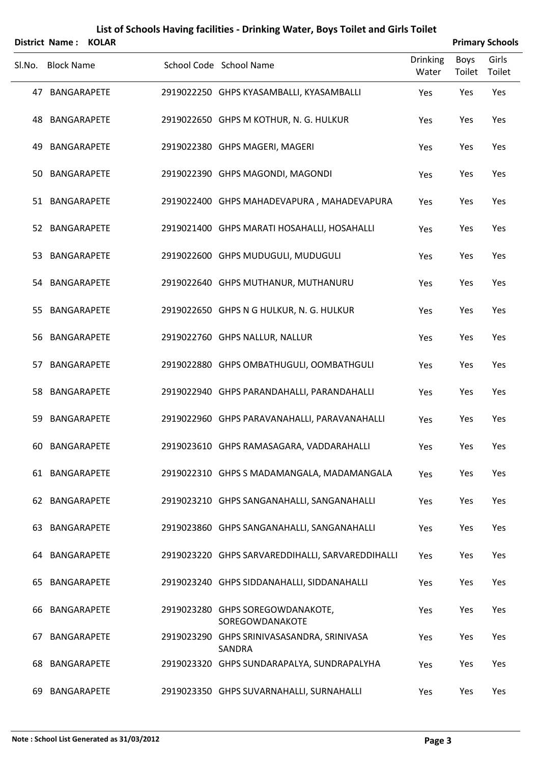# List of Schools Having facilities - Drinking Water, Boys Toilet and Girls Toilet

**District Name : KOLAR** **Primary Schools**

| Sl.No. | Block Name | School Code | School Name | Drinking Water | Boys Toilet | Girls Toilet |
|---|---|---|---|---|---|---|
| 47 | BANGARAPETE | 2919022250 | GHPS KYASAMBALLI, KYASAMBALLI | Yes | Yes | Yes |
| 48 | BANGARAPETE | 2919022650 | GHPS M KOTHUR, N. G. HULKUR | Yes | Yes | Yes |
| 49 | BANGARAPETE | 2919022380 | GHPS MAGERI, MAGERI | Yes | Yes | Yes |
| 50 | BANGARAPETE | 2919022390 | GHPS MAGONDI, MAGONDI | Yes | Yes | Yes |
| 51 | BANGARAPETE | 2919022400 | GHPS MAHADEVAPURA , MAHADEVAPURA | Yes | Yes | Yes |
| 52 | BANGARAPETE | 2919021400 | GHPS MARATI HOSAHALLI, HOSAHALLI | Yes | Yes | Yes |
| 53 | BANGARAPETE | 2919022600 | GHPS MUDUGULI, MUDUGULI | Yes | Yes | Yes |
| 54 | BANGARAPETE | 2919022640 | GHPS MUTHANUR, MUTHANURU | Yes | Yes | Yes |
| 55 | BANGARAPETE | 2919022650 | GHPS N G HULKUR, N. G. HULKUR | Yes | Yes | Yes |
| 56 | BANGARAPETE | 2919022760 | GHPS NALLUR, NALLUR | Yes | Yes | Yes |
| 57 | BANGARAPETE | 2919022880 | GHPS OMBATHUGULI, OOMBATHGULI | Yes | Yes | Yes |
| 58 | BANGARAPETE | 2919022940 | GHPS PARANDAHALLI, PARANDAHALLI | Yes | Yes | Yes |
| 59 | BANGARAPETE | 2919022960 | GHPS PARAVANAHALLI, PARAVANAHALLI | Yes | Yes | Yes |
| 60 | BANGARAPETE | 2919023610 | GHPS RAMASAGARA, VADDARAHALLI | Yes | Yes | Yes |
| 61 | BANGARAPETE | 2919022310 | GHPS S MADAMANGALA, MADAMANGALA | Yes | Yes | Yes |
| 62 | BANGARAPETE | 2919023210 | GHPS SANGANAHALLI, SANGANAHALLI | Yes | Yes | Yes |
| 63 | BANGARAPETE | 2919023860 | GHPS SANGANAHALLI, SANGANAHALLI | Yes | Yes | Yes |
| 64 | BANGARAPETE | 2919023220 | GHPS SARVAREDDIHALLI, SARVAREDDIHALLI | Yes | Yes | Yes |
| 65 | BANGARAPETE | 2919023240 | GHPS SIDDANAHALLI, SIDDANAHALLI | Yes | Yes | Yes |
| 66 | BANGARAPETE | 2919023280 | GHPS SOREGOWDANAKOTE, SOREGOWDANAKOTE | Yes | Yes | Yes |
| 67 | BANGARAPETE | 2919023290 | GHPS SRINIVASASANDRA, SRINIVASA SANDRA | Yes | Yes | Yes |
| 68 | BANGARAPETE | 2919023320 | GHPS SUNDARAPALYA, SUNDRAPALYHA | Yes | Yes | Yes |
| 69 | BANGARAPETE | 2919023350 | GHPS SUVARNAHALLI, SURNAHALLI | Yes | Yes | Yes |

**Note : School List Generated as 31/03/2012**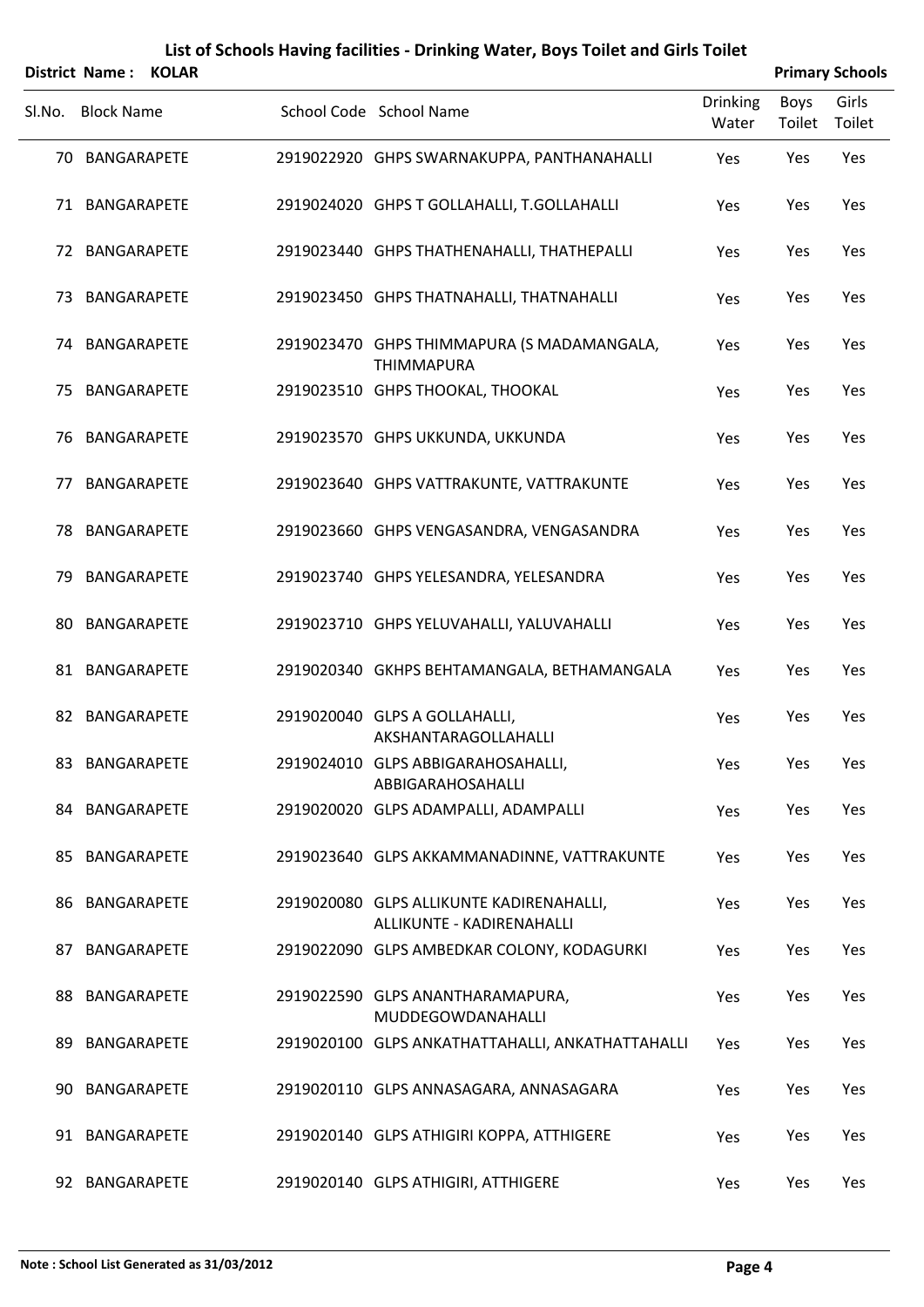# List of Schools Having facilities - Drinking Water, Boys Toilet and Girls Toilet

**District Name : KOLAR** **Primary Schools**

| Sl.No. | Block Name | School Code | School Name | Drinking Water | Boys Toilet | Girls Toilet |
|---|---|---|---|---|---|---|
| 70 | BANGARAPETE | 2919022920 | GHPS SWARNAKUPPA, PANTHANAHALLI | Yes | Yes | Yes |
| 71 | BANGARAPETE | 2919024020 | GHPS T GOLLAHALLI, T.GOLLAHALLI | Yes | Yes | Yes |
| 72 | BANGARAPETE | 2919023440 | GHPS THATHENAHALLI, THATHEPALLI | Yes | Yes | Yes |
| 73 | BANGARAPETE | 2919023450 | GHPS THATNAHALLI, THATNAHALLI | Yes | Yes | Yes |
| 74 | BANGARAPETE | 2919023470 | GHPS THIMMAPURA (S MADAMANGALA, THIMMAPURA | Yes | Yes | Yes |
| 75 | BANGARAPETE | 2919023510 | GHPS THOOKAL, THOOKAL | Yes | Yes | Yes |
| 76 | BANGARAPETE | 2919023570 | GHPS UKKUNDA, UKKUNDA | Yes | Yes | Yes |
| 77 | BANGARAPETE | 2919023640 | GHPS VATTRAKUNTE, VATTRAKUNTE | Yes | Yes | Yes |
| 78 | BANGARAPETE | 2919023660 | GHPS VENGASANDRA, VENGASANDRA | Yes | Yes | Yes |
| 79 | BANGARAPETE | 2919023740 | GHPS YELESANDRA, YELESANDRA | Yes | Yes | Yes |
| 80 | BANGARAPETE | 2919023710 | GHPS YELUVAHALLI, YALUVAHALLI | Yes | Yes | Yes |
| 81 | BANGARAPETE | 2919020340 | GKHPS BEHTAMANGALA, BETHAMANGALA | Yes | Yes | Yes |
| 82 | BANGARAPETE | 2919020040 | GLPS A GOLLAHALLI, AKSHANTARAGOLLAHALLI | Yes | Yes | Yes |
| 83 | BANGARAPETE | 2919024010 | GLPS ABBIGARAHOSAHALLI, ABBIGARAHOSAHALLI | Yes | Yes | Yes |
| 84 | BANGARAPETE | 2919020020 | GLPS ADAMPALLI, ADAMPALLI | Yes | Yes | Yes |
| 85 | BANGARAPETE | 2919023640 | GLPS AKKAMMANADINNE, VATTRAKUNTE | Yes | Yes | Yes |
| 86 | BANGARAPETE | 2919020080 | GLPS ALLIKUNTE KADIRENAHALLI, ALLIKUNTE - KADIRENAHALLI | Yes | Yes | Yes |
| 87 | BANGARAPETE | 2919022090 | GLPS AMBEDKAR COLONY, KODAGURKI | Yes | Yes | Yes |
| 88 | BANGARAPETE | 2919022590 | GLPS ANANTHARAMAPURA, MUDDEGOWDANAHALLI | Yes | Yes | Yes |
| 89 | BANGARAPETE | 2919020100 | GLPS ANKATHATTAHALLI, ANKATHATTAHALLI | Yes | Yes | Yes |
| 90 | BANGARAPETE | 2919020110 | GLPS ANNASAGARA, ANNASAGARA | Yes | Yes | Yes |
| 91 | BANGARAPETE | 2919020140 | GLPS ATHIGIRI KOPPA, ATTHIGERE | Yes | Yes | Yes |
| 92 | BANGARAPETE | 2919020140 | GLPS ATHIGIRI, ATTHIGERE | Yes | Yes | Yes |

**Note : School List Generated as 31/03/2012**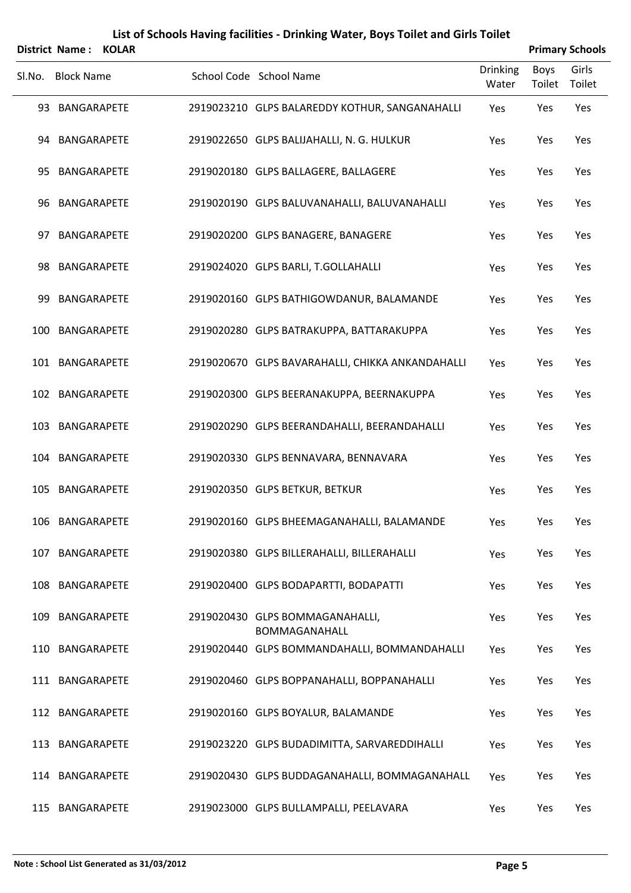# List of Schools Having facilities - Drinking Water, Boys Toilet and Girls Toilet

**District Name : KOLAR** **Primary Schools**

| Sl.No. | Block Name | School Code | School Name | Drinking Water | Boys Toilet | Girls Toilet |
|---|---|---|---|---|---|---|
| 93 | BANGARAPETE | 2919023210 | GLPS BALAREDDY KOTHUR, SANGANAHALLI | Yes | Yes | Yes |
| 94 | BANGARAPETE | 2919022650 | GLPS BALIJAHALLI, N. G. HULKUR | Yes | Yes | Yes |
| 95 | BANGARAPETE | 2919020180 | GLPS BALLAGERE, BALLAGERE | Yes | Yes | Yes |
| 96 | BANGARAPETE | 2919020190 | GLPS BALUVANAHALLI, BALUVANAHALLI | Yes | Yes | Yes |
| 97 | BANGARAPETE | 2919020200 | GLPS BANAGERE, BANAGERE | Yes | Yes | Yes |
| 98 | BANGARAPETE | 2919024020 | GLPS BARLI, T.GOLLAHALLI | Yes | Yes | Yes |
| 99 | BANGARAPETE | 2919020160 | GLPS BATHIGOWDANUR, BALAMANDE | Yes | Yes | Yes |
| 100 | BANGARAPETE | 2919020280 | GLPS BATRAKUPPA, BATTARAKUPPA | Yes | Yes | Yes |
| 101 | BANGARAPETE | 2919020670 | GLPS BAVARAHALLI, CHIKKA ANKANDAHALLI | Yes | Yes | Yes |
| 102 | BANGARAPETE | 2919020300 | GLPS BEERANAKUPPA, BEERNAKUPPA | Yes | Yes | Yes |
| 103 | BANGARAPETE | 2919020290 | GLPS BEERANDAHALLI, BEERANDAHALLI | Yes | Yes | Yes |
| 104 | BANGARAPETE | 2919020330 | GLPS BENNAVARA, BENNAVARA | Yes | Yes | Yes |
| 105 | BANGARAPETE | 2919020350 | GLPS BETKUR, BETKUR | Yes | Yes | Yes |
| 106 | BANGARAPETE | 2919020160 | GLPS BHEEMAGANAHALLI, BALAMANDE | Yes | Yes | Yes |
| 107 | BANGARAPETE | 2919020380 | GLPS BILLERAHALLI, BILLERAHALLI | Yes | Yes | Yes |
| 108 | BANGARAPETE | 2919020400 | GLPS BODAPARTTI, BODAPATTI | Yes | Yes | Yes |
| 109 | BANGARAPETE | 2919020430 | GLPS BOMMAGANAHALLI, BOMMAGANAHALL | Yes | Yes | Yes |
| 110 | BANGARAPETE | 2919020440 | GLPS BOMMANDAHALLI, BOMMANDAHALLI | Yes | Yes | Yes |
| 111 | BANGARAPETE | 2919020460 | GLPS BOPPANAHALLI, BOPPANAHALLI | Yes | Yes | Yes |
| 112 | BANGARAPETE | 2919020160 | GLPS BOYALUR, BALAMANDE | Yes | Yes | Yes |
| 113 | BANGARAPETE | 2919023220 | GLPS BUDADIMITTA, SARVAREDDIHALLI | Yes | Yes | Yes |
| 114 | BANGARAPETE | 2919020430 | GLPS BUDDAGANAHALLI, BOMMAGANAHALL | Yes | Yes | Yes |
| 115 | BANGARAPETE | 2919023000 | GLPS BULLAMPALLI, PEELAVARA | Yes | Yes | Yes |

**Note : School List Generated as 31/03/2012**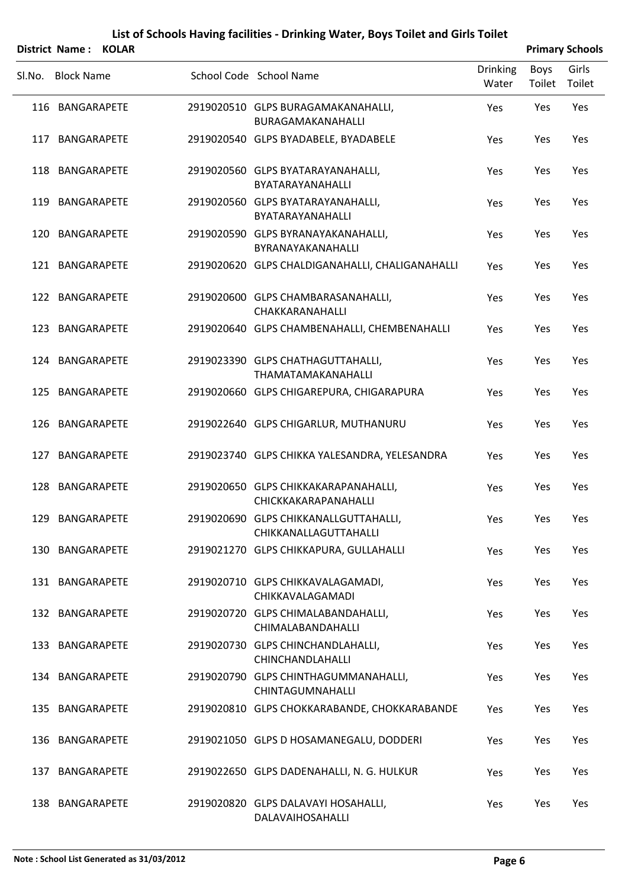# List of Schools Having facilities - Drinking Water, Boys Toilet and Girls Toilet

**District Name : KOLAR** **Primary Schools**

| Sl.No. | Block Name | School Code | School Name | Drinking Water | Boys Toilet | Girls Toilet |
|---|---|---|---|---|---|---|
| 116 | BANGARAPETE | 2919020510 | GLPS BURAGAMAKANAHALLI, BURAGAMAKANAHALLI | Yes | Yes | Yes |
| 117 | BANGARAPETE | 2919020540 | GLPS BYADABELE, BYADABELE | Yes | Yes | Yes |
| 118 | BANGARAPETE | 2919020560 | GLPS BYATARAYANAHALLI, BYATARAYANAHALLI | Yes | Yes | Yes |
| 119 | BANGARAPETE | 2919020560 | GLPS BYATARAYANAHALLI, BYATARAYANAHALLI | Yes | Yes | Yes |
| 120 | BANGARAPETE | 2919020590 | GLPS BYRANAYAKANAHALLI, BYRANAYAKANAHALLI | Yes | Yes | Yes |
| 121 | BANGARAPETE | 2919020620 | GLPS CHALDIGANAHALLI, CHALIGANAHALLI | Yes | Yes | Yes |
| 122 | BANGARAPETE | 2919020600 | GLPS CHAMBARASANAHALLI, CHAKKARANAHALLI | Yes | Yes | Yes |
| 123 | BANGARAPETE | 2919020640 | GLPS CHAMBENAHALLI, CHEMBENAHALLI | Yes | Yes | Yes |
| 124 | BANGARAPETE | 2919023390 | GLPS CHATHAGUTTAHALLI, THAMATAMAKANAHALLI | Yes | Yes | Yes |
| 125 | BANGARAPETE | 2919020660 | GLPS CHIGAREPURA, CHIGARAPURA | Yes | Yes | Yes |
| 126 | BANGARAPETE | 2919022640 | GLPS CHIGARLUR, MUTHANURU | Yes | Yes | Yes |
| 127 | BANGARAPETE | 2919023740 | GLPS CHIKKA YALESANDRA, YELESANDRA | Yes | Yes | Yes |
| 128 | BANGARAPETE | 2919020650 | GLPS CHIKKAKARAPANAHALLI, CHICKKAKARAPANAHALLI | Yes | Yes | Yes |
| 129 | BANGARAPETE | 2919020690 | GLPS CHIKKANALLGUTTAHALLI, CHIKKANALLAGUTTAHALLI | Yes | Yes | Yes |
| 130 | BANGARAPETE | 2919021270 | GLPS CHIKKAPURA, GULLAHALLI | Yes | Yes | Yes |
| 131 | BANGARAPETE | 2919020710 | GLPS CHIKKAVALAGAMADI, CHIKKAVALAGAMADI | Yes | Yes | Yes |
| 132 | BANGARAPETE | 2919020720 | GLPS CHIMALABANDAHALLI, CHIMALABANDAHALLI | Yes | Yes | Yes |
| 133 | BANGARAPETE | 2919020730 | GLPS CHINCHANDLAHALLI, CHINCHANDLAHALLI | Yes | Yes | Yes |
| 134 | BANGARAPETE | 2919020790 | GLPS CHINTHAGUMMANAHALLI, CHINTAGUMNAHALLI | Yes | Yes | Yes |
| 135 | BANGARAPETE | 2919020810 | GLPS CHOKKARABANDE, CHOKKARABANDE | Yes | Yes | Yes |
| 136 | BANGARAPETE | 2919021050 | GLPS D HOSAMANEGALU, DODDERI | Yes | Yes | Yes |
| 137 | BANGARAPETE | 2919022650 | GLPS DADENAHALLI, N. G. HULKUR | Yes | Yes | Yes |
| 138 | BANGARAPETE | 2919020820 | GLPS DALAVAYI HOSAHALLI, DALAVAIHOSAHALLI | Yes | Yes | Yes |

**Note : School List Generated as 31/03/2012**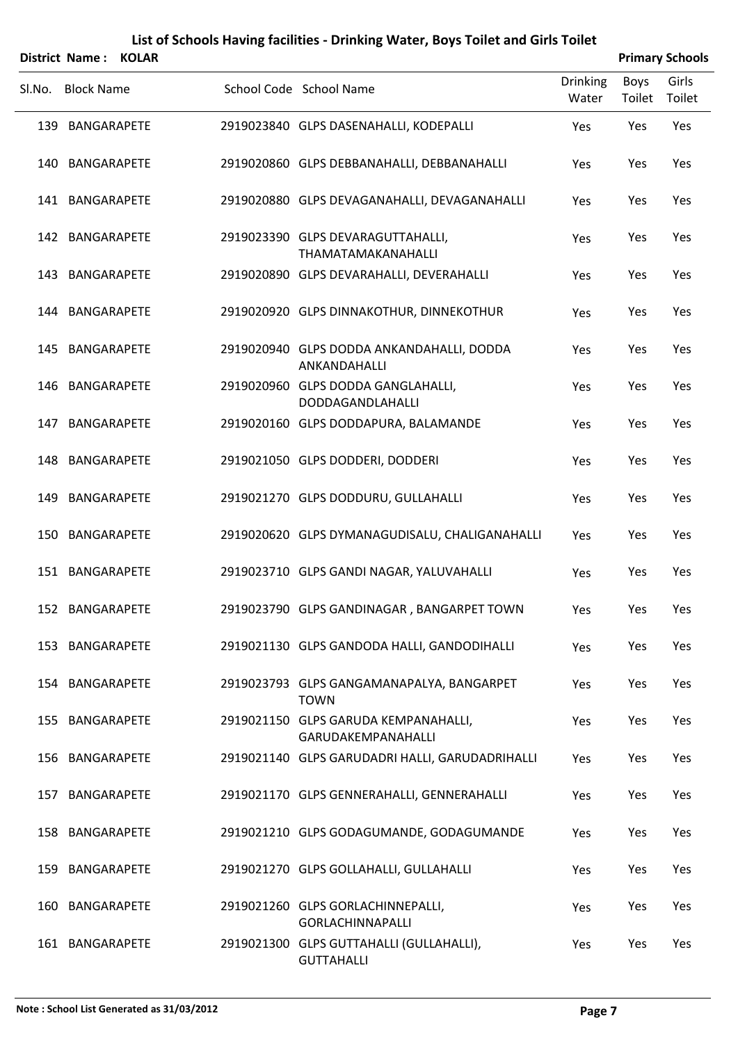# List of Schools Having facilities - Drinking Water, Boys Toilet and Girls Toilet

**District Name : KOLAR** **Primary Schools**

| Sl.No. | Block Name | School Code | School Name | Drinking Water | Boys Toilet | Girls Toilet |
|---|---|---|---|---|---|---|
| 139 | BANGARAPETE | 2919023840 | GLPS DASENAHALLI, KODEPALLI | Yes | Yes | Yes |
| 140 | BANGARAPETE | 2919020860 | GLPS DEBBANAHALLI, DEBBANAHALLI | Yes | Yes | Yes |
| 141 | BANGARAPETE | 2919020880 | GLPS DEVAGANAHALLI, DEVAGANAHALLI | Yes | Yes | Yes |
| 142 | BANGARAPETE | 2919023390 | GLPS DEVARAGUTTAHALLI, THAMATAMAKANAHALLI | Yes | Yes | Yes |
| 143 | BANGARAPETE | 2919020890 | GLPS DEVARAHALLI, DEVERAHALLI | Yes | Yes | Yes |
| 144 | BANGARAPETE | 2919020920 | GLPS DINNAKOTHUR, DINNEKOTHUR | Yes | Yes | Yes |
| 145 | BANGARAPETE | 2919020940 | GLPS DODDA ANKANDAHALLI, DODDA ANKANDAHALLI | Yes | Yes | Yes |
| 146 | BANGARAPETE | 2919020960 | GLPS DODDA GANGLAHALLI, DODDAGANDLAHALLI | Yes | Yes | Yes |
| 147 | BANGARAPETE | 2919020160 | GLPS DODDAPURA, BALAMANDE | Yes | Yes | Yes |
| 148 | BANGARAPETE | 2919021050 | GLPS DODDERI, DODDERI | Yes | Yes | Yes |
| 149 | BANGARAPETE | 2919021270 | GLPS DODDURU, GULLAHALLI | Yes | Yes | Yes |
| 150 | BANGARAPETE | 2919020620 | GLPS DYMANAGUDISALU, CHALIGANAHALLI | Yes | Yes | Yes |
| 151 | BANGARAPETE | 2919023710 | GLPS GANDI NAGAR, YALUVAHALLI | Yes | Yes | Yes |
| 152 | BANGARAPETE | 2919023790 | GLPS GANDINAGAR , BANGARPET TOWN | Yes | Yes | Yes |
| 153 | BANGARAPETE | 2919021130 | GLPS GANDODA HALLI, GANDODIHALLI | Yes | Yes | Yes |
| 154 | BANGARAPETE | 2919023793 | GLPS GANGAMANAPALYA, BANGARPET TOWN | Yes | Yes | Yes |
| 155 | BANGARAPETE | 2919021150 | GLPS GARUDA KEMPANAHALLI, GARUDAKEMPANAHALLI | Yes | Yes | Yes |
| 156 | BANGARAPETE | 2919021140 | GLPS GARUDADRI HALLI, GARUDADRIHALLI | Yes | Yes | Yes |
| 157 | BANGARAPETE | 2919021170 | GLPS GENNERAHALLI, GENNERAHALLI | Yes | Yes | Yes |
| 158 | BANGARAPETE | 2919021210 | GLPS GODAGUMANDE, GODAGUMANDE | Yes | Yes | Yes |
| 159 | BANGARAPETE | 2919021270 | GLPS GOLLAHALLI, GULLAHALLI | Yes | Yes | Yes |
| 160 | BANGARAPETE | 2919021260 | GLPS GORLACHINNEPALLI, GORLACHINNAPALLI | Yes | Yes | Yes |
| 161 | BANGARAPETE | 2919021300 | GLPS GUTTAHALLI (GULLAHALLI), GUTTAHALLI | Yes | Yes | Yes |

**Note : School List Generated as 31/03/2012**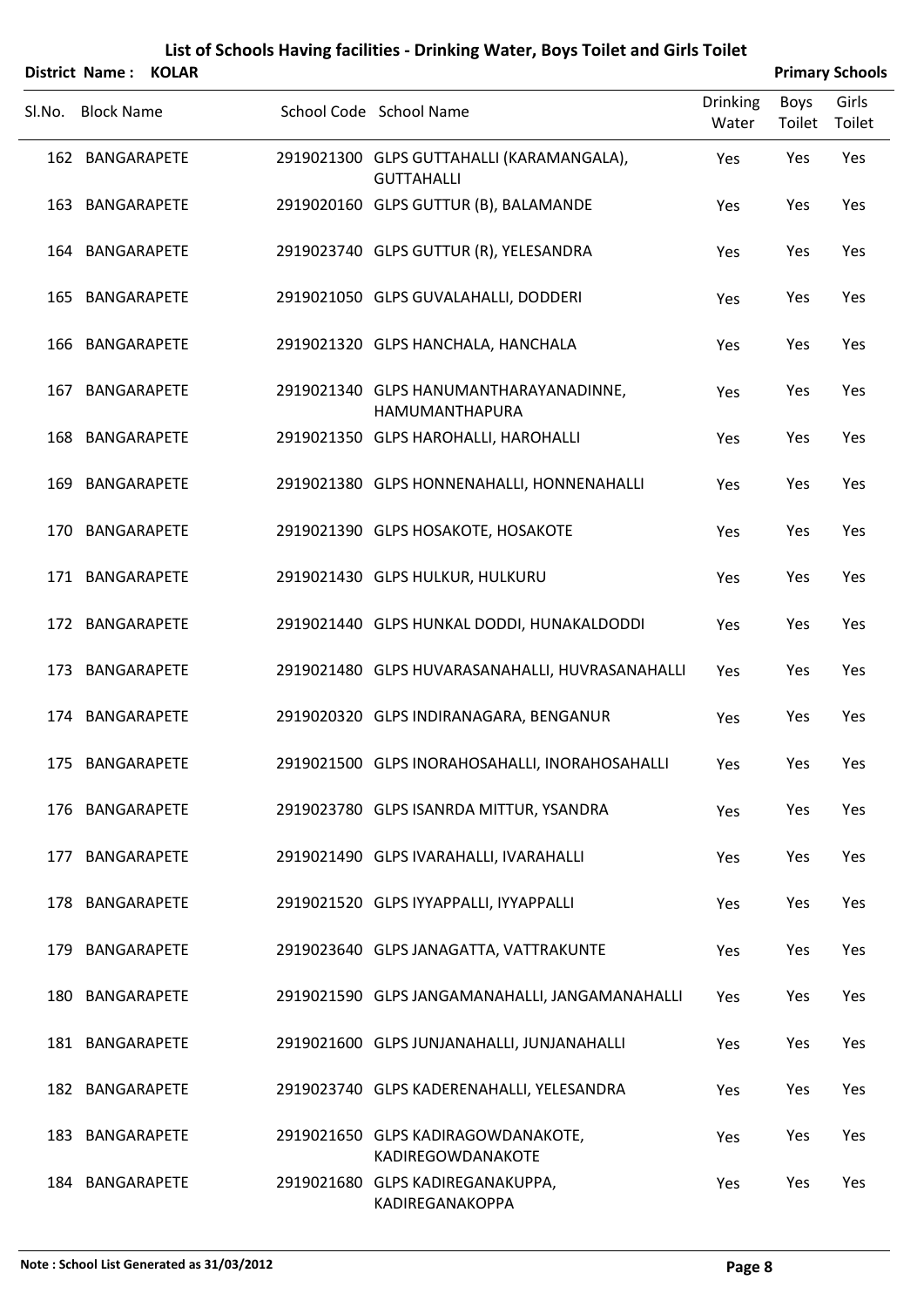# List of Schools Having facilities - Drinking Water, Boys Toilet and Girls Toilet

**District Name : KOLAR** **Primary Schools**

| Sl.No. | Block Name | School Code | School Name | Drinking Water | Boys Toilet | Girls Toilet |
|---|---|---|---|---|---|---|
| 162 | BANGARAPETE | 2919021300 | GLPS GUTTAHALLI (KARAMANGALA), GUTTAHALLI | Yes | Yes | Yes |
| 163 | BANGARAPETE | 2919020160 | GLPS GUTTUR (B), BALAMANDE | Yes | Yes | Yes |
| 164 | BANGARAPETE | 2919023740 | GLPS GUTTUR (R), YELESANDRA | Yes | Yes | Yes |
| 165 | BANGARAPETE | 2919021050 | GLPS GUVALAHALLI, DODDERI | Yes | Yes | Yes |
| 166 | BANGARAPETE | 2919021320 | GLPS HANCHALA, HANCHALA | Yes | Yes | Yes |
| 167 | BANGARAPETE | 2919021340 | GLPS HANUMANTHARAYANADINNE, HAMUMANTHAPURA | Yes | Yes | Yes |
| 168 | BANGARAPETE | 2919021350 | GLPS HAROHALLI, HAROHALLI | Yes | Yes | Yes |
| 169 | BANGARAPETE | 2919021380 | GLPS HONNENAHALLI, HONNENAHALLI | Yes | Yes | Yes |
| 170 | BANGARAPETE | 2919021390 | GLPS HOSAKOTE, HOSAKOTE | Yes | Yes | Yes |
| 171 | BANGARAPETE | 2919021430 | GLPS HULKUR, HULKURU | Yes | Yes | Yes |
| 172 | BANGARAPETE | 2919021440 | GLPS HUNKAL DODDI, HUNAKALDODDI | Yes | Yes | Yes |
| 173 | BANGARAPETE | 2919021480 | GLPS HUVARASANAHALLI, HUVRASANAHALLI | Yes | Yes | Yes |
| 174 | BANGARAPETE | 2919020320 | GLPS INDIRANAGARA, BENGANUR | Yes | Yes | Yes |
| 175 | BANGARAPETE | 2919021500 | GLPS INORAHOSAHALLI, INORAHOSAHALLI | Yes | Yes | Yes |
| 176 | BANGARAPETE | 2919023780 | GLPS ISANRDA MITTUR, YSANDRA | Yes | Yes | Yes |
| 177 | BANGARAPETE | 2919021490 | GLPS IVARAHALLI, IVARAHALLI | Yes | Yes | Yes |
| 178 | BANGARAPETE | 2919021520 | GLPS IYYAPPALLI, IYYAPPALLI | Yes | Yes | Yes |
| 179 | BANGARAPETE | 2919023640 | GLPS JANAGATTA, VATTRAKUNTE | Yes | Yes | Yes |
| 180 | BANGARAPETE | 2919021590 | GLPS JANGAMANAHALLI, JANGAMANAHALLI | Yes | Yes | Yes |
| 181 | BANGARAPETE | 2919021600 | GLPS JUNJANAHALLI, JUNJANAHALLI | Yes | Yes | Yes |
| 182 | BANGARAPETE | 2919023740 | GLPS KADERENAHALLI, YELESANDRA | Yes | Yes | Yes |
| 183 | BANGARAPETE | 2919021650 | GLPS KADIRAGOWDANAKOTE, KADIREGOWDANAKOTE | Yes | Yes | Yes |
| 184 | BANGARAPETE | 2919021680 | GLPS KADIREGANAKUPPA, KADIREGANAKOPPA | Yes | Yes | Yes |

**Note : School List Generated as 31/03/2012**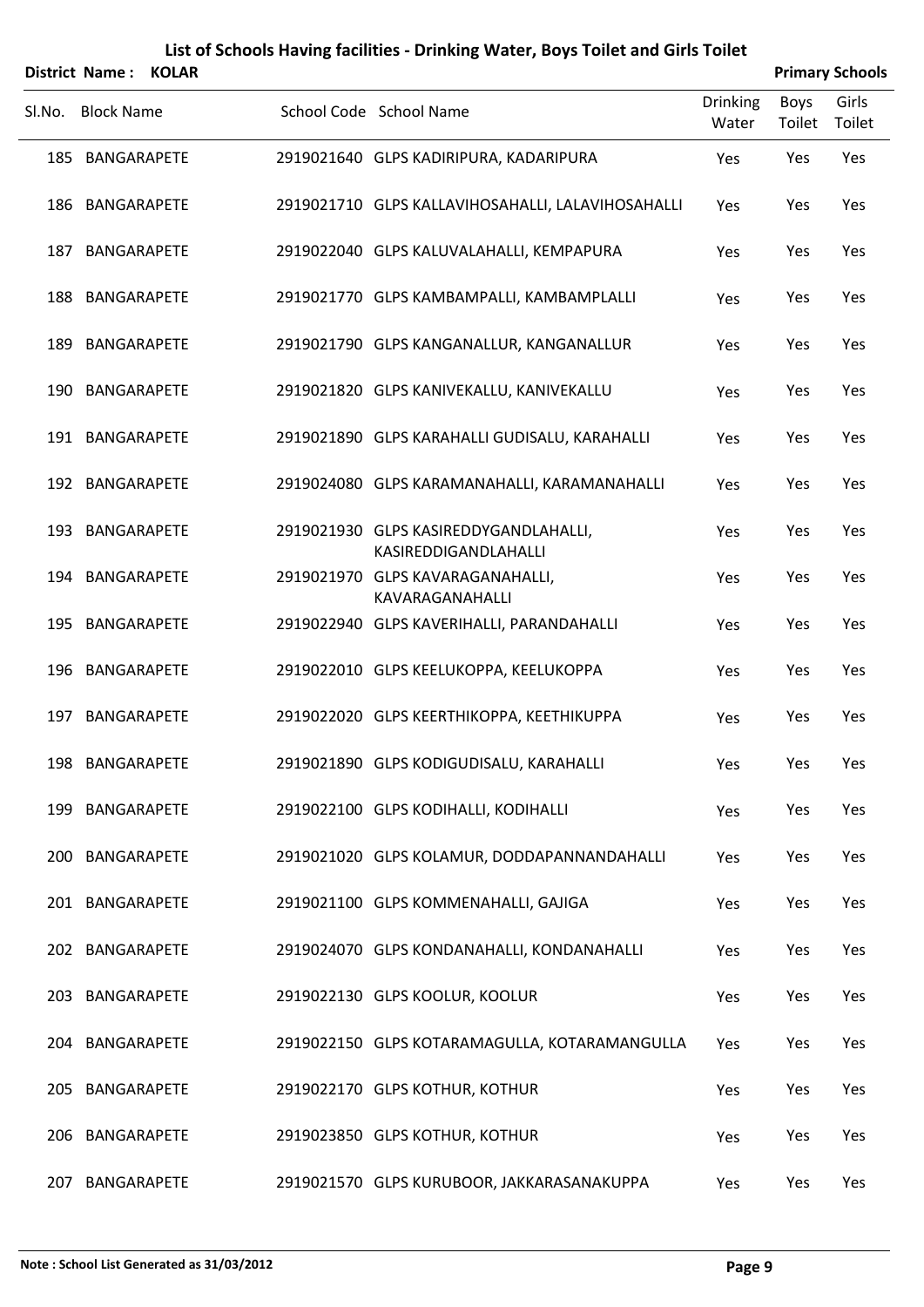# List of Schools Having facilities - Drinking Water, Boys Toilet and Girls Toilet

**District Name : KOLAR** **Primary Schools**

| Sl.No. | Block Name | School Code | School Name | Drinking Water | Boys Toilet | Girls Toilet |
|---|---|---|---|---|---|---|
| 185 | BANGARAPETE | 2919021640 | GLPS KADIRIPURA, KADARIPURA | Yes | Yes | Yes |
| 186 | BANGARAPETE | 2919021710 | GLPS KALLAVIHOSAHALLI, LALAVIHOSAHALLI | Yes | Yes | Yes |
| 187 | BANGARAPETE | 2919022040 | GLPS KALUVALAHALLI, KEMPAPURA | Yes | Yes | Yes |
| 188 | BANGARAPETE | 2919021770 | GLPS KAMBAMPALLI, KAMBAMPLALLI | Yes | Yes | Yes |
| 189 | BANGARAPETE | 2919021790 | GLPS KANGANALLUR, KANGANALLUR | Yes | Yes | Yes |
| 190 | BANGARAPETE | 2919021820 | GLPS KANIVEKALLU, KANIVEKALLU | Yes | Yes | Yes |
| 191 | BANGARAPETE | 2919021890 | GLPS KARAHALLI GUDISALU, KARAHALLI | Yes | Yes | Yes |
| 192 | BANGARAPETE | 2919024080 | GLPS KARAMANAHALLI, KARAMANAHALLI | Yes | Yes | Yes |
| 193 | BANGARAPETE | 2919021930 | GLPS KASIREDDYGANDLAHALLI, KASIREDDIGANDLAHALLI | Yes | Yes | Yes |
| 194 | BANGARAPETE | 2919021970 | GLPS KAVARAGANAHALLI, KAVARAGANAHALLI | Yes | Yes | Yes |
| 195 | BANGARAPETE | 2919022940 | GLPS KAVERIHALLI, PARANDAHALLI | Yes | Yes | Yes |
| 196 | BANGARAPETE | 2919022010 | GLPS KEELUKOPPA, KEELUKOPPA | Yes | Yes | Yes |
| 197 | BANGARAPETE | 2919022020 | GLPS KEERTHIKOPPA, KEETHIKUPPA | Yes | Yes | Yes |
| 198 | BANGARAPETE | 2919021890 | GLPS KODIGUDISALU, KARAHALLI | Yes | Yes | Yes |
| 199 | BANGARAPETE | 2919022100 | GLPS KODIHALLI, KODIHALLI | Yes | Yes | Yes |
| 200 | BANGARAPETE | 2919021020 | GLPS KOLAMUR, DODDAPANNANDAHALLI | Yes | Yes | Yes |
| 201 | BANGARAPETE | 2919021100 | GLPS KOMMENAHALLI, GAJIGA | Yes | Yes | Yes |
| 202 | BANGARAPETE | 2919024070 | GLPS KONDANAHALLI, KONDANAHALLI | Yes | Yes | Yes |
| 203 | BANGARAPETE | 2919022130 | GLPS KOOLUR, KOOLUR | Yes | Yes | Yes |
| 204 | BANGARAPETE | 2919022150 | GLPS KOTARAMAGULLA, KOTARAMANGULLA | Yes | Yes | Yes |
| 205 | BANGARAPETE | 2919022170 | GLPS KOTHUR, KOTHUR | Yes | Yes | Yes |
| 206 | BANGARAPETE | 2919023850 | GLPS KOTHUR, KOTHUR | Yes | Yes | Yes |
| 207 | BANGARAPETE | 2919021570 | GLPS KURUBOOR, JAKKARASANAKUPPA | Yes | Yes | Yes |

**Note : School List Generated as 31/03/2012**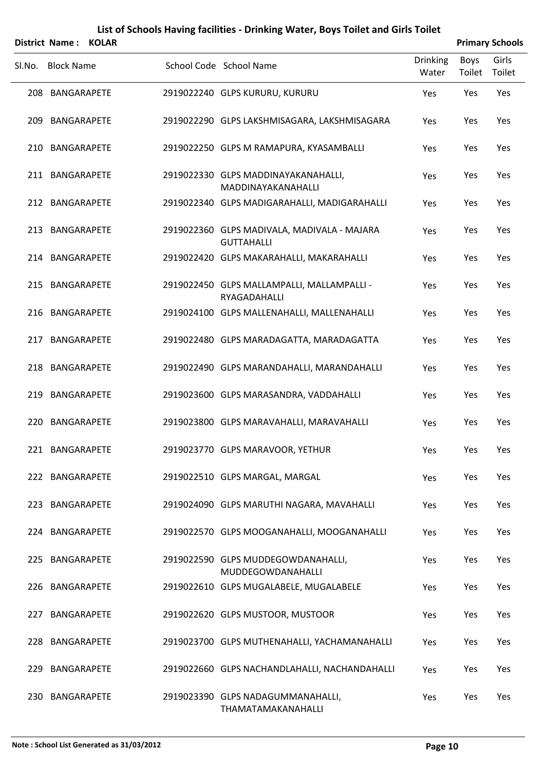# List of Schools Having facilities - Drinking Water, Boys Toilet and Girls Toilet

**District Name : KOLAR** **Primary Schools**

| Sl.No. | Block Name | School Code | School Name | Drinking Water | Boys Toilet | Girls Toilet |
|---|---|---|---|---|---|---|
| 208 | BANGARAPETE | 2919022240 | GLPS KURURU, KURURU | Yes | Yes | Yes |
| 209 | BANGARAPETE | 2919022290 | GLPS LAKSHMISAGARA, LAKSHMISAGARA | Yes | Yes | Yes |
| 210 | BANGARAPETE | 2919022250 | GLPS M RAMAPURA, KYASAMBALLI | Yes | Yes | Yes |
| 211 | BANGARAPETE | 2919022330 | GLPS MADDINAYAKANAHALLI, MADDINAYAKANAHALLI | Yes | Yes | Yes |
| 212 | BANGARAPETE | 2919022340 | GLPS MADIGARAHALLI, MADIGARAHALLI | Yes | Yes | Yes |
| 213 | BANGARAPETE | 2919022360 | GLPS MADIVALA, MADIVALA - MAJARA GUTTAHALLI | Yes | Yes | Yes |
| 214 | BANGARAPETE | 2919022420 | GLPS MAKARAHALLI, MAKARAHALLI | Yes | Yes | Yes |
| 215 | BANGARAPETE | 2919022450 | GLPS MALLAMPALLI, MALLAMPALLI - RYAGADAHALLI | Yes | Yes | Yes |
| 216 | BANGARAPETE | 2919024100 | GLPS MALLENAHALLI, MALLENAHALLI | Yes | Yes | Yes |
| 217 | BANGARAPETE | 2919022480 | GLPS MARADAGATTA, MARADAGATTA | Yes | Yes | Yes |
| 218 | BANGARAPETE | 2919022490 | GLPS MARANDAHALLI, MARANDAHALLI | Yes | Yes | Yes |
| 219 | BANGARAPETE | 2919023600 | GLPS MARASANDRA, VADDAHALLI | Yes | Yes | Yes |
| 220 | BANGARAPETE | 2919023800 | GLPS MARAVAHALLI, MARAVAHALLI | Yes | Yes | Yes |
| 221 | BANGARAPETE | 2919023770 | GLPS MARAVOOR, YETHUR | Yes | Yes | Yes |
| 222 | BANGARAPETE | 2919022510 | GLPS MARGAL, MARGAL | Yes | Yes | Yes |
| 223 | BANGARAPETE | 2919024090 | GLPS MARUTHI NAGARA, MAVAHALLI | Yes | Yes | Yes |
| 224 | BANGARAPETE | 2919022570 | GLPS MOOGANAHALLI, MOOGANAHALLI | Yes | Yes | Yes |
| 225 | BANGARAPETE | 2919022590 | GLPS MUDDEGOWDANAHALLI, MUDDEGOWDANAHALLI | Yes | Yes | Yes |
| 226 | BANGARAPETE | 2919022610 | GLPS MUGALABELE, MUGALABELE | Yes | Yes | Yes |
| 227 | BANGARAPETE | 2919022620 | GLPS MUSTOOR, MUSTOOR | Yes | Yes | Yes |
| 228 | BANGARAPETE | 2919023700 | GLPS MUTHENAHALLI, YACHAMANAHALLI | Yes | Yes | Yes |
| 229 | BANGARAPETE | 2919022660 | GLPS NACHANDLAHALLI, NACHANDAHALLI | Yes | Yes | Yes |
| 230 | BANGARAPETE | 2919023390 | GLPS NADAGUMMANAHALLI, THAMATAMAKANAHALLI | Yes | Yes | Yes |

**Note : School List Generated as 31/03/2012**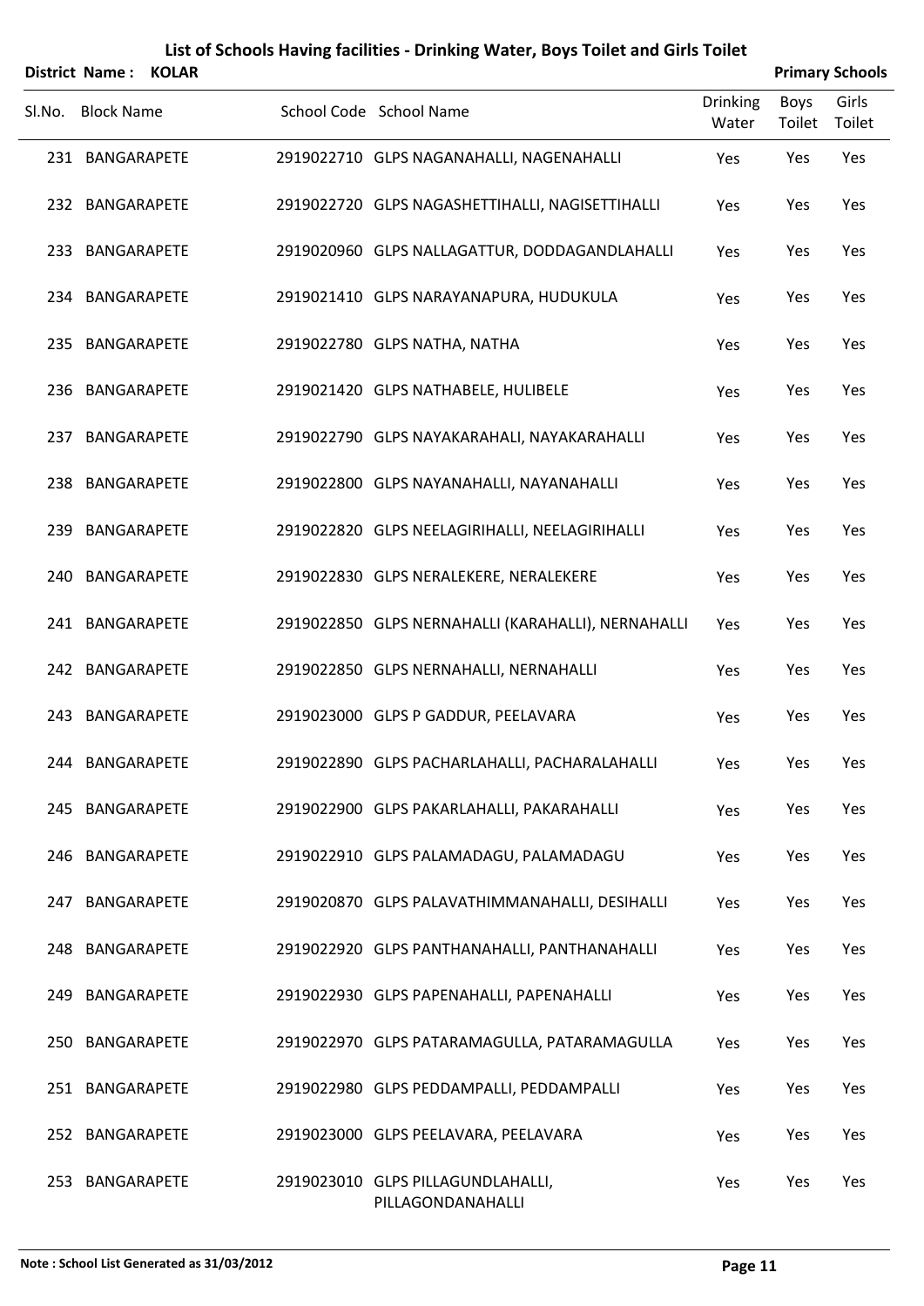# List of Schools Having facilities - Drinking Water, Boys Toilet and Girls Toilet

**District Name : KOLAR** **Primary Schools**

| Sl.No. | Block Name | School Code | School Name | Drinking Water | Boys Toilet | Girls Toilet |
|---|---|---|---|---|---|---|
| 231 | BANGARAPETE | 2919022710 | GLPS NAGANAHALLI, NAGENAHALLI | Yes | Yes | Yes |
| 232 | BANGARAPETE | 2919022720 | GLPS NAGASHETTIHALLI, NAGISETTIHALLI | Yes | Yes | Yes |
| 233 | BANGARAPETE | 2919020960 | GLPS NALLAGATTUR, DODDAGANDLAHALLI | Yes | Yes | Yes |
| 234 | BANGARAPETE | 2919021410 | GLPS NARAYANAPURA, HUDUKULA | Yes | Yes | Yes |
| 235 | BANGARAPETE | 2919022780 | GLPS NATHA, NATHA | Yes | Yes | Yes |
| 236 | BANGARAPETE | 2919021420 | GLPS NATHABELE, HULIBELE | Yes | Yes | Yes |
| 237 | BANGARAPETE | 2919022790 | GLPS NAYAKARAHALI, NAYAKARAHALLI | Yes | Yes | Yes |
| 238 | BANGARAPETE | 2919022800 | GLPS NAYANAHALLI, NAYANAHALLI | Yes | Yes | Yes |
| 239 | BANGARAPETE | 2919022820 | GLPS NEELAGIRIHALLI, NEELAGIRIHALLI | Yes | Yes | Yes |
| 240 | BANGARAPETE | 2919022830 | GLPS NERALEKERE, NERALEKERE | Yes | Yes | Yes |
| 241 | BANGARAPETE | 2919022850 | GLPS NERNAHALLI (KARAHALLI), NERNAHALLI | Yes | Yes | Yes |
| 242 | BANGARAPETE | 2919022850 | GLPS NERNAHALLI, NERNAHALLI | Yes | Yes | Yes |
| 243 | BANGARAPETE | 2919023000 | GLPS P GADDUR, PEELAVARA | Yes | Yes | Yes |
| 244 | BANGARAPETE | 2919022890 | GLPS PACHARLAHALLI, PACHARALAHALLI | Yes | Yes | Yes |
| 245 | BANGARAPETE | 2919022900 | GLPS PAKARLAHALLI, PAKARAHALLI | Yes | Yes | Yes |
| 246 | BANGARAPETE | 2919022910 | GLPS PALAMADAGU, PALAMADAGU | Yes | Yes | Yes |
| 247 | BANGARAPETE | 2919020870 | GLPS PALAVATHIMMANAHALLI, DESIHALLI | Yes | Yes | Yes |
| 248 | BANGARAPETE | 2919022920 | GLPS PANTHANAHALLI, PANTHANAHALLI | Yes | Yes | Yes |
| 249 | BANGARAPETE | 2919022930 | GLPS PAPENAHALLI, PAPENAHALLI | Yes | Yes | Yes |
| 250 | BANGARAPETE | 2919022970 | GLPS PATARAMAGULLA, PATARAMAGULLA | Yes | Yes | Yes |
| 251 | BANGARAPETE | 2919022980 | GLPS PEDDAMPALLI, PEDDAMPALLI | Yes | Yes | Yes |
| 252 | BANGARAPETE | 2919023000 | GLPS PEELAVARA, PEELAVARA | Yes | Yes | Yes |
| 253 | BANGARAPETE | 2919023010 | GLPS PILLAGUNDLAHALLI, PILLAGONDANAHALLI | Yes | Yes | Yes |

**Note : School List Generated as 31/03/2012**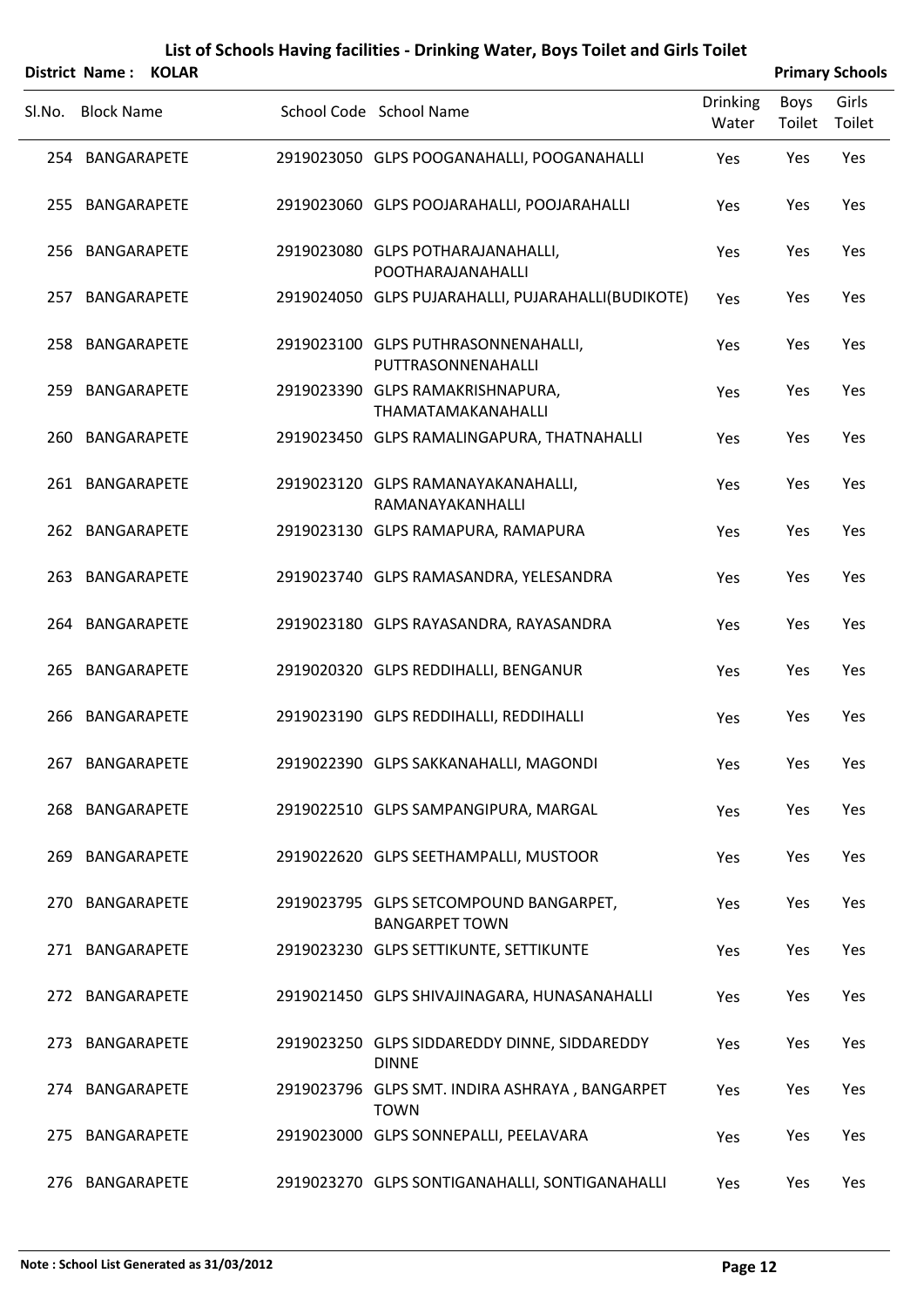# List of Schools Having facilities - Drinking Water, Boys Toilet and Girls Toilet

**District Name : KOLAR** **Primary Schools**

| Sl.No. | Block Name | School Code | School Name | Drinking Water | Boys Toilet | Girls Toilet |
|---|---|---|---|---|---|---|
| 254 | BANGARAPETE | 2919023050 | GLPS POOGANAHALLI, POOGANAHALLI | Yes | Yes | Yes |
| 255 | BANGARAPETE | 2919023060 | GLPS POOJARAHALLI, POOJARAHALLI | Yes | Yes | Yes |
| 256 | BANGARAPETE | 2919023080 | GLPS POTHARAJANAHALLI, POOTHARAJANAHALLI | Yes | Yes | Yes |
| 257 | BANGARAPETE | 2919024050 | GLPS PUJARAHALLI, PUJARAHALLI(BUDIKOTE) | Yes | Yes | Yes |
| 258 | BANGARAPETE | 2919023100 | GLPS PUTHRASONNENAHALLI, PUTTRASONNENAHALLI | Yes | Yes | Yes |
| 259 | BANGARAPETE | 2919023390 | GLPS RAMAKRISHNAPURA, THAMATAMAKANAHALLI | Yes | Yes | Yes |
| 260 | BANGARAPETE | 2919023450 | GLPS RAMALINGAPURA, THATNAHALLI | Yes | Yes | Yes |
| 261 | BANGARAPETE | 2919023120 | GLPS RAMANAYAKANAHALLI, RAMANAYAKANHALLI | Yes | Yes | Yes |
| 262 | BANGARAPETE | 2919023130 | GLPS RAMAPURA, RAMAPURA | Yes | Yes | Yes |
| 263 | BANGARAPETE | 2919023740 | GLPS RAMASANDRA, YELESANDRA | Yes | Yes | Yes |
| 264 | BANGARAPETE | 2919023180 | GLPS RAYASANDRA, RAYASANDRA | Yes | Yes | Yes |
| 265 | BANGARAPETE | 2919020320 | GLPS REDDIHALLI, BENGANUR | Yes | Yes | Yes |
| 266 | BANGARAPETE | 2919023190 | GLPS REDDIHALLI, REDDIHALLI | Yes | Yes | Yes |
| 267 | BANGARAPETE | 2919022390 | GLPS SAKKANAHALLI, MAGONDI | Yes | Yes | Yes |
| 268 | BANGARAPETE | 2919022510 | GLPS SAMPANGIPURA, MARGAL | Yes | Yes | Yes |
| 269 | BANGARAPETE | 2919022620 | GLPS SEETHAMPALLI, MUSTOOR | Yes | Yes | Yes |
| 270 | BANGARAPETE | 2919023795 | GLPS SETCOMPOUND BANGARPET, BANGARPET TOWN | Yes | Yes | Yes |
| 271 | BANGARAPETE | 2919023230 | GLPS SETTIKUNTE, SETTIKUNTE | Yes | Yes | Yes |
| 272 | BANGARAPETE | 2919021450 | GLPS SHIVAJINAGARA, HUNASANAHALLI | Yes | Yes | Yes |
| 273 | BANGARAPETE | 2919023250 | GLPS SIDDAREDDY DINNE, SIDDAREDDY DINNE | Yes | Yes | Yes |
| 274 | BANGARAPETE | 2919023796 | GLPS SMT. INDIRA ASHRAYA , BANGARPET TOWN | Yes | Yes | Yes |
| 275 | BANGARAPETE | 2919023000 | GLPS SONNEPALLI, PEELAVARA | Yes | Yes | Yes |
| 276 | BANGARAPETE | 2919023270 | GLPS SONTIGANAHALLI, SONTIGANAHALLI | Yes | Yes | Yes |

**Note : School List Generated as 31/03/2012**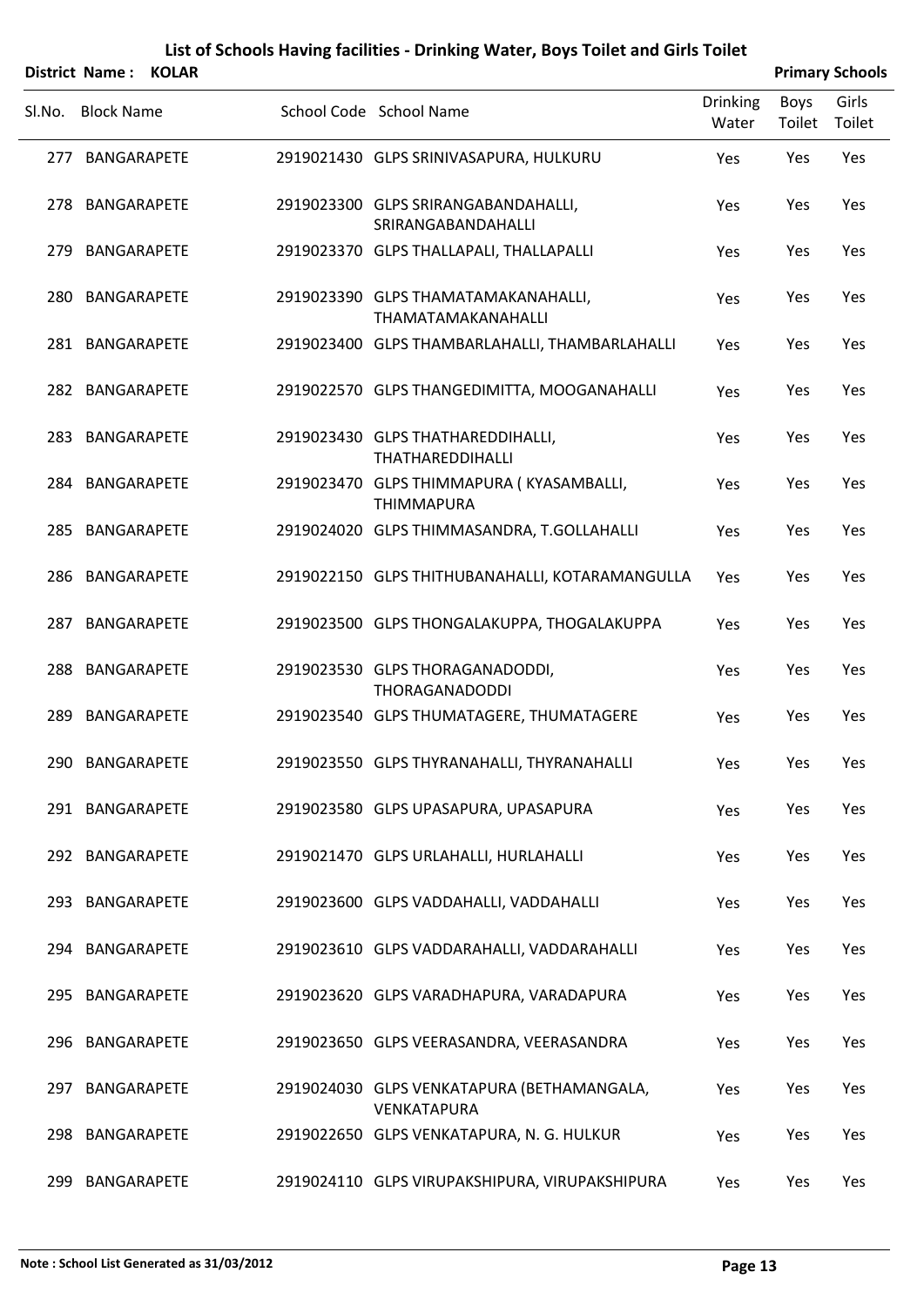# List of Schools Having facilities - Drinking Water, Boys Toilet and Girls Toilet

**District Name : KOLAR** **Primary Schools**

| Sl.No. | Block Name | School Code | School Name | Drinking Water | Boys Toilet | Girls Toilet |
|---|---|---|---|---|---|---|
| 277 | BANGARAPETE | 2919021430 | GLPS SRINIVASAPURA, HULKURU | Yes | Yes | Yes |
| 278 | BANGARAPETE | 2919023300 | GLPS SRIRANGABANDAHALLI, SRIRANGABANDAHALLI | Yes | Yes | Yes |
| 279 | BANGARAPETE | 2919023370 | GLPS THALLAPALI, THALLAPALLI | Yes | Yes | Yes |
| 280 | BANGARAPETE | 2919023390 | GLPS THAMATAMAKANAHALLI, THAMATAMAKANAHALLI | Yes | Yes | Yes |
| 281 | BANGARAPETE | 2919023400 | GLPS THAMBARLAHALLI, THAMBARLAHALLI | Yes | Yes | Yes |
| 282 | BANGARAPETE | 2919022570 | GLPS THANGEDIMITTA, MOOGANAHALLI | Yes | Yes | Yes |
| 283 | BANGARAPETE | 2919023430 | GLPS THATHAREDDIHALLI, THATHAREDDIHALLI | Yes | Yes | Yes |
| 284 | BANGARAPETE | 2919023470 | GLPS THIMMAPURA ( KYASAMBALLI, THIMMAPURA | Yes | Yes | Yes |
| 285 | BANGARAPETE | 2919024020 | GLPS THIMMASANDRA, T.GOLLAHALLI | Yes | Yes | Yes |
| 286 | BANGARAPETE | 2919022150 | GLPS THITHUBANAHALLI, KOTARAMANGULLA | Yes | Yes | Yes |
| 287 | BANGARAPETE | 2919023500 | GLPS THONGALAKUPPA, THOGALAKUPPA | Yes | Yes | Yes |
| 288 | BANGARAPETE | 2919023530 | GLPS THORAGANADODDI, THORAGANADODDI | Yes | Yes | Yes |
| 289 | BANGARAPETE | 2919023540 | GLPS THUMATAGERE, THUMATAGERE | Yes | Yes | Yes |
| 290 | BANGARAPETE | 2919023550 | GLPS THYRANAHALLI, THYRANAHALLI | Yes | Yes | Yes |
| 291 | BANGARAPETE | 2919023580 | GLPS UPASAPURA, UPASAPURA | Yes | Yes | Yes |
| 292 | BANGARAPETE | 2919021470 | GLPS URLAHALLI, HURLAHALLI | Yes | Yes | Yes |
| 293 | BANGARAPETE | 2919023600 | GLPS VADDAHALLI, VADDAHALLI | Yes | Yes | Yes |
| 294 | BANGARAPETE | 2919023610 | GLPS VADDARAHALLI, VADDARAHALLI | Yes | Yes | Yes |
| 295 | BANGARAPETE | 2919023620 | GLPS VARADHAPURA, VARADAPURA | Yes | Yes | Yes |
| 296 | BANGARAPETE | 2919023650 | GLPS VEERASANDRA, VEERASANDRA | Yes | Yes | Yes |
| 297 | BANGARAPETE | 2919024030 | GLPS VENKATAPURA (BETHAMANGALA, VENKATAPURA | Yes | Yes | Yes |
| 298 | BANGARAPETE | 2919022650 | GLPS VENKATAPURA, N. G. HULKUR | Yes | Yes | Yes |
| 299 | BANGARAPETE | 2919024110 | GLPS VIRUPAKSHIPURA, VIRUPAKSHIPURA | Yes | Yes | Yes |

**Note : School List Generated as 31/03/2012**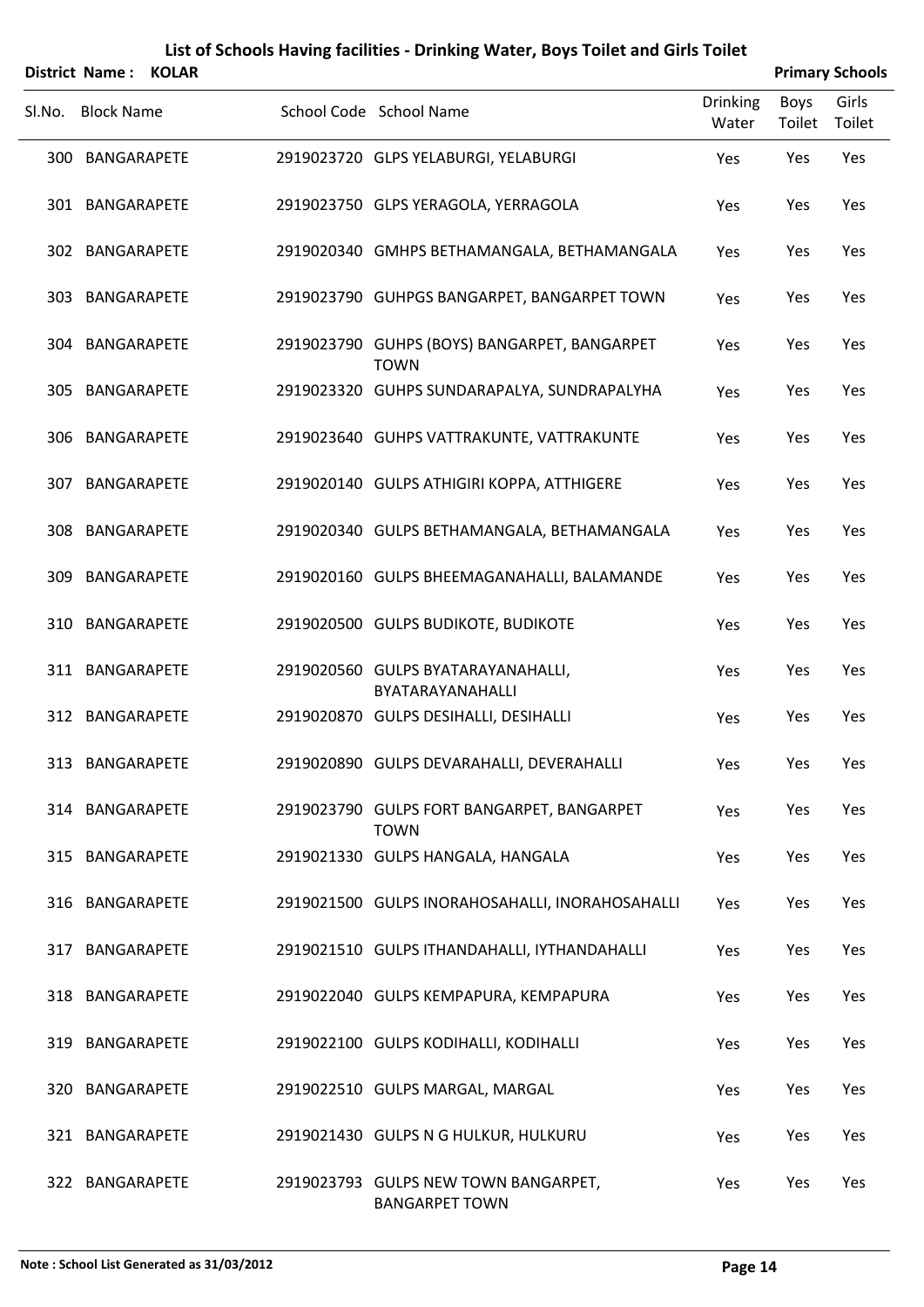# List of Schools Having facilities - Drinking Water, Boys Toilet and Girls Toilet

**District Name : KOLAR** | **Primary Schools**

| Sl.No. | Block Name | School Code | School Name | Drinking Water | Boys Toilet | Girls Toilet |
|---|---|---|---|---|---|---|
| 300 | BANGARAPETE | 2919023720 | GLPS YELABURGI, YELABURGI | Yes | Yes | Yes |
| 301 | BANGARAPETE | 2919023750 | GLPS YERAGOLA, YERRAGOLA | Yes | Yes | Yes |
| 302 | BANGARAPETE | 2919020340 | GMHPS BETHAMANGALA, BETHAMANGALA | Yes | Yes | Yes |
| 303 | BANGARAPETE | 2919023790 | GUHPGS BANGARPET, BANGARPET TOWN | Yes | Yes | Yes |
| 304 | BANGARAPETE | 2919023790 | GUHPS (BOYS) BANGARPET, BANGARPET TOWN | Yes | Yes | Yes |
| 305 | BANGARAPETE | 2919023320 | GUHPS SUNDARAPALYA, SUNDRAPALYHA | Yes | Yes | Yes |
| 306 | BANGARAPETE | 2919023640 | GUHPS VATTRAKUNTE, VATTRAKUNTE | Yes | Yes | Yes |
| 307 | BANGARAPETE | 2919020140 | GULPS ATHIGIRI KOPPA, ATTHIGERE | Yes | Yes | Yes |
| 308 | BANGARAPETE | 2919020340 | GULPS BETHAMANGALA, BETHAMANGALA | Yes | Yes | Yes |
| 309 | BANGARAPETE | 2919020160 | GULPS BHEEMAGANAHALLI, BALAMANDE | Yes | Yes | Yes |
| 310 | BANGARAPETE | 2919020500 | GULPS BUDIKOTE, BUDIKOTE | Yes | Yes | Yes |
| 311 | BANGARAPETE | 2919020560 | GULPS BYATARAYANAHALLI, BYATARAYANAHALLI | Yes | Yes | Yes |
| 312 | BANGARAPETE | 2919020870 | GULPS DESIHALLI, DESIHALLI | Yes | Yes | Yes |
| 313 | BANGARAPETE | 2919020890 | GULPS DEVARAHALLI, DEVERAHALLI | Yes | Yes | Yes |
| 314 | BANGARAPETE | 2919023790 | GULPS FORT BANGARPET, BANGARPET TOWN | Yes | Yes | Yes |
| 315 | BANGARAPETE | 2919021330 | GULPS HANGALA, HANGALA | Yes | Yes | Yes |
| 316 | BANGARAPETE | 2919021500 | GULPS INORAHOSAHALLI, INORAHOSAHALLI | Yes | Yes | Yes |
| 317 | BANGARAPETE | 2919021510 | GULPS ITHANDAHALLI, IYTHANDAHALLI | Yes | Yes | Yes |
| 318 | BANGARAPETE | 2919022040 | GULPS KEMPAPURA, KEMPAPURA | Yes | Yes | Yes |
| 319 | BANGARAPETE | 2919022100 | GULPS KODIHALLI, KODIHALLI | Yes | Yes | Yes |
| 320 | BANGARAPETE | 2919022510 | GULPS MARGAL, MARGAL | Yes | Yes | Yes |
| 321 | BANGARAPETE | 2919021430 | GULPS N G HULKUR, HULKURU | Yes | Yes | Yes |
| 322 | BANGARAPETE | 2919023793 | GULPS NEW TOWN BANGARPET, BANGARPET TOWN | Yes | Yes | Yes |

**Note : School List Generated as 31/03/2012**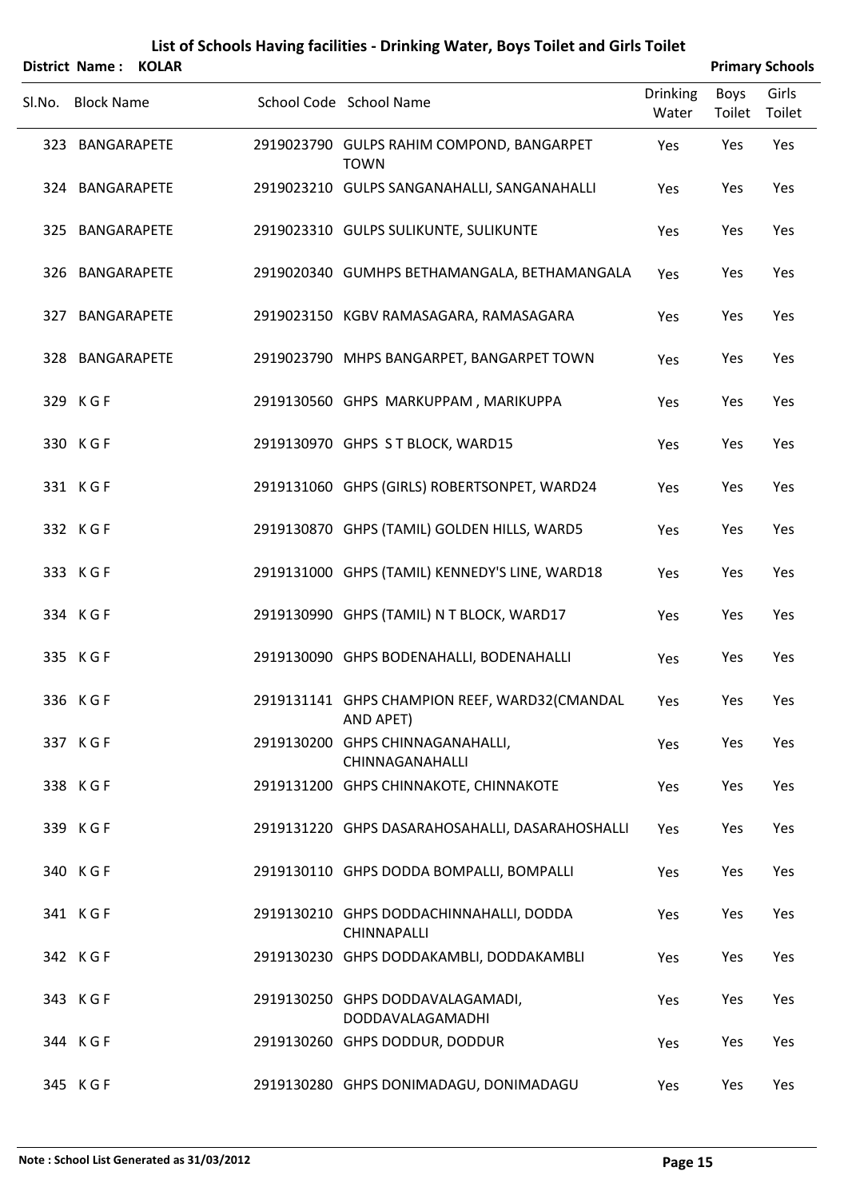# List of Schools Having facilities - Drinking Water, Boys Toilet and Girls Toilet

**District Name : KOLAR** **Primary Schools**

| Sl.No. | Block Name | School Code | School Name | Drinking Water | Boys Toilet | Girls Toilet |
|---|---|---|---|---|---|---|
| 323 | BANGARAPETE | 2919023790 | GULPS RAHIM COMPOND, BANGARPET TOWN | Yes | Yes | Yes |
| 324 | BANGARAPETE | 2919023210 | GULPS SANGANAHALLI, SANGANAHALLI | Yes | Yes | Yes |
| 325 | BANGARAPETE | 2919023310 | GULPS SULIKUNTE, SULIKUNTE | Yes | Yes | Yes |
| 326 | BANGARAPETE | 2919020340 | GUMHPS BETHAMANGALA, BETHAMANGALA | Yes | Yes | Yes |
| 327 | BANGARAPETE | 2919023150 | KGBV RAMASAGARA, RAMASAGARA | Yes | Yes | Yes |
| 328 | BANGARAPETE | 2919023790 | MHPS BANGARPET, BANGARPET TOWN | Yes | Yes | Yes |
| 329 | K G F | 2919130560 | GHPS MARKUPPAM , MARIKUPPA | Yes | Yes | Yes |
| 330 | K G F | 2919130970 | GHPS S T BLOCK, WARD15 | Yes | Yes | Yes |
| 331 | K G F | 2919131060 | GHPS (GIRLS) ROBERTSONPET, WARD24 | Yes | Yes | Yes |
| 332 | K G F | 2919130870 | GHPS (TAMIL) GOLDEN HILLS, WARD5 | Yes | Yes | Yes |
| 333 | K G F | 2919131000 | GHPS (TAMIL) KENNEDY'S LINE, WARD18 | Yes | Yes | Yes |
| 334 | K G F | 2919130990 | GHPS (TAMIL) N T BLOCK, WARD17 | Yes | Yes | Yes |
| 335 | K G F | 2919130090 | GHPS BODENAHALLI, BODENAHALLI | Yes | Yes | Yes |
| 336 | K G F | 2919131141 | GHPS CHAMPION REEF, WARD32(CMANDAL AND APET) | Yes | Yes | Yes |
| 337 | K G F | 2919130200 | GHPS CHINNAGANAHALLI, CHINNAGANAHALLI | Yes | Yes | Yes |
| 338 | K G F | 2919131200 | GHPS CHINNAKOTE, CHINNAKOTE | Yes | Yes | Yes |
| 339 | K G F | 2919131220 | GHPS DASARAHOSAHALLI, DASARAHOSHALLI | Yes | Yes | Yes |
| 340 | K G F | 2919130110 | GHPS DODDA BOMPALLI, BOMPALLI | Yes | Yes | Yes |
| 341 | K G F | 2919130210 | GHPS DODDACHINNAHALLI, DODDA CHINNAPALLI | Yes | Yes | Yes |
| 342 | K G F | 2919130230 | GHPS DODDAKAMBLI, DODDAKAMBLI | Yes | Yes | Yes |
| 343 | K G F | 2919130250 | GHPS DODDAVALAGAMADI, DODDAVALAGAMADHI | Yes | Yes | Yes |
| 344 | K G F | 2919130260 | GHPS DODDUR, DODDUR | Yes | Yes | Yes |
| 345 | K G F | 2919130280 | GHPS DONIMADAGU, DONIMADAGU | Yes | Yes | Yes |

**Note : School List Generated as 31/03/2012**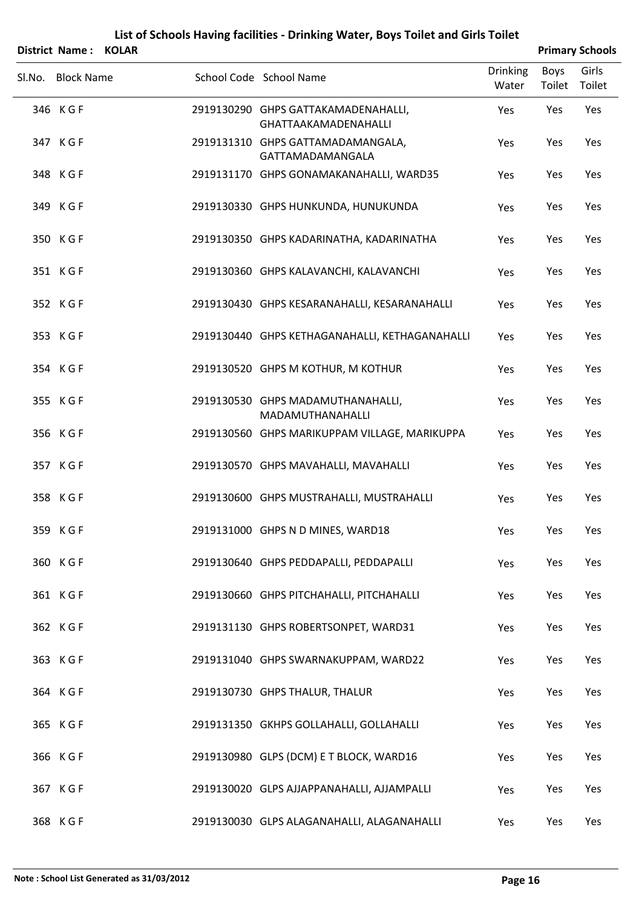# List of Schools Having facilities - Drinking Water, Boys Toilet and Girls Toilet

**District Name : KOLAR** **Primary Schools**

| Sl.No. | Block Name | School Code | School Name | Drinking Water | Boys Toilet | Girls Toilet |
|---|---|---|---|---|---|---|
| 346 | K G F | 2919130290 | GHPS GATTAKAMADENAHALLI, GHATTAAKAMADENAHALLI | Yes | Yes | Yes |
| 347 | K G F | 2919131310 | GHPS GATTAMADAMANGALA, GATTAMADAMANGALA | Yes | Yes | Yes |
| 348 | K G F | 2919131170 | GHPS GONAMAKANAHALLI, WARD35 | Yes | Yes | Yes |
| 349 | K G F | 2919130330 | GHPS HUNKUNDA, HUNUKUNDA | Yes | Yes | Yes |
| 350 | K G F | 2919130350 | GHPS KADARINATHA, KADARINATHA | Yes | Yes | Yes |
| 351 | K G F | 2919130360 | GHPS KALAVANCHI, KALAVANCHI | Yes | Yes | Yes |
| 352 | K G F | 2919130430 | GHPS KESARANAHALLI, KESARANAHALLI | Yes | Yes | Yes |
| 353 | K G F | 2919130440 | GHPS KETHAGANAHALLI, KETHAGANAHALLI | Yes | Yes | Yes |
| 354 | K G F | 2919130520 | GHPS M KOTHUR, M KOTHUR | Yes | Yes | Yes |
| 355 | K G F | 2919130530 | GHPS MADAMUTHANAHALLI, MADAMUTHANAHALLI | Yes | Yes | Yes |
| 356 | K G F | 2919130560 | GHPS MARIKUPPAM VILLAGE, MARIKUPPA | Yes | Yes | Yes |
| 357 | K G F | 2919130570 | GHPS MAVAHALLI, MAVAHALLI | Yes | Yes | Yes |
| 358 | K G F | 2919130600 | GHPS MUSTRAHALLI, MUSTRAHALLI | Yes | Yes | Yes |
| 359 | K G F | 2919131000 | GHPS N D MINES, WARD18 | Yes | Yes | Yes |
| 360 | K G F | 2919130640 | GHPS PEDDAPALLI, PEDDAPALLI | Yes | Yes | Yes |
| 361 | K G F | 2919130660 | GHPS PITCHAHALLI, PITCHAHALLI | Yes | Yes | Yes |
| 362 | K G F | 2919131130 | GHPS ROBERTSONPET, WARD31 | Yes | Yes | Yes |
| 363 | K G F | 2919131040 | GHPS SWARNAKUPPAM, WARD22 | Yes | Yes | Yes |
| 364 | K G F | 2919130730 | GHPS THALUR, THALUR | Yes | Yes | Yes |
| 365 | K G F | 2919131350 | GKHPS GOLLAHALLI, GOLLAHALLI | Yes | Yes | Yes |
| 366 | K G F | 2919130980 | GLPS (DCM) E T BLOCK, WARD16 | Yes | Yes | Yes |
| 367 | K G F | 2919130020 | GLPS AJJAPPANAHALLI, AJJAMPALLI | Yes | Yes | Yes |
| 368 | K G F | 2919130030 | GLPS ALAGANAHALLI, ALAGANAHALLI | Yes | Yes | Yes |

**Note : School List Generated as 31/03/2012**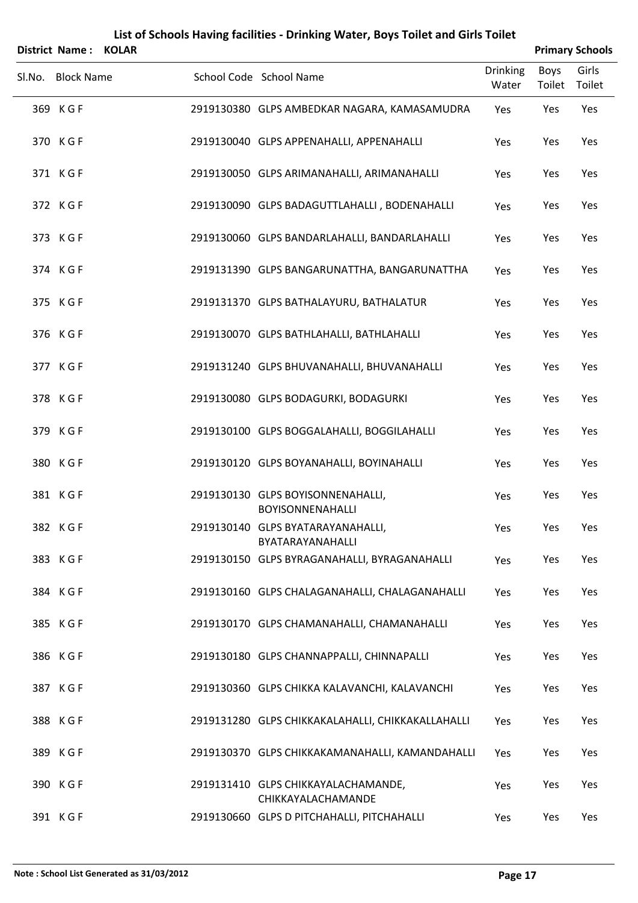# List of Schools Having facilities - Drinking Water, Boys Toilet and Girls Toilet

**District Name : KOLAR** **Primary Schools**

| Sl.No. | Block Name | School Code | School Name | Drinking Water | Boys Toilet | Girls Toilet |
|---|---|---|---|---|---|---|
| 369 | K G F | 2919130380 | GLPS AMBEDKAR NAGARA, KAMASAMUDRA | Yes | Yes | Yes |
| 370 | K G F | 2919130040 | GLPS APPENAHALLI, APPENAHALLI | Yes | Yes | Yes |
| 371 | K G F | 2919130050 | GLPS ARIMANAHALLI, ARIMANAHALLI | Yes | Yes | Yes |
| 372 | K G F | 2919130090 | GLPS BADAGUTTLAHALLI , BODENAHALLI | Yes | Yes | Yes |
| 373 | K G F | 2919130060 | GLPS BANDARLAHALLI, BANDARLAHALLI | Yes | Yes | Yes |
| 374 | K G F | 2919131390 | GLPS BANGARUNATTHA, BANGARUNATTHA | Yes | Yes | Yes |
| 375 | K G F | 2919131370 | GLPS BATHALAYURU, BATHALATUR | Yes | Yes | Yes |
| 376 | K G F | 2919130070 | GLPS BATHLAHALLI, BATHLAHALLI | Yes | Yes | Yes |
| 377 | K G F | 2919131240 | GLPS BHUVANAHALLI, BHUVANAHALLI | Yes | Yes | Yes |
| 378 | K G F | 2919130080 | GLPS BODAGURKI, BODAGURKI | Yes | Yes | Yes |
| 379 | K G F | 2919130100 | GLPS BOGGALAHALLI, BOGGILAHALLI | Yes | Yes | Yes |
| 380 | K G F | 2919130120 | GLPS BOYANAHALLI, BOYINAHALLI | Yes | Yes | Yes |
| 381 | K G F | 2919130130 | GLPS BOYISONNENAHALLI, BOYISONNENAHALLI | Yes | Yes | Yes |
| 382 | K G F | 2919130140 | GLPS BYATARAYANAHALLI, BYATARAYANAHALLI | Yes | Yes | Yes |
| 383 | K G F | 2919130150 | GLPS BYRAGANAHALLI, BYRAGANAHALLI | Yes | Yes | Yes |
| 384 | K G F | 2919130160 | GLPS CHALAGANAHALLI, CHALAGANAHALLI | Yes | Yes | Yes |
| 385 | K G F | 2919130170 | GLPS CHAMANAHALLI, CHAMANAHALLI | Yes | Yes | Yes |
| 386 | K G F | 2919130180 | GLPS CHANNAPPALLI, CHINNAPALLI | Yes | Yes | Yes |
| 387 | K G F | 2919130360 | GLPS CHIKKA KALAVANCHI, KALAVANCHI | Yes | Yes | Yes |
| 388 | K G F | 2919131280 | GLPS CHIKKAKALAHALLI, CHIKKAKALLAHALLI | Yes | Yes | Yes |
| 389 | K G F | 2919130370 | GLPS CHIKKAKAMANAHALLI, KAMANDAHALLI | Yes | Yes | Yes |
| 390 | K G F | 2919131410 | GLPS CHIKKAYALACHAMANDE, CHIKKAYALACHAMANDE | Yes | Yes | Yes |
| 391 | K G F | 2919130660 | GLPS D PITCHAHALLI, PITCHAHALLI | Yes | Yes | Yes |

**Note : School List Generated as 31/03/2012**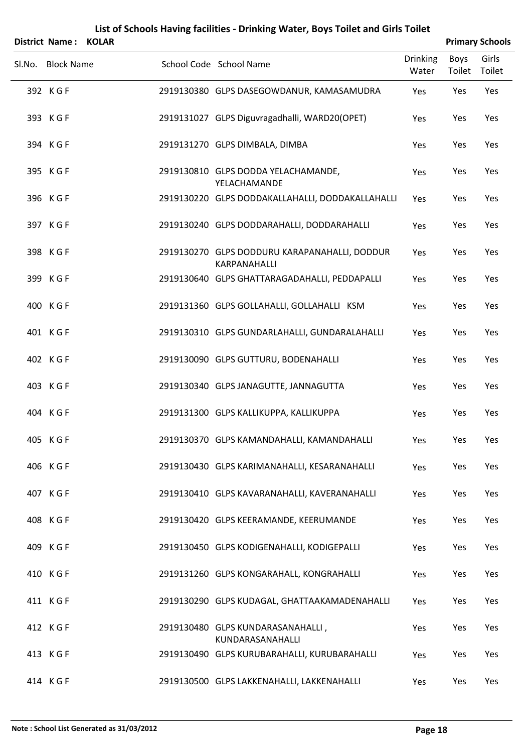# List of Schools Having facilities - Drinking Water, Boys Toilet and Girls Toilet

**District Name : KOLAR** **Primary Schools**

| Sl.No. | Block Name | School Code | School Name | Drinking Water | Boys Toilet | Girls Toilet |
|---|---|---|---|---|---|---|
| 392 | K G F | 2919130380 | GLPS DASEGOWDANUR, KAMASAMUDRA | Yes | Yes | Yes |
| 393 | K G F | 2919131027 | GLPS Diguvragadhalli, WARD20(OPET) | Yes | Yes | Yes |
| 394 | K G F | 2919131270 | GLPS DIMBALA, DIMBA | Yes | Yes | Yes |
| 395 | K G F | 2919130810 | GLPS DODDA YELACHAMANDE, YELACHAMANDE | Yes | Yes | Yes |
| 396 | K G F | 2919130220 | GLPS DODDAKALLAHALLI, DODDAKALLAHALLI | Yes | Yes | Yes |
| 397 | K G F | 2919130240 | GLPS DODDARAHALLI, DODDARAHALLI | Yes | Yes | Yes |
| 398 | K G F | 2919130270 | GLPS DODDURU KARAPANAHALLI, DODDUR KARPANAHALLI | Yes | Yes | Yes |
| 399 | K G F | 2919130640 | GLPS GHATTARAGADAHALLI, PEDDAPALLI | Yes | Yes | Yes |
| 400 | K G F | 2919131360 | GLPS GOLLAHALLI, GOLLAHALLI KSM | Yes | Yes | Yes |
| 401 | K G F | 2919130310 | GLPS GUNDARLAHALLI, GUNDARALAHALLI | Yes | Yes | Yes |
| 402 | K G F | 2919130090 | GLPS GUTTURU, BODENAHALLI | Yes | Yes | Yes |
| 403 | K G F | 2919130340 | GLPS JANAGUTTE, JANNAGUTTA | Yes | Yes | Yes |
| 404 | K G F | 2919131300 | GLPS KALLIKUPPA, KALLIKUPPA | Yes | Yes | Yes |
| 405 | K G F | 2919130370 | GLPS KAMANDAHALLI, KAMANDAHALLI | Yes | Yes | Yes |
| 406 | K G F | 2919130430 | GLPS KARIMANAHALLI, KESARANAHALLI | Yes | Yes | Yes |
| 407 | K G F | 2919130410 | GLPS KAVARANAHALLI, KAVERANAHALLI | Yes | Yes | Yes |
| 408 | K G F | 2919130420 | GLPS KEERAMANDE, KEERUMANDE | Yes | Yes | Yes |
| 409 | K G F | 2919130450 | GLPS KODIGENAHALLI, KODIGEPALLI | Yes | Yes | Yes |
| 410 | K G F | 2919131260 | GLPS KONGARAHALL, KONGRAHALLI | Yes | Yes | Yes |
| 411 | K G F | 2919130290 | GLPS KUDAGAL, GHATTAAKAMADENAHALLI | Yes | Yes | Yes |
| 412 | K G F | 2919130480 | GLPS KUNDARASANAHALLI , KUNDARASANAHALLI | Yes | Yes | Yes |
| 413 | K G F | 2919130490 | GLPS KURUBARAHALLI, KURUBARAHALLI | Yes | Yes | Yes |
| 414 | K G F | 2919130500 | GLPS LAKKENAHALLI, LAKKENAHALLI | Yes | Yes | Yes |

**Note : School List Generated as 31/03/2012**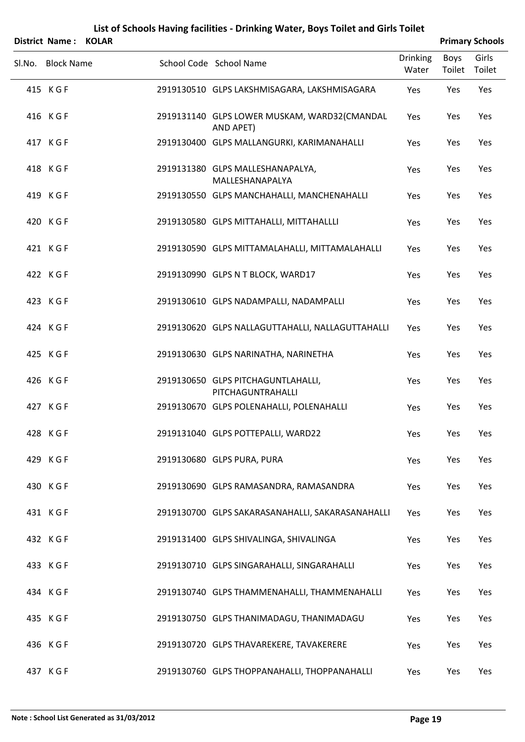# List of Schools Having facilities - Drinking Water, Boys Toilet and Girls Toilet

**District Name : KOLAR** **Primary Schools**

| Sl.No. | Block Name | School Code | School Name | Drinking Water | Boys Toilet | Girls Toilet |
|---|---|---|---|---|---|---|
| 415 | K G F | 2919130510 | GLPS LAKSHMISAGARA, LAKSHMISAGARA | Yes | Yes | Yes |
| 416 | K G F | 2919131140 | GLPS LOWER MUSKAM, WARD32(CMANDAL AND APET) | Yes | Yes | Yes |
| 417 | K G F | 2919130400 | GLPS MALLANGURKI, KARIMANAHALLI | Yes | Yes | Yes |
| 418 | K G F | 2919131380 | GLPS MALLESHANAPALYA, MALLESHANAPALYA | Yes | Yes | Yes |
| 419 | K G F | 2919130550 | GLPS MANCHAHALLI, MANCHENAHALLI | Yes | Yes | Yes |
| 420 | K G F | 2919130580 | GLPS MITTAHALLI, MITTAHALLLI | Yes | Yes | Yes |
| 421 | K G F | 2919130590 | GLPS MITTAMALAHALLI, MITTAMALAHALLI | Yes | Yes | Yes |
| 422 | K G F | 2919130990 | GLPS N T BLOCK, WARD17 | Yes | Yes | Yes |
| 423 | K G F | 2919130610 | GLPS NADAMPALLI, NADAMPALLI | Yes | Yes | Yes |
| 424 | K G F | 2919130620 | GLPS NALLAGUTTAHALLI, NALLAGUTTAHALLI | Yes | Yes | Yes |
| 425 | K G F | 2919130630 | GLPS NARINATHA, NARINETHA | Yes | Yes | Yes |
| 426 | K G F | 2919130650 | GLPS PITCHAGUNTLAHALLI, PITCHAGUNTRAHALLI | Yes | Yes | Yes |
| 427 | K G F | 2919130670 | GLPS POLENAHALLI, POLENAHALLI | Yes | Yes | Yes |
| 428 | K G F | 2919131040 | GLPS POTTEPALLI, WARD22 | Yes | Yes | Yes |
| 429 | K G F | 2919130680 | GLPS PURA, PURA | Yes | Yes | Yes |
| 430 | K G F | 2919130690 | GLPS RAMASANDRA, RAMASANDRA | Yes | Yes | Yes |
| 431 | K G F | 2919130700 | GLPS SAKARASANAHALLI, SAKARASANAHALLI | Yes | Yes | Yes |
| 432 | K G F | 2919131400 | GLPS SHIVALINGA, SHIVALINGA | Yes | Yes | Yes |
| 433 | K G F | 2919130710 | GLPS SINGARAHALLI, SINGARAHALLI | Yes | Yes | Yes |
| 434 | K G F | 2919130740 | GLPS THAMMENAHALLI, THAMMENAHALLI | Yes | Yes | Yes |
| 435 | K G F | 2919130750 | GLPS THANIMADAGU, THANIMADAGU | Yes | Yes | Yes |
| 436 | K G F | 2919130720 | GLPS THAVAREKERE, TAVAKERERE | Yes | Yes | Yes |
| 437 | K G F | 2919130760 | GLPS THOPPANAHALLI, THOPPANAHALLI | Yes | Yes | Yes |

**Note : School List Generated as 31/03/2012**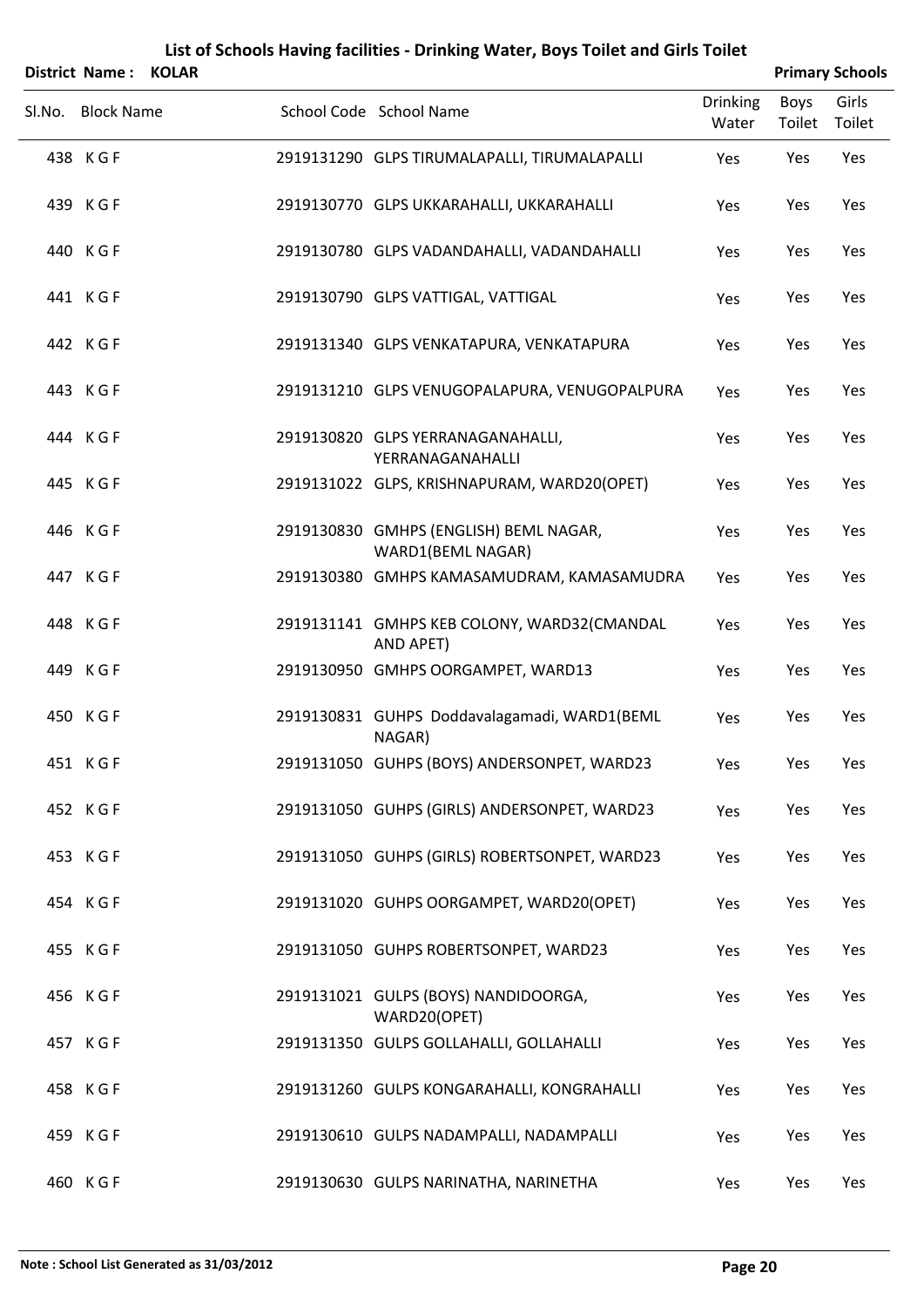# List of Schools Having facilities - Drinking Water, Boys Toilet and Girls Toilet

**District Name : KOLAR** **Primary Schools**

| Sl.No. | Block Name | School Code | School Name | Drinking Water | Boys Toilet | Girls Toilet |
|---|---|---|---|---|---|---|
| 438 | K G F | 2919131290 | GLPS TIRUMALAPALLI, TIRUMALAPALLI | Yes | Yes | Yes |
| 439 | K G F | 2919130770 | GLPS UKKARAHALLI, UKKARAHALLI | Yes | Yes | Yes |
| 440 | K G F | 2919130780 | GLPS VADANDAHALLI, VADANDAHALLI | Yes | Yes | Yes |
| 441 | K G F | 2919130790 | GLPS VATTIGAL, VATTIGAL | Yes | Yes | Yes |
| 442 | K G F | 2919131340 | GLPS VENKATAPURA, VENKATAPURA | Yes | Yes | Yes |
| 443 | K G F | 2919131210 | GLPS VENUGOPALAPURA, VENUGOPALPURA | Yes | Yes | Yes |
| 444 | K G F | 2919130820 | GLPS YERRANAGANAHALLI, YERRANAGANAHALLI | Yes | Yes | Yes |
| 445 | K G F | 2919131022 | GLPS, KRISHNAPURAM, WARD20(OPET) | Yes | Yes | Yes |
| 446 | K G F | 2919130830 | GMHPS (ENGLISH) BEML NAGAR, WARD1(BEML NAGAR) | Yes | Yes | Yes |
| 447 | K G F | 2919130380 | GMHPS KAMASAMUDRAM, KAMASAMUDRA | Yes | Yes | Yes |
| 448 | K G F | 2919131141 | GMHPS KEB COLONY, WARD32(CMANDAL AND APET) | Yes | Yes | Yes |
| 449 | K G F | 2919130950 | GMHPS OORGAMPET, WARD13 | Yes | Yes | Yes |
| 450 | K G F | 2919130831 | GUHPS Doddavalagamadi, WARD1(BEML NAGAR) | Yes | Yes | Yes |
| 451 | K G F | 2919131050 | GUHPS (BOYS) ANDERSONPET, WARD23 | Yes | Yes | Yes |
| 452 | K G F | 2919131050 | GUHPS (GIRLS) ANDERSONPET, WARD23 | Yes | Yes | Yes |
| 453 | K G F | 2919131050 | GUHPS (GIRLS) ROBERTSONPET, WARD23 | Yes | Yes | Yes |
| 454 | K G F | 2919131020 | GUHPS OORGAMPET, WARD20(OPET) | Yes | Yes | Yes |
| 455 | K G F | 2919131050 | GUHPS ROBERTSONPET, WARD23 | Yes | Yes | Yes |
| 456 | K G F | 2919131021 | GULPS (BOYS) NANDIDOORGA, WARD20(OPET) | Yes | Yes | Yes |
| 457 | K G F | 2919131350 | GULPS GOLLAHALLI, GOLLAHALLI | Yes | Yes | Yes |
| 458 | K G F | 2919131260 | GULPS KONGARAHALLI, KONGRAHALLI | Yes | Yes | Yes |
| 459 | K G F | 2919130610 | GULPS NADAMPALLI, NADAMPALLI | Yes | Yes | Yes |
| 460 | K G F | 2919130630 | GULPS NARINATHA, NARINETHA | Yes | Yes | Yes |

**Note : School List Generated as 31/03/2012**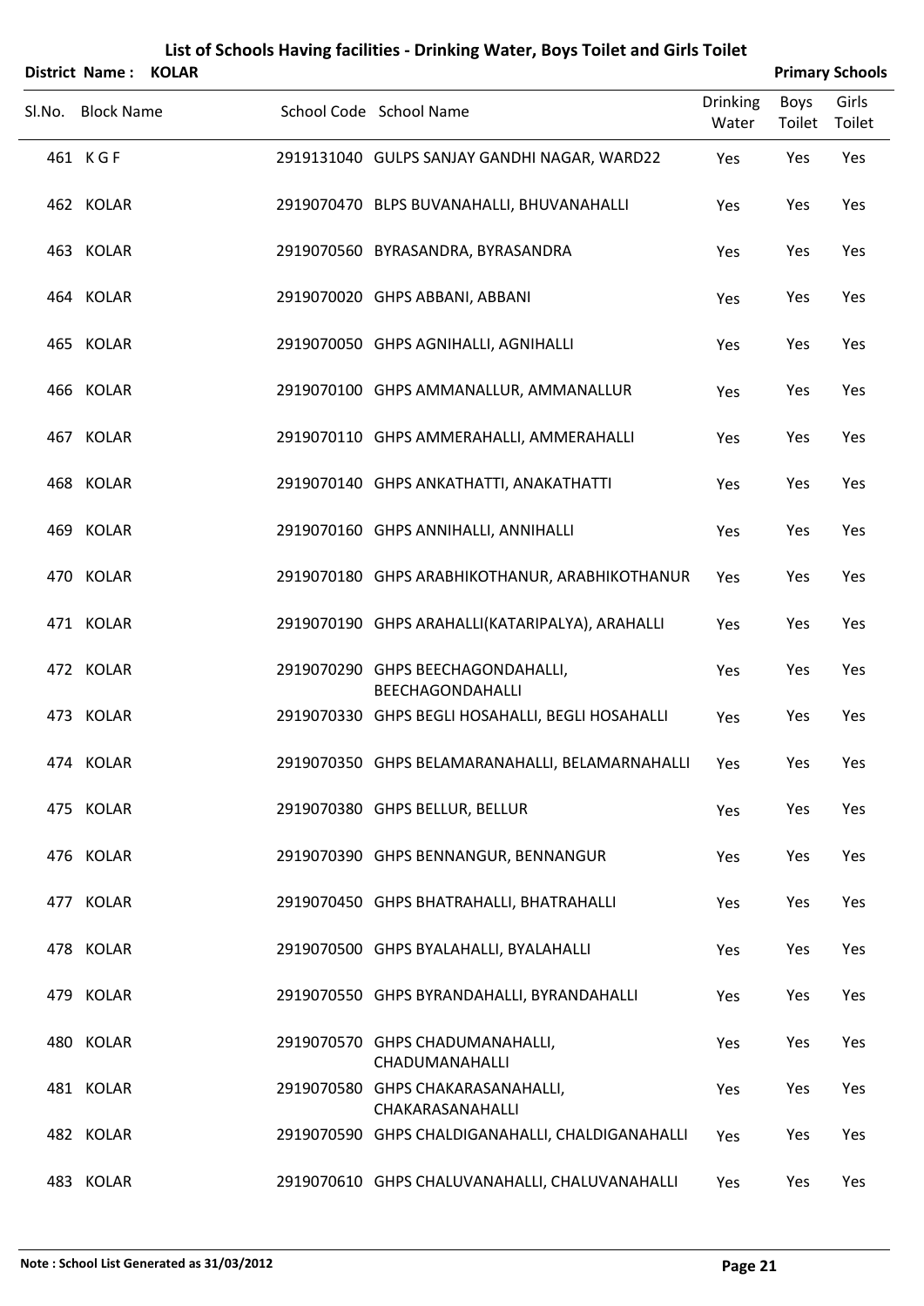# List of Schools Having facilities - Drinking Water, Boys Toilet and Girls Toilet

**District Name : KOLAR** **Primary Schools**

| Sl.No. | Block Name | School Code | School Name | Drinking Water | Boys Toilet | Girls Toilet |
|---|---|---|---|---|---|---|
| 461 | K G F | 2919131040 | GULPS SANJAY GANDHI NAGAR, WARD22 | Yes | Yes | Yes |
| 462 | KOLAR | 2919070470 | BLPS BUVANAHALLI, BHUVANAHALLI | Yes | Yes | Yes |
| 463 | KOLAR | 2919070560 | BYRASANDRA, BYRASANDRA | Yes | Yes | Yes |
| 464 | KOLAR | 2919070020 | GHPS ABBANI, ABBANI | Yes | Yes | Yes |
| 465 | KOLAR | 2919070050 | GHPS AGNIHALLI, AGNIHALLI | Yes | Yes | Yes |
| 466 | KOLAR | 2919070100 | GHPS AMMANALLUR, AMMANALLUR | Yes | Yes | Yes |
| 467 | KOLAR | 2919070110 | GHPS AMMERAHALLI, AMMERAHALLI | Yes | Yes | Yes |
| 468 | KOLAR | 2919070140 | GHPS ANKATHATTI, ANAKATHATTI | Yes | Yes | Yes |
| 469 | KOLAR | 2919070160 | GHPS ANNIHALLI, ANNIHALLI | Yes | Yes | Yes |
| 470 | KOLAR | 2919070180 | GHPS ARABHIKOTHANUR, ARABHIKOTHANUR | Yes | Yes | Yes |
| 471 | KOLAR | 2919070190 | GHPS ARAHALLI(KATARIPALYA), ARAHALLI | Yes | Yes | Yes |
| 472 | KOLAR | 2919070290 | GHPS BEECHAGONDAHALLI, BEECHAGONDAHALLI | Yes | Yes | Yes |
| 473 | KOLAR | 2919070330 | GHPS BEGLI HOSAHALLI, BEGLI HOSAHALLI | Yes | Yes | Yes |
| 474 | KOLAR | 2919070350 | GHPS BELAMARANAHALLI, BELAMARNAHALLI | Yes | Yes | Yes |
| 475 | KOLAR | 2919070380 | GHPS BELLUR, BELLUR | Yes | Yes | Yes |
| 476 | KOLAR | 2919070390 | GHPS BENNANGUR, BENNANGUR | Yes | Yes | Yes |
| 477 | KOLAR | 2919070450 | GHPS BHATRAHALLI, BHATRAHALLI | Yes | Yes | Yes |
| 478 | KOLAR | 2919070500 | GHPS BYALAHALLI, BYALAHALLI | Yes | Yes | Yes |
| 479 | KOLAR | 2919070550 | GHPS BYRANDAHALLI, BYRANDAHALLI | Yes | Yes | Yes |
| 480 | KOLAR | 2919070570 | GHPS CHADUMANAHALLI, CHADUMANAHALLI | Yes | Yes | Yes |
| 481 | KOLAR | 2919070580 | GHPS CHAKARASANAHALLI, CHAKARASANAHALLI | Yes | Yes | Yes |
| 482 | KOLAR | 2919070590 | GHPS CHALDIGANAHALLI, CHALDIGANAHALLI | Yes | Yes | Yes |
| 483 | KOLAR | 2919070610 | GHPS CHALUVANAHALLI, CHALUVANAHALLI | Yes | Yes | Yes |

**Note : School List Generated as 31/03/2012**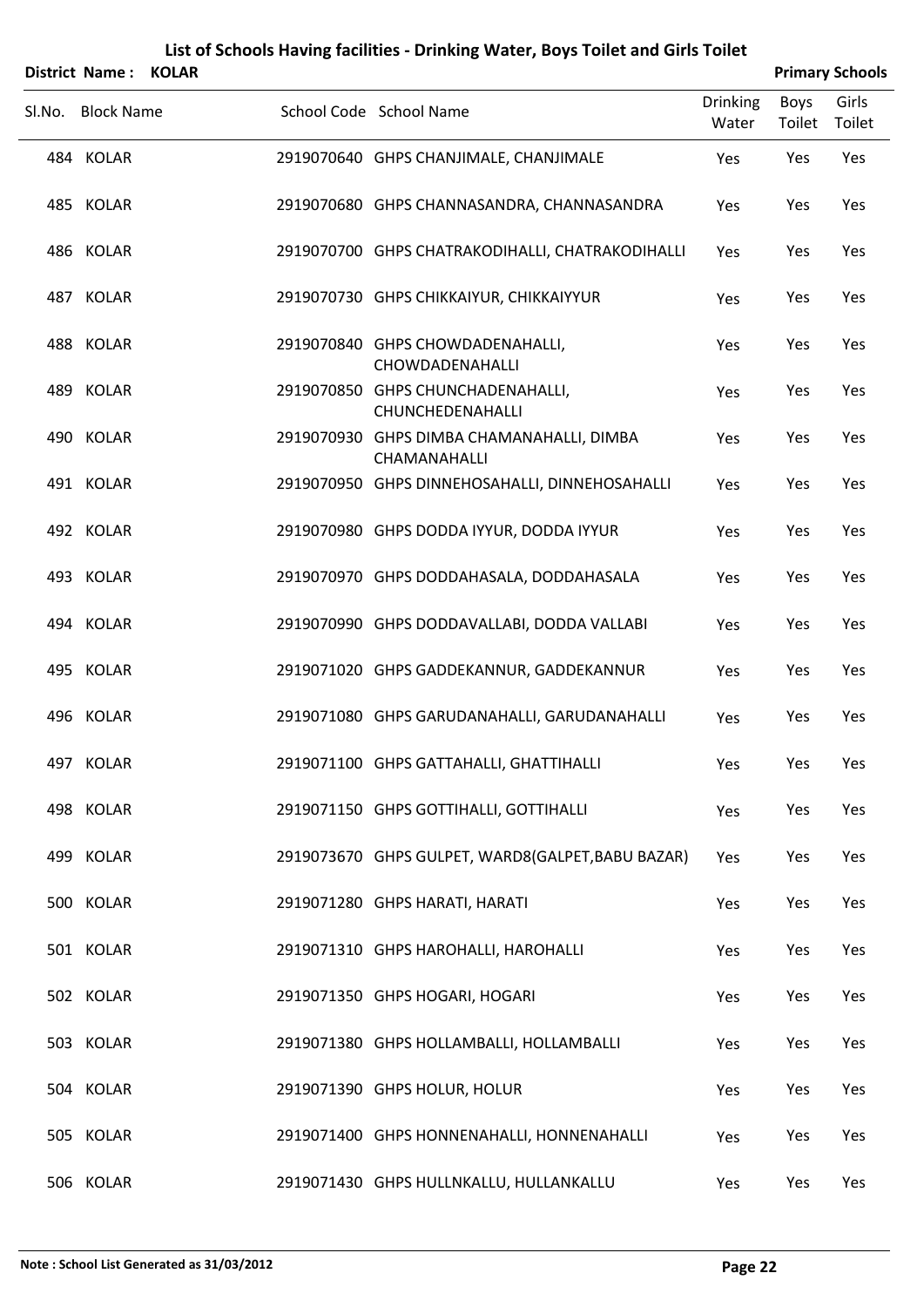# List of Schools Having facilities - Drinking Water, Boys Toilet and Girls Toilet

**District Name : KOLAR** **Primary Schools**

| Sl.No. | Block Name | School Code | School Name | Drinking Water | Boys Toilet | Girls Toilet |
|---|---|---|---|---|---|---|
| 484 | KOLAR | 2919070640 | GHPS CHANJIMALE, CHANJIMALE | Yes | Yes | Yes |
| 485 | KOLAR | 2919070680 | GHPS CHANNASANDRA, CHANNASANDRA | Yes | Yes | Yes |
| 486 | KOLAR | 2919070700 | GHPS CHATRAKODIHALLI, CHATRAKODIHALLI | Yes | Yes | Yes |
| 487 | KOLAR | 2919070730 | GHPS CHIKKAIYUR, CHIKKAIYYUR | Yes | Yes | Yes |
| 488 | KOLAR | 2919070840 | GHPS CHOWDADENAHALLI, CHOWDADENAHALLI | Yes | Yes | Yes |
| 489 | KOLAR | 2919070850 | GHPS CHUNCHADENAHALLI, CHUNCHEDENAHALLI | Yes | Yes | Yes |
| 490 | KOLAR | 2919070930 | GHPS DIMBA CHAMANAHALLI, DIMBA CHAMANAHALLI | Yes | Yes | Yes |
| 491 | KOLAR | 2919070950 | GHPS DINNEHOSAHALLI, DINNEHOSAHALLI | Yes | Yes | Yes |
| 492 | KOLAR | 2919070980 | GHPS DODDA IYYUR, DODDA IYYUR | Yes | Yes | Yes |
| 493 | KOLAR | 2919070970 | GHPS DODDAHASALA, DODDAHASALA | Yes | Yes | Yes |
| 494 | KOLAR | 2919070990 | GHPS DODDAVALLABI, DODDA VALLABI | Yes | Yes | Yes |
| 495 | KOLAR | 2919071020 | GHPS GADDEKANNUR, GADDEKANNUR | Yes | Yes | Yes |
| 496 | KOLAR | 2919071080 | GHPS GARUDANAHALLI, GARUDANAHALLI | Yes | Yes | Yes |
| 497 | KOLAR | 2919071100 | GHPS GATTAHALLI, GHATTIHALLI | Yes | Yes | Yes |
| 498 | KOLAR | 2919071150 | GHPS GOTTIHALLI, GOTTIHALLI | Yes | Yes | Yes |
| 499 | KOLAR | 2919073670 | GHPS GULPET, WARD8(GALPET,BABU BAZAR) | Yes | Yes | Yes |
| 500 | KOLAR | 2919071280 | GHPS HARATI, HARATI | Yes | Yes | Yes |
| 501 | KOLAR | 2919071310 | GHPS HAROHALLI, HAROHALLI | Yes | Yes | Yes |
| 502 | KOLAR | 2919071350 | GHPS HOGARI, HOGARI | Yes | Yes | Yes |
| 503 | KOLAR | 2919071380 | GHPS HOLLAMBALLI, HOLLAMBALLI | Yes | Yes | Yes |
| 504 | KOLAR | 2919071390 | GHPS HOLUR, HOLUR | Yes | Yes | Yes |
| 505 | KOLAR | 2919071400 | GHPS HONNENAHALLI, HONNENAHALLI | Yes | Yes | Yes |
| 506 | KOLAR | 2919071430 | GHPS HULLNKALLU, HULLANKALLU | Yes | Yes | Yes |

**Note : School List Generated as 31/03/2012**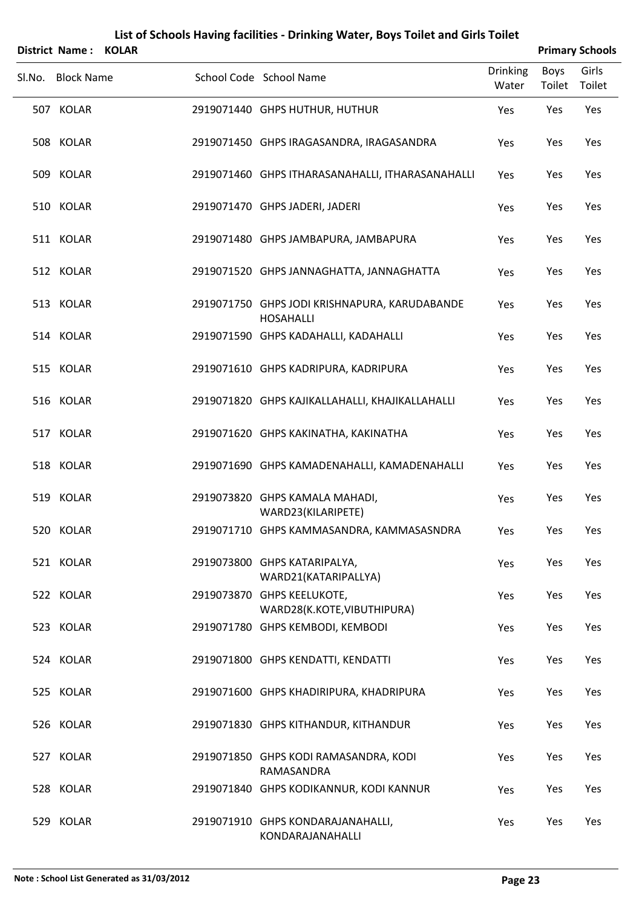# List of Schools Having facilities - Drinking Water, Boys Toilet and Girls Toilet

**District Name : KOLAR** **Primary Schools**

| Sl.No. | Block Name | School Code | School Name | Drinking Water | Boys Toilet | Girls Toilet |
|---|---|---|---|---|---|---|
| 507 | KOLAR | 2919071440 | GHPS HUTHUR, HUTHUR | Yes | Yes | Yes |
| 508 | KOLAR | 2919071450 | GHPS IRAGASANDRA, IRAGASANDRA | Yes | Yes | Yes |
| 509 | KOLAR | 2919071460 | GHPS ITHARASANAHALLI, ITHARASANAHALLI | Yes | Yes | Yes |
| 510 | KOLAR | 2919071470 | GHPS JADERI, JADERI | Yes | Yes | Yes |
| 511 | KOLAR | 2919071480 | GHPS JAMBAPURA, JAMBAPURA | Yes | Yes | Yes |
| 512 | KOLAR | 2919071520 | GHPS JANNAGHATTA, JANNAGHATTA | Yes | Yes | Yes |
| 513 | KOLAR | 2919071750 | GHPS JODI KRISHNAPURA, KARUDABANDE HOSAHALLI | Yes | Yes | Yes |
| 514 | KOLAR | 2919071590 | GHPS KADAHALLI, KADAHALLI | Yes | Yes | Yes |
| 515 | KOLAR | 2919071610 | GHPS KADRIPURA, KADRIPURA | Yes | Yes | Yes |
| 516 | KOLAR | 2919071820 | GHPS KAJIKALLAHALLI, KHAJIKALLAHALLI | Yes | Yes | Yes |
| 517 | KOLAR | 2919071620 | GHPS KAKINATHA, KAKINATHA | Yes | Yes | Yes |
| 518 | KOLAR | 2919071690 | GHPS KAMADENAHALLI, KAMADENAHALLI | Yes | Yes | Yes |
| 519 | KOLAR | 2919073820 | GHPS KAMALA MAHADI, WARD23(KILARIPETE) | Yes | Yes | Yes |
| 520 | KOLAR | 2919071710 | GHPS KAMMASANDRA, KAMMASASNDRA | Yes | Yes | Yes |
| 521 | KOLAR | 2919073800 | GHPS KATARIPALYA, WARD21(KATARIPALLYA) | Yes | Yes | Yes |
| 522 | KOLAR | 2919073870 | GHPS KEELUKOTE, WARD28(K.KOTE,VIBUTHIPURA) | Yes | Yes | Yes |
| 523 | KOLAR | 2919071780 | GHPS KEMBODI, KEMBODI | Yes | Yes | Yes |
| 524 | KOLAR | 2919071800 | GHPS KENDATTI, KENDATTI | Yes | Yes | Yes |
| 525 | KOLAR | 2919071600 | GHPS KHADIRIPURA, KHADRIPURA | Yes | Yes | Yes |
| 526 | KOLAR | 2919071830 | GHPS KITHANDUR, KITHANDUR | Yes | Yes | Yes |
| 527 | KOLAR | 2919071850 | GHPS KODI RAMASANDRA, KODI RAMASANDRA | Yes | Yes | Yes |
| 528 | KOLAR | 2919071840 | GHPS KODIKANNUR, KODI KANNUR | Yes | Yes | Yes |
| 529 | KOLAR | 2919071910 | GHPS KONDARAJANAHALLI, KONDARAJANAHALLI | Yes | Yes | Yes |

Note : School List Generated as 31/03/2012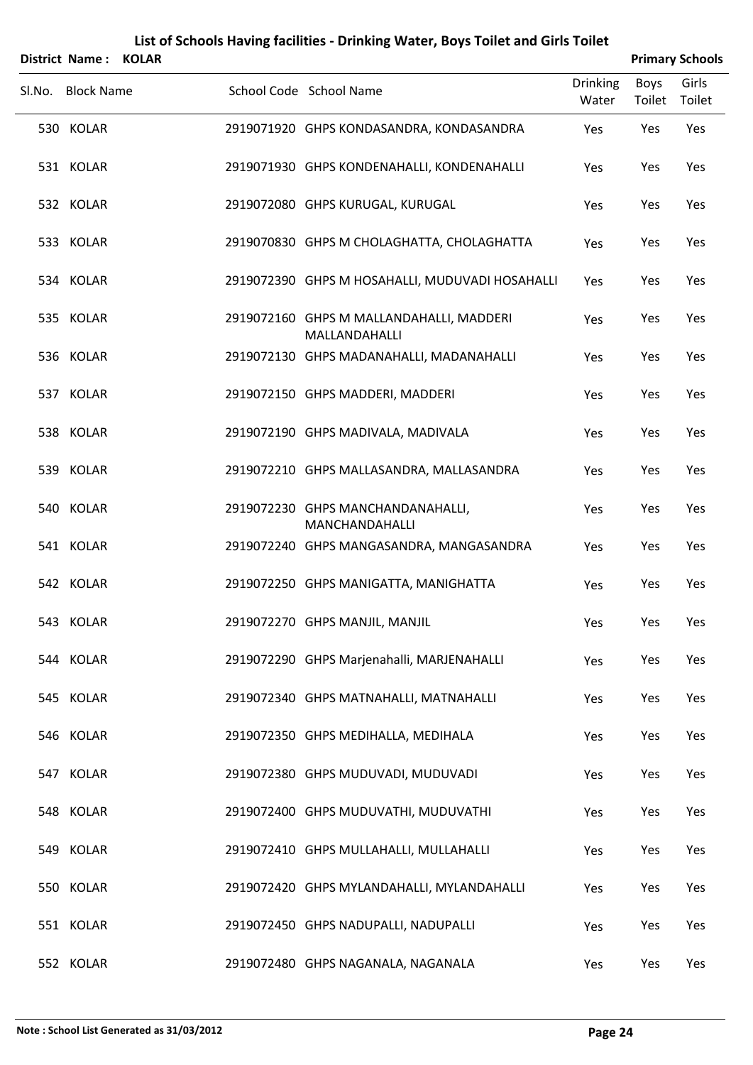# List of Schools Having facilities - Drinking Water, Boys Toilet and Girls Toilet

**District Name : KOLAR** **Primary Schools**

| Sl.No. | Block Name | School Code | School Name | Drinking Water | Boys Toilet | Girls Toilet |
|---|---|---|---|---|---|---|
| 530 | KOLAR | 2919071920 | GHPS KONDASANDRA, KONDASANDRA | Yes | Yes | Yes |
| 531 | KOLAR | 2919071930 | GHPS KONDENAHALLI, KONDENAHALLI | Yes | Yes | Yes |
| 532 | KOLAR | 2919072080 | GHPS KURUGAL, KURUGAL | Yes | Yes | Yes |
| 533 | KOLAR | 2919070830 | GHPS M CHOLAGHATTA, CHOLAGHATTA | Yes | Yes | Yes |
| 534 | KOLAR | 2919072390 | GHPS M HOSAHALLI, MUDUVADI HOSAHALLI | Yes | Yes | Yes |
| 535 | KOLAR | 2919072160 | GHPS M MALLANDAHALLI, MADDERI MALLANDAHALLI | Yes | Yes | Yes |
| 536 | KOLAR | 2919072130 | GHPS MADANAHALLI, MADANAHALLI | Yes | Yes | Yes |
| 537 | KOLAR | 2919072150 | GHPS MADDERI, MADDERI | Yes | Yes | Yes |
| 538 | KOLAR | 2919072190 | GHPS MADIVALA, MADIVALA | Yes | Yes | Yes |
| 539 | KOLAR | 2919072210 | GHPS MALLASANDRA, MALLASANDRA | Yes | Yes | Yes |
| 540 | KOLAR | 2919072230 | GHPS MANCHANDANAHALLI, MANCHANDAHALLI | Yes | Yes | Yes |
| 541 | KOLAR | 2919072240 | GHPS MANGASANDRA, MANGASANDRA | Yes | Yes | Yes |
| 542 | KOLAR | 2919072250 | GHPS MANIGATTA, MANIGHATTA | Yes | Yes | Yes |
| 543 | KOLAR | 2919072270 | GHPS MANJIL, MANJIL | Yes | Yes | Yes |
| 544 | KOLAR | 2919072290 | GHPS Marjenahalli, MARJENAHALLI | Yes | Yes | Yes |
| 545 | KOLAR | 2919072340 | GHPS MATNAHALLI, MATNAHALLI | Yes | Yes | Yes |
| 546 | KOLAR | 2919072350 | GHPS MEDIHALLA, MEDIHALA | Yes | Yes | Yes |
| 547 | KOLAR | 2919072380 | GHPS MUDUVADI, MUDUVADI | Yes | Yes | Yes |
| 548 | KOLAR | 2919072400 | GHPS MUDUVATHI, MUDUVATHI | Yes | Yes | Yes |
| 549 | KOLAR | 2919072410 | GHPS MULLAHALLI, MULLAHALLI | Yes | Yes | Yes |
| 550 | KOLAR | 2919072420 | GHPS MYLANDAHALLI, MYLANDAHALLI | Yes | Yes | Yes |
| 551 | KOLAR | 2919072450 | GHPS NADUPALLI, NADUPALLI | Yes | Yes | Yes |
| 552 | KOLAR | 2919072480 | GHPS NAGANALA, NAGANALA | Yes | Yes | Yes |

**Note : School List Generated as 31/03/2012**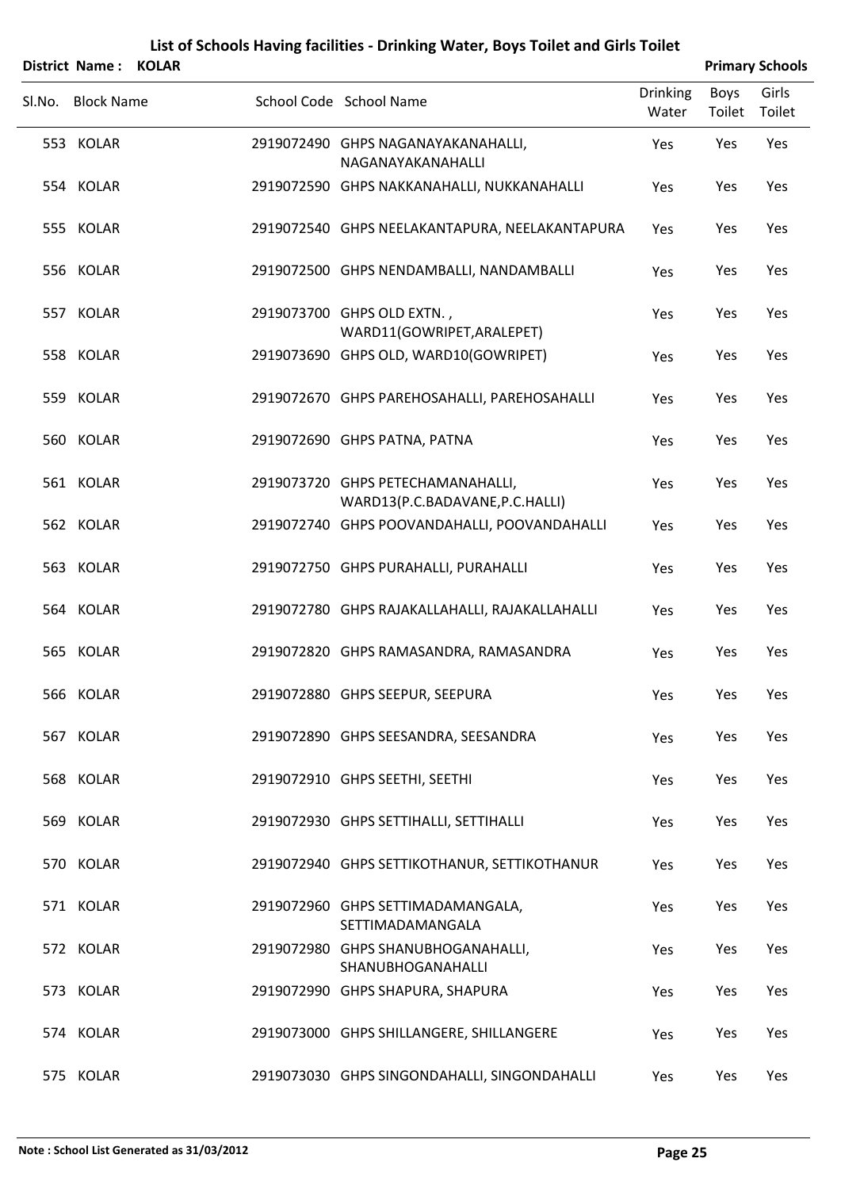# List of Schools Having facilities - Drinking Water, Boys Toilet and Girls Toilet

**District Name : KOLAR** **Primary Schools**

| Sl.No. | Block Name | School Code | School Name | Drinking Water | Boys Toilet | Girls Toilet |
|---|---|---|---|---|---|---|
| 553 | KOLAR | 2919072490 | GHPS NAGANAYAKANAHALLI, NAGANAYAKANAHALLI | Yes | Yes | Yes |
| 554 | KOLAR | 2919072590 | GHPS NAKKANAHALLI, NUKKANAHALLI | Yes | Yes | Yes |
| 555 | KOLAR | 2919072540 | GHPS NEELAKANTAPURA, NEELAKANTAPURA | Yes | Yes | Yes |
| 556 | KOLAR | 2919072500 | GHPS NENDAMBALLI, NANDAMBALLI | Yes | Yes | Yes |
| 557 | KOLAR | 2919073700 | GHPS OLD EXTN. , WARD11(GOWRIPET,ARALEPET) | Yes | Yes | Yes |
| 558 | KOLAR | 2919073690 | GHPS OLD, WARD10(GOWRIPET) | Yes | Yes | Yes |
| 559 | KOLAR | 2919072670 | GHPS PAREHOSAHALLI, PAREHOSAHALLI | Yes | Yes | Yes |
| 560 | KOLAR | 2919072690 | GHPS PATNA, PATNA | Yes | Yes | Yes |
| 561 | KOLAR | 2919073720 | GHPS PETECHAMANAHALLI, WARD13(P.C.BADAVANE,P.C.HALLI) | Yes | Yes | Yes |
| 562 | KOLAR | 2919072740 | GHPS POOVANDAHALLI, POOVANDAHALLI | Yes | Yes | Yes |
| 563 | KOLAR | 2919072750 | GHPS PURAHALLI, PURAHALLI | Yes | Yes | Yes |
| 564 | KOLAR | 2919072780 | GHPS RAJAKALLAHALLI, RAJAKALLAHALLI | Yes | Yes | Yes |
| 565 | KOLAR | 2919072820 | GHPS RAMASANDRA, RAMASANDRA | Yes | Yes | Yes |
| 566 | KOLAR | 2919072880 | GHPS SEEPUR, SEEPURA | Yes | Yes | Yes |
| 567 | KOLAR | 2919072890 | GHPS SEESANDRA, SEESANDRA | Yes | Yes | Yes |
| 568 | KOLAR | 2919072910 | GHPS SEETHI, SEETHI | Yes | Yes | Yes |
| 569 | KOLAR | 2919072930 | GHPS SETTIHALLI, SETTIHALLI | Yes | Yes | Yes |
| 570 | KOLAR | 2919072940 | GHPS SETTIKOTHANUR, SETTIKOTHANUR | Yes | Yes | Yes |
| 571 | KOLAR | 2919072960 | GHPS SETTIMADAMANGALA, SETTIMADAMANGALA | Yes | Yes | Yes |
| 572 | KOLAR | 2919072980 | GHPS SHANUBHOGANAHALLI, SHANUBHOGANAHALLI | Yes | Yes | Yes |
| 573 | KOLAR | 2919072990 | GHPS SHAPURA, SHAPURA | Yes | Yes | Yes |
| 574 | KOLAR | 2919073000 | GHPS SHILLANGERE, SHILLANGERE | Yes | Yes | Yes |
| 575 | KOLAR | 2919073030 | GHPS SINGONDAHALLI, SINGONDAHALLI | Yes | Yes | Yes |

**Note : School List Generated as 31/03/2012**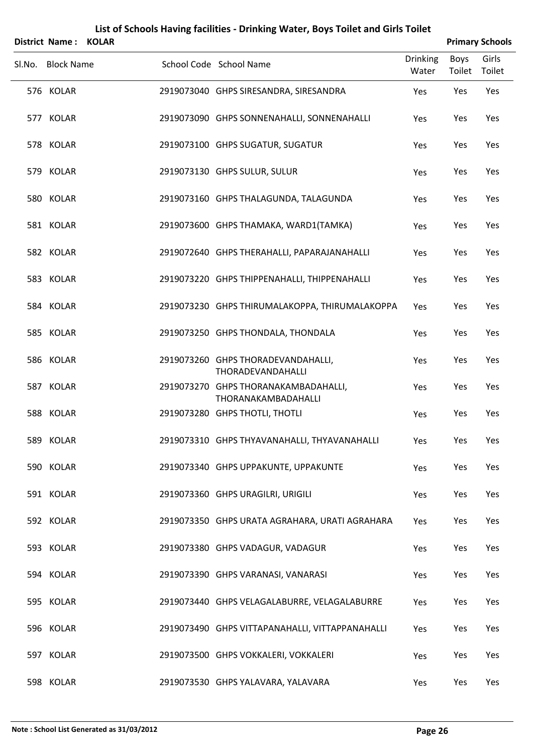# List of Schools Having facilities - Drinking Water, Boys Toilet and Girls Toilet

**District Name : KOLAR** **Primary Schools**

| Sl.No. | Block Name | School Code | School Name | Drinking Water | Boys Toilet | Girls Toilet |
|---|---|---|---|---|---|---|
| 576 | KOLAR | 2919073040 | GHPS SIRESANDRA, SIRESANDRA | Yes | Yes | Yes |
| 577 | KOLAR | 2919073090 | GHPS SONNENAHALLI, SONNENAHALLI | Yes | Yes | Yes |
| 578 | KOLAR | 2919073100 | GHPS SUGATUR, SUGATUR | Yes | Yes | Yes |
| 579 | KOLAR | 2919073130 | GHPS SULUR, SULUR | Yes | Yes | Yes |
| 580 | KOLAR | 2919073160 | GHPS THALAGUNDA, TALAGUNDA | Yes | Yes | Yes |
| 581 | KOLAR | 2919073600 | GHPS THAMAKA, WARD1(TAMKA) | Yes | Yes | Yes |
| 582 | KOLAR | 2919072640 | GHPS THERAHALLI, PAPARAJANAHALLI | Yes | Yes | Yes |
| 583 | KOLAR | 2919073220 | GHPS THIPPENAHALLI, THIPPENAHALLI | Yes | Yes | Yes |
| 584 | KOLAR | 2919073230 | GHPS THIRUMALAKOPPA, THIRUMALAKOPPA | Yes | Yes | Yes |
| 585 | KOLAR | 2919073250 | GHPS THONDALA, THONDALA | Yes | Yes | Yes |
| 586 | KOLAR | 2919073260 | GHPS THORADEVANDAHALLI, THORADEVANDAHALLI | Yes | Yes | Yes |
| 587 | KOLAR | 2919073270 | GHPS THORANAKAMBADAHALLI, THORANAKAMBADAHALLI | Yes | Yes | Yes |
| 588 | KOLAR | 2919073280 | GHPS THOTLI, THOTLI | Yes | Yes | Yes |
| 589 | KOLAR | 2919073310 | GHPS THYAVANAHALLI, THYAVANAHALLI | Yes | Yes | Yes |
| 590 | KOLAR | 2919073340 | GHPS UPPAKUNTE, UPPAKUNTE | Yes | Yes | Yes |
| 591 | KOLAR | 2919073360 | GHPS URAGILRI, URIGILI | Yes | Yes | Yes |
| 592 | KOLAR | 2919073350 | GHPS URATA AGRAHARA, URATI AGRAHARA | Yes | Yes | Yes |
| 593 | KOLAR | 2919073380 | GHPS VADAGUR, VADAGUR | Yes | Yes | Yes |
| 594 | KOLAR | 2919073390 | GHPS VARANASI, VANARASI | Yes | Yes | Yes |
| 595 | KOLAR | 2919073440 | GHPS VELAGALABURRE, VELAGALABURRE | Yes | Yes | Yes |
| 596 | KOLAR | 2919073490 | GHPS VITTAPANAHALLI, VITTAPPANAHALLI | Yes | Yes | Yes |
| 597 | KOLAR | 2919073500 | GHPS VOKKALERI, VOKKALERI | Yes | Yes | Yes |
| 598 | KOLAR | 2919073530 | GHPS YALAVARA, YALAVARA | Yes | Yes | Yes |

**Note : School List Generated as 31/03/2012**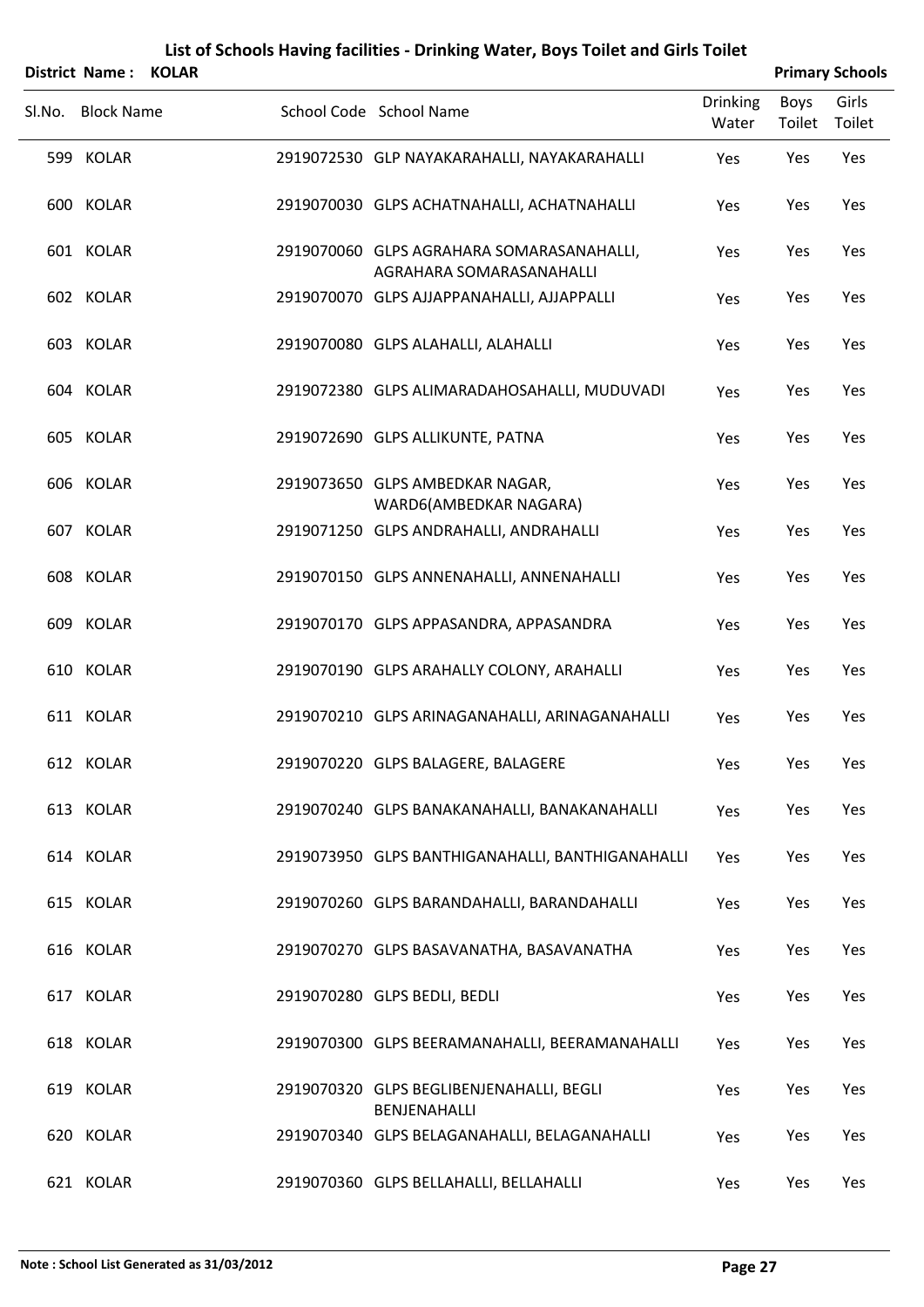# List of Schools Having facilities - Drinking Water, Boys Toilet and Girls Toilet

**District Name : KOLAR** **Primary Schools**

| Sl.No. | Block Name | School Code | School Name | Drinking Water | Boys Toilet | Girls Toilet |
|---|---|---|---|---|---|---|
| 599 | KOLAR | 2919072530 | GLP NAYAKARAHALLI, NAYAKARAHALLI | Yes | Yes | Yes |
| 600 | KOLAR | 2919070030 | GLPS ACHATNAHALLI, ACHATNAHALLI | Yes | Yes | Yes |
| 601 | KOLAR | 2919070060 | GLPS AGRAHARA SOMARASANAHALLI, AGRAHARA SOMARASANAHALLI | Yes | Yes | Yes |
| 602 | KOLAR | 2919070070 | GLPS AJJAPPANAHALLI, AJJAPPALLI | Yes | Yes | Yes |
| 603 | KOLAR | 2919070080 | GLPS ALAHALLI, ALAHALLI | Yes | Yes | Yes |
| 604 | KOLAR | 2919072380 | GLPS ALIMARADAHOSAHALLI, MUDUVADI | Yes | Yes | Yes |
| 605 | KOLAR | 2919072690 | GLPS ALLIKUNTE, PATNA | Yes | Yes | Yes |
| 606 | KOLAR | 2919073650 | GLPS AMBEDKAR NAGAR, WARD6(AMBEDKAR NAGARA) | Yes | Yes | Yes |
| 607 | KOLAR | 2919071250 | GLPS ANDRAHALLI, ANDRAHALLI | Yes | Yes | Yes |
| 608 | KOLAR | 2919070150 | GLPS ANNENAHALLI, ANNENAHALLI | Yes | Yes | Yes |
| 609 | KOLAR | 2919070170 | GLPS APPASANDRA, APPASANDRA | Yes | Yes | Yes |
| 610 | KOLAR | 2919070190 | GLPS ARAHALLY COLONY, ARAHALLI | Yes | Yes | Yes |
| 611 | KOLAR | 2919070210 | GLPS ARINAGANAHALLI, ARINAGANAHALLI | Yes | Yes | Yes |
| 612 | KOLAR | 2919070220 | GLPS BALAGERE, BALAGERE | Yes | Yes | Yes |
| 613 | KOLAR | 2919070240 | GLPS BANAKANAHALLI, BANAKANAHALLI | Yes | Yes | Yes |
| 614 | KOLAR | 2919073950 | GLPS BANTHIGANAHALLI, BANTHIGANAHALLI | Yes | Yes | Yes |
| 615 | KOLAR | 2919070260 | GLPS BARANDAHALLI, BARANDAHALLI | Yes | Yes | Yes |
| 616 | KOLAR | 2919070270 | GLPS BASAVANATHA, BASAVANATHA | Yes | Yes | Yes |
| 617 | KOLAR | 2919070280 | GLPS BEDLI, BEDLI | Yes | Yes | Yes |
| 618 | KOLAR | 2919070300 | GLPS BEERAMANAHALLI, BEERAMANAHALLI | Yes | Yes | Yes |
| 619 | KOLAR | 2919070320 | GLPS BEGLIBENJENAHALLI, BEGLI BENJENAHALLI | Yes | Yes | Yes |
| 620 | KOLAR | 2919070340 | GLPS BELAGANAHALLI, BELAGANAHALLI | Yes | Yes | Yes |
| 621 | KOLAR | 2919070360 | GLPS BELLAHALLI, BELLAHALLI | Yes | Yes | Yes |

**Note : School List Generated as 31/03/2012**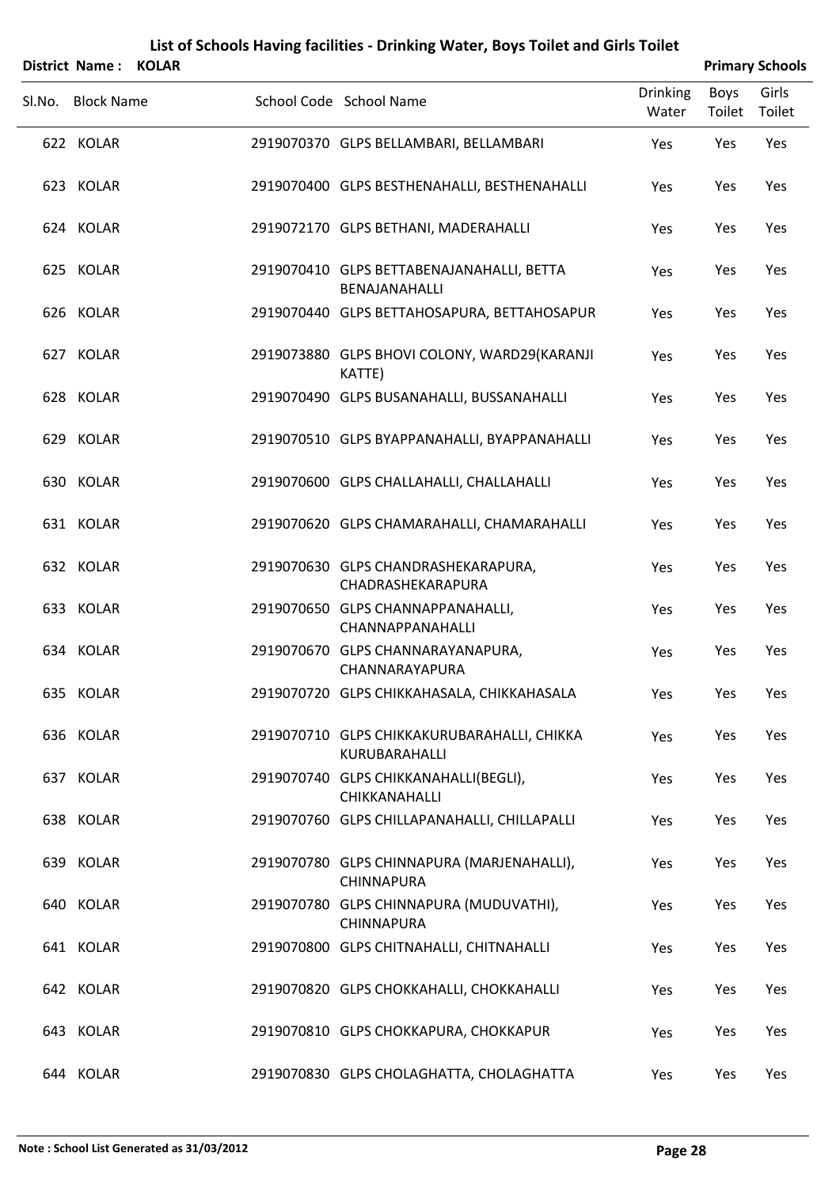# List of Schools Having facilities - Drinking Water, Boys Toilet and Girls Toilet

**District Name : KOLAR** **Primary Schools**

| Sl.No. | Block Name | School Code | School Name | Drinking Water | Boys Toilet | Girls Toilet |
|---|---|---|---|---|---|---|
| 622 | KOLAR | 2919070370 | GLPS BELLAMBARI, BELLAMBARI | Yes | Yes | Yes |
| 623 | KOLAR | 2919070400 | GLPS BESTHENAHALLI, BESTHENAHALLI | Yes | Yes | Yes |
| 624 | KOLAR | 2919072170 | GLPS BETHANI, MADERAHALLI | Yes | Yes | Yes |
| 625 | KOLAR | 2919070410 | GLPS BETTABENAJANAHALLI, BETTA BENAJANAHALLI | Yes | Yes | Yes |
| 626 | KOLAR | 2919070440 | GLPS BETTAHOSAPURA, BETTAHOSAPUR | Yes | Yes | Yes |
| 627 | KOLAR | 2919073880 | GLPS BHOVI COLONY, WARD29(KARANJI KATTE) | Yes | Yes | Yes |
| 628 | KOLAR | 2919070490 | GLPS BUSANAHALLI, BUSSANAHALLI | Yes | Yes | Yes |
| 629 | KOLAR | 2919070510 | GLPS BYAPPANAHALLI, BYAPPANAHALLI | Yes | Yes | Yes |
| 630 | KOLAR | 2919070600 | GLPS CHALLAHALLI, CHALLAHALLI | Yes | Yes | Yes |
| 631 | KOLAR | 2919070620 | GLPS CHAMARAHALLI, CHAMARAHALLI | Yes | Yes | Yes |
| 632 | KOLAR | 2919070630 | GLPS CHANDRASHEKARAPURA, CHADRASHEKARAPURA | Yes | Yes | Yes |
| 633 | KOLAR | 2919070650 | GLPS CHANNAPPANAHALLI, CHANNAPPANAHALLI | Yes | Yes | Yes |
| 634 | KOLAR | 2919070670 | GLPS CHANNARAYANAPURA, CHANNARAYAPURA | Yes | Yes | Yes |
| 635 | KOLAR | 2919070720 | GLPS CHIKKAHASALA, CHIKKAHASALA | Yes | Yes | Yes |
| 636 | KOLAR | 2919070710 | GLPS CHIKKAKURUBARAHALLI, CHIKKA KURUBARAHALLI | Yes | Yes | Yes |
| 637 | KOLAR | 2919070740 | GLPS CHIKKANAHALLI(BEGLI), CHIKKANAHALLI | Yes | Yes | Yes |
| 638 | KOLAR | 2919070760 | GLPS CHILLAPANAHALLI, CHILLAPALLI | Yes | Yes | Yes |
| 639 | KOLAR | 2919070780 | GLPS CHINNAPURA (MARJENAHALLI), CHINNAPURA | Yes | Yes | Yes |
| 640 | KOLAR | 2919070780 | GLPS CHINNAPURA (MUDUVATHI), CHINNAPURA | Yes | Yes | Yes |
| 641 | KOLAR | 2919070800 | GLPS CHITNAHALLI, CHITNAHALLI | Yes | Yes | Yes |
| 642 | KOLAR | 2919070820 | GLPS CHOKKAHALLI, CHOKKAHALLI | Yes | Yes | Yes |
| 643 | KOLAR | 2919070810 | GLPS CHOKKAPURA, CHOKKAPUR | Yes | Yes | Yes |
| 644 | KOLAR | 2919070830 | GLPS CHOLAGHATTA, CHOLAGHATTA | Yes | Yes | Yes |

Note : School List Generated as 31/03/2012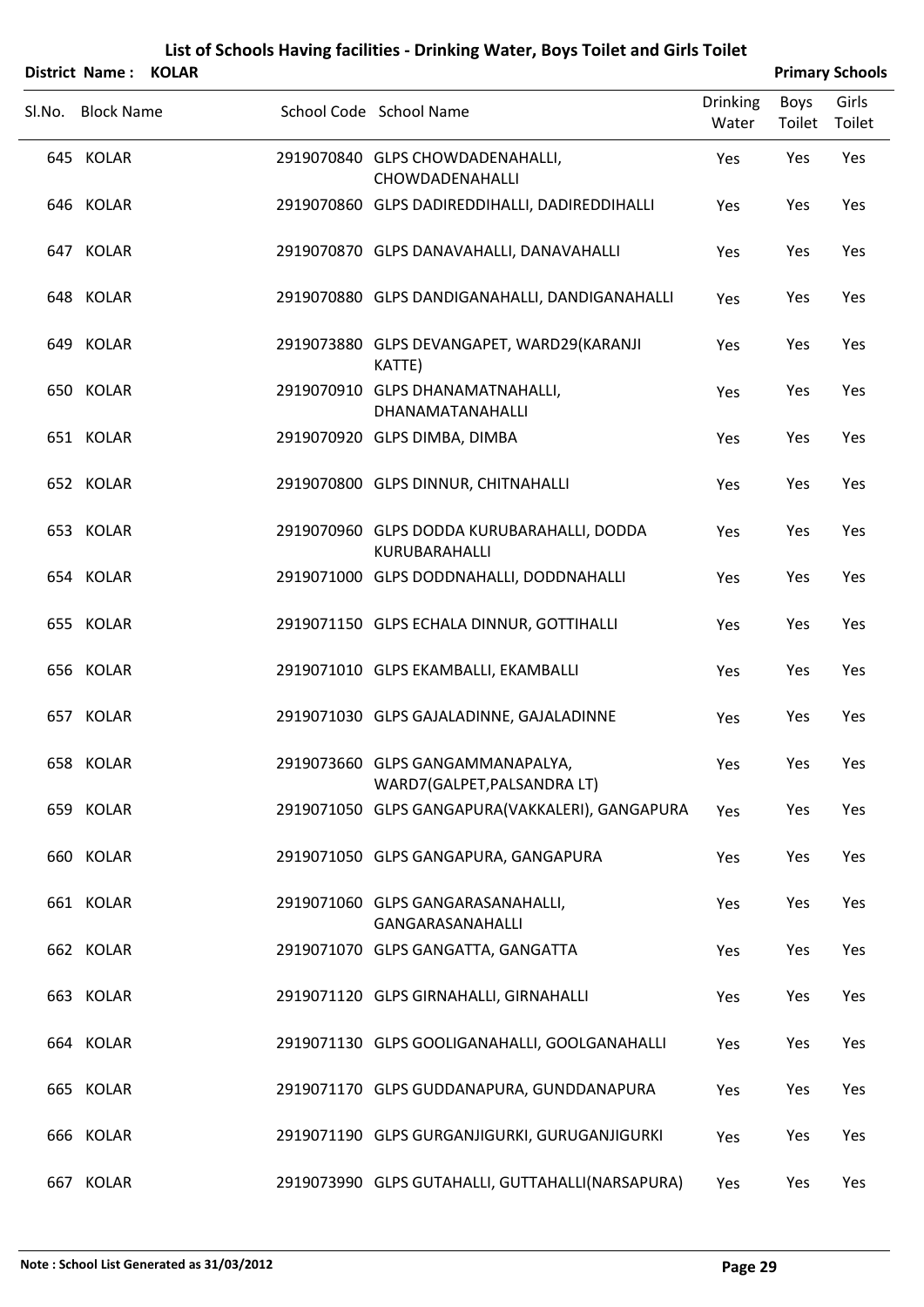# List of Schools Having facilities - Drinking Water, Boys Toilet and Girls Toilet

**District Name : KOLAR** **Primary Schools**

| Sl.No. | Block Name | School Code | School Name | Drinking Water | Boys Toilet | Girls Toilet |
|---|---|---|---|---|---|---|
| 645 | KOLAR | 2919070840 | GLPS CHOWDADENAHALLI, CHOWDADENAHALLI | Yes | Yes | Yes |
| 646 | KOLAR | 2919070860 | GLPS DADIREDDIHALLI, DADIREDDIHALLI | Yes | Yes | Yes |
| 647 | KOLAR | 2919070870 | GLPS DANAVAHALLI, DANAVAHALLI | Yes | Yes | Yes |
| 648 | KOLAR | 2919070880 | GLPS DANDIGANAHALLI, DANDIGANAHALLI | Yes | Yes | Yes |
| 649 | KOLAR | 2919073880 | GLPS DEVANGAPET, WARD29(KARANJI KATTE) | Yes | Yes | Yes |
| 650 | KOLAR | 2919070910 | GLPS DHANAMATNAHALLI, DHANAMATANAHALLI | Yes | Yes | Yes |
| 651 | KOLAR | 2919070920 | GLPS DIMBA, DIMBA | Yes | Yes | Yes |
| 652 | KOLAR | 2919070800 | GLPS DINNUR, CHITNAHALLI | Yes | Yes | Yes |
| 653 | KOLAR | 2919070960 | GLPS DODDA KURUBARAHALLI, DODDA KURUBARAHALLI | Yes | Yes | Yes |
| 654 | KOLAR | 2919071000 | GLPS DODDNAHALLI, DODDNAHALLI | Yes | Yes | Yes |
| 655 | KOLAR | 2919071150 | GLPS ECHALA DINNUR, GOTTIHALLI | Yes | Yes | Yes |
| 656 | KOLAR | 2919071010 | GLPS EKAMBALLI, EKAMBALLI | Yes | Yes | Yes |
| 657 | KOLAR | 2919071030 | GLPS GAJALADINNE, GAJALADINNE | Yes | Yes | Yes |
| 658 | KOLAR | 2919073660 | GLPS GANGAMMANAPALYA, WARD7(GALPET,PALSANDRA LT) | Yes | Yes | Yes |
| 659 | KOLAR | 2919071050 | GLPS GANGAPURA(VAKKALERI), GANGAPURA | Yes | Yes | Yes |
| 660 | KOLAR | 2919071050 | GLPS GANGAPURA, GANGAPURA | Yes | Yes | Yes |
| 661 | KOLAR | 2919071060 | GLPS GANGARASANAHALLI, GANGARASANAHALLI | Yes | Yes | Yes |
| 662 | KOLAR | 2919071070 | GLPS GANGATTA, GANGATTA | Yes | Yes | Yes |
| 663 | KOLAR | 2919071120 | GLPS GIRNAHALLI, GIRNAHALLI | Yes | Yes | Yes |
| 664 | KOLAR | 2919071130 | GLPS GOOLIGANAHALLI, GOOLGANAHALLI | Yes | Yes | Yes |
| 665 | KOLAR | 2919071170 | GLPS GUDDANAPURA, GUNDDANAPURA | Yes | Yes | Yes |
| 666 | KOLAR | 2919071190 | GLPS GURGANJIGURKI, GURUGANJIGURKI | Yes | Yes | Yes |
| 667 | KOLAR | 2919073990 | GLPS GUTAHALLI, GUTTAHALLI(NARSAPURA) | Yes | Yes | Yes |

**Note : School List Generated as 31/03/2012**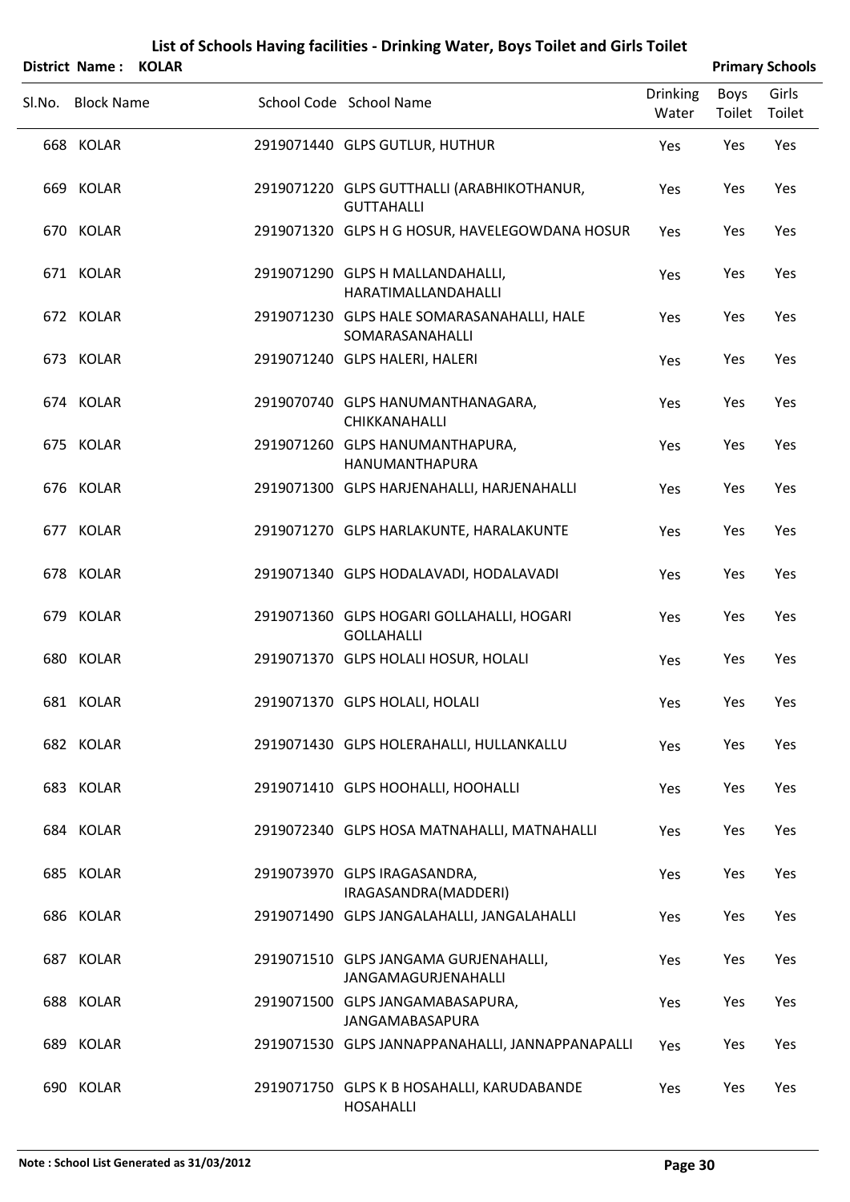# List of Schools Having facilities - Drinking Water, Boys Toilet and Girls Toilet

**District Name : KOLAR** | **Primary Schools**

| Sl.No. | Block Name | School Code | School Name | Drinking Water | Boys Toilet | Girls Toilet |
|---|---|---|---|---|---|---|
| 668 | KOLAR | 2919071440 | GLPS GUTLUR, HUTHUR | Yes | Yes | Yes |
| 669 | KOLAR | 2919071220 | GLPS GUTTHALLI (ARABHIKOTHANUR, GUTTAHALLI | Yes | Yes | Yes |
| 670 | KOLAR | 2919071320 | GLPS H G HOSUR, HAVELEGOWDANA HOSUR | Yes | Yes | Yes |
| 671 | KOLAR | 2919071290 | GLPS H MALLANDAHALLI, HARATIMALLANDAHALLI | Yes | Yes | Yes |
| 672 | KOLAR | 2919071230 | GLPS HALE SOMARASANAHALLI, HALE SOMARASANAHALLI | Yes | Yes | Yes |
| 673 | KOLAR | 2919071240 | GLPS HALERI, HALERI | Yes | Yes | Yes |
| 674 | KOLAR | 2919070740 | GLPS HANUMANTHANAGARA, CHIKKANAHALLI | Yes | Yes | Yes |
| 675 | KOLAR | 2919071260 | GLPS HANUMANTHAPURA, HANUMANTHAPURA | Yes | Yes | Yes |
| 676 | KOLAR | 2919071300 | GLPS HARJENAHALLI, HARJENAHALLI | Yes | Yes | Yes |
| 677 | KOLAR | 2919071270 | GLPS HARLAKUNTE, HARALAKUNTE | Yes | Yes | Yes |
| 678 | KOLAR | 2919071340 | GLPS HODALAVADI, HODALAVADI | Yes | Yes | Yes |
| 679 | KOLAR | 2919071360 | GLPS HOGARI GOLLAHALLI, HOGARI GOLLAHALLI | Yes | Yes | Yes |
| 680 | KOLAR | 2919071370 | GLPS HOLALI HOSUR, HOLALI | Yes | Yes | Yes |
| 681 | KOLAR | 2919071370 | GLPS HOLALI, HOLALI | Yes | Yes | Yes |
| 682 | KOLAR | 2919071430 | GLPS HOLERAHALLI, HULLANKALLU | Yes | Yes | Yes |
| 683 | KOLAR | 2919071410 | GLPS HOOHALLI, HOOHALLI | Yes | Yes | Yes |
| 684 | KOLAR | 2919072340 | GLPS HOSA MATNAHALLI, MATNAHALLI | Yes | Yes | Yes |
| 685 | KOLAR | 2919073970 | GLPS IRAGASANDRA, IRAGASANDRA(MADDERI) | Yes | Yes | Yes |
| 686 | KOLAR | 2919071490 | GLPS JANGALAHALLI, JANGALAHALLI | Yes | Yes | Yes |
| 687 | KOLAR | 2919071510 | GLPS JANGAMA GURJENAHALLI, JANGAMAGURJENAHALLI | Yes | Yes | Yes |
| 688 | KOLAR | 2919071500 | GLPS JANGAMABASAPURA, JANGAMABASAPURA | Yes | Yes | Yes |
| 689 | KOLAR | 2919071530 | GLPS JANNAPPANAHALLI, JANNAPPANAPALLI | Yes | Yes | Yes |
| 690 | KOLAR | 2919071750 | GLPS K B HOSAHALLI, KARUDABANDE HOSAHALLI | Yes | Yes | Yes |

**Note : School List Generated as 31/03/2012**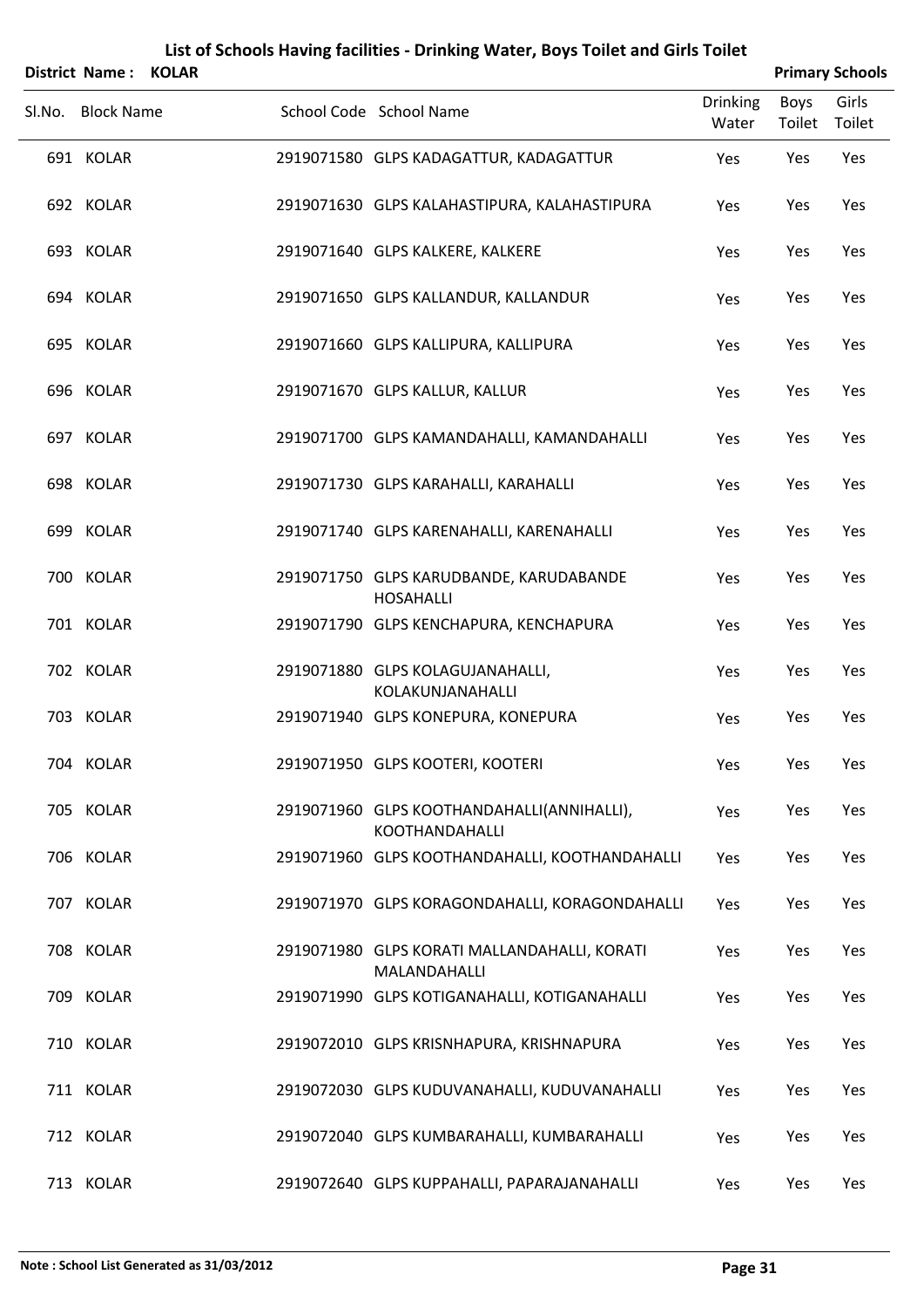# List of Schools Having facilities - Drinking Water, Boys Toilet and Girls Toilet

**District Name : KOLAR** **Primary Schools**

| Sl.No. | Block Name | School Code | School Name | Drinking Water | Boys Toilet | Girls Toilet |
|---|---|---|---|---|---|---|
| 691 | KOLAR | 2919071580 | GLPS KADAGATTUR, KADAGATTUR | Yes | Yes | Yes |
| 692 | KOLAR | 2919071630 | GLPS KALAHASTIPURA, KALAHASTIPURA | Yes | Yes | Yes |
| 693 | KOLAR | 2919071640 | GLPS KALKERE, KALKERE | Yes | Yes | Yes |
| 694 | KOLAR | 2919071650 | GLPS KALLANDUR, KALLANDUR | Yes | Yes | Yes |
| 695 | KOLAR | 2919071660 | GLPS KALLIPURA, KALLIPURA | Yes | Yes | Yes |
| 696 | KOLAR | 2919071670 | GLPS KALLUR, KALLUR | Yes | Yes | Yes |
| 697 | KOLAR | 2919071700 | GLPS KAMANDAHALLI, KAMANDAHALLI | Yes | Yes | Yes |
| 698 | KOLAR | 2919071730 | GLPS KARAHALLI, KARAHALLI | Yes | Yes | Yes |
| 699 | KOLAR | 2919071740 | GLPS KARENAHALLI, KARENAHALLI | Yes | Yes | Yes |
| 700 | KOLAR | 2919071750 | GLPS KARUDBANDE, KARUDABANDE HOSAHALLI | Yes | Yes | Yes |
| 701 | KOLAR | 2919071790 | GLPS KENCHAPURA, KENCHAPURA | Yes | Yes | Yes |
| 702 | KOLAR | 2919071880 | GLPS KOLAGUJANAHALLI, KOLAKUNJANAHALLI | Yes | Yes | Yes |
| 703 | KOLAR | 2919071940 | GLPS KONEPURA, KONEPURA | Yes | Yes | Yes |
| 704 | KOLAR | 2919071950 | GLPS KOOTERI, KOOTERI | Yes | Yes | Yes |
| 705 | KOLAR | 2919071960 | GLPS KOOTHANDAHALLI(ANNIHALLI), KOOTHANDAHALLI | Yes | Yes | Yes |
| 706 | KOLAR | 2919071960 | GLPS KOOTHANDAHALLI, KOOTHANDAHALLI | Yes | Yes | Yes |
| 707 | KOLAR | 2919071970 | GLPS KORAGONDAHALLI, KORAGONDAHALLI | Yes | Yes | Yes |
| 708 | KOLAR | 2919071980 | GLPS KORATI MALLANDAHALLI, KORATI MALANDAHALLI | Yes | Yes | Yes |
| 709 | KOLAR | 2919071990 | GLPS KOTIGANAHALLI, KOTIGANAHALLI | Yes | Yes | Yes |
| 710 | KOLAR | 2919072010 | GLPS KRISNHAPURA, KRISHNAPURA | Yes | Yes | Yes |
| 711 | KOLAR | 2919072030 | GLPS KUDUVANAHALLI, KUDUVANAHALLI | Yes | Yes | Yes |
| 712 | KOLAR | 2919072040 | GLPS KUMBARAHALLI, KUMBARAHALLI | Yes | Yes | Yes |
| 713 | KOLAR | 2919072640 | GLPS KUPPAHALLI, PAPARAJANAHALLI | Yes | Yes | Yes |

**Note : School List Generated as 31/03/2012**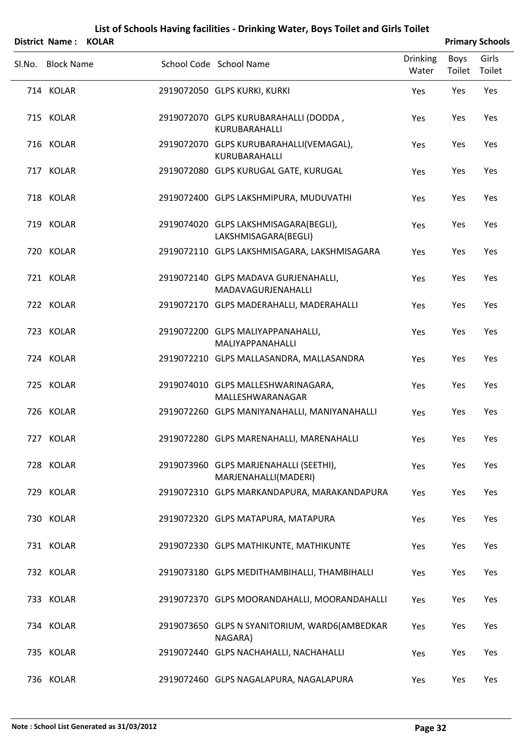# List of Schools Having facilities - Drinking Water, Boys Toilet and Girls Toilet

**District Name : KOLAR** | **Primary Schools**

| Sl.No. | Block Name | School Code | School Name | Drinking Water | Boys Toilet | Girls Toilet |
|---|---|---|---|---|---|---|
| 714 | KOLAR | 2919072050 | GLPS KURKI, KURKI | Yes | Yes | Yes |
| 715 | KOLAR | 2919072070 | GLPS KURUBARAHALLI (DODDA , KURUBARAHALLI | Yes | Yes | Yes |
| 716 | KOLAR | 2919072070 | GLPS KURUBARAHALLI(VEMAGAL), KURUBARAHALLI | Yes | Yes | Yes |
| 717 | KOLAR | 2919072080 | GLPS KURUGAL GATE, KURUGAL | Yes | Yes | Yes |
| 718 | KOLAR | 2919072400 | GLPS LAKSHMIPURA, MUDUVATHI | Yes | Yes | Yes |
| 719 | KOLAR | 2919074020 | GLPS LAKSHMISAGARA(BEGLI), LAKSHMISAGARA(BEGLI) | Yes | Yes | Yes |
| 720 | KOLAR | 2919072110 | GLPS LAKSHMISAGARA, LAKSHMISAGARA | Yes | Yes | Yes |
| 721 | KOLAR | 2919072140 | GLPS MADAVA GURJENAHALLI, MADAVAGURJENAHALLI | Yes | Yes | Yes |
| 722 | KOLAR | 2919072170 | GLPS MADERAHALLI, MADERAHALLI | Yes | Yes | Yes |
| 723 | KOLAR | 2919072200 | GLPS MALIYAPPANAHALLI, MALIYAPPANAHALLI | Yes | Yes | Yes |
| 724 | KOLAR | 2919072210 | GLPS MALLASANDRA, MALLASANDRA | Yes | Yes | Yes |
| 725 | KOLAR | 2919074010 | GLPS MALLESHWARINAGARA, MALLESHWARANAGAR | Yes | Yes | Yes |
| 726 | KOLAR | 2919072260 | GLPS MANIYANAHALLI, MANIYANAHALLI | Yes | Yes | Yes |
| 727 | KOLAR | 2919072280 | GLPS MARENAHALLI, MARENAHALLI | Yes | Yes | Yes |
| 728 | KOLAR | 2919073960 | GLPS MARJENAHALLI (SEETHI), MARJENAHALLI(MADERI) | Yes | Yes | Yes |
| 729 | KOLAR | 2919072310 | GLPS MARKANDAPURA, MARAKANDAPURA | Yes | Yes | Yes |
| 730 | KOLAR | 2919072320 | GLPS MATAPURA, MATAPURA | Yes | Yes | Yes |
| 731 | KOLAR | 2919072330 | GLPS MATHIKUNTE, MATHIKUNTE | Yes | Yes | Yes |
| 732 | KOLAR | 2919073180 | GLPS MEDITHAMBIHALLI, THAMBIHALLI | Yes | Yes | Yes |
| 733 | KOLAR | 2919072370 | GLPS MOORANDAHALLI, MOORANDAHALLI | Yes | Yes | Yes |
| 734 | KOLAR | 2919073650 | GLPS N SYANITORIUM, WARD6(AMBEDKAR NAGARA) | Yes | Yes | Yes |
| 735 | KOLAR | 2919072440 | GLPS NACHAHALLI, NACHAHALLI | Yes | Yes | Yes |
| 736 | KOLAR | 2919072460 | GLPS NAGALAPURA, NAGALAPURA | Yes | Yes | Yes |

**Note : School List Generated as 31/03/2012**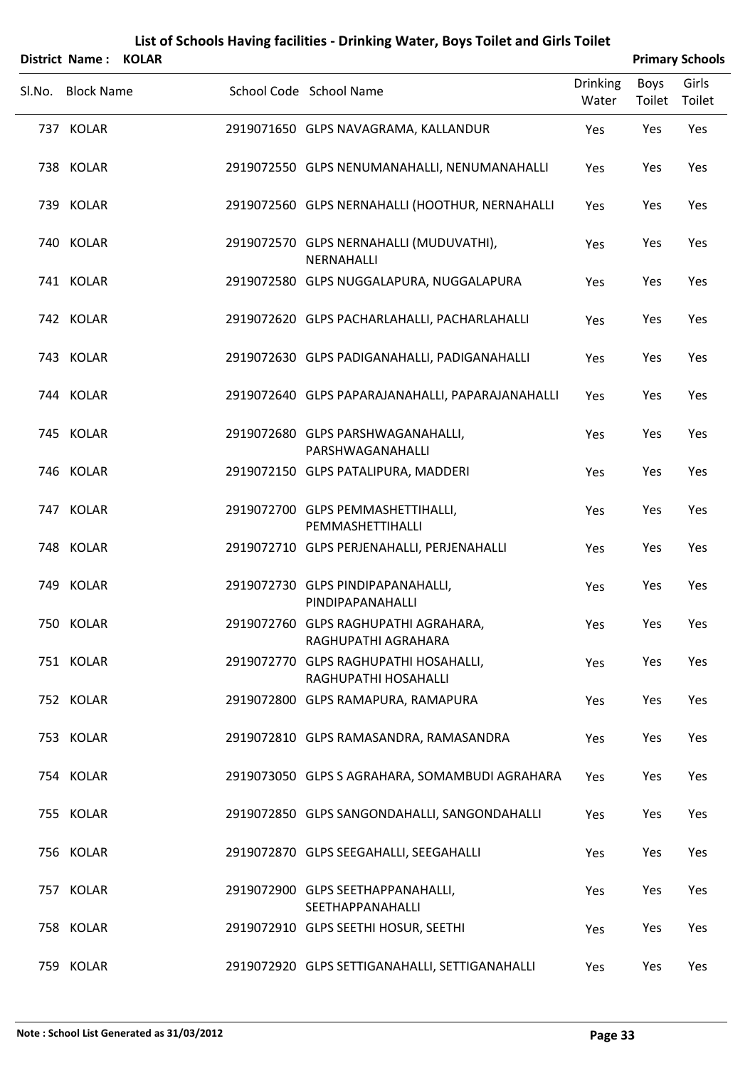# List of Schools Having facilities - Drinking Water, Boys Toilet and Girls Toilet

**District Name : KOLAR** **Primary Schools**

| Sl.No. | Block Name | School Code | School Name | Drinking Water | Boys Toilet | Girls Toilet |
|---|---|---|---|---|---|---|
| 737 | KOLAR | 2919071650 | GLPS NAVAGRAMA, KALLANDUR | Yes | Yes | Yes |
| 738 | KOLAR | 2919072550 | GLPS NENUMANAHALLI, NENUMANAHALLI | Yes | Yes | Yes |
| 739 | KOLAR | 2919072560 | GLPS NERNAHALLI (HOOTHUR, NERNAHALLI | Yes | Yes | Yes |
| 740 | KOLAR | 2919072570 | GLPS NERNAHALLI (MUDUVATHI), NERNAHALLI | Yes | Yes | Yes |
| 741 | KOLAR | 2919072580 | GLPS NUGGALAPURA, NUGGALAPURA | Yes | Yes | Yes |
| 742 | KOLAR | 2919072620 | GLPS PACHARLAHALLI, PACHARLAHALLI | Yes | Yes | Yes |
| 743 | KOLAR | 2919072630 | GLPS PADIGANAHALLI, PADIGANAHALLI | Yes | Yes | Yes |
| 744 | KOLAR | 2919072640 | GLPS PAPARAJANAHALLI, PAPARAJANAHALLI | Yes | Yes | Yes |
| 745 | KOLAR | 2919072680 | GLPS PARSHWAGANAHALLI, PARSHWAGANAHALLI | Yes | Yes | Yes |
| 746 | KOLAR | 2919072150 | GLPS PATALIPURA, MADDERI | Yes | Yes | Yes |
| 747 | KOLAR | 2919072700 | GLPS PEMMASHETTIHALLI, PEMMASHETTIHALLI | Yes | Yes | Yes |
| 748 | KOLAR | 2919072710 | GLPS PERJENAHALLI, PERJENAHALLI | Yes | Yes | Yes |
| 749 | KOLAR | 2919072730 | GLPS PINDIPAPANAHALLI, PINDIPAPANAHALLI | Yes | Yes | Yes |
| 750 | KOLAR | 2919072760 | GLPS RAGHUPATHI AGRAHARA, RAGHUPATHI AGRAHARA | Yes | Yes | Yes |
| 751 | KOLAR | 2919072770 | GLPS RAGHUPATHI HOSAHALLI, RAGHUPATHI HOSAHALLI | Yes | Yes | Yes |
| 752 | KOLAR | 2919072800 | GLPS RAMAPURA, RAMAPURA | Yes | Yes | Yes |
| 753 | KOLAR | 2919072810 | GLPS RAMASANDRA, RAMASANDRA | Yes | Yes | Yes |
| 754 | KOLAR | 2919073050 | GLPS S AGRAHARA, SOMAMBUDI AGRAHARA | Yes | Yes | Yes |
| 755 | KOLAR | 2919072850 | GLPS SANGONDAHALLI, SANGONDAHALLI | Yes | Yes | Yes |
| 756 | KOLAR | 2919072870 | GLPS SEEGAHALLI, SEEGAHALLI | Yes | Yes | Yes |
| 757 | KOLAR | 2919072900 | GLPS SEETHAPPANAHALLI, SEETHAPPANAHALLI | Yes | Yes | Yes |
| 758 | KOLAR | 2919072910 | GLPS SEETHI HOSUR, SEETHI | Yes | Yes | Yes |
| 759 | KOLAR | 2919072920 | GLPS SETTIGANAHALLI, SETTIGANAHALLI | Yes | Yes | Yes |

**Note : School List Generated as 31/03/2012**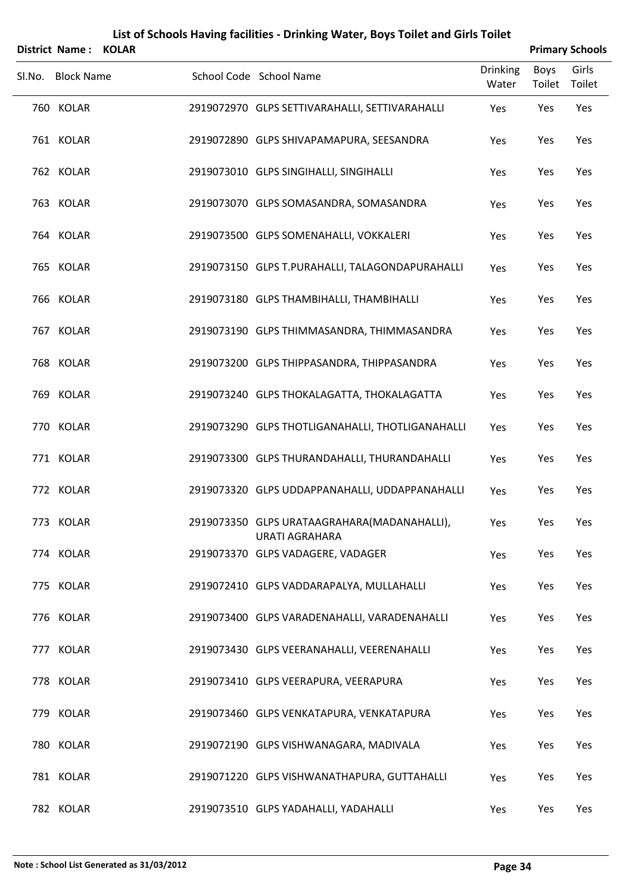# List of Schools Having facilities - Drinking Water, Boys Toilet and Girls Toilet

**District Name : KOLAR** **Primary Schools**

| Sl.No. | Block Name | School Code | School Name | Drinking Water | Boys Toilet | Girls Toilet |
|---|---|---|---|---|---|---|
| 760 | KOLAR | 2919072970 | GLPS SETTIVARAHALLI, SETTIVARAHALLI | Yes | Yes | Yes |
| 761 | KOLAR | 2919072890 | GLPS SHIVAPAMAPURA, SEESANDRA | Yes | Yes | Yes |
| 762 | KOLAR | 2919073010 | GLPS SINGIHALLI, SINGIHALLI | Yes | Yes | Yes |
| 763 | KOLAR | 2919073070 | GLPS SOMASANDRA, SOMASANDRA | Yes | Yes | Yes |
| 764 | KOLAR | 2919073500 | GLPS SOMENAHALLI, VOKKALERI | Yes | Yes | Yes |
| 765 | KOLAR | 2919073150 | GLPS T.PURAHALLI, TALAGONDAPURAHALLI | Yes | Yes | Yes |
| 766 | KOLAR | 2919073180 | GLPS THAMBIHALLI, THAMBIHALLI | Yes | Yes | Yes |
| 767 | KOLAR | 2919073190 | GLPS THIMMASANDRA, THIMMASANDRA | Yes | Yes | Yes |
| 768 | KOLAR | 2919073200 | GLPS THIPPASANDRA, THIPPASANDRA | Yes | Yes | Yes |
| 769 | KOLAR | 2919073240 | GLPS THOKALAGATTA, THOKALAGATTA | Yes | Yes | Yes |
| 770 | KOLAR | 2919073290 | GLPS THOTLIGANAHALLI, THOTLIGANAHALLI | Yes | Yes | Yes |
| 771 | KOLAR | 2919073300 | GLPS THURANDAHALLI, THURANDAHALLI | Yes | Yes | Yes |
| 772 | KOLAR | 2919073320 | GLPS UDDAPPANAHALLI, UDDAPPANAHALLI | Yes | Yes | Yes |
| 773 | KOLAR | 2919073350 | GLPS URATAAGRAHARA(MADANAHALLI), URATI AGRAHARA | Yes | Yes | Yes |
| 774 | KOLAR | 2919073370 | GLPS VADAGERE, VADAGER | Yes | Yes | Yes |
| 775 | KOLAR | 2919072410 | GLPS VADDARAPALYA, MULLAHALLI | Yes | Yes | Yes |
| 776 | KOLAR | 2919073400 | GLPS VARADENAHALLI, VARADENAHALLI | Yes | Yes | Yes |
| 777 | KOLAR | 2919073430 | GLPS VEERANAHALLI, VEERENAHALLI | Yes | Yes | Yes |
| 778 | KOLAR | 2919073410 | GLPS VEERAPURA, VEERAPURA | Yes | Yes | Yes |
| 779 | KOLAR | 2919073460 | GLPS VENKATAPURA, VENKATAPURA | Yes | Yes | Yes |
| 780 | KOLAR | 2919072190 | GLPS VISHWANAGARA, MADIVALA | Yes | Yes | Yes |
| 781 | KOLAR | 2919071220 | GLPS VISHWANATHAPURA, GUTTAHALLI | Yes | Yes | Yes |
| 782 | KOLAR | 2919073510 | GLPS YADAHALLI, YADAHALLI | Yes | Yes | Yes |

**Note : School List Generated as 31/03/2012**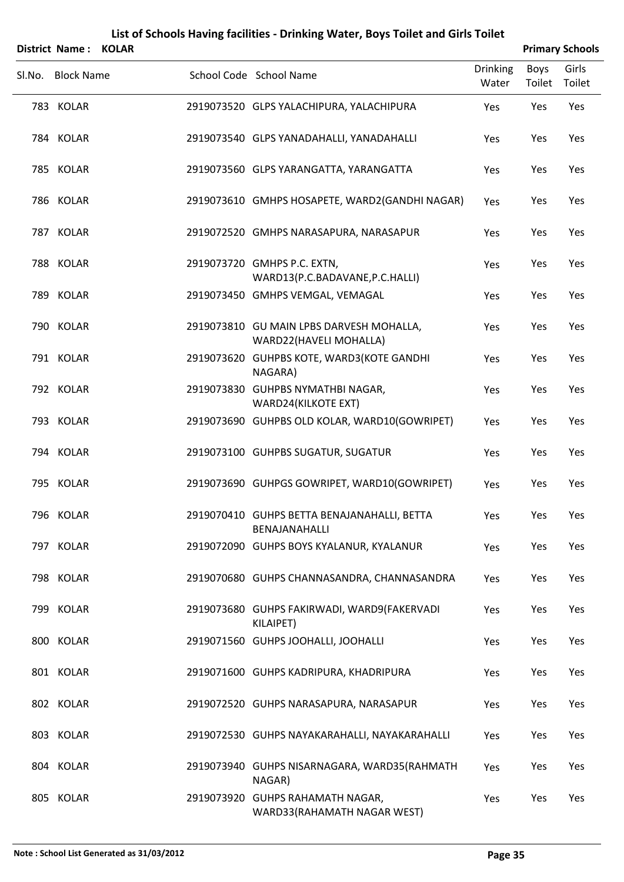# List of Schools Having facilities - Drinking Water, Boys Toilet and Girls Toilet

**District Name : KOLAR** **Primary Schools**

| Sl.No. | Block Name | School Code | School Name | Drinking Water | Boys Toilet | Girls Toilet |
|---|---|---|---|---|---|---|
| 783 | KOLAR | 2919073520 | GLPS YALACHIPURA, YALACHIPURA | Yes | Yes | Yes |
| 784 | KOLAR | 2919073540 | GLPS YANADAHALLI, YANADAHALLI | Yes | Yes | Yes |
| 785 | KOLAR | 2919073560 | GLPS YARANGATTA, YARANGATTA | Yes | Yes | Yes |
| 786 | KOLAR | 2919073610 | GMHPS HOSAPETE, WARD2(GANDHI NAGAR) | Yes | Yes | Yes |
| 787 | KOLAR | 2919072520 | GMHPS NARASAPURA, NARASAPUR | Yes | Yes | Yes |
| 788 | KOLAR | 2919073720 | GMHPS P.C. EXTN, WARD13(P.C.BADAVANE,P.C.HALLI) | Yes | Yes | Yes |
| 789 | KOLAR | 2919073450 | GMHPS VEMGAL, VEMAGAL | Yes | Yes | Yes |
| 790 | KOLAR | 2919073810 | GU MAIN LPBS DARVESH MOHALLA, WARD22(HAVELI MOHALLA) | Yes | Yes | Yes |
| 791 | KOLAR | 2919073620 | GUHPBS KOTE, WARD3(KOTE GANDHI NAGARA) | Yes | Yes | Yes |
| 792 | KOLAR | 2919073830 | GUHPBS NYMATHBI NAGAR, WARD24(KILKOTE EXT) | Yes | Yes | Yes |
| 793 | KOLAR | 2919073690 | GUHPBS OLD KOLAR, WARD10(GOWRIPET) | Yes | Yes | Yes |
| 794 | KOLAR | 2919073100 | GUHPBS SUGATUR, SUGATUR | Yes | Yes | Yes |
| 795 | KOLAR | 2919073690 | GUHPGS GOWRIPET, WARD10(GOWRIPET) | Yes | Yes | Yes |
| 796 | KOLAR | 2919070410 | GUHPS BETTA BENAJANAHALLI, BETTA BENAJANAHALLI | Yes | Yes | Yes |
| 797 | KOLAR | 2919072090 | GUHPS BOYS KYALANUR, KYALANUR | Yes | Yes | Yes |
| 798 | KOLAR | 2919070680 | GUHPS CHANNASANDRA, CHANNASANDRA | Yes | Yes | Yes |
| 799 | KOLAR | 2919073680 | GUHPS FAKIRWADI, WARD9(FAKERVADI KILAIPET) | Yes | Yes | Yes |
| 800 | KOLAR | 2919071560 | GUHPS JOOHALLI, JOOHALLI | Yes | Yes | Yes |
| 801 | KOLAR | 2919071600 | GUHPS KADRIPURA, KHADRIPURA | Yes | Yes | Yes |
| 802 | KOLAR | 2919072520 | GUHPS NARASAPURA, NARASAPUR | Yes | Yes | Yes |
| 803 | KOLAR | 2919072530 | GUHPS NAYAKARAHALLI, NAYAKARAHALLI | Yes | Yes | Yes |
| 804 | KOLAR | 2919073940 | GUHPS NISARNAGARA, WARD35(RAHMATH NAGAR) | Yes | Yes | Yes |
| 805 | KOLAR | 2919073920 | GUHPS RAHAMATH NAGAR, WARD33(RAHAMATH NAGAR WEST) | Yes | Yes | Yes |

**Note : School List Generated as 31/03/2012**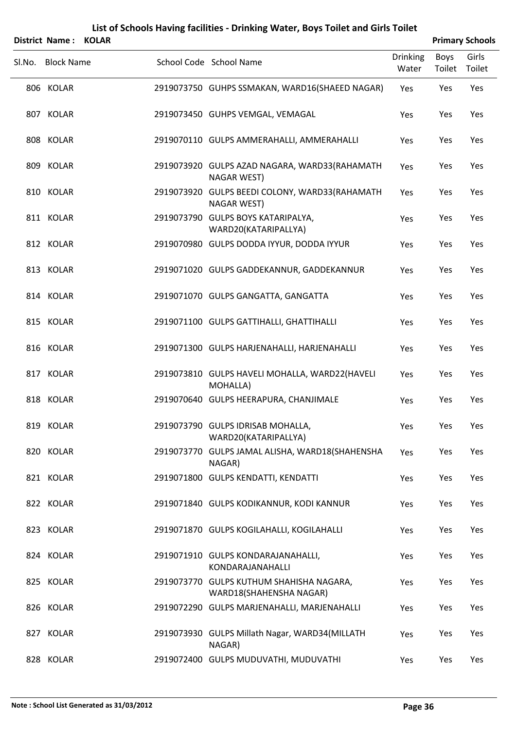# List of Schools Having facilities - Drinking Water, Boys Toilet and Girls Toilet

**District Name : KOLAR** | **Primary Schools**

| Sl.No. | Block Name | School Code | School Name | Drinking Water | Boys Toilet | Girls Toilet |
|---|---|---|---|---|---|---|
| 806 | KOLAR | 2919073750 | GUHPS SSMAKAN, WARD16(SHAEED NAGAR) | Yes | Yes | Yes |
| 807 | KOLAR | 2919073450 | GUHPS VEMGAL, VEMAGAL | Yes | Yes | Yes |
| 808 | KOLAR | 2919070110 | GULPS AMMERAHALLI, AMMERAHALLI | Yes | Yes | Yes |
| 809 | KOLAR | 2919073920 | GULPS AZAD NAGARA, WARD33(RAHAMATH NAGAR WEST) | Yes | Yes | Yes |
| 810 | KOLAR | 2919073920 | GULPS BEEDI COLONY, WARD33(RAHAMATH NAGAR WEST) | Yes | Yes | Yes |
| 811 | KOLAR | 2919073790 | GULPS BOYS KATARIPALYA, WARD20(KATARIPALLYA) | Yes | Yes | Yes |
| 812 | KOLAR | 2919070980 | GULPS DODDA IYYUR, DODDA IYYUR | Yes | Yes | Yes |
| 813 | KOLAR | 2919071020 | GULPS GADDEKANNUR, GADDEKANNUR | Yes | Yes | Yes |
| 814 | KOLAR | 2919071070 | GULPS GANGATTA, GANGATTA | Yes | Yes | Yes |
| 815 | KOLAR | 2919071100 | GULPS GATTIHALLI, GHATTIHALLI | Yes | Yes | Yes |
| 816 | KOLAR | 2919071300 | GULPS HARJENAHALLI, HARJENAHALLI | Yes | Yes | Yes |
| 817 | KOLAR | 2919073810 | GULPS HAVELI MOHALLA, WARD22(HAVELI MOHALLA) | Yes | Yes | Yes |
| 818 | KOLAR | 2919070640 | GULPS HEERAPURA, CHANJIMALE | Yes | Yes | Yes |
| 819 | KOLAR | 2919073790 | GULPS IDRISAB MOHALLA, WARD20(KATARIPALLYA) | Yes | Yes | Yes |
| 820 | KOLAR | 2919073770 | GULPS JAMAL ALISHA, WARD18(SHAHENSHA NAGAR) | Yes | Yes | Yes |
| 821 | KOLAR | 2919071800 | GULPS KENDATTI, KENDATTI | Yes | Yes | Yes |
| 822 | KOLAR | 2919071840 | GULPS KODIKANNUR, KODI KANNUR | Yes | Yes | Yes |
| 823 | KOLAR | 2919071870 | GULPS KOGILAHALLI, KOGILAHALLI | Yes | Yes | Yes |
| 824 | KOLAR | 2919071910 | GULPS KONDARAJANAHALLI, KONDARAJANAHALLI | Yes | Yes | Yes |
| 825 | KOLAR | 2919073770 | GULPS KUTHUM SHAHISHA NAGARA, WARD18(SHAHENSHA NAGAR) | Yes | Yes | Yes |
| 826 | KOLAR | 2919072290 | GULPS MARJENAHALLI, MARJENAHALLI | Yes | Yes | Yes |
| 827 | KOLAR | 2919073930 | GULPS Millath Nagar, WARD34(MILLATH NAGAR) | Yes | Yes | Yes |
| 828 | KOLAR | 2919072400 | GULPS MUDUVATHI, MUDUVATHI | Yes | Yes | Yes |

**Note : School List Generated as 31/03/2012**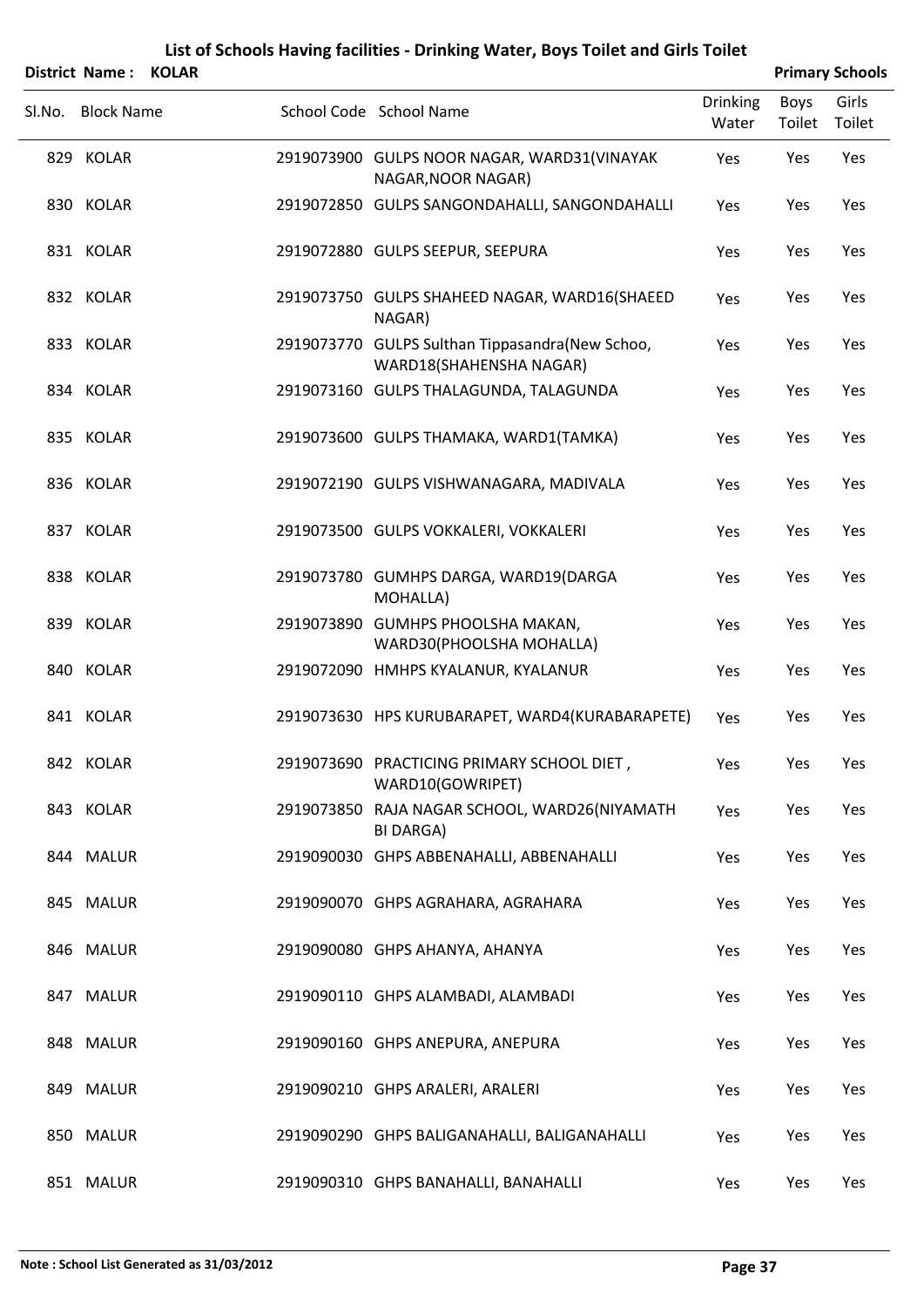# List of Schools Having facilities - Drinking Water, Boys Toilet and Girls Toilet

**District Name : KOLAR** **Primary Schools**

| Sl.No. | Block Name | School Code | School Name | Drinking Water | Boys Toilet | Girls Toilet |
|---|---|---|---|---|---|---|
| 829 | KOLAR | 2919073900 | GULPS NOOR NAGAR, WARD31(VINAYAK NAGAR,NOOR NAGAR) | Yes | Yes | Yes |
| 830 | KOLAR | 2919072850 | GULPS SANGONDAHALLI, SANGONDAHALLI | Yes | Yes | Yes |
| 831 | KOLAR | 2919072880 | GULPS SEEPUR, SEEPURA | Yes | Yes | Yes |
| 832 | KOLAR | 2919073750 | GULPS SHAHEED NAGAR, WARD16(SHAEED NAGAR) | Yes | Yes | Yes |
| 833 | KOLAR | 2919073770 | GULPS Sulthan Tippasandra(New Schoo, WARD18(SHAHENSHA NAGAR) | Yes | Yes | Yes |
| 834 | KOLAR | 2919073160 | GULPS THALAGUNDA, TALAGUNDA | Yes | Yes | Yes |
| 835 | KOLAR | 2919073600 | GULPS THAMAKA, WARD1(TAMKA) | Yes | Yes | Yes |
| 836 | KOLAR | 2919072190 | GULPS VISHWANAGARA, MADIVALA | Yes | Yes | Yes |
| 837 | KOLAR | 2919073500 | GULPS VOKKALERI, VOKKALERI | Yes | Yes | Yes |
| 838 | KOLAR | 2919073780 | GUMHPS DARGA, WARD19(DARGA MOHALLA) | Yes | Yes | Yes |
| 839 | KOLAR | 2919073890 | GUMHPS PHOOLSHA MAKAN, WARD30(PHOOLSHA MOHALLA) | Yes | Yes | Yes |
| 840 | KOLAR | 2919072090 | HMHPS KYALANUR, KYALANUR | Yes | Yes | Yes |
| 841 | KOLAR | 2919073630 | HPS KURUBARAPET, WARD4(KURABARAPETE) | Yes | Yes | Yes |
| 842 | KOLAR | 2919073690 | PRACTICING PRIMARY SCHOOL DIET , WARD10(GOWRIPET) | Yes | Yes | Yes |
| 843 | KOLAR | 2919073850 | RAJA NAGAR SCHOOL, WARD26(NIYAMATH BI DARGA) | Yes | Yes | Yes |
| 844 | MALUR | 2919090030 | GHPS ABBENAHALLI, ABBENAHALLI | Yes | Yes | Yes |
| 845 | MALUR | 2919090070 | GHPS AGRAHARA, AGRAHARA | Yes | Yes | Yes |
| 846 | MALUR | 2919090080 | GHPS AHANYA, AHANYA | Yes | Yes | Yes |
| 847 | MALUR | 2919090110 | GHPS ALAMBADI, ALAMBADI | Yes | Yes | Yes |
| 848 | MALUR | 2919090160 | GHPS ANEPURA, ANEPURA | Yes | Yes | Yes |
| 849 | MALUR | 2919090210 | GHPS ARALERI, ARALERI | Yes | Yes | Yes |
| 850 | MALUR | 2919090290 | GHPS BALIGANAHALLI, BALIGANAHALLI | Yes | Yes | Yes |
| 851 | MALUR | 2919090310 | GHPS BANAHALLI, BANAHALLI | Yes | Yes | Yes |

**Note : School List Generated as 31/03/2012**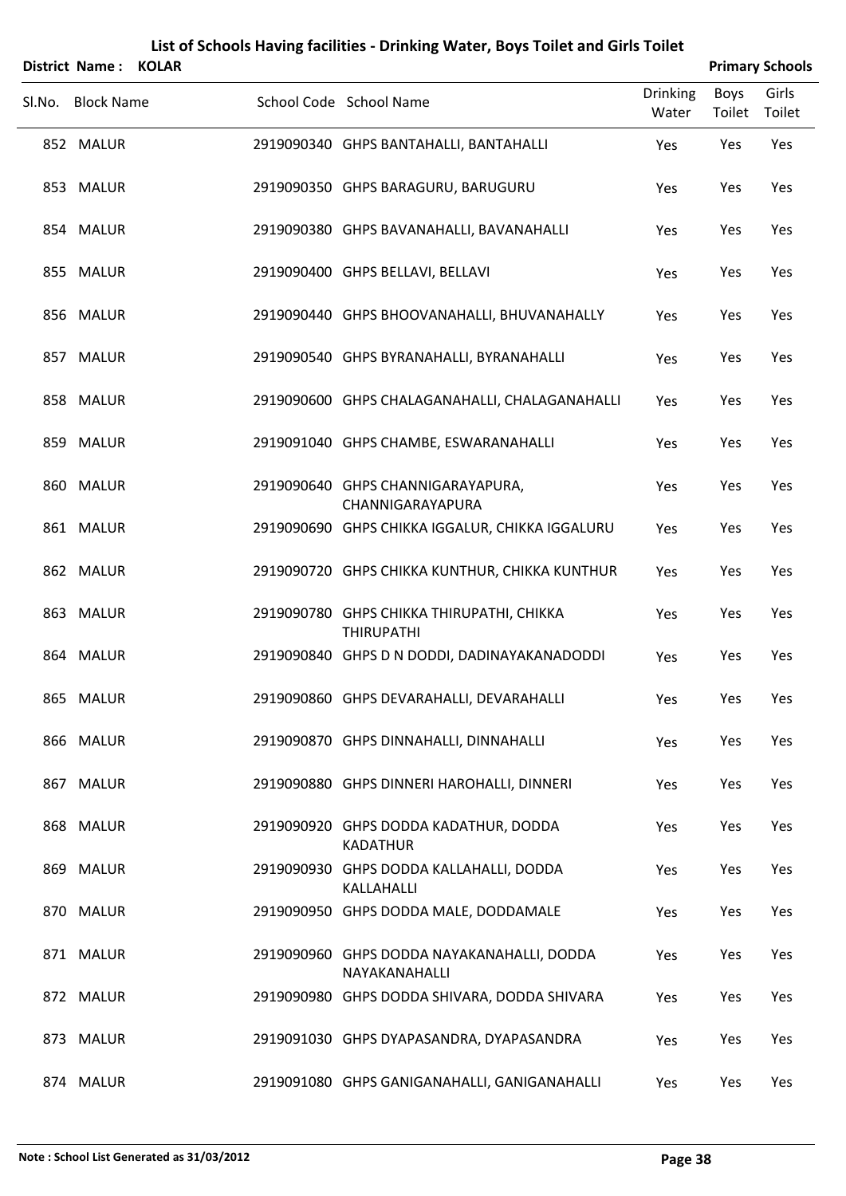# List of Schools Having facilities - Drinking Water, Boys Toilet and Girls Toilet

**District Name : KOLAR** **Primary Schools**

| Sl.No. | Block Name | School Code | School Name | Drinking Water | Boys Toilet | Girls Toilet |
|---|---|---|---|---|---|---|
| 852 | MALUR | 2919090340 | GHPS BANTAHALLI, BANTAHALLI | Yes | Yes | Yes |
| 853 | MALUR | 2919090350 | GHPS BARAGURU, BARUGURU | Yes | Yes | Yes |
| 854 | MALUR | 2919090380 | GHPS BAVANAHALLI, BAVANAHALLI | Yes | Yes | Yes |
| 855 | MALUR | 2919090400 | GHPS BELLAVI, BELLAVI | Yes | Yes | Yes |
| 856 | MALUR | 2919090440 | GHPS BHOOVANAHALLI, BHUVANAHALLY | Yes | Yes | Yes |
| 857 | MALUR | 2919090540 | GHPS BYRANAHALLI, BYRANAHALLI | Yes | Yes | Yes |
| 858 | MALUR | 2919090600 | GHPS CHALAGANAHALLI, CHALAGANAHALLI | Yes | Yes | Yes |
| 859 | MALUR | 2919091040 | GHPS CHAMBE, ESWARANAHALLI | Yes | Yes | Yes |
| 860 | MALUR | 2919090640 | GHPS CHANNIGARAYAPURA, CHANNIGARAYAPURA | Yes | Yes | Yes |
| 861 | MALUR | 2919090690 | GHPS CHIKKA IGGALUR, CHIKKA IGGALURU | Yes | Yes | Yes |
| 862 | MALUR | 2919090720 | GHPS CHIKKA KUNTHUR, CHIKKA KUNTHUR | Yes | Yes | Yes |
| 863 | MALUR | 2919090780 | GHPS CHIKKA THIRUPATHI, CHIKKA THIRUPATHI | Yes | Yes | Yes |
| 864 | MALUR | 2919090840 | GHPS D N DODDI, DADINAYAKANADODDI | Yes | Yes | Yes |
| 865 | MALUR | 2919090860 | GHPS DEVARAHALLI, DEVARAHALLI | Yes | Yes | Yes |
| 866 | MALUR | 2919090870 | GHPS DINNAHALLI, DINNAHALLI | Yes | Yes | Yes |
| 867 | MALUR | 2919090880 | GHPS DINNERI HAROHALLI, DINNERI | Yes | Yes | Yes |
| 868 | MALUR | 2919090920 | GHPS DODDA KADATHUR, DODDA KADATHUR | Yes | Yes | Yes |
| 869 | MALUR | 2919090930 | GHPS DODDA KALLAHALLI, DODDA KALLAHALLI | Yes | Yes | Yes |
| 870 | MALUR | 2919090950 | GHPS DODDA MALE, DODDAMALE | Yes | Yes | Yes |
| 871 | MALUR | 2919090960 | GHPS DODDA NAYAKANAHALLI, DODDA NAYAKANAHALLI | Yes | Yes | Yes |
| 872 | MALUR | 2919090980 | GHPS DODDA SHIVARA, DODDA SHIVARA | Yes | Yes | Yes |
| 873 | MALUR | 2919091030 | GHPS DYAPASANDRA, DYAPASANDRA | Yes | Yes | Yes |
| 874 | MALUR | 2919091080 | GHPS GANIGANAHALLI, GANIGANAHALLI | Yes | Yes | Yes |

**Note : School List Generated as 31/03/2012**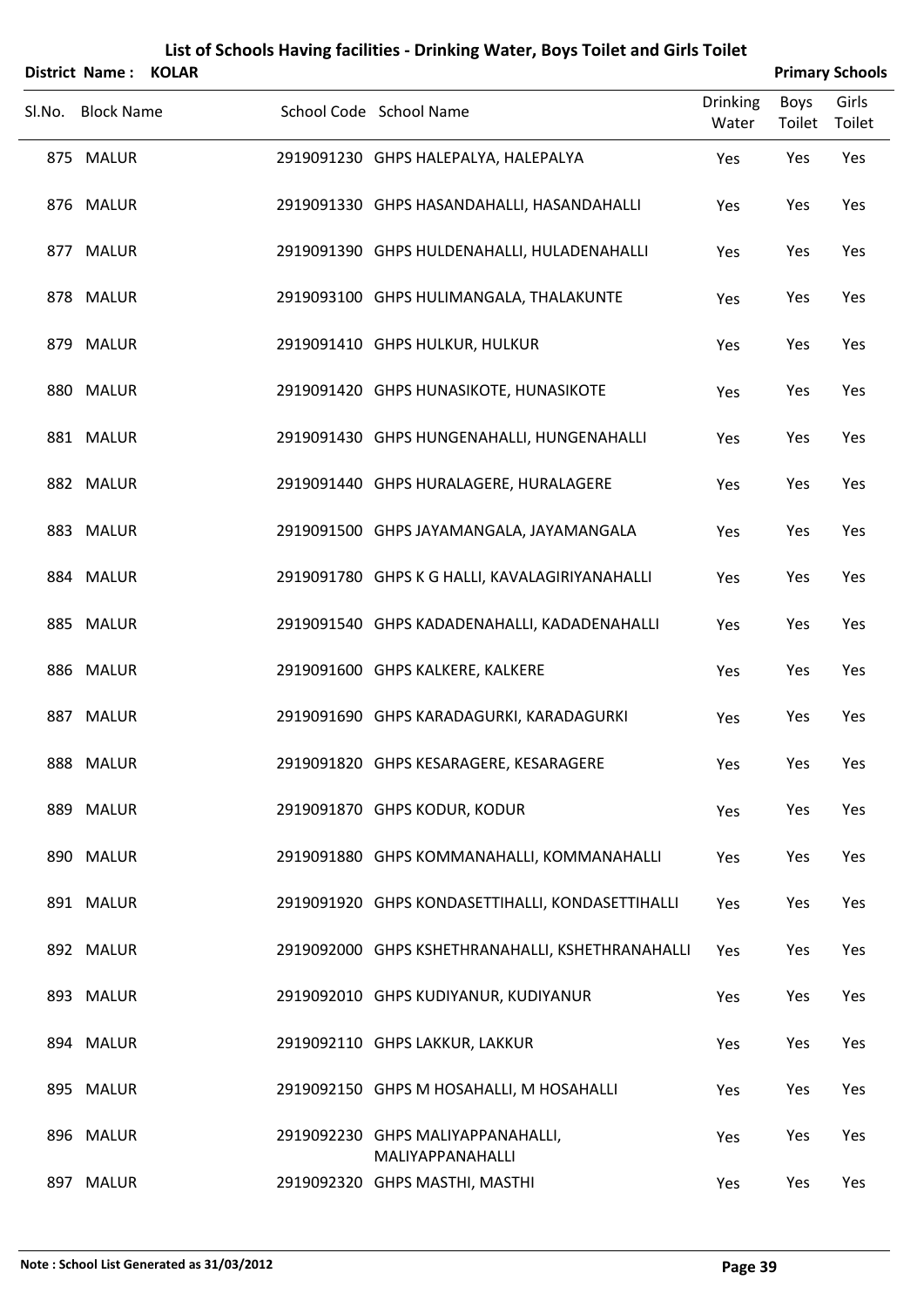# List of Schools Having facilities - Drinking Water, Boys Toilet and Girls Toilet

**District Name : KOLAR** **Primary Schools**

| Sl.No. | Block Name | School Code | School Name | Drinking Water | Boys Toilet | Girls Toilet |
|---|---|---|---|---|---|---|
| 875 | MALUR | 2919091230 | GHPS HALEPALYA, HALEPALYA | Yes | Yes | Yes |
| 876 | MALUR | 2919091330 | GHPS HASANDAHALLI, HASANDAHALLI | Yes | Yes | Yes |
| 877 | MALUR | 2919091390 | GHPS HULDENAHALLI, HULADENAHALLI | Yes | Yes | Yes |
| 878 | MALUR | 2919093100 | GHPS HULIMANGALA, THALAKUNTE | Yes | Yes | Yes |
| 879 | MALUR | 2919091410 | GHPS HULKUR, HULKUR | Yes | Yes | Yes |
| 880 | MALUR | 2919091420 | GHPS HUNASIKOTE, HUNASIKOTE | Yes | Yes | Yes |
| 881 | MALUR | 2919091430 | GHPS HUNGENAHALLI, HUNGENAHALLI | Yes | Yes | Yes |
| 882 | MALUR | 2919091440 | GHPS HURALAGERE, HURALAGERE | Yes | Yes | Yes |
| 883 | MALUR | 2919091500 | GHPS JAYAMANGALA, JAYAMANGALA | Yes | Yes | Yes |
| 884 | MALUR | 2919091780 | GHPS K G HALLI, KAVALAGIRIYANAHALLI | Yes | Yes | Yes |
| 885 | MALUR | 2919091540 | GHPS KADADENAHALLI, KADADENAHALLI | Yes | Yes | Yes |
| 886 | MALUR | 2919091600 | GHPS KALKERE, KALKERE | Yes | Yes | Yes |
| 887 | MALUR | 2919091690 | GHPS KARADAGURKI, KARADAGURKI | Yes | Yes | Yes |
| 888 | MALUR | 2919091820 | GHPS KESARAGERE, KESARAGERE | Yes | Yes | Yes |
| 889 | MALUR | 2919091870 | GHPS KODUR, KODUR | Yes | Yes | Yes |
| 890 | MALUR | 2919091880 | GHPS KOMMANAHALLI, KOMMANAHALLI | Yes | Yes | Yes |
| 891 | MALUR | 2919091920 | GHPS KONDASETTIHALLI, KONDASETTIHALLI | Yes | Yes | Yes |
| 892 | MALUR | 2919092000 | GHPS KSHETHRANAHALLI, KSHETHRANAHALLI | Yes | Yes | Yes |
| 893 | MALUR | 2919092010 | GHPS KUDIYANUR, KUDIYANUR | Yes | Yes | Yes |
| 894 | MALUR | 2919092110 | GHPS LAKKUR, LAKKUR | Yes | Yes | Yes |
| 895 | MALUR | 2919092150 | GHPS M HOSAHALLI, M HOSAHALLI | Yes | Yes | Yes |
| 896 | MALUR | 2919092230 | GHPS MALIYAPPANAHALLI, MALIYAPPANAHALLI | Yes | Yes | Yes |
| 897 | MALUR | 2919092320 | GHPS MASTHI, MASTHI | Yes | Yes | Yes |

**Note : School List Generated as 31/03/2012**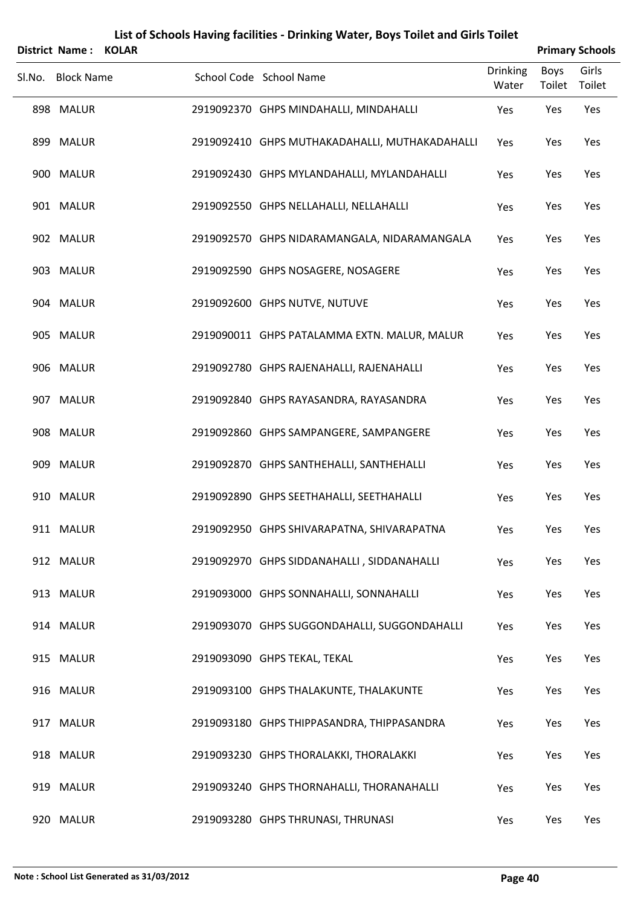# List of Schools Having facilities - Drinking Water, Boys Toilet and Girls Toilet

**District Name : KOLAR** **Primary Schools**

| Sl.No. | Block Name | School Code | School Name | Drinking Water | Boys Toilet | Girls Toilet |
|---|---|---|---|---|---|---|
| 898 | MALUR | 2919092370 | GHPS MINDAHALLI, MINDAHALLI | Yes | Yes | Yes |
| 899 | MALUR | 2919092410 | GHPS MUTHAKADAHALLI, MUTHAKADAHALLI | Yes | Yes | Yes |
| 900 | MALUR | 2919092430 | GHPS MYLANDAHALLI, MYLANDAHALLI | Yes | Yes | Yes |
| 901 | MALUR | 2919092550 | GHPS NELLAHALLI, NELLAHALLI | Yes | Yes | Yes |
| 902 | MALUR | 2919092570 | GHPS NIDARAMANGALA, NIDARAMANGALA | Yes | Yes | Yes |
| 903 | MALUR | 2919092590 | GHPS NOSAGERE, NOSAGERE | Yes | Yes | Yes |
| 904 | MALUR | 2919092600 | GHPS NUTVE, NUTUVE | Yes | Yes | Yes |
| 905 | MALUR | 2919090011 | GHPS PATALAMMA EXTN. MALUR, MALUR | Yes | Yes | Yes |
| 906 | MALUR | 2919092780 | GHPS RAJENAHALLI, RAJENAHALLI | Yes | Yes | Yes |
| 907 | MALUR | 2919092840 | GHPS RAYASANDRA, RAYASANDRA | Yes | Yes | Yes |
| 908 | MALUR | 2919092860 | GHPS SAMPANGERE, SAMPANGERE | Yes | Yes | Yes |
| 909 | MALUR | 2919092870 | GHPS SANTHEHALLI, SANTHEHALLI | Yes | Yes | Yes |
| 910 | MALUR | 2919092890 | GHPS SEETHAHALLI, SEETHAHALLI | Yes | Yes | Yes |
| 911 | MALUR | 2919092950 | GHPS SHIVARAPATNA, SHIVARAPATNA | Yes | Yes | Yes |
| 912 | MALUR | 2919092970 | GHPS SIDDANAHALLI , SIDDANAHALLI | Yes | Yes | Yes |
| 913 | MALUR | 2919093000 | GHPS SONNAHALLI, SONNAHALLI | Yes | Yes | Yes |
| 914 | MALUR | 2919093070 | GHPS SUGGONDAHALLI, SUGGONDAHALLI | Yes | Yes | Yes |
| 915 | MALUR | 2919093090 | GHPS TEKAL, TEKAL | Yes | Yes | Yes |
| 916 | MALUR | 2919093100 | GHPS THALAKUNTE, THALAKUNTE | Yes | Yes | Yes |
| 917 | MALUR | 2919093180 | GHPS THIPPASANDRA, THIPPASANDRA | Yes | Yes | Yes |
| 918 | MALUR | 2919093230 | GHPS THORALAKKI, THORALAKKI | Yes | Yes | Yes |
| 919 | MALUR | 2919093240 | GHPS THORNAHALLI, THORANAHALLI | Yes | Yes | Yes |
| 920 | MALUR | 2919093280 | GHPS THRUNASI, THRUNASI | Yes | Yes | Yes |

**Note : School List Generated as 31/03/2012**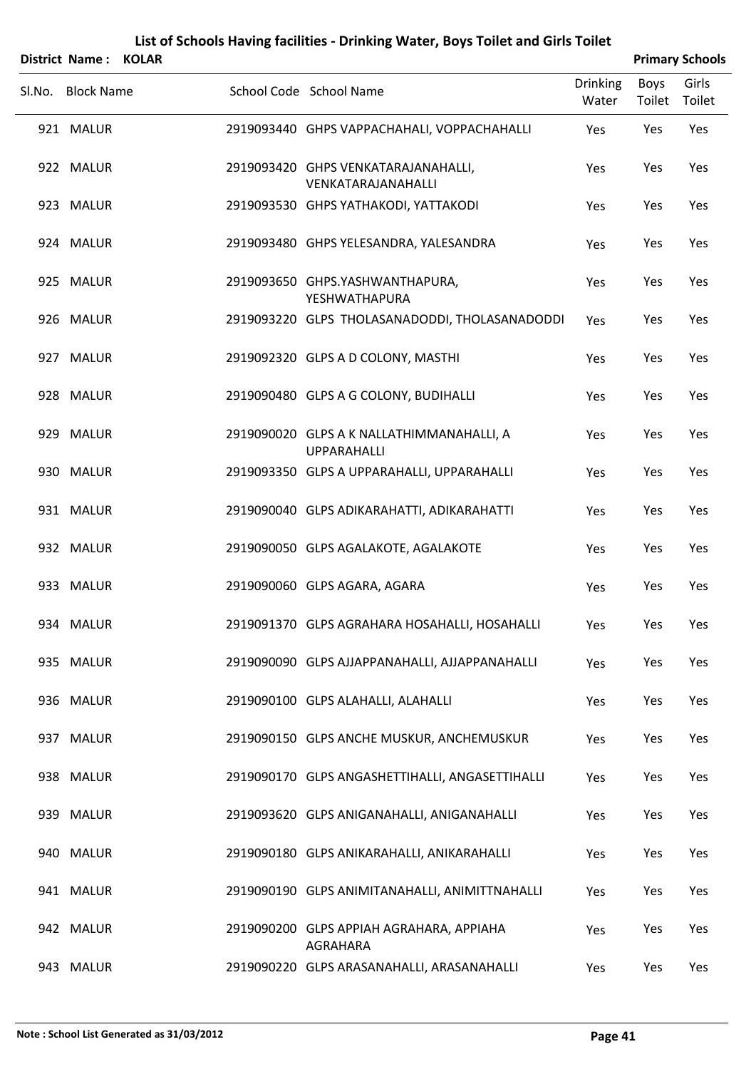# List of Schools Having facilities - Drinking Water, Boys Toilet and Girls Toilet

**District Name : KOLAR** **Primary Schools**

| Sl.No. | Block Name | School Code | School Name | Drinking Water | Boys Toilet | Girls Toilet |
|---|---|---|---|---|---|---|
| 921 | MALUR | 2919093440 | GHPS VAPPACHAHALI, VOPPACHAHALLI | Yes | Yes | Yes |
| 922 | MALUR | 2919093420 | GHPS VENKATARAJANAHALLI, VENKATARAJANAHALLI | Yes | Yes | Yes |
| 923 | MALUR | 2919093530 | GHPS YATHAKODI, YATTAKODI | Yes | Yes | Yes |
| 924 | MALUR | 2919093480 | GHPS YELESANDRA, YALESANDRA | Yes | Yes | Yes |
| 925 | MALUR | 2919093650 | GHPS.YASHWANTHAPURA, YESHWATHAPURA | Yes | Yes | Yes |
| 926 | MALUR | 2919093220 | GLPS THOLASANADODDI, THOLASANADODDI | Yes | Yes | Yes |
| 927 | MALUR | 2919092320 | GLPS A D COLONY, MASTHI | Yes | Yes | Yes |
| 928 | MALUR | 2919090480 | GLPS A G COLONY, BUDIHALLI | Yes | Yes | Yes |
| 929 | MALUR | 2919090020 | GLPS A K NALLATHIMMANAHALLI, A UPPARAHALLI | Yes | Yes | Yes |
| 930 | MALUR | 2919093350 | GLPS A UPPARAHALLI, UPPARAHALLI | Yes | Yes | Yes |
| 931 | MALUR | 2919090040 | GLPS ADIKARAHATTI, ADIKARAHATTI | Yes | Yes | Yes |
| 932 | MALUR | 2919090050 | GLPS AGALAKOTE, AGALAKOTE | Yes | Yes | Yes |
| 933 | MALUR | 2919090060 | GLPS AGARA, AGARA | Yes | Yes | Yes |
| 934 | MALUR | 2919091370 | GLPS AGRAHARA HOSAHALLI, HOSAHALLI | Yes | Yes | Yes |
| 935 | MALUR | 2919090090 | GLPS AJJAPPANAHALLI, AJJAPPANAHALLI | Yes | Yes | Yes |
| 936 | MALUR | 2919090100 | GLPS ALAHALLI, ALAHALLI | Yes | Yes | Yes |
| 937 | MALUR | 2919090150 | GLPS ANCHE MUSKUR, ANCHEMUSKUR | Yes | Yes | Yes |
| 938 | MALUR | 2919090170 | GLPS ANGASHETTIHALLI, ANGASETTIHALLI | Yes | Yes | Yes |
| 939 | MALUR | 2919093620 | GLPS ANIGANAHALLI, ANIGANAHALLI | Yes | Yes | Yes |
| 940 | MALUR | 2919090180 | GLPS ANIKARAHALLI, ANIKARAHALLI | Yes | Yes | Yes |
| 941 | MALUR | 2919090190 | GLPS ANIMITANAHALLI, ANIMITTNAHALLI | Yes | Yes | Yes |
| 942 | MALUR | 2919090200 | GLPS APPIAH AGRAHARA, APPIAHA AGRAHARA | Yes | Yes | Yes |
| 943 | MALUR | 2919090220 | GLPS ARASANAHALLI, ARASANAHALLI | Yes | Yes | Yes |

**Note : School List Generated as 31/03/2012**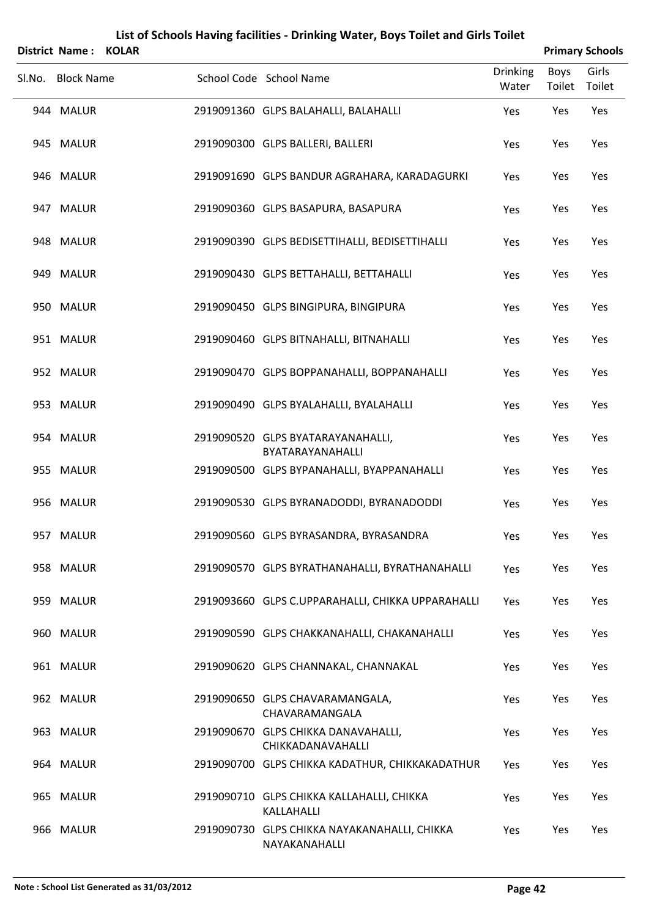# List of Schools Having facilities - Drinking Water, Boys Toilet and Girls Toilet

**District Name : KOLAR** **Primary Schools**

| Sl.No. | Block Name | School Code | School Name | Drinking Water | Boys Toilet | Girls Toilet |
|---|---|---|---|---|---|---|
| 944 | MALUR | 2919091360 | GLPS BALAHALLI, BALAHALLI | Yes | Yes | Yes |
| 945 | MALUR | 2919090300 | GLPS BALLERI, BALLERI | Yes | Yes | Yes |
| 946 | MALUR | 2919091690 | GLPS BANDUR AGRAHARA, KARADAGURKI | Yes | Yes | Yes |
| 947 | MALUR | 2919090360 | GLPS BASAPURA, BASAPURA | Yes | Yes | Yes |
| 948 | MALUR | 2919090390 | GLPS BEDISETTIHALLI, BEDISETTIHALLI | Yes | Yes | Yes |
| 949 | MALUR | 2919090430 | GLPS BETTAHALLI, BETTAHALLI | Yes | Yes | Yes |
| 950 | MALUR | 2919090450 | GLPS BINGIPURA, BINGIPURA | Yes | Yes | Yes |
| 951 | MALUR | 2919090460 | GLPS BITNAHALLI, BITNAHALLI | Yes | Yes | Yes |
| 952 | MALUR | 2919090470 | GLPS BOPPANAHALLI, BOPPANAHALLI | Yes | Yes | Yes |
| 953 | MALUR | 2919090490 | GLPS BYALAHALLI, BYALAHALLI | Yes | Yes | Yes |
| 954 | MALUR | 2919090520 | GLPS BYATARAYANAHALLI, BYATARAYANAHALLI | Yes | Yes | Yes |
| 955 | MALUR | 2919090500 | GLPS BYPANAHALLI, BYAPPANAHALLI | Yes | Yes | Yes |
| 956 | MALUR | 2919090530 | GLPS BYRANADODDI, BYRANADODDI | Yes | Yes | Yes |
| 957 | MALUR | 2919090560 | GLPS BYRASANDRA, BYRASANDRA | Yes | Yes | Yes |
| 958 | MALUR | 2919090570 | GLPS BYRATHANAHALLI, BYRATHANAHALLI | Yes | Yes | Yes |
| 959 | MALUR | 2919093660 | GLPS C.UPPARAHALLI, CHIKKA UPPARAHALLI | Yes | Yes | Yes |
| 960 | MALUR | 2919090590 | GLPS CHAKKANAHALLI, CHAKANAHALLI | Yes | Yes | Yes |
| 961 | MALUR | 2919090620 | GLPS CHANNAKAL, CHANNAKAL | Yes | Yes | Yes |
| 962 | MALUR | 2919090650 | GLPS CHAVARAMANGALA, CHAVARAMANGALA | Yes | Yes | Yes |
| 963 | MALUR | 2919090670 | GLPS CHIKKA DANAVAHALLI, CHIKKADANAVAHALLI | Yes | Yes | Yes |
| 964 | MALUR | 2919090700 | GLPS CHIKKA KADATHUR, CHIKKAKADATHUR | Yes | Yes | Yes |
| 965 | MALUR | 2919090710 | GLPS CHIKKA KALLAHALLI, CHIKKA KALLAHALLI | Yes | Yes | Yes |
| 966 | MALUR | 2919090730 | GLPS CHIKKA NAYAKANAHALLI, CHIKKA NAYAKANAHALLI | Yes | Yes | Yes |

**Note : School List Generated as 31/03/2012**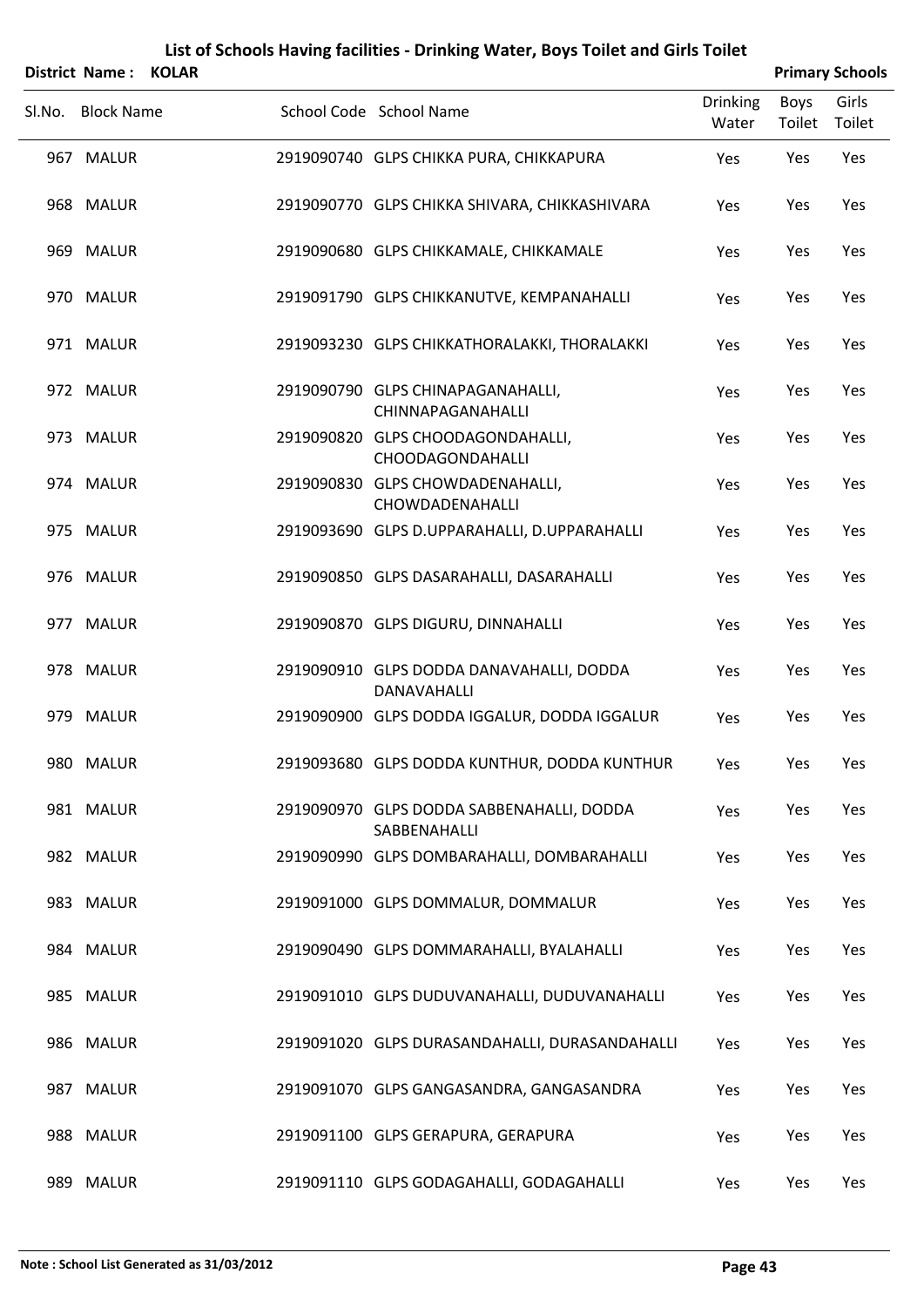# List of Schools Having facilities - Drinking Water, Boys Toilet and Girls Toilet

**District Name : KOLAR** **Primary Schools**

| Sl.No. | Block Name | School Code | School Name | Drinking Water | Boys Toilet | Girls Toilet |
|---|---|---|---|---|---|---|
| 967 | MALUR | 2919090740 | GLPS CHIKKA PURA, CHIKKAPURA | Yes | Yes | Yes |
| 968 | MALUR | 2919090770 | GLPS CHIKKA SHIVARA, CHIKKASHIVARA | Yes | Yes | Yes |
| 969 | MALUR | 2919090680 | GLPS CHIKKAMALE, CHIKKAMALE | Yes | Yes | Yes |
| 970 | MALUR | 2919091790 | GLPS CHIKKANUTVE, KEMPANAHALLI | Yes | Yes | Yes |
| 971 | MALUR | 2919093230 | GLPS CHIKKATHORALAKKI, THORALAKKI | Yes | Yes | Yes |
| 972 | MALUR | 2919090790 | GLPS CHINAPAGANAHALLI, CHINNAPAGANAHALLI | Yes | Yes | Yes |
| 973 | MALUR | 2919090820 | GLPS CHOODAGONDAHALLI, CHOODAGONDAHALLI | Yes | Yes | Yes |
| 974 | MALUR | 2919090830 | GLPS CHOWDADENAHALLI, CHOWDADENAHALLI | Yes | Yes | Yes |
| 975 | MALUR | 2919093690 | GLPS D.UPPARAHALLI, D.UPPARAHALLI | Yes | Yes | Yes |
| 976 | MALUR | 2919090850 | GLPS DASARAHALLI, DASARAHALLI | Yes | Yes | Yes |
| 977 | MALUR | 2919090870 | GLPS DIGURU, DINNAHALLI | Yes | Yes | Yes |
| 978 | MALUR | 2919090910 | GLPS DODDA DANAVAHALLI, DODDA DANAVAHALLI | Yes | Yes | Yes |
| 979 | MALUR | 2919090900 | GLPS DODDA IGGALUR, DODDA IGGALUR | Yes | Yes | Yes |
| 980 | MALUR | 2919093680 | GLPS DODDA KUNTHUR, DODDA KUNTHUR | Yes | Yes | Yes |
| 981 | MALUR | 2919090970 | GLPS DODDA SABBENAHALLI, DODDA SABBENAHALLI | Yes | Yes | Yes |
| 982 | MALUR | 2919090990 | GLPS DOMBARAHALLI, DOMBARAHALLI | Yes | Yes | Yes |
| 983 | MALUR | 2919091000 | GLPS DOMMALUR, DOMMALUR | Yes | Yes | Yes |
| 984 | MALUR | 2919090490 | GLPS DOMMARAHALLI, BYALAHALLI | Yes | Yes | Yes |
| 985 | MALUR | 2919091010 | GLPS DUDUVANAHALLI, DUDUVANAHALLI | Yes | Yes | Yes |
| 986 | MALUR | 2919091020 | GLPS DURASANDAHALLI, DURASANDAHALLI | Yes | Yes | Yes |
| 987 | MALUR | 2919091070 | GLPS GANGASANDRA, GANGASANDRA | Yes | Yes | Yes |
| 988 | MALUR | 2919091100 | GLPS GERAPURA, GERAPURA | Yes | Yes | Yes |
| 989 | MALUR | 2919091110 | GLPS GODAGAHALLI, GODAGAHALLI | Yes | Yes | Yes |

**Note : School List Generated as 31/03/2012**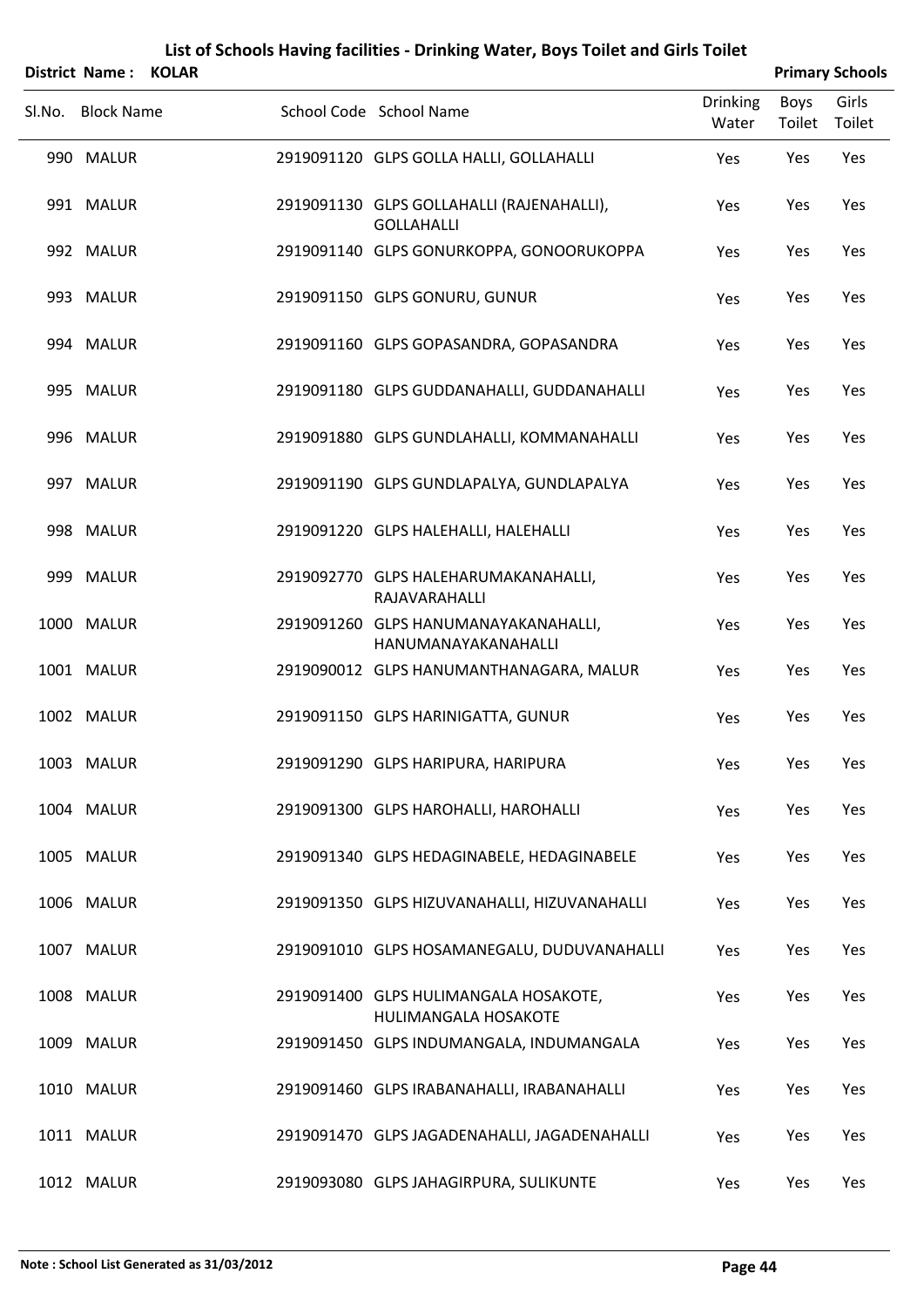# List of Schools Having facilities - Drinking Water, Boys Toilet and Girls Toilet

**District Name : KOLAR** **Primary Schools**

| Sl.No. | Block Name | School Code | School Name | Drinking Water | Boys Toilet | Girls Toilet |
|---|---|---|---|---|---|---|
| 990 | MALUR | 2919091120 | GLPS GOLLA HALLI, GOLLAHALLI | Yes | Yes | Yes |
| 991 | MALUR | 2919091130 | GLPS GOLLAHALLI (RAJENAHALLI), GOLLAHALLI | Yes | Yes | Yes |
| 992 | MALUR | 2919091140 | GLPS GONURKOPPA, GONOORUKOPPA | Yes | Yes | Yes |
| 993 | MALUR | 2919091150 | GLPS GONURU, GUNUR | Yes | Yes | Yes |
| 994 | MALUR | 2919091160 | GLPS GOPASANDRA, GOPASANDRA | Yes | Yes | Yes |
| 995 | MALUR | 2919091180 | GLPS GUDDANAHALLI, GUDDANAHALLI | Yes | Yes | Yes |
| 996 | MALUR | 2919091880 | GLPS GUNDLAHALLI, KOMMANAHALLI | Yes | Yes | Yes |
| 997 | MALUR | 2919091190 | GLPS GUNDLAPALYA, GUNDLAPALYA | Yes | Yes | Yes |
| 998 | MALUR | 2919091220 | GLPS HALEHALLI, HALEHALLI | Yes | Yes | Yes |
| 999 | MALUR | 2919092770 | GLPS HALEHARUMAKANAHALLI, RAJAVARAHALLI | Yes | Yes | Yes |
| 1000 | MALUR | 2919091260 | GLPS HANUMANAYAKANAHALLI, HANUMANAYAKANAHALLI | Yes | Yes | Yes |
| 1001 | MALUR | 2919090012 | GLPS HANUMANTHANAGARA, MALUR | Yes | Yes | Yes |
| 1002 | MALUR | 2919091150 | GLPS HARINIGATTA, GUNUR | Yes | Yes | Yes |
| 1003 | MALUR | 2919091290 | GLPS HARIPURA, HARIPURA | Yes | Yes | Yes |
| 1004 | MALUR | 2919091300 | GLPS HAROHALLI, HAROHALLI | Yes | Yes | Yes |
| 1005 | MALUR | 2919091340 | GLPS HEDAGINABELE, HEDAGINABELE | Yes | Yes | Yes |
| 1006 | MALUR | 2919091350 | GLPS HIZUVANAHALLI, HIZUVANAHALLI | Yes | Yes | Yes |
| 1007 | MALUR | 2919091010 | GLPS HOSAMANEGALU, DUDUVANAHALLI | Yes | Yes | Yes |
| 1008 | MALUR | 2919091400 | GLPS HULIMANGALA HOSAKOTE, HULIMANGALA HOSAKOTE | Yes | Yes | Yes |
| 1009 | MALUR | 2919091450 | GLPS INDUMANGALA, INDUMANGALA | Yes | Yes | Yes |
| 1010 | MALUR | 2919091460 | GLPS IRABANAHALLI, IRABANAHALLI | Yes | Yes | Yes |
| 1011 | MALUR | 2919091470 | GLPS JAGADENAHALLI, JAGADENAHALLI | Yes | Yes | Yes |
| 1012 | MALUR | 2919093080 | GLPS JAHAGIRPURA, SULIKUNTE | Yes | Yes | Yes |

**Note : School List Generated as 31/03/2012**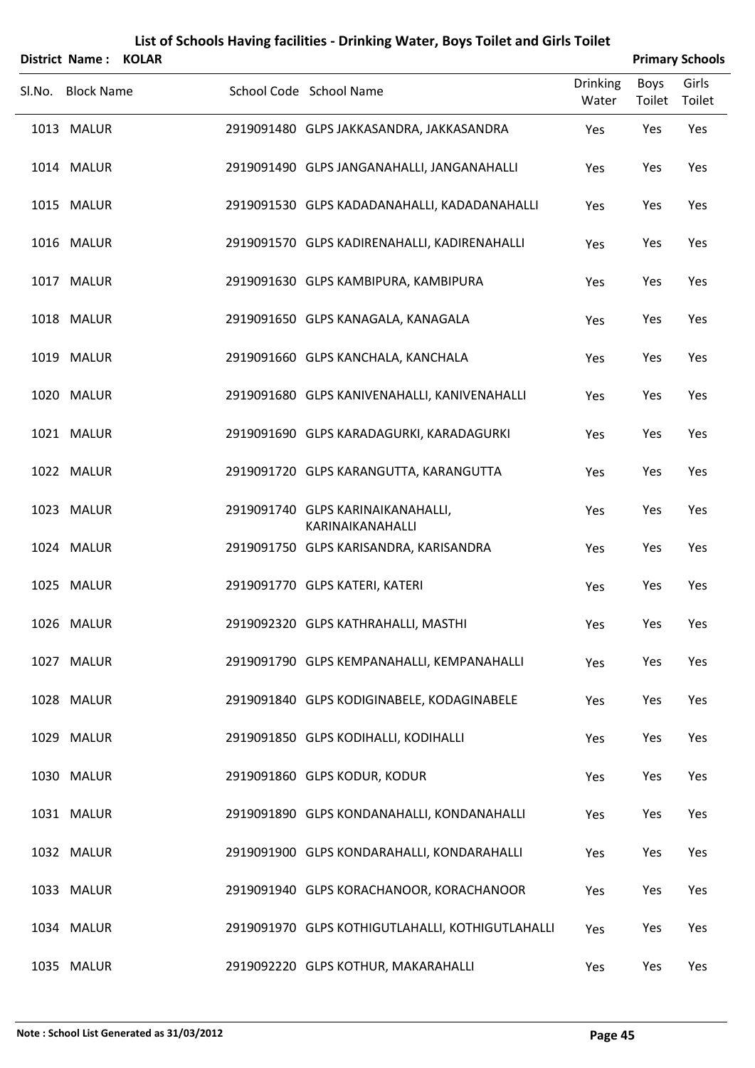# List of Schools Having facilities - Drinking Water, Boys Toilet and Girls Toilet

**District Name : KOLAR** | **Primary Schools**

| Sl.No. | Block Name | School Code | School Name | Drinking Water | Boys Toilet | Girls Toilet |
|---|---|---|---|---|---|---|
| 1013 | MALUR | 2919091480 | GLPS JAKKASANDRA, JAKKASANDRA | Yes | Yes | Yes |
| 1014 | MALUR | 2919091490 | GLPS JANGANAHALLI, JANGANAHALLI | Yes | Yes | Yes |
| 1015 | MALUR | 2919091530 | GLPS KADADANAHALLI, KADADANAHALLI | Yes | Yes | Yes |
| 1016 | MALUR | 2919091570 | GLPS KADIRENAHALLI, KADIRENAHALLI | Yes | Yes | Yes |
| 1017 | MALUR | 2919091630 | GLPS KAMBIPURA, KAMBIPURA | Yes | Yes | Yes |
| 1018 | MALUR | 2919091650 | GLPS KANAGALA, KANAGALA | Yes | Yes | Yes |
| 1019 | MALUR | 2919091660 | GLPS KANCHALA, KANCHALA | Yes | Yes | Yes |
| 1020 | MALUR | 2919091680 | GLPS KANIVENAHALLI, KANIVENAHALLI | Yes | Yes | Yes |
| 1021 | MALUR | 2919091690 | GLPS KARADAGURKI, KARADAGURKI | Yes | Yes | Yes |
| 1022 | MALUR | 2919091720 | GLPS KARANGUTTA, KARANGUTTA | Yes | Yes | Yes |
| 1023 | MALUR | 2919091740 | GLPS KARINAIKANAHALLI, KARINAIKANAHALLI | Yes | Yes | Yes |
| 1024 | MALUR | 2919091750 | GLPS KARISANDRA, KARISANDRA | Yes | Yes | Yes |
| 1025 | MALUR | 2919091770 | GLPS KATERI, KATERI | Yes | Yes | Yes |
| 1026 | MALUR | 2919092320 | GLPS KATHRAHALLI, MASTHI | Yes | Yes | Yes |
| 1027 | MALUR | 2919091790 | GLPS KEMPANAHALLI, KEMPANAHALLI | Yes | Yes | Yes |
| 1028 | MALUR | 2919091840 | GLPS KODIGINABELE, KODAGINABELE | Yes | Yes | Yes |
| 1029 | MALUR | 2919091850 | GLPS KODIHALLI, KODIHALLI | Yes | Yes | Yes |
| 1030 | MALUR | 2919091860 | GLPS KODUR, KODUR | Yes | Yes | Yes |
| 1031 | MALUR | 2919091890 | GLPS KONDANAHALLI, KONDANAHALLI | Yes | Yes | Yes |
| 1032 | MALUR | 2919091900 | GLPS KONDARAHALLI, KONDARAHALLI | Yes | Yes | Yes |
| 1033 | MALUR | 2919091940 | GLPS KORACHANOOR, KORACHANOOR | Yes | Yes | Yes |
| 1034 | MALUR | 2919091970 | GLPS KOTHIGUTLAHALLI, KOTHIGUTLAHALLI | Yes | Yes | Yes |
| 1035 | MALUR | 2919092220 | GLPS KOTHUR, MAKARAHALLI | Yes | Yes | Yes |

**Note : School List Generated as 31/03/2012**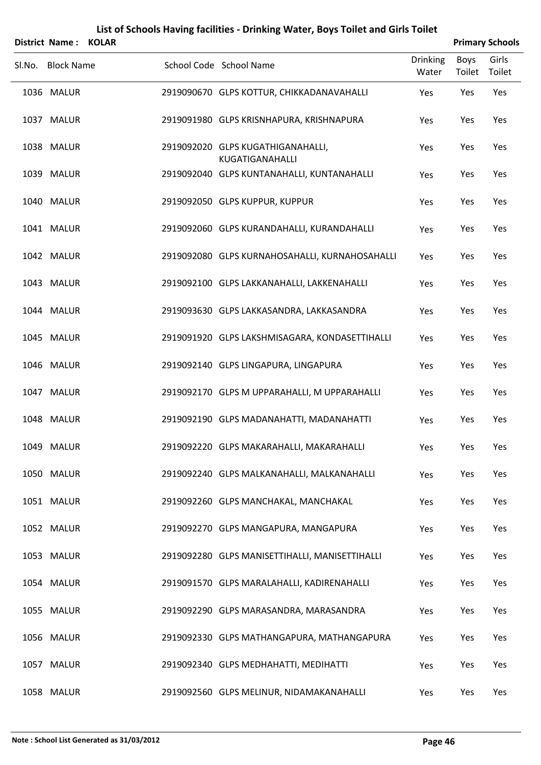# List of Schools Having facilities - Drinking Water, Boys Toilet and Girls Toilet

**District Name : KOLAR** **Primary Schools**

| Sl.No. | Block Name | School Code | School Name | Drinking Water | Boys Toilet | Girls Toilet |
|---|---|---|---|---|---|---|
| 1036 | MALUR | 2919090670 | GLPS KOTTUR, CHIKKADANAVAHALLI | Yes | Yes | Yes |
| 1037 | MALUR | 2919091980 | GLPS KRISNHAPURA, KRISHNAPURA | Yes | Yes | Yes |
| 1038 | MALUR | 2919092020 | GLPS KUGATHIGANAHALLI, KUGATIGANAHALLI | Yes | Yes | Yes |
| 1039 | MALUR | 2919092040 | GLPS KUNTANAHALLI, KUNTANAHALLI | Yes | Yes | Yes |
| 1040 | MALUR | 2919092050 | GLPS KUPPUR, KUPPUR | Yes | Yes | Yes |
| 1041 | MALUR | 2919092060 | GLPS KURANDAHALLI, KURANDAHALLI | Yes | Yes | Yes |
| 1042 | MALUR | 2919092080 | GLPS KURNAHOSAHALLI, KURNAHOSAHALLI | Yes | Yes | Yes |
| 1043 | MALUR | 2919092100 | GLPS LAKKANAHALLI, LAKKENAHALLI | Yes | Yes | Yes |
| 1044 | MALUR | 2919093630 | GLPS LAKKASANDRA, LAKKASANDRA | Yes | Yes | Yes |
| 1045 | MALUR | 2919091920 | GLPS LAKSHMISAGARA, KONDASETTIHALLI | Yes | Yes | Yes |
| 1046 | MALUR | 2919092140 | GLPS LINGAPURA, LINGAPURA | Yes | Yes | Yes |
| 1047 | MALUR | 2919092170 | GLPS M UPPARAHALLI, M UPPARAHALLI | Yes | Yes | Yes |
| 1048 | MALUR | 2919092190 | GLPS MADANAHATTI, MADANAHATTI | Yes | Yes | Yes |
| 1049 | MALUR | 2919092220 | GLPS MAKARAHALLI, MAKARAHALLI | Yes | Yes | Yes |
| 1050 | MALUR | 2919092240 | GLPS MALKANAHALLI, MALKANAHALLI | Yes | Yes | Yes |
| 1051 | MALUR | 2919092260 | GLPS MANCHAKAL, MANCHAKAL | Yes | Yes | Yes |
| 1052 | MALUR | 2919092270 | GLPS MANGAPURA, MANGAPURA | Yes | Yes | Yes |
| 1053 | MALUR | 2919092280 | GLPS MANISETTIHALLI, MANISETTIHALLI | Yes | Yes | Yes |
| 1054 | MALUR | 2919091570 | GLPS MARALAHALLI, KADIRENAHALLI | Yes | Yes | Yes |
| 1055 | MALUR | 2919092290 | GLPS MARASANDRA, MARASANDRA | Yes | Yes | Yes |
| 1056 | MALUR | 2919092330 | GLPS MATHANGAPURA, MATHANGAPURA | Yes | Yes | Yes |
| 1057 | MALUR | 2919092340 | GLPS MEDHAHATTI, MEDIHATTI | Yes | Yes | Yes |
| 1058 | MALUR | 2919092560 | GLPS MELINUR, NIDAMAKANAHALLI | Yes | Yes | Yes |

**Note : School List Generated as 31/03/2012**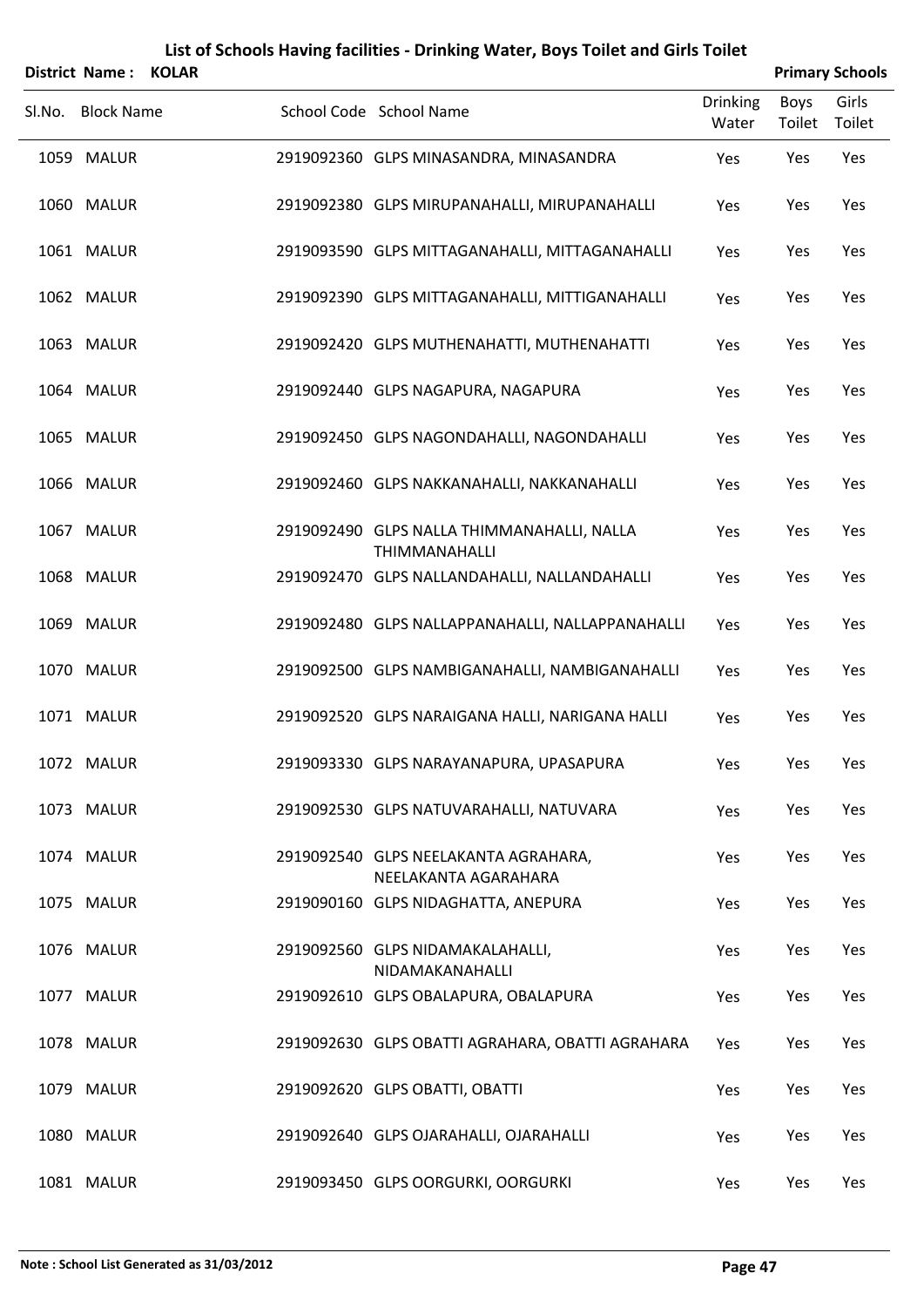# List of Schools Having facilities - Drinking Water, Boys Toilet and Girls Toilet

**District Name : KOLAR** **Primary Schools**

| Sl.No. | Block Name | School Code | School Name | Drinking Water | Boys Toilet | Girls Toilet |
|---|---|---|---|---|---|---|
| 1059 | MALUR | 2919092360 | GLPS MINASANDRA, MINASANDRA | Yes | Yes | Yes |
| 1060 | MALUR | 2919092380 | GLPS MIRUPANAHALLI, MIRUPANAHALLI | Yes | Yes | Yes |
| 1061 | MALUR | 2919093590 | GLPS MITTAGANAHALLI, MITTAGANAHALLI | Yes | Yes | Yes |
| 1062 | MALUR | 2919092390 | GLPS MITTAGANAHALLI, MITTIGANAHALLI | Yes | Yes | Yes |
| 1063 | MALUR | 2919092420 | GLPS MUTHENAHATTI, MUTHENAHATTI | Yes | Yes | Yes |
| 1064 | MALUR | 2919092440 | GLPS NAGAPURA, NAGAPURA | Yes | Yes | Yes |
| 1065 | MALUR | 2919092450 | GLPS NAGONDAHALLI, NAGONDAHALLI | Yes | Yes | Yes |
| 1066 | MALUR | 2919092460 | GLPS NAKKANAHALLI, NAKKANAHALLI | Yes | Yes | Yes |
| 1067 | MALUR | 2919092490 | GLPS NALLA THIMMANAHALLI, NALLA THIMMANAHALLI | Yes | Yes | Yes |
| 1068 | MALUR | 2919092470 | GLPS NALLANDAHALLI, NALLANDAHALLI | Yes | Yes | Yes |
| 1069 | MALUR | 2919092480 | GLPS NALLAPPANAHALLI, NALLAPPANAHALLI | Yes | Yes | Yes |
| 1070 | MALUR | 2919092500 | GLPS NAMBIGANAHALLI, NAMBIGANAHALLI | Yes | Yes | Yes |
| 1071 | MALUR | 2919092520 | GLPS NARAIGANA HALLI, NARIGANA HALLI | Yes | Yes | Yes |
| 1072 | MALUR | 2919093330 | GLPS NARAYANAPURA, UPASAPURA | Yes | Yes | Yes |
| 1073 | MALUR | 2919092530 | GLPS NATUVARAHALLI, NATUVARA | Yes | Yes | Yes |
| 1074 | MALUR | 2919092540 | GLPS NEELAKANTA AGRAHARA, NEELAKANTA AGARAHARA | Yes | Yes | Yes |
| 1075 | MALUR | 2919090160 | GLPS NIDAGHATTA, ANEPURA | Yes | Yes | Yes |
| 1076 | MALUR | 2919092560 | GLPS NIDAMAKALAHALLI, NIDAMAKANAHALLI | Yes | Yes | Yes |
| 1077 | MALUR | 2919092610 | GLPS OBALAPURA, OBALAPURA | Yes | Yes | Yes |
| 1078 | MALUR | 2919092630 | GLPS OBATTI AGRAHARA, OBATTI AGRAHARA | Yes | Yes | Yes |
| 1079 | MALUR | 2919092620 | GLPS OBATTI, OBATTI | Yes | Yes | Yes |
| 1080 | MALUR | 2919092640 | GLPS OJARAHALLI, OJARAHALLI | Yes | Yes | Yes |
| 1081 | MALUR | 2919093450 | GLPS OORGURKI, OORGURKI | Yes | Yes | Yes |

**Note : School List Generated as 31/03/2012**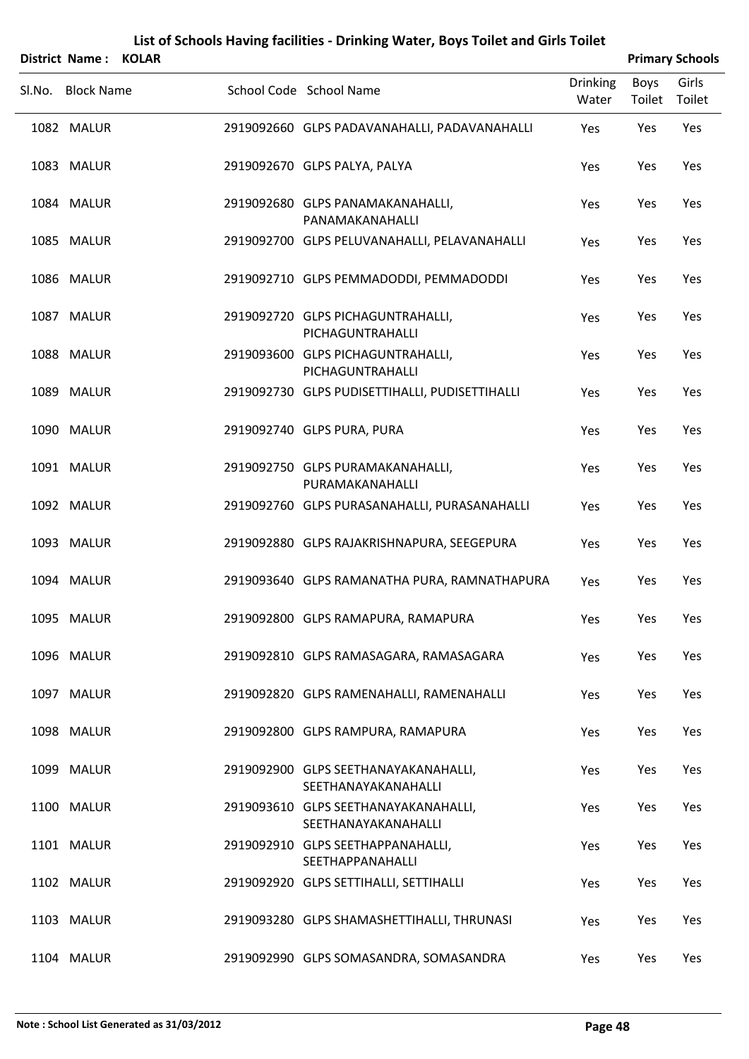# List of Schools Having facilities - Drinking Water, Boys Toilet and Girls Toilet

**District Name : KOLAR** **Primary Schools**

| Sl.No. | Block Name | School Code | School Name | Drinking Water | Boys Toilet | Girls Toilet |
|---|---|---|---|---|---|---|
| 1082 | MALUR | 2919092660 | GLPS PADAVANAHALLI, PADAVANAHALLI | Yes | Yes | Yes |
| 1083 | MALUR | 2919092670 | GLPS PALYA, PALYA | Yes | Yes | Yes |
| 1084 | MALUR | 2919092680 | GLPS PANAMAKANAHALLI, PANAMAKANAHALLI | Yes | Yes | Yes |
| 1085 | MALUR | 2919092700 | GLPS PELUVANAHALLI, PELAVANAHALLI | Yes | Yes | Yes |
| 1086 | MALUR | 2919092710 | GLPS PEMMADODDI, PEMMADODDI | Yes | Yes | Yes |
| 1087 | MALUR | 2919092720 | GLPS PICHAGUNTRAHALLI, PICHAGUNTRAHALLI | Yes | Yes | Yes |
| 1088 | MALUR | 2919093600 | GLPS PICHAGUNTRAHALLI, PICHAGUNTRAHALLI | Yes | Yes | Yes |
| 1089 | MALUR | 2919092730 | GLPS PUDISETTIHALLI, PUDISETTIHALLI | Yes | Yes | Yes |
| 1090 | MALUR | 2919092740 | GLPS PURA, PURA | Yes | Yes | Yes |
| 1091 | MALUR | 2919092750 | GLPS PURAMAKANAHALLI, PURAMAKANAHALLI | Yes | Yes | Yes |
| 1092 | MALUR | 2919092760 | GLPS PURASANAHALLI, PURASANAHALLI | Yes | Yes | Yes |
| 1093 | MALUR | 2919092880 | GLPS RAJAKRISHNAPURA, SEEGEPURA | Yes | Yes | Yes |
| 1094 | MALUR | 2919093640 | GLPS RAMANATHA PURA, RAMNATHAPURA | Yes | Yes | Yes |
| 1095 | MALUR | 2919092800 | GLPS RAMAPURA, RAMAPURA | Yes | Yes | Yes |
| 1096 | MALUR | 2919092810 | GLPS RAMASAGARA, RAMASAGARA | Yes | Yes | Yes |
| 1097 | MALUR | 2919092820 | GLPS RAMENAHALLI, RAMENAHALLI | Yes | Yes | Yes |
| 1098 | MALUR | 2919092800 | GLPS RAMPURA, RAMAPURA | Yes | Yes | Yes |
| 1099 | MALUR | 2919092900 | GLPS SEETHANAYAKANAHALLI, SEETHANAYAKANAHALLI | Yes | Yes | Yes |
| 1100 | MALUR | 2919093610 | GLPS SEETHANAYAKANAHALLI, SEETHANAYAKANAHALLI | Yes | Yes | Yes |
| 1101 | MALUR | 2919092910 | GLPS SEETHAPPANAHALLI, SEETHAPPANAHALLI | Yes | Yes | Yes |
| 1102 | MALUR | 2919092920 | GLPS SETTIHALLI, SETTIHALLI | Yes | Yes | Yes |
| 1103 | MALUR | 2919093280 | GLPS SHAMASHETTIHALLI, THRUNASI | Yes | Yes | Yes |
| 1104 | MALUR | 2919092990 | GLPS SOMASANDRA, SOMASANDRA | Yes | Yes | Yes |

**Note : School List Generated as 31/03/2012**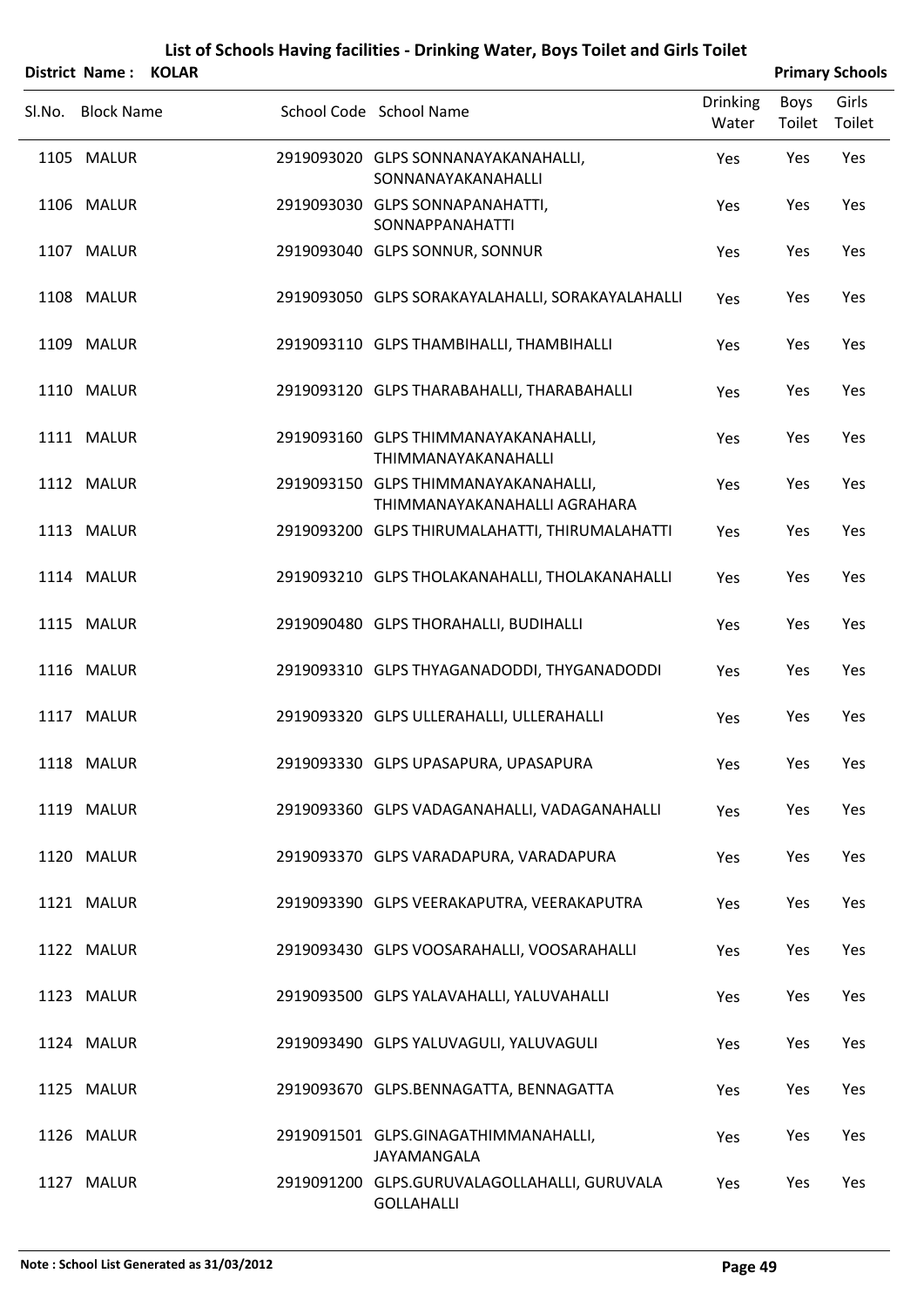# List of Schools Having facilities - Drinking Water, Boys Toilet and Girls Toilet

**District Name : KOLAR** **Primary Schools**

| Sl.No. | Block Name | School Code | School Name | Drinking Water | Boys Toilet | Girls Toilet |
|---|---|---|---|---|---|---|
| 1105 | MALUR | 2919093020 | GLPS SONNANAYAKANAHALLI, SONNANAYAKANAHALLI | Yes | Yes | Yes |
| 1106 | MALUR | 2919093030 | GLPS SONNAPANAHATTI, SONNAPPANAHATTI | Yes | Yes | Yes |
| 1107 | MALUR | 2919093040 | GLPS SONNUR, SONNUR | Yes | Yes | Yes |
| 1108 | MALUR | 2919093050 | GLPS SORAKAYALAHALLI, SORAKAYALAHALLI | Yes | Yes | Yes |
| 1109 | MALUR | 2919093110 | GLPS THAMBIHALLI, THAMBIHALLI | Yes | Yes | Yes |
| 1110 | MALUR | 2919093120 | GLPS THARABAHALLI, THARABAHALLI | Yes | Yes | Yes |
| 1111 | MALUR | 2919093160 | GLPS THIMMANAYAKANAHALLI, THIMMANAYAKANAHALLI | Yes | Yes | Yes |
| 1112 | MALUR | 2919093150 | GLPS THIMMANAYAKANAHALLI, THIMMANAYAKANAHALLI AGRAHARA | Yes | Yes | Yes |
| 1113 | MALUR | 2919093200 | GLPS THIRUMALAHATTI, THIRUMALAHATTI | Yes | Yes | Yes |
| 1114 | MALUR | 2919093210 | GLPS THOLAKANAHALLI, THOLAKANAHALLI | Yes | Yes | Yes |
| 1115 | MALUR | 2919090480 | GLPS THORAHALLI, BUDIHALLI | Yes | Yes | Yes |
| 1116 | MALUR | 2919093310 | GLPS THYAGANADODDI, THYGANADODDI | Yes | Yes | Yes |
| 1117 | MALUR | 2919093320 | GLPS ULLERAHALLI, ULLERAHALLI | Yes | Yes | Yes |
| 1118 | MALUR | 2919093330 | GLPS UPASAPURA, UPASAPURA | Yes | Yes | Yes |
| 1119 | MALUR | 2919093360 | GLPS VADAGANAHALLI, VADAGANAHALLI | Yes | Yes | Yes |
| 1120 | MALUR | 2919093370 | GLPS VARADAPURA, VARADAPURA | Yes | Yes | Yes |
| 1121 | MALUR | 2919093390 | GLPS VEERAKAPUTRA, VEERAKAPUTRA | Yes | Yes | Yes |
| 1122 | MALUR | 2919093430 | GLPS VOOSARAHALLI, VOOSARAHALLI | Yes | Yes | Yes |
| 1123 | MALUR | 2919093500 | GLPS YALAVAHALLI, YALUVAHALLI | Yes | Yes | Yes |
| 1124 | MALUR | 2919093490 | GLPS YALUVAGULI, YALUVAGULI | Yes | Yes | Yes |
| 1125 | MALUR | 2919093670 | GLPS.BENNAGATTA, BENNAGATTA | Yes | Yes | Yes |
| 1126 | MALUR | 2919091501 | GLPS.GINAGATHIMMANAHALLI, JAYAMANGALA | Yes | Yes | Yes |
| 1127 | MALUR | 2919091200 | GLPS.GURUVALAGOLLAHALLI, GURUVALA GOLLAHALLI | Yes | Yes | Yes |

Note : School List Generated as 31/03/2012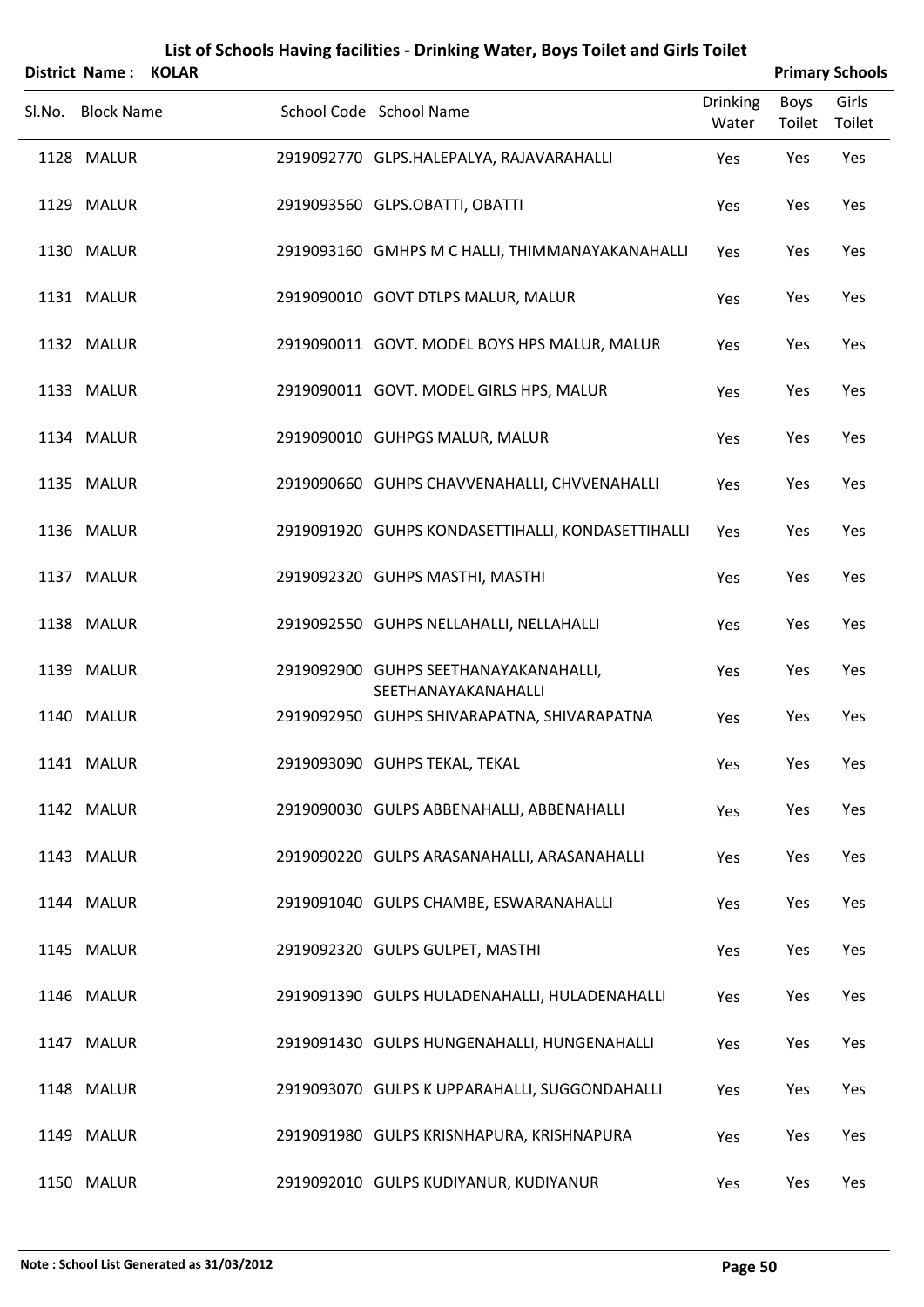# List of Schools Having facilities - Drinking Water, Boys Toilet and Girls Toilet

**District Name : KOLAR** **Primary Schools**

| Sl.No. | Block Name | School Code | School Name | Drinking Water | Boys Toilet | Girls Toilet |
|---|---|---|---|---|---|---|
| 1128 | MALUR | 2919092770 | GLPS.HALEPALYA, RAJAVARAHALLI | Yes | Yes | Yes |
| 1129 | MALUR | 2919093560 | GLPS.OBATTI, OBATTI | Yes | Yes | Yes |
| 1130 | MALUR | 2919093160 | GMHPS M C HALLI, THIMMANAYAKANAHALLI | Yes | Yes | Yes |
| 1131 | MALUR | 2919090010 | GOVT DTLPS MALUR, MALUR | Yes | Yes | Yes |
| 1132 | MALUR | 2919090011 | GOVT. MODEL BOYS HPS MALUR, MALUR | Yes | Yes | Yes |
| 1133 | MALUR | 2919090011 | GOVT. MODEL GIRLS HPS, MALUR | Yes | Yes | Yes |
| 1134 | MALUR | 2919090010 | GUHPGS MALUR, MALUR | Yes | Yes | Yes |
| 1135 | MALUR | 2919090660 | GUHPS CHAVVENAHALLI, CHVVENAHALLI | Yes | Yes | Yes |
| 1136 | MALUR | 2919091920 | GUHPS KONDASETTIHALLI, KONDASETTIHALLI | Yes | Yes | Yes |
| 1137 | MALUR | 2919092320 | GUHPS MASTHI, MASTHI | Yes | Yes | Yes |
| 1138 | MALUR | 2919092550 | GUHPS NELLAHALLI, NELLAHALLI | Yes | Yes | Yes |
| 1139 | MALUR | 2919092900 | GUHPS SEETHANAYAKANAHALLI, SEETHANAYAKANAHALLI | Yes | Yes | Yes |
| 1140 | MALUR | 2919092950 | GUHPS SHIVARAPATNA, SHIVARAPATNA | Yes | Yes | Yes |
| 1141 | MALUR | 2919093090 | GUHPS TEKAL, TEKAL | Yes | Yes | Yes |
| 1142 | MALUR | 2919090030 | GULPS ABBENAHALLI, ABBENAHALLI | Yes | Yes | Yes |
| 1143 | MALUR | 2919090220 | GULPS ARASANAHALLI, ARASANAHALLI | Yes | Yes | Yes |
| 1144 | MALUR | 2919091040 | GULPS CHAMBE, ESWARANAHALLI | Yes | Yes | Yes |
| 1145 | MALUR | 2919092320 | GULPS GULPET, MASTHI | Yes | Yes | Yes |
| 1146 | MALUR | 2919091390 | GULPS HULADENAHALLI, HULADENAHALLI | Yes | Yes | Yes |
| 1147 | MALUR | 2919091430 | GULPS HUNGENAHALLI, HUNGENAHALLI | Yes | Yes | Yes |
| 1148 | MALUR | 2919093070 | GULPS K UPPARAHALLI, SUGGONDAHALLI | Yes | Yes | Yes |
| 1149 | MALUR | 2919091980 | GULPS KRISNHAPURA, KRISHNAPURA | Yes | Yes | Yes |
| 1150 | MALUR | 2919092010 | GULPS KUDIYANUR, KUDIYANUR | Yes | Yes | Yes |

**Note : School List Generated as 31/03/2012**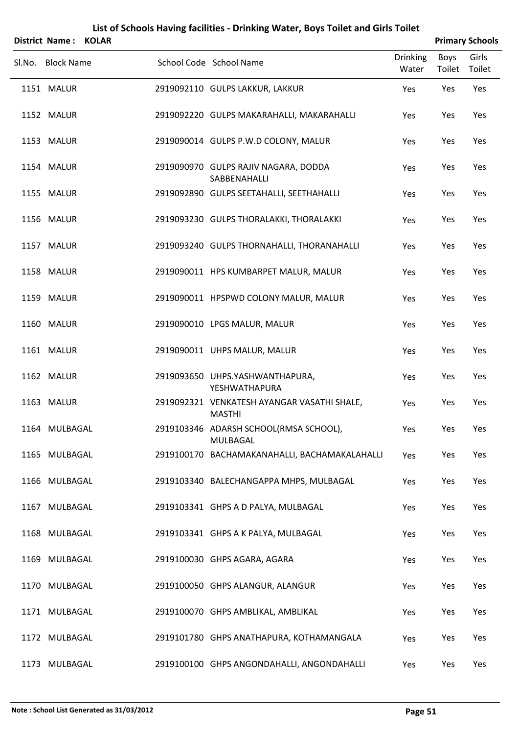# List of Schools Having facilities - Drinking Water, Boys Toilet and Girls Toilet

**District Name : KOLAR** **Primary Schools**

| Sl.No. | Block Name | School Code | School Name | Drinking Water | Boys Toilet | Girls Toilet |
|---|---|---|---|---|---|---|
| 1151 | MALUR | 2919092110 | GULPS LAKKUR, LAKKUR | Yes | Yes | Yes |
| 1152 | MALUR | 2919092220 | GULPS MAKARAHALLI, MAKARAHALLI | Yes | Yes | Yes |
| 1153 | MALUR | 2919090014 | GULPS P.W.D COLONY, MALUR | Yes | Yes | Yes |
| 1154 | MALUR | 2919090970 | GULPS RAJIV NAGARA, DODDA SABBENAHALLI | Yes | Yes | Yes |
| 1155 | MALUR | 2919092890 | GULPS SEETAHALLI, SEETHAHALLI | Yes | Yes | Yes |
| 1156 | MALUR | 2919093230 | GULPS THORALAKKI, THORALAKKI | Yes | Yes | Yes |
| 1157 | MALUR | 2919093240 | GULPS THORNAHALLI, THORANAHALLI | Yes | Yes | Yes |
| 1158 | MALUR | 2919090011 | HPS KUMBARPET MALUR, MALUR | Yes | Yes | Yes |
| 1159 | MALUR | 2919090011 | HPSPWD COLONY MALUR, MALUR | Yes | Yes | Yes |
| 1160 | MALUR | 2919090010 | LPGS MALUR, MALUR | Yes | Yes | Yes |
| 1161 | MALUR | 2919090011 | UHPS MALUR, MALUR | Yes | Yes | Yes |
| 1162 | MALUR | 2919093650 | UHPS.YASHWANTHAPURA, YESHWATHAPURA | Yes | Yes | Yes |
| 1163 | MALUR | 2919092321 | VENKATESH AYANGAR VASATHI SHALE, MASTHI | Yes | Yes | Yes |
| 1164 | MULBAGAL | 2919103346 | ADARSH SCHOOL(RMSA SCHOOL), MULBAGAL | Yes | Yes | Yes |
| 1165 | MULBAGAL | 2919100170 | BACHAMAKANAHALLI, BACHAMAKALAHALLI | Yes | Yes | Yes |
| 1166 | MULBAGAL | 2919103340 | BALECHANGAPPA MHPS, MULBAGAL | Yes | Yes | Yes |
| 1167 | MULBAGAL | 2919103341 | GHPS A D PALYA, MULBAGAL | Yes | Yes | Yes |
| 1168 | MULBAGAL | 2919103341 | GHPS A K PALYA, MULBAGAL | Yes | Yes | Yes |
| 1169 | MULBAGAL | 2919100030 | GHPS AGARA, AGARA | Yes | Yes | Yes |
| 1170 | MULBAGAL | 2919100050 | GHPS ALANGUR, ALANGUR | Yes | Yes | Yes |
| 1171 | MULBAGAL | 2919100070 | GHPS AMBLIKAL, AMBLIKAL | Yes | Yes | Yes |
| 1172 | MULBAGAL | 2919101780 | GHPS ANATHAPURA, KOTHAMANGALA | Yes | Yes | Yes |
| 1173 | MULBAGAL | 2919100100 | GHPS ANGONDAHALLI, ANGONDAHALLI | Yes | Yes | Yes |

**Note : School List Generated as 31/03/2012**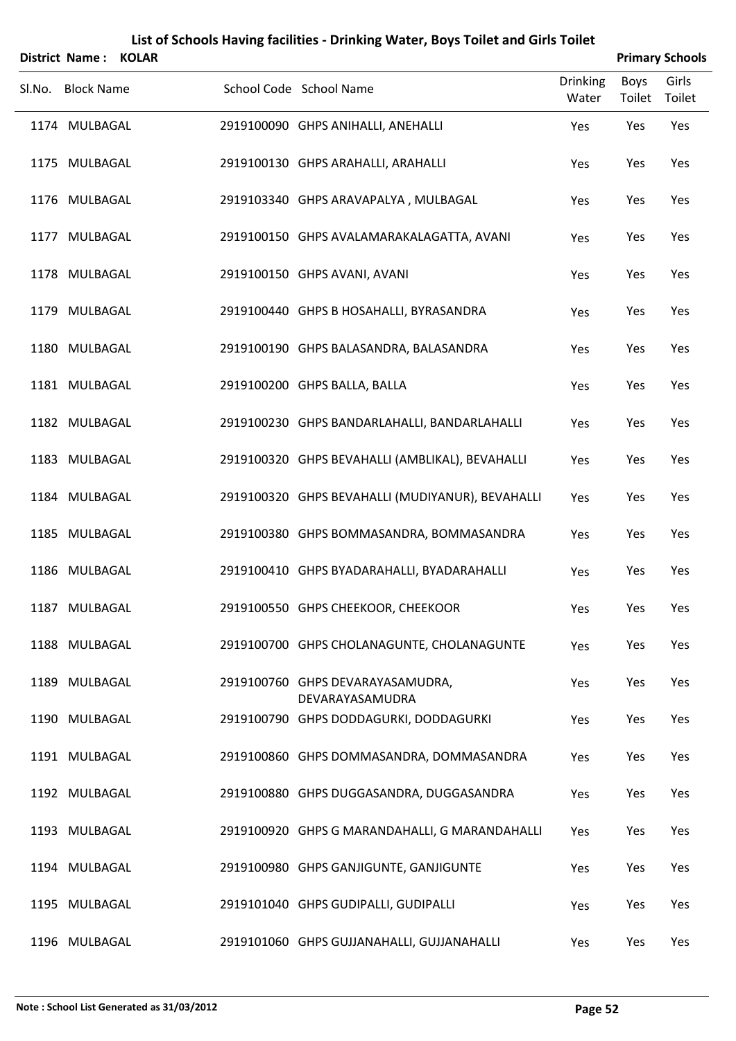# List of Schools Having facilities - Drinking Water, Boys Toilet and Girls Toilet

**District Name : KOLAR** **Primary Schools**

| Sl.No. | Block Name | School Code | School Name | Drinking Water | Boys Toilet | Girls Toilet |
|---|---|---|---|---|---|---|
| 1174 | MULBAGAL | 2919100090 | GHPS ANIHALLI, ANEHALLI | Yes | Yes | Yes |
| 1175 | MULBAGAL | 2919100130 | GHPS ARAHALLI, ARAHALLI | Yes | Yes | Yes |
| 1176 | MULBAGAL | 2919103340 | GHPS ARAVAPALYA , MULBAGAL | Yes | Yes | Yes |
| 1177 | MULBAGAL | 2919100150 | GHPS AVALAMARAKALAGATTA, AVANI | Yes | Yes | Yes |
| 1178 | MULBAGAL | 2919100150 | GHPS AVANI, AVANI | Yes | Yes | Yes |
| 1179 | MULBAGAL | 2919100440 | GHPS B HOSAHALLI, BYRASANDRA | Yes | Yes | Yes |
| 1180 | MULBAGAL | 2919100190 | GHPS BALASANDRA, BALASANDRA | Yes | Yes | Yes |
| 1181 | MULBAGAL | 2919100200 | GHPS BALLA, BALLA | Yes | Yes | Yes |
| 1182 | MULBAGAL | 2919100230 | GHPS BANDARLAHALLI, BANDARLAHALLI | Yes | Yes | Yes |
| 1183 | MULBAGAL | 2919100320 | GHPS BEVAHALLI (AMBLIKAL), BEVAHALLI | Yes | Yes | Yes |
| 1184 | MULBAGAL | 2919100320 | GHPS BEVAHALLI (MUDIYANUR), BEVAHALLI | Yes | Yes | Yes |
| 1185 | MULBAGAL | 2919100380 | GHPS BOMMASANDRA, BOMMASANDRA | Yes | Yes | Yes |
| 1186 | MULBAGAL | 2919100410 | GHPS BYADARAHALLI, BYADARAHALLI | Yes | Yes | Yes |
| 1187 | MULBAGAL | 2919100550 | GHPS CHEEKOOR, CHEEKOOR | Yes | Yes | Yes |
| 1188 | MULBAGAL | 2919100700 | GHPS CHOLANAGUNTE, CHOLANAGUNTE | Yes | Yes | Yes |
| 1189 | MULBAGAL | 2919100760 | GHPS DEVARAYASAMUDRA, DEVARAYASAMUDRA | Yes | Yes | Yes |
| 1190 | MULBAGAL | 2919100790 | GHPS DODDAGURKI, DODDAGURKI | Yes | Yes | Yes |
| 1191 | MULBAGAL | 2919100860 | GHPS DOMMASANDRA, DOMMASANDRA | Yes | Yes | Yes |
| 1192 | MULBAGAL | 2919100880 | GHPS DUGGASANDRA, DUGGASANDRA | Yes | Yes | Yes |
| 1193 | MULBAGAL | 2919100920 | GHPS G MARANDAHALLI, G MARANDAHALLI | Yes | Yes | Yes |
| 1194 | MULBAGAL | 2919100980 | GHPS GANJIGUNTE, GANJIGUNTE | Yes | Yes | Yes |
| 1195 | MULBAGAL | 2919101040 | GHPS GUDIPALLI, GUDIPALLI | Yes | Yes | Yes |
| 1196 | MULBAGAL | 2919101060 | GHPS GUJJANAHALLI, GUJJANAHALLI | Yes | Yes | Yes |

**Note : School List Generated as 31/03/2012**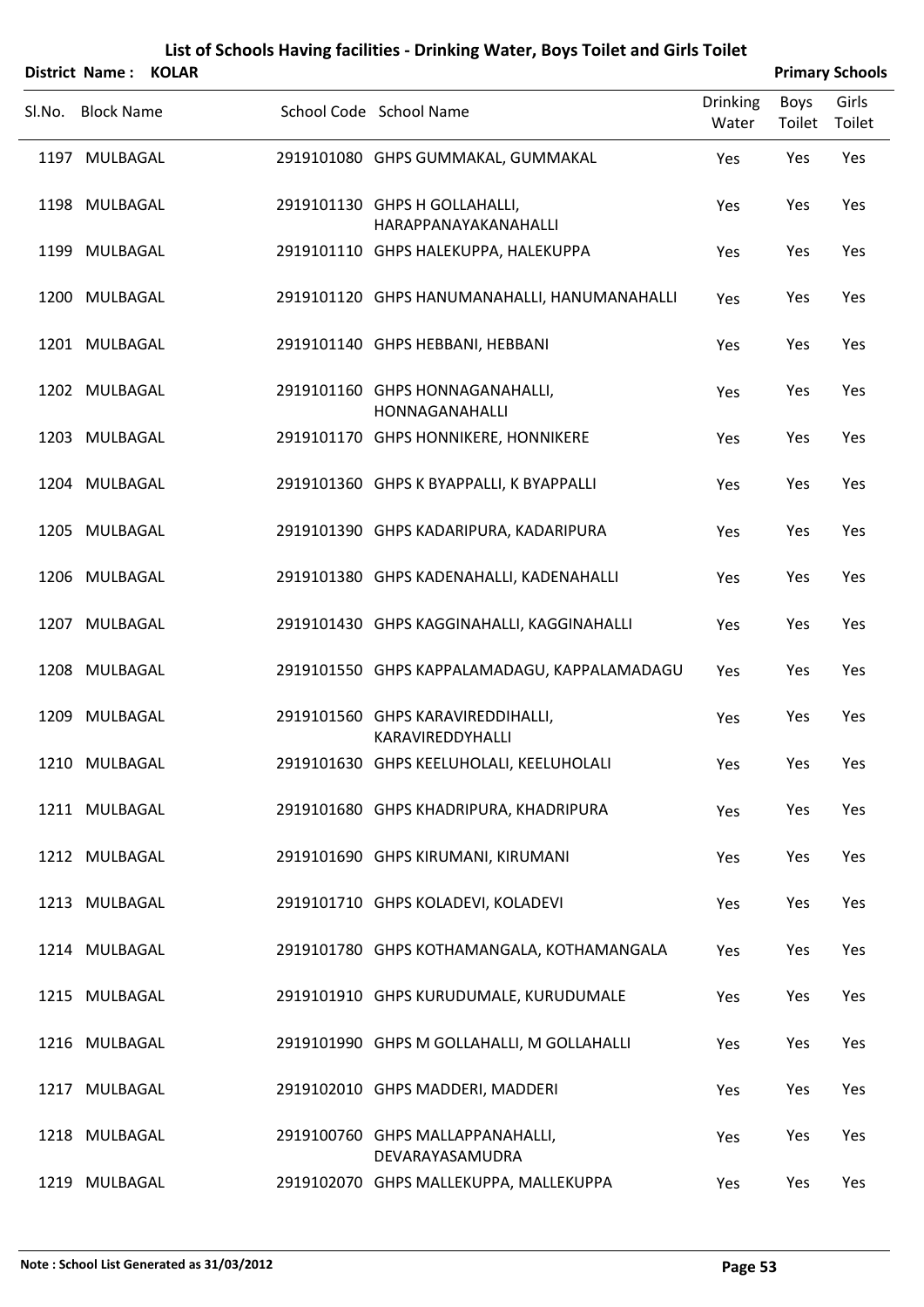# List of Schools Having facilities - Drinking Water, Boys Toilet and Girls Toilet

**District Name : KOLAR** **Primary Schools**

| Sl.No. | Block Name | School Code | School Name | Drinking Water | Boys Toilet | Girls Toilet |
|---|---|---|---|---|---|---|
| 1197 | MULBAGAL | 2919101080 | GHPS GUMMAKAL, GUMMAKAL | Yes | Yes | Yes |
| 1198 | MULBAGAL | 2919101130 | GHPS H GOLLAHALLI, HARAPPANAYAKANAHALLI | Yes | Yes | Yes |
| 1199 | MULBAGAL | 2919101110 | GHPS HALEKUPPA, HALEKUPPA | Yes | Yes | Yes |
| 1200 | MULBAGAL | 2919101120 | GHPS HANUMANAHALLI, HANUMANAHALLI | Yes | Yes | Yes |
| 1201 | MULBAGAL | 2919101140 | GHPS HEBBANI, HEBBANI | Yes | Yes | Yes |
| 1202 | MULBAGAL | 2919101160 | GHPS HONNAGANAHALLI, HONNAGANAHALLI | Yes | Yes | Yes |
| 1203 | MULBAGAL | 2919101170 | GHPS HONNIKERE, HONNIKERE | Yes | Yes | Yes |
| 1204 | MULBAGAL | 2919101360 | GHPS K BYAPPALLI, K BYAPPALLI | Yes | Yes | Yes |
| 1205 | MULBAGAL | 2919101390 | GHPS KADARIPURA, KADARIPURA | Yes | Yes | Yes |
| 1206 | MULBAGAL | 2919101380 | GHPS KADENAHALLI, KADENAHALLI | Yes | Yes | Yes |
| 1207 | MULBAGAL | 2919101430 | GHPS KAGGINAHALLI, KAGGINAHALLI | Yes | Yes | Yes |
| 1208 | MULBAGAL | 2919101550 | GHPS KAPPALAMADAGU, KAPPALAMADAGU | Yes | Yes | Yes |
| 1209 | MULBAGAL | 2919101560 | GHPS KARAVIREDDIHALLI, KARAVIREDDYHALLI | Yes | Yes | Yes |
| 1210 | MULBAGAL | 2919101630 | GHPS KEELUHOLALI, KEELUHOLALI | Yes | Yes | Yes |
| 1211 | MULBAGAL | 2919101680 | GHPS KHADRIPURA, KHADRIPURA | Yes | Yes | Yes |
| 1212 | MULBAGAL | 2919101690 | GHPS KIRUMANI, KIRUMANI | Yes | Yes | Yes |
| 1213 | MULBAGAL | 2919101710 | GHPS KOLADEVI, KOLADEVI | Yes | Yes | Yes |
| 1214 | MULBAGAL | 2919101780 | GHPS KOTHAMANGALA, KOTHAMANGALA | Yes | Yes | Yes |
| 1215 | MULBAGAL | 2919101910 | GHPS KURUDUMALE, KURUDUMALE | Yes | Yes | Yes |
| 1216 | MULBAGAL | 2919101990 | GHPS M GOLLAHALLI, M GOLLAHALLI | Yes | Yes | Yes |
| 1217 | MULBAGAL | 2919102010 | GHPS MADDERI, MADDERI | Yes | Yes | Yes |
| 1218 | MULBAGAL | 2919100760 | GHPS MALLAPPANAHALLI, DEVARAYASAMUDRA | Yes | Yes | Yes |
| 1219 | MULBAGAL | 2919102070 | GHPS MALLEKUPPA, MALLEKUPPA | Yes | Yes | Yes |

**Note : School List Generated as 31/03/2012**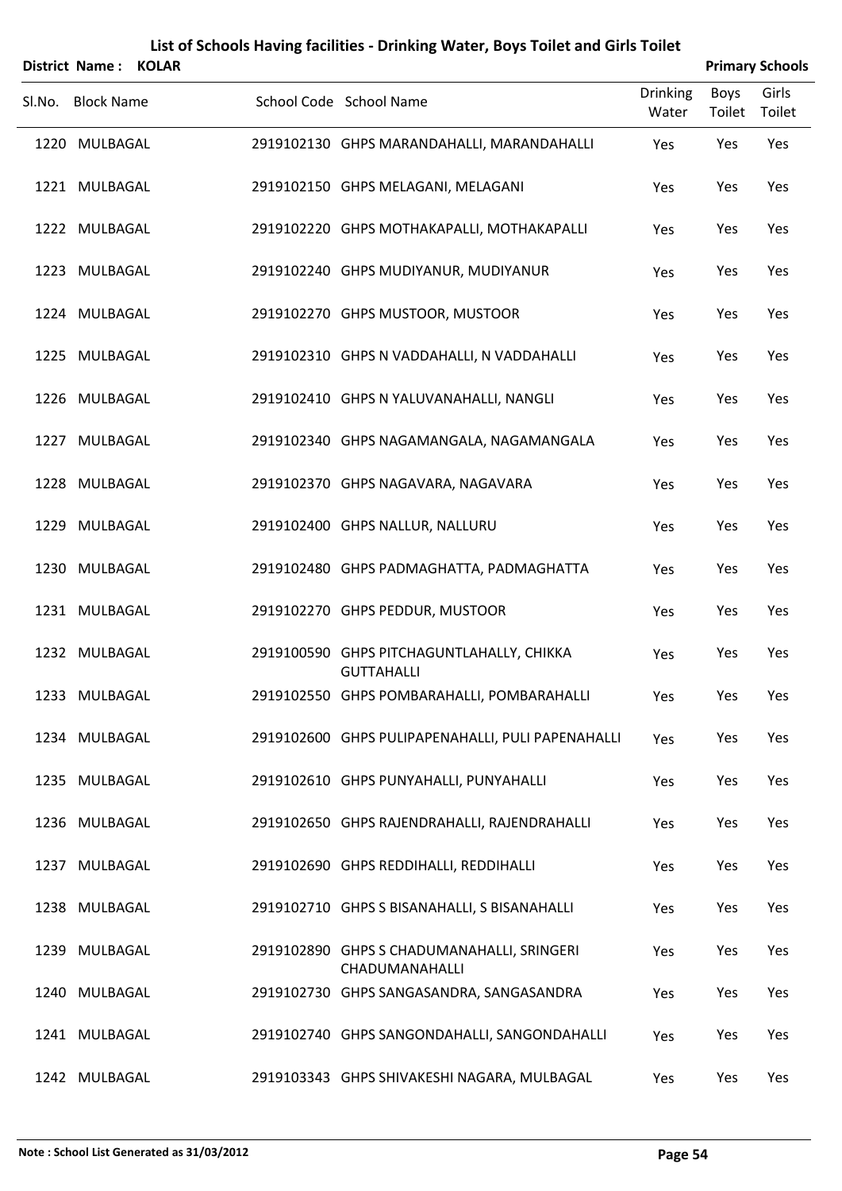# List of Schools Having facilities - Drinking Water, Boys Toilet and Girls Toilet

**District Name : KOLAR** **Primary Schools**

| Sl.No. | Block Name | School Code | School Name | Drinking Water | Boys Toilet | Girls Toilet |
|---|---|---|---|---|---|---|
| 1220 | MULBAGAL | 2919102130 | GHPS MARANDAHALLI, MARANDAHALLI | Yes | Yes | Yes |
| 1221 | MULBAGAL | 2919102150 | GHPS MELAGANI, MELAGANI | Yes | Yes | Yes |
| 1222 | MULBAGAL | 2919102220 | GHPS MOTHAKAPALLI, MOTHAKAPALLI | Yes | Yes | Yes |
| 1223 | MULBAGAL | 2919102240 | GHPS MUDIYANUR, MUDIYANUR | Yes | Yes | Yes |
| 1224 | MULBAGAL | 2919102270 | GHPS MUSTOOR, MUSTOOR | Yes | Yes | Yes |
| 1225 | MULBAGAL | 2919102310 | GHPS N VADDAHALLI, N VADDAHALLI | Yes | Yes | Yes |
| 1226 | MULBAGAL | 2919102410 | GHPS N YALUVANAHALLI, NANGLI | Yes | Yes | Yes |
| 1227 | MULBAGAL | 2919102340 | GHPS NAGAMANGALA, NAGAMANGALA | Yes | Yes | Yes |
| 1228 | MULBAGAL | 2919102370 | GHPS NAGAVARA, NAGAVARA | Yes | Yes | Yes |
| 1229 | MULBAGAL | 2919102400 | GHPS NALLUR, NALLURU | Yes | Yes | Yes |
| 1230 | MULBAGAL | 2919102480 | GHPS PADMAGHATTA, PADMAGHATTA | Yes | Yes | Yes |
| 1231 | MULBAGAL | 2919102270 | GHPS PEDDUR, MUSTOOR | Yes | Yes | Yes |
| 1232 | MULBAGAL | 2919100590 | GHPS PITCHAGUNTLAHALLY, CHIKKA GUTTAHALLI | Yes | Yes | Yes |
| 1233 | MULBAGAL | 2919102550 | GHPS POMBARAHALLI, POMBARAHALLI | Yes | Yes | Yes |
| 1234 | MULBAGAL | 2919102600 | GHPS PULIPAPENAHALLI, PULI PAPENAHALLI | Yes | Yes | Yes |
| 1235 | MULBAGAL | 2919102610 | GHPS PUNYAHALLI, PUNYAHALLI | Yes | Yes | Yes |
| 1236 | MULBAGAL | 2919102650 | GHPS RAJENDRAHALLI, RAJENDRAHALLI | Yes | Yes | Yes |
| 1237 | MULBAGAL | 2919102690 | GHPS REDDIHALLI, REDDIHALLI | Yes | Yes | Yes |
| 1238 | MULBAGAL | 2919102710 | GHPS S BISANAHALLI, S BISANAHALLI | Yes | Yes | Yes |
| 1239 | MULBAGAL | 2919102890 | GHPS S CHADUMANAHALLI, SRINGERI CHADUMANAHALLI | Yes | Yes | Yes |
| 1240 | MULBAGAL | 2919102730 | GHPS SANGASANDRA, SANGASANDRA | Yes | Yes | Yes |
| 1241 | MULBAGAL | 2919102740 | GHPS SANGONDAHALLI, SANGONDAHALLI | Yes | Yes | Yes |
| 1242 | MULBAGAL | 2919103343 | GHPS SHIVAKESHI NAGARA, MULBAGAL | Yes | Yes | Yes |

**Note : School List Generated as 31/03/2012**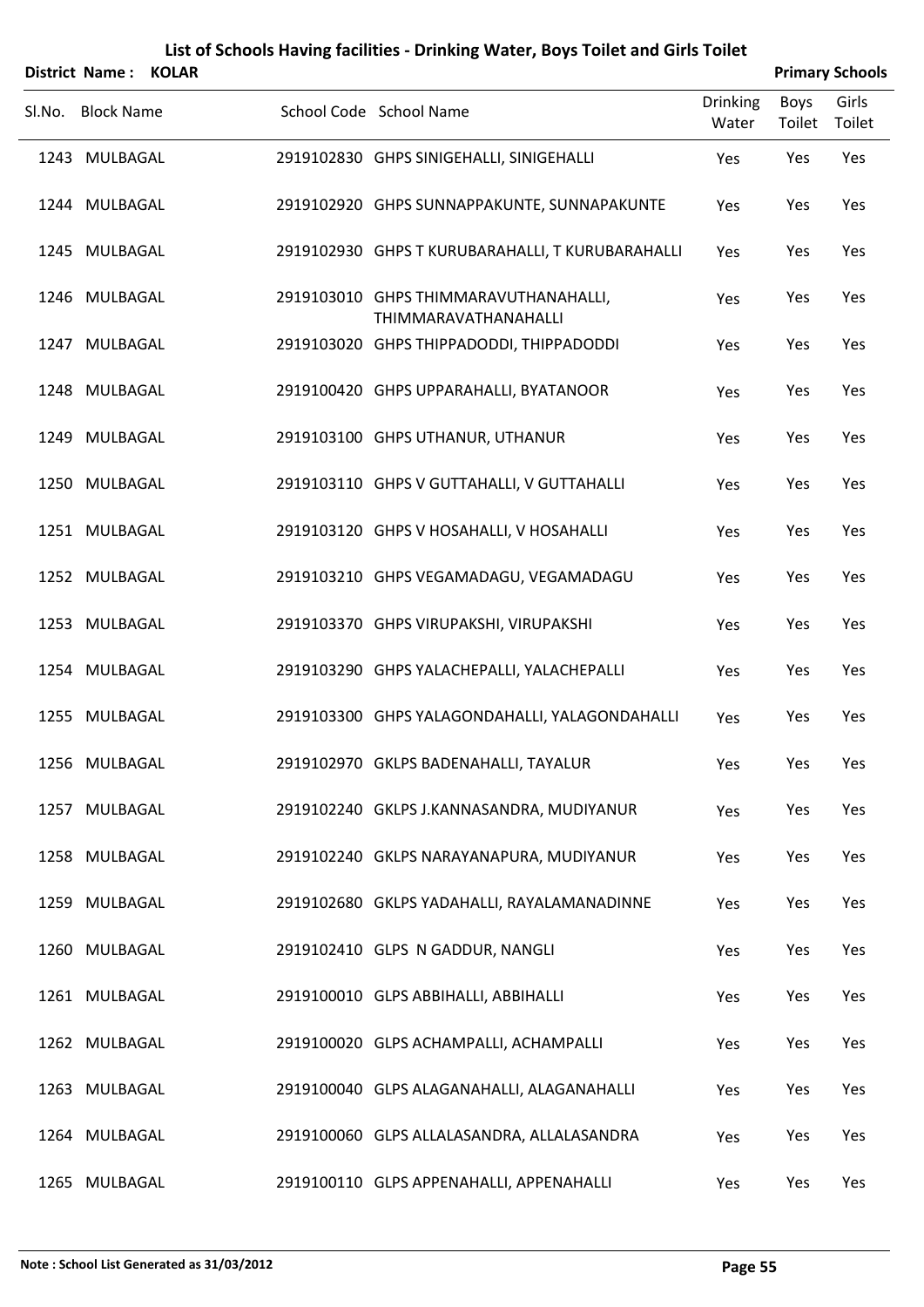# List of Schools Having facilities - Drinking Water, Boys Toilet and Girls Toilet

**District Name : KOLAR** **Primary Schools**

| Sl.No. | Block Name | School Code | School Name | Drinking Water | Boys Toilet | Girls Toilet |
|---|---|---|---|---|---|---|
| 1243 | MULBAGAL | 2919102830 | GHPS SINIGEHALLI, SINIGEHALLI | Yes | Yes | Yes |
| 1244 | MULBAGAL | 2919102920 | GHPS SUNNAPPAKUNTE, SUNNAPAKUNTE | Yes | Yes | Yes |
| 1245 | MULBAGAL | 2919102930 | GHPS T KURUBARAHALLI, T KURUBARAHALLI | Yes | Yes | Yes |
| 1246 | MULBAGAL | 2919103010 | GHPS THIMMARAVUTHANAHALLI, THIMMARAVATHANAHALLI | Yes | Yes | Yes |
| 1247 | MULBAGAL | 2919103020 | GHPS THIPPADODDI, THIPPADODDI | Yes | Yes | Yes |
| 1248 | MULBAGAL | 2919100420 | GHPS UPPARAHALLI, BYATANOOR | Yes | Yes | Yes |
| 1249 | MULBAGAL | 2919103100 | GHPS UTHANUR, UTHANUR | Yes | Yes | Yes |
| 1250 | MULBAGAL | 2919103110 | GHPS V GUTTAHALLI, V GUTTAHALLI | Yes | Yes | Yes |
| 1251 | MULBAGAL | 2919103120 | GHPS V HOSAHALLI, V HOSAHALLI | Yes | Yes | Yes |
| 1252 | MULBAGAL | 2919103210 | GHPS VEGAMADAGU, VEGAMADAGU | Yes | Yes | Yes |
| 1253 | MULBAGAL | 2919103370 | GHPS VIRUPAKSHI, VIRUPAKSHI | Yes | Yes | Yes |
| 1254 | MULBAGAL | 2919103290 | GHPS YALACHEPALLI, YALACHEPALLI | Yes | Yes | Yes |
| 1255 | MULBAGAL | 2919103300 | GHPS YALAGONDAHALLI, YALAGONDAHALLI | Yes | Yes | Yes |
| 1256 | MULBAGAL | 2919102970 | GKLPS BADENAHALLI, TAYALUR | Yes | Yes | Yes |
| 1257 | MULBAGAL | 2919102240 | GKLPS J.KANNASANDRA, MUDIYANUR | Yes | Yes | Yes |
| 1258 | MULBAGAL | 2919102240 | GKLPS NARAYANAPURA, MUDIYANUR | Yes | Yes | Yes |
| 1259 | MULBAGAL | 2919102680 | GKLPS YADAHALLI, RAYALAMANADINNE | Yes | Yes | Yes |
| 1260 | MULBAGAL | 2919102410 | GLPS N GADDUR, NANGLI | Yes | Yes | Yes |
| 1261 | MULBAGAL | 2919100010 | GLPS ABBIHALLI, ABBIHALLI | Yes | Yes | Yes |
| 1262 | MULBAGAL | 2919100020 | GLPS ACHAMPALLI, ACHAMPALLI | Yes | Yes | Yes |
| 1263 | MULBAGAL | 2919100040 | GLPS ALAGANAHALLI, ALAGANAHALLI | Yes | Yes | Yes |
| 1264 | MULBAGAL | 2919100060 | GLPS ALLALASANDRA, ALLALASANDRA | Yes | Yes | Yes |
| 1265 | MULBAGAL | 2919100110 | GLPS APPENAHALLI, APPENAHALLI | Yes | Yes | Yes |

**Note : School List Generated as 31/03/2012**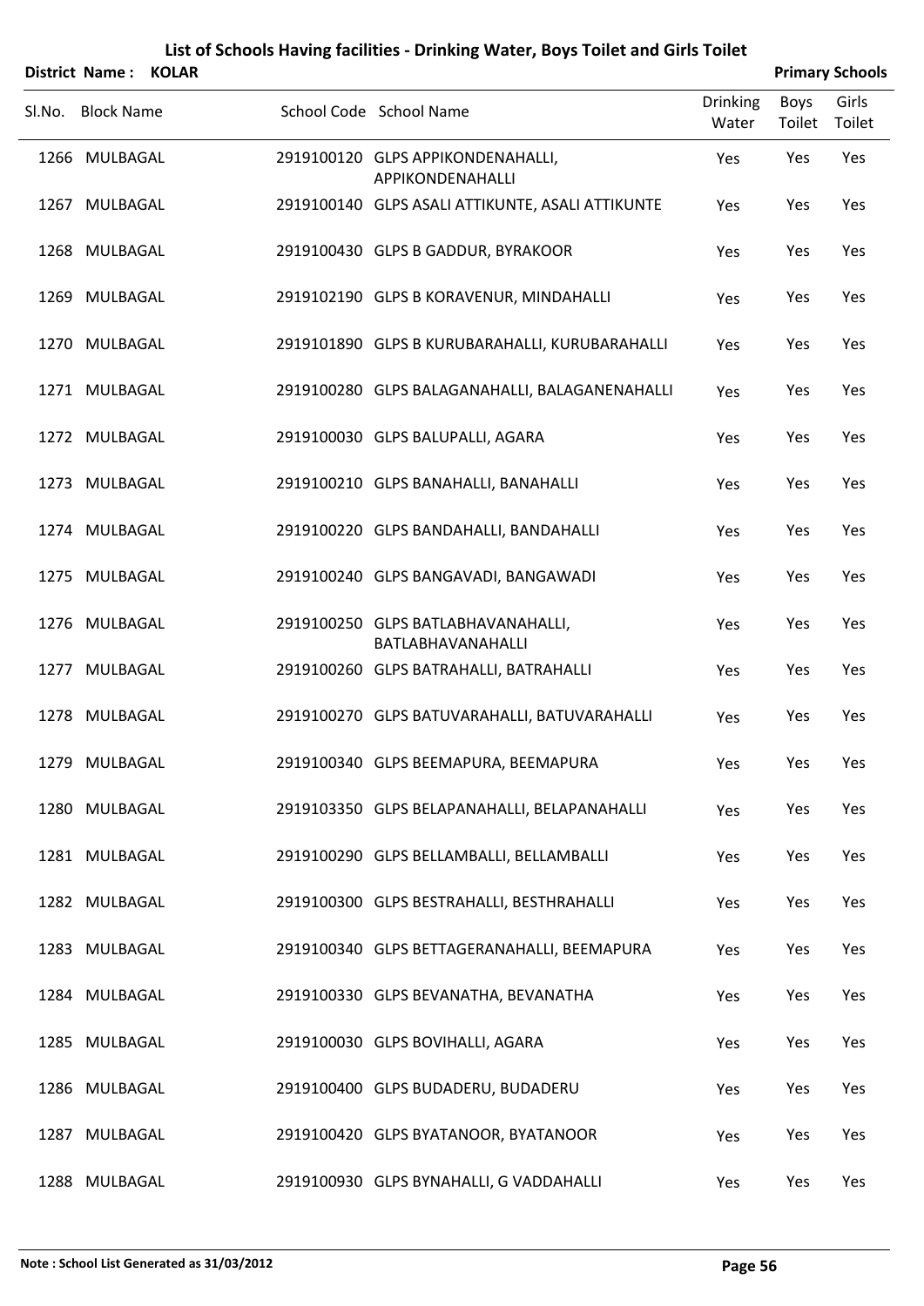# List of Schools Having facilities - Drinking Water, Boys Toilet and Girls Toilet

**District Name : KOLAR** **Primary Schools**

| Sl.No. | Block Name | School Code | School Name | Drinking Water | Boys Toilet | Girls Toilet |
|---|---|---|---|---|---|---|
| 1266 | MULBAGAL | 2919100120 | GLPS APPIKONDENAHALLI, APPIKONDENAHALLI | Yes | Yes | Yes |
| 1267 | MULBAGAL | 2919100140 | GLPS ASALI ATTIKUNTE, ASALI ATTIKUNTE | Yes | Yes | Yes |
| 1268 | MULBAGAL | 2919100430 | GLPS B GADDUR, BYRAKOOR | Yes | Yes | Yes |
| 1269 | MULBAGAL | 2919102190 | GLPS B KORAVENUR, MINDAHALLI | Yes | Yes | Yes |
| 1270 | MULBAGAL | 2919101890 | GLPS B KURUBARAHALLI, KURUBARAHALLI | Yes | Yes | Yes |
| 1271 | MULBAGAL | 2919100280 | GLPS BALAGANAHALLI, BALAGANENAHALLI | Yes | Yes | Yes |
| 1272 | MULBAGAL | 2919100030 | GLPS BALUPALLI, AGARA | Yes | Yes | Yes |
| 1273 | MULBAGAL | 2919100210 | GLPS BANAHALLI, BANAHALLI | Yes | Yes | Yes |
| 1274 | MULBAGAL | 2919100220 | GLPS BANDAHALLI, BANDAHALLI | Yes | Yes | Yes |
| 1275 | MULBAGAL | 2919100240 | GLPS BANGAVADI, BANGAWADI | Yes | Yes | Yes |
| 1276 | MULBAGAL | 2919100250 | GLPS BATLABHAVANAHALLI, BATLABHAVANAHALLI | Yes | Yes | Yes |
| 1277 | MULBAGAL | 2919100260 | GLPS BATRAHALLI, BATRAHALLI | Yes | Yes | Yes |
| 1278 | MULBAGAL | 2919100270 | GLPS BATUVARAHALLI, BATUVARAHALLI | Yes | Yes | Yes |
| 1279 | MULBAGAL | 2919100340 | GLPS BEEMAPURA, BEEMAPURA | Yes | Yes | Yes |
| 1280 | MULBAGAL | 2919103350 | GLPS BELAPANAHALLI, BELAPANAHALLI | Yes | Yes | Yes |
| 1281 | MULBAGAL | 2919100290 | GLPS BELLAMBALLI, BELLAMBALLI | Yes | Yes | Yes |
| 1282 | MULBAGAL | 2919100300 | GLPS BESTRAHALLI, BESTHRAHALLI | Yes | Yes | Yes |
| 1283 | MULBAGAL | 2919100340 | GLPS BETTAGERANAHALLI, BEEMAPURA | Yes | Yes | Yes |
| 1284 | MULBAGAL | 2919100330 | GLPS BEVANATHA, BEVANATHA | Yes | Yes | Yes |
| 1285 | MULBAGAL | 2919100030 | GLPS BOVIHALLI, AGARA | Yes | Yes | Yes |
| 1286 | MULBAGAL | 2919100400 | GLPS BUDADERU, BUDADERU | Yes | Yes | Yes |
| 1287 | MULBAGAL | 2919100420 | GLPS BYATANOOR, BYATANOOR | Yes | Yes | Yes |
| 1288 | MULBAGAL | 2919100930 | GLPS BYNAHALLI, G VADDAHALLI | Yes | Yes | Yes |

**Note : School List Generated as 31/03/2012**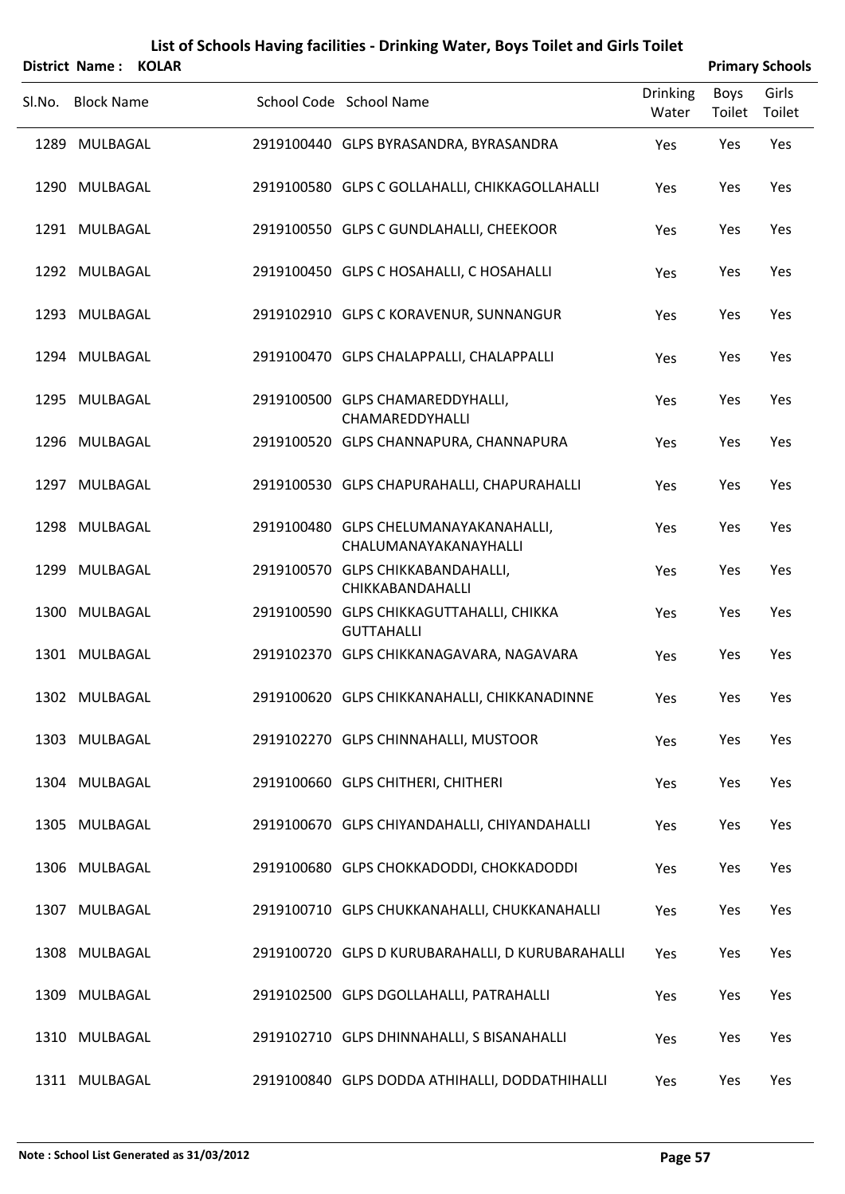# List of Schools Having facilities - Drinking Water, Boys Toilet and Girls Toilet

**District Name : KOLAR** | **Primary Schools**

| Sl.No. | Block Name | School Code | School Name | Drinking Water | Boys Toilet | Girls Toilet |
|---|---|---|---|---|---|---|
| 1289 | MULBAGAL | 2919100440 | GLPS BYRASANDRA, BYRASANDRA | Yes | Yes | Yes |
| 1290 | MULBAGAL | 2919100580 | GLPS C GOLLAHALLI, CHIKKAGOLLAHALLI | Yes | Yes | Yes |
| 1291 | MULBAGAL | 2919100550 | GLPS C GUNDLAHALLI, CHEEKOOR | Yes | Yes | Yes |
| 1292 | MULBAGAL | 2919100450 | GLPS C HOSAHALLI, C HOSAHALLI | Yes | Yes | Yes |
| 1293 | MULBAGAL | 2919102910 | GLPS C KORAVENUR, SUNNANGUR | Yes | Yes | Yes |
| 1294 | MULBAGAL | 2919100470 | GLPS CHALAPPALLI, CHALAPPALLI | Yes | Yes | Yes |
| 1295 | MULBAGAL | 2919100500 | GLPS CHAMAREDDYHALLI, CHAMAREDDYHALLI | Yes | Yes | Yes |
| 1296 | MULBAGAL | 2919100520 | GLPS CHANNAPURA, CHANNAPURA | Yes | Yes | Yes |
| 1297 | MULBAGAL | 2919100530 | GLPS CHAPURAHALLI, CHAPURAHALLI | Yes | Yes | Yes |
| 1298 | MULBAGAL | 2919100480 | GLPS CHELUMANAYAKANAHALLI, CHALUMANAYAKANAYHALLI | Yes | Yes | Yes |
| 1299 | MULBAGAL | 2919100570 | GLPS CHIKKABANDAHALLI, CHIKKABANDAHALLI | Yes | Yes | Yes |
| 1300 | MULBAGAL | 2919100590 | GLPS CHIKKAGUTTAHALLI, CHIKKA GUTTAHALLI | Yes | Yes | Yes |
| 1301 | MULBAGAL | 2919102370 | GLPS CHIKKANAGAVARA, NAGAVARA | Yes | Yes | Yes |
| 1302 | MULBAGAL | 2919100620 | GLPS CHIKKANAHALLI, CHIKKANADINNE | Yes | Yes | Yes |
| 1303 | MULBAGAL | 2919102270 | GLPS CHINNAHALLI, MUSTOOR | Yes | Yes | Yes |
| 1304 | MULBAGAL | 2919100660 | GLPS CHITHERI, CHITHERI | Yes | Yes | Yes |
| 1305 | MULBAGAL | 2919100670 | GLPS CHIYANDAHALLI, CHIYANDAHALLI | Yes | Yes | Yes |
| 1306 | MULBAGAL | 2919100680 | GLPS CHOKKADODDI, CHOKKADODDI | Yes | Yes | Yes |
| 1307 | MULBAGAL | 2919100710 | GLPS CHUKKANAHALLI, CHUKKANAHALLI | Yes | Yes | Yes |
| 1308 | MULBAGAL | 2919100720 | GLPS D KURUBARAHALLI, D KURUBARAHALLI | Yes | Yes | Yes |
| 1309 | MULBAGAL | 2919102500 | GLPS DGOLLAHALLI, PATRAHALLI | Yes | Yes | Yes |
| 1310 | MULBAGAL | 2919102710 | GLPS DHINNAHALLI, S BISANAHALLI | Yes | Yes | Yes |
| 1311 | MULBAGAL | 2919100840 | GLPS DODDA ATHIHALLI, DODDATHIHALLI | Yes | Yes | Yes |

**Note : School List Generated as 31/03/2012**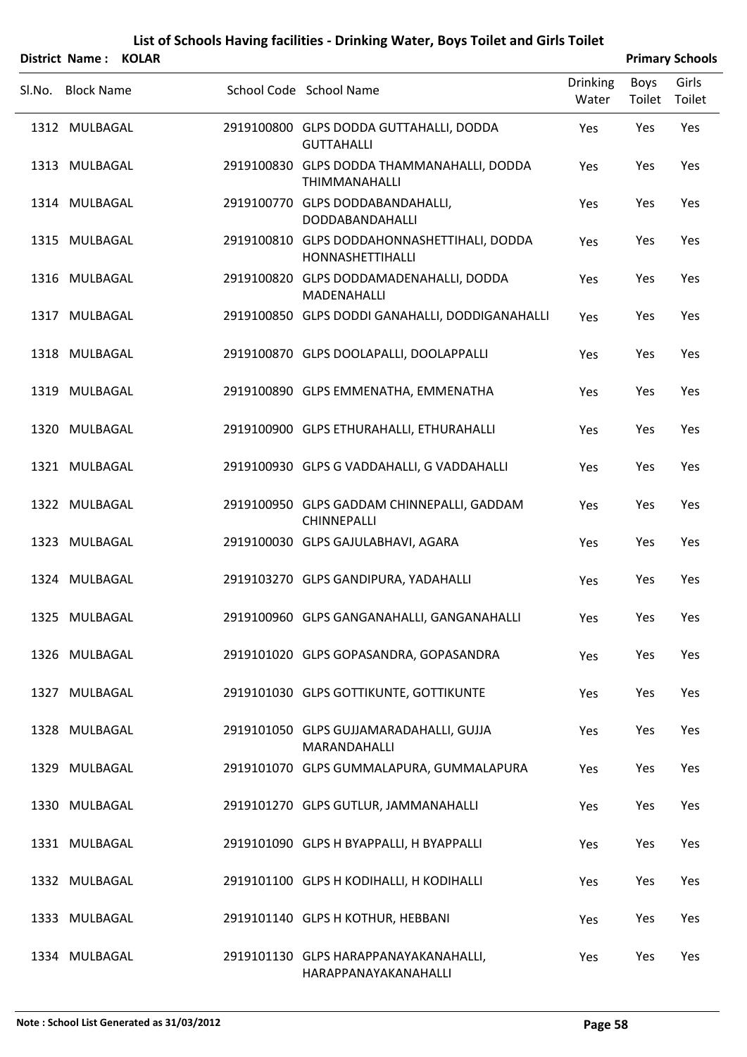# List of Schools Having facilities - Drinking Water, Boys Toilet and Girls Toilet

**District Name : KOLAR** | **Primary Schools**

| Sl.No. | Block Name | School Code | School Name | Drinking Water | Boys Toilet | Girls Toilet |
|---|---|---|---|---|---|---|
| 1312 | MULBAGAL | 2919100800 | GLPS DODDA GUTTAHALLI, DODDA GUTTAHALLI | Yes | Yes | Yes |
| 1313 | MULBAGAL | 2919100830 | GLPS DODDA THAMMANAHALLI, DODDA THIMMANAHALLI | Yes | Yes | Yes |
| 1314 | MULBAGAL | 2919100770 | GLPS DODDABANDAHALLI, DODDABANDAHALLI | Yes | Yes | Yes |
| 1315 | MULBAGAL | 2919100810 | GLPS DODDAHONNASHETTIHALI, DODDA HONNASHETTIHALLI | Yes | Yes | Yes |
| 1316 | MULBAGAL | 2919100820 | GLPS DODDAMADENAHALLI, DODDA MADENAHALLI | Yes | Yes | Yes |
| 1317 | MULBAGAL | 2919100850 | GLPS DODDI GANAHALLI, DODDIGANAHALLI | Yes | Yes | Yes |
| 1318 | MULBAGAL | 2919100870 | GLPS DOOLAPALLI, DOOLAPPALLI | Yes | Yes | Yes |
| 1319 | MULBAGAL | 2919100890 | GLPS EMMENATHA, EMMENATHA | Yes | Yes | Yes |
| 1320 | MULBAGAL | 2919100900 | GLPS ETHURAHALLI, ETHURAHALLI | Yes | Yes | Yes |
| 1321 | MULBAGAL | 2919100930 | GLPS G VADDAHALLI, G VADDAHALLI | Yes | Yes | Yes |
| 1322 | MULBAGAL | 2919100950 | GLPS GADDAM CHINNEPALLI, GADDAM CHINNEPALLI | Yes | Yes | Yes |
| 1323 | MULBAGAL | 2919100030 | GLPS GAJULABHAVI, AGARA | Yes | Yes | Yes |
| 1324 | MULBAGAL | 2919103270 | GLPS GANDIPURA, YADAHALLI | Yes | Yes | Yes |
| 1325 | MULBAGAL | 2919100960 | GLPS GANGANAHALLI, GANGANAHALLI | Yes | Yes | Yes |
| 1326 | MULBAGAL | 2919101020 | GLPS GOPASANDRA, GOPASANDRA | Yes | Yes | Yes |
| 1327 | MULBAGAL | 2919101030 | GLPS GOTTIKUNTE, GOTTIKUNTE | Yes | Yes | Yes |
| 1328 | MULBAGAL | 2919101050 | GLPS GUJJAMARADAHALLI, GUJJA MARANDAHALLI | Yes | Yes | Yes |
| 1329 | MULBAGAL | 2919101070 | GLPS GUMMALAPURA, GUMMALAPURA | Yes | Yes | Yes |
| 1330 | MULBAGAL | 2919101270 | GLPS GUTLUR, JAMMANAHALLI | Yes | Yes | Yes |
| 1331 | MULBAGAL | 2919101090 | GLPS H BYAPPALLI, H BYAPPALLI | Yes | Yes | Yes |
| 1332 | MULBAGAL | 2919101100 | GLPS H KODIHALLI, H KODIHALLI | Yes | Yes | Yes |
| 1333 | MULBAGAL | 2919101140 | GLPS H KOTHUR, HEBBANI | Yes | Yes | Yes |
| 1334 | MULBAGAL | 2919101130 | GLPS HARAPPANAYAKANAHALLI, HARAPPANAYAKANAHALLI | Yes | Yes | Yes |

Note : School List Generated as 31/03/2012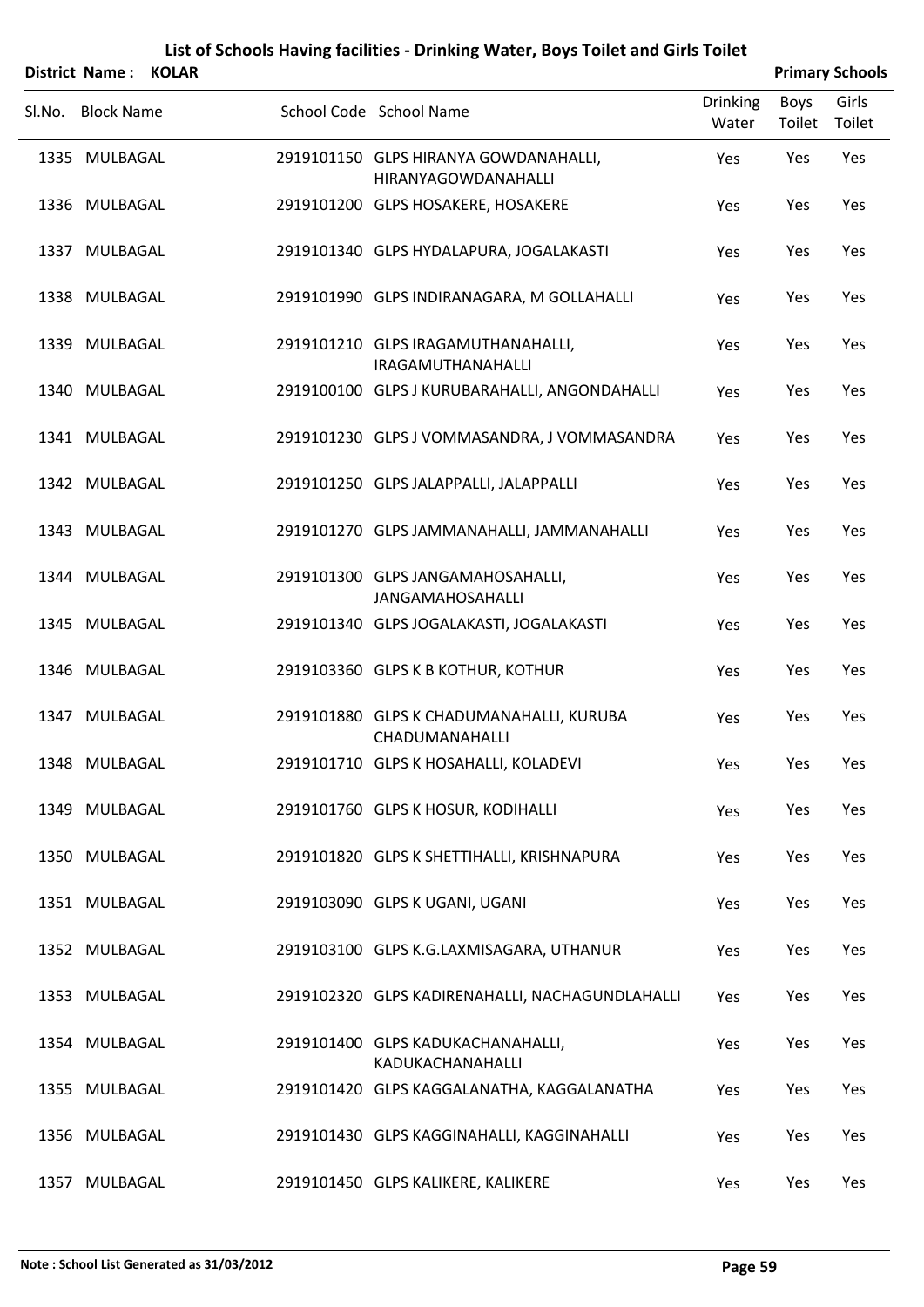# List of Schools Having facilities - Drinking Water, Boys Toilet and Girls Toilet

**District Name : KOLAR** **Primary Schools**

| Sl.No. | Block Name | School Code | School Name | Drinking Water | Boys Toilet | Girls Toilet |
|---|---|---|---|---|---|---|
| 1335 | MULBAGAL | 2919101150 | GLPS HIRANYA GOWDANAHALLI, HIRANYAGOWDANAHALLI | Yes | Yes | Yes |
| 1336 | MULBAGAL | 2919101200 | GLPS HOSAKERE, HOSAKERE | Yes | Yes | Yes |
| 1337 | MULBAGAL | 2919101340 | GLPS HYDALAPURA, JOGALAKASTI | Yes | Yes | Yes |
| 1338 | MULBAGAL | 2919101990 | GLPS INDIRANAGARA, M GOLLAHALLI | Yes | Yes | Yes |
| 1339 | MULBAGAL | 2919101210 | GLPS IRAGAMUTHANAHALLI, IRAGAMUTHANAHALLI | Yes | Yes | Yes |
| 1340 | MULBAGAL | 2919100100 | GLPS J KURUBARAHALLI, ANGONDAHALLI | Yes | Yes | Yes |
| 1341 | MULBAGAL | 2919101230 | GLPS J VOMMASANDRA, J VOMMASANDRA | Yes | Yes | Yes |
| 1342 | MULBAGAL | 2919101250 | GLPS JALAPPALLI, JALAPPALLI | Yes | Yes | Yes |
| 1343 | MULBAGAL | 2919101270 | GLPS JAMMANAHALLI, JAMMANAHALLI | Yes | Yes | Yes |
| 1344 | MULBAGAL | 2919101300 | GLPS JANGAMAHOSAHALLI, JANGAMAHOSAHALLI | Yes | Yes | Yes |
| 1345 | MULBAGAL | 2919101340 | GLPS JOGALAKASTI, JOGALAKASTI | Yes | Yes | Yes |
| 1346 | MULBAGAL | 2919103360 | GLPS K B KOTHUR, KOTHUR | Yes | Yes | Yes |
| 1347 | MULBAGAL | 2919101880 | GLPS K CHADUMANAHALLI, KURUBA CHADUMANAHALLI | Yes | Yes | Yes |
| 1348 | MULBAGAL | 2919101710 | GLPS K HOSAHALLI, KOLADEVI | Yes | Yes | Yes |
| 1349 | MULBAGAL | 2919101760 | GLPS K HOSUR, KODIHALLI | Yes | Yes | Yes |
| 1350 | MULBAGAL | 2919101820 | GLPS K SHETTIHALLI, KRISHNAPURA | Yes | Yes | Yes |
| 1351 | MULBAGAL | 2919103090 | GLPS K UGANI, UGANI | Yes | Yes | Yes |
| 1352 | MULBAGAL | 2919103100 | GLPS K.G.LAXMISAGARA, UTHANUR | Yes | Yes | Yes |
| 1353 | MULBAGAL | 2919102320 | GLPS KADIRENAHALLI, NACHAGUNDLAHALLI | Yes | Yes | Yes |
| 1354 | MULBAGAL | 2919101400 | GLPS KADUKACHANAHALLI, KADUKACHANAHALLI | Yes | Yes | Yes |
| 1355 | MULBAGAL | 2919101420 | GLPS KAGGALANATHA, KAGGALANATHA | Yes | Yes | Yes |
| 1356 | MULBAGAL | 2919101430 | GLPS KAGGINAHALLI, KAGGINAHALLI | Yes | Yes | Yes |
| 1357 | MULBAGAL | 2919101450 | GLPS KALIKERE, KALIKERE | Yes | Yes | Yes |

**Note : School List Generated as 31/03/2012**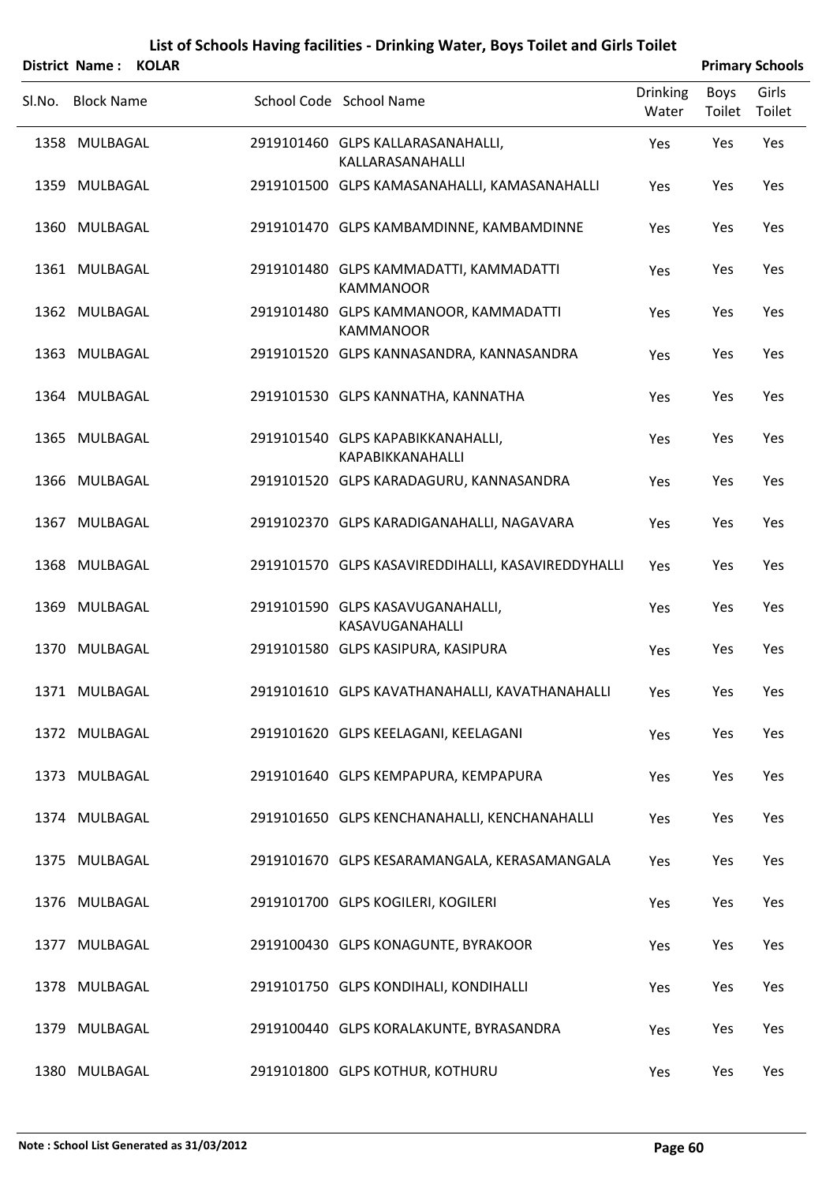# List of Schools Having facilities - Drinking Water, Boys Toilet and Girls Toilet

**District Name : KOLAR** **Primary Schools**

| Sl.No. | Block Name | School Code | School Name | Drinking Water | Boys Toilet | Girls Toilet |
|---|---|---|---|---|---|---|
| 1358 | MULBAGAL | 2919101460 | GLPS KALLARASANAHALLI, KALLARASANAHALLI | Yes | Yes | Yes |
| 1359 | MULBAGAL | 2919101500 | GLPS KAMASANAHALLI, KAMASANAHALLI | Yes | Yes | Yes |
| 1360 | MULBAGAL | 2919101470 | GLPS KAMBAMDINNE, KAMBAMDINNE | Yes | Yes | Yes |
| 1361 | MULBAGAL | 2919101480 | GLPS KAMMADATTI, KAMMADATTI KAMMANOOR | Yes | Yes | Yes |
| 1362 | MULBAGAL | 2919101480 | GLPS KAMMANOOR, KAMMADATTI KAMMANOOR | Yes | Yes | Yes |
| 1363 | MULBAGAL | 2919101520 | GLPS KANNASANDRA, KANNASANDRA | Yes | Yes | Yes |
| 1364 | MULBAGAL | 2919101530 | GLPS KANNATHA, KANNATHA | Yes | Yes | Yes |
| 1365 | MULBAGAL | 2919101540 | GLPS KAPABIKKANAHALLI, KAPABIKKANAHALLI | Yes | Yes | Yes |
| 1366 | MULBAGAL | 2919101520 | GLPS KARADAGURU, KANNASANDRA | Yes | Yes | Yes |
| 1367 | MULBAGAL | 2919102370 | GLPS KARADIGANAHALLI, NAGAVARA | Yes | Yes | Yes |
| 1368 | MULBAGAL | 2919101570 | GLPS KASAVIREDDIHALLI, KASAVIREDDYHALLI | Yes | Yes | Yes |
| 1369 | MULBAGAL | 2919101590 | GLPS KASAVUGANAHALLI, KASAVUGANAHALLI | Yes | Yes | Yes |
| 1370 | MULBAGAL | 2919101580 | GLPS KASIPURA, KASIPURA | Yes | Yes | Yes |
| 1371 | MULBAGAL | 2919101610 | GLPS KAVATHANAHALLI, KAVATHANAHALLI | Yes | Yes | Yes |
| 1372 | MULBAGAL | 2919101620 | GLPS KEELAGANI, KEELAGANI | Yes | Yes | Yes |
| 1373 | MULBAGAL | 2919101640 | GLPS KEMPAPURA, KEMPAPURA | Yes | Yes | Yes |
| 1374 | MULBAGAL | 2919101650 | GLPS KENCHANAHALLI, KENCHANAHALLI | Yes | Yes | Yes |
| 1375 | MULBAGAL | 2919101670 | GLPS KESARAMANGALA, KERASAMANGALA | Yes | Yes | Yes |
| 1376 | MULBAGAL | 2919101700 | GLPS KOGILERI, KOGILERI | Yes | Yes | Yes |
| 1377 | MULBAGAL | 2919100430 | GLPS KONAGUNTE, BYRAKOOR | Yes | Yes | Yes |
| 1378 | MULBAGAL | 2919101750 | GLPS KONDIHALI, KONDIHALLI | Yes | Yes | Yes |
| 1379 | MULBAGAL | 2919100440 | GLPS KORALAKUNTE, BYRASANDRA | Yes | Yes | Yes |
| 1380 | MULBAGAL | 2919101800 | GLPS KOTHUR, KOTHURU | Yes | Yes | Yes |

**Note : School List Generated as 31/03/2012**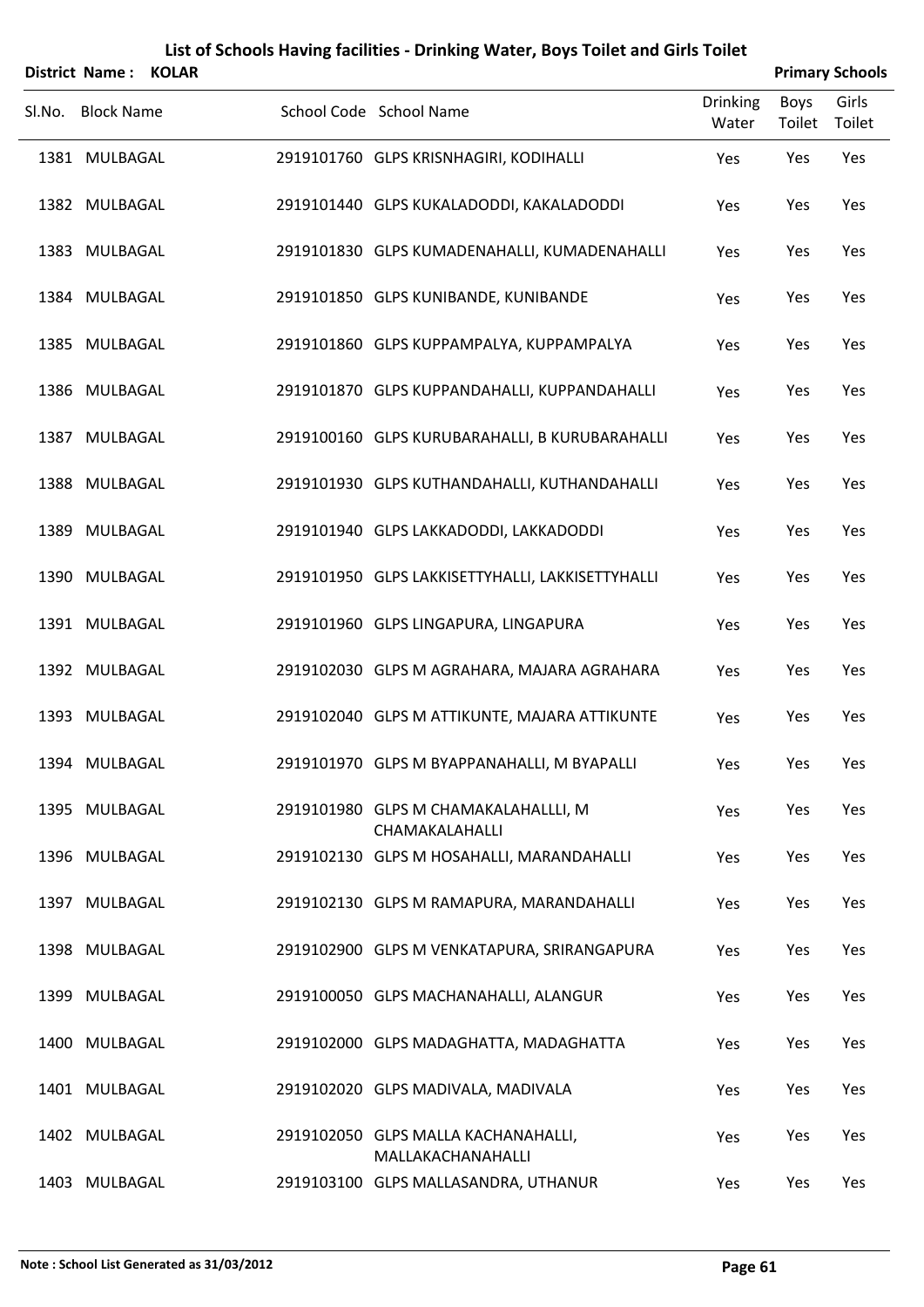# List of Schools Having facilities - Drinking Water, Boys Toilet and Girls Toilet

**District Name : KOLAR** **Primary Schools**

| Sl.No. | Block Name | School Code | School Name | Drinking Water | Boys Toilet | Girls Toilet |
|---|---|---|---|---|---|---|
| 1381 | MULBAGAL | 2919101760 | GLPS KRISNHAGIRI, KODIHALLI | Yes | Yes | Yes |
| 1382 | MULBAGAL | 2919101440 | GLPS KUKALADODDI, KAKALADODDI | Yes | Yes | Yes |
| 1383 | MULBAGAL | 2919101830 | GLPS KUMADENAHALLI, KUMADENAHALLI | Yes | Yes | Yes |
| 1384 | MULBAGAL | 2919101850 | GLPS KUNIBANDE, KUNIBANDE | Yes | Yes | Yes |
| 1385 | MULBAGAL | 2919101860 | GLPS KUPPAMPALYA, KUPPAMPALYA | Yes | Yes | Yes |
| 1386 | MULBAGAL | 2919101870 | GLPS KUPPANDAHALLI, KUPPANDAHALLI | Yes | Yes | Yes |
| 1387 | MULBAGAL | 2919100160 | GLPS KURUBARAHALLI, B KURUBARAHALLI | Yes | Yes | Yes |
| 1388 | MULBAGAL | 2919101930 | GLPS KUTHANDAHALLI, KUTHANDAHALLI | Yes | Yes | Yes |
| 1389 | MULBAGAL | 2919101940 | GLPS LAKKADODDI, LAKKADODDI | Yes | Yes | Yes |
| 1390 | MULBAGAL | 2919101950 | GLPS LAKKISETTYHALLI, LAKKISETTYHALLI | Yes | Yes | Yes |
| 1391 | MULBAGAL | 2919101960 | GLPS LINGAPURA, LINGAPURA | Yes | Yes | Yes |
| 1392 | MULBAGAL | 2919102030 | GLPS M AGRAHARA, MAJARA AGRAHARA | Yes | Yes | Yes |
| 1393 | MULBAGAL | 2919102040 | GLPS M ATTIKUNTE, MAJARA ATTIKUNTE | Yes | Yes | Yes |
| 1394 | MULBAGAL | 2919101970 | GLPS M BYAPPANAHALLI, M BYAPALLI | Yes | Yes | Yes |
| 1395 | MULBAGAL | 2919101980 | GLPS M CHAMAKALAHALLLI, M CHAMAKALAHALLI | Yes | Yes | Yes |
| 1396 | MULBAGAL | 2919102130 | GLPS M HOSAHALLI, MARANDAHALLI | Yes | Yes | Yes |
| 1397 | MULBAGAL | 2919102130 | GLPS M RAMAPURA, MARANDAHALLI | Yes | Yes | Yes |
| 1398 | MULBAGAL | 2919102900 | GLPS M VENKATAPURA, SRIRANGAPURA | Yes | Yes | Yes |
| 1399 | MULBAGAL | 2919100050 | GLPS MACHANAHALLI, ALANGUR | Yes | Yes | Yes |
| 1400 | MULBAGAL | 2919102000 | GLPS MADAGHATTA, MADAGHATTA | Yes | Yes | Yes |
| 1401 | MULBAGAL | 2919102020 | GLPS MADIVALA, MADIVALA | Yes | Yes | Yes |
| 1402 | MULBAGAL | 2919102050 | GLPS MALLA KACHANAHALLI, MALLAKACHANAHALLI | Yes | Yes | Yes |
| 1403 | MULBAGAL | 2919103100 | GLPS MALLASANDRA, UTHANUR | Yes | Yes | Yes |

**Note : School List Generated as 31/03/2012**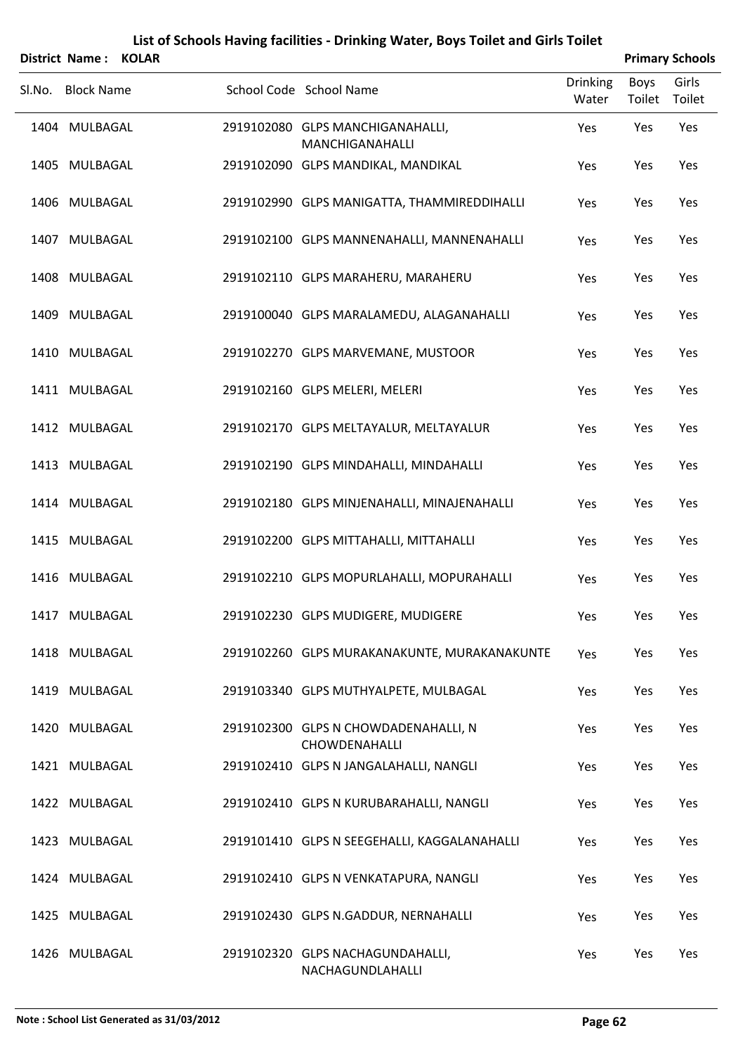# List of Schools Having facilities - Drinking Water, Boys Toilet and Girls Toilet

**District Name : KOLAR** **Primary Schools**

| Sl.No. | Block Name | School Code | School Name | Drinking Water | Boys Toilet | Girls Toilet |
|---|---|---|---|---|---|---|
| 1404 | MULBAGAL | 2919102080 | GLPS MANCHIGANAHALLI, MANCHIGANAHALLI | Yes | Yes | Yes |
| 1405 | MULBAGAL | 2919102090 | GLPS MANDIKAL, MANDIKAL | Yes | Yes | Yes |
| 1406 | MULBAGAL | 2919102990 | GLPS MANIGATTA, THAMMIREDDIHALLI | Yes | Yes | Yes |
| 1407 | MULBAGAL | 2919102100 | GLPS MANNENAHALLI, MANNENAHALLI | Yes | Yes | Yes |
| 1408 | MULBAGAL | 2919102110 | GLPS MARAHERU, MARAHERU | Yes | Yes | Yes |
| 1409 | MULBAGAL | 2919100040 | GLPS MARALAMEDU, ALAGANAHALLI | Yes | Yes | Yes |
| 1410 | MULBAGAL | 2919102270 | GLPS MARVEMANE, MUSTOOR | Yes | Yes | Yes |
| 1411 | MULBAGAL | 2919102160 | GLPS MELERI, MELERI | Yes | Yes | Yes |
| 1412 | MULBAGAL | 2919102170 | GLPS MELTAYALUR, MELTAYALUR | Yes | Yes | Yes |
| 1413 | MULBAGAL | 2919102190 | GLPS MINDAHALLI, MINDAHALLI | Yes | Yes | Yes |
| 1414 | MULBAGAL | 2919102180 | GLPS MINJENAHALLI, MINAJENAHALLI | Yes | Yes | Yes |
| 1415 | MULBAGAL | 2919102200 | GLPS MITTAHALLI, MITTAHALLI | Yes | Yes | Yes |
| 1416 | MULBAGAL | 2919102210 | GLPS MOPURLAHALLI, MOPURAHALLI | Yes | Yes | Yes |
| 1417 | MULBAGAL | 2919102230 | GLPS MUDIGERE, MUDIGERE | Yes | Yes | Yes |
| 1418 | MULBAGAL | 2919102260 | GLPS MURAKANAKUNTE, MURAKANAKUNTE | Yes | Yes | Yes |
| 1419 | MULBAGAL | 2919103340 | GLPS MUTHYALPETE, MULBAGAL | Yes | Yes | Yes |
| 1420 | MULBAGAL | 2919102300 | GLPS N CHOWDADENAHALLI, N CHOWDENAHALLI | Yes | Yes | Yes |
| 1421 | MULBAGAL | 2919102410 | GLPS N JANGALAHALLI, NANGLI | Yes | Yes | Yes |
| 1422 | MULBAGAL | 2919102410 | GLPS N KURUBARAHALLI, NANGLI | Yes | Yes | Yes |
| 1423 | MULBAGAL | 2919101410 | GLPS N SEEGEHALLI, KAGGALANAHALLI | Yes | Yes | Yes |
| 1424 | MULBAGAL | 2919102410 | GLPS N VENKATAPURA, NANGLI | Yes | Yes | Yes |
| 1425 | MULBAGAL | 2919102430 | GLPS N.GADDUR, NERNAHALLI | Yes | Yes | Yes |
| 1426 | MULBAGAL | 2919102320 | GLPS NACHAGUNDAHALLI, NACHAGUNDLAHALLI | Yes | Yes | Yes |

**Note : School List Generated as 31/03/2012**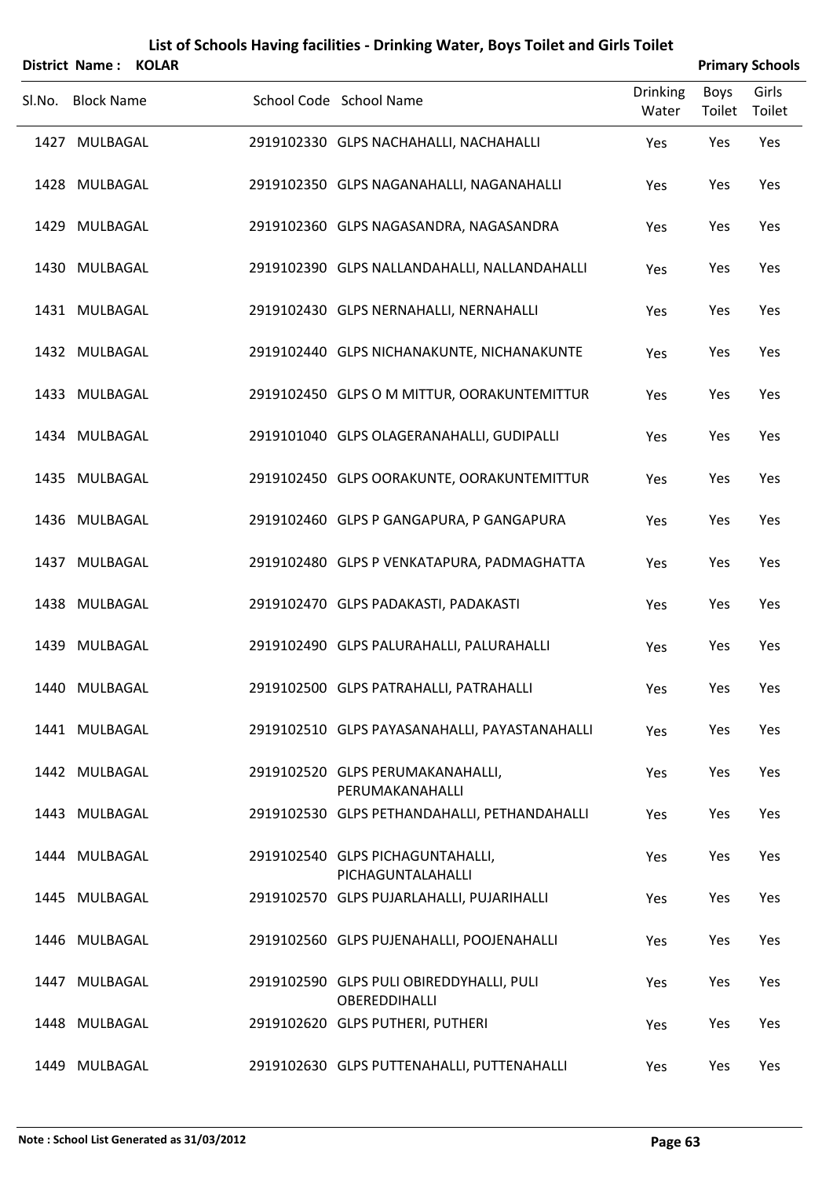# List of Schools Having facilities - Drinking Water, Boys Toilet and Girls Toilet

**District Name : KOLAR** **Primary Schools**

| Sl.No. | Block Name | School Code | School Name | Drinking Water | Boys Toilet | Girls Toilet |
|---|---|---|---|---|---|---|
| 1427 | MULBAGAL | 2919102330 | GLPS NACHAHALLI, NACHAHALLI | Yes | Yes | Yes |
| 1428 | MULBAGAL | 2919102350 | GLPS NAGANAHALLI, NAGANAHALLI | Yes | Yes | Yes |
| 1429 | MULBAGAL | 2919102360 | GLPS NAGASANDRA, NAGASANDRA | Yes | Yes | Yes |
| 1430 | MULBAGAL | 2919102390 | GLPS NALLANDAHALLI, NALLANDAHALLI | Yes | Yes | Yes |
| 1431 | MULBAGAL | 2919102430 | GLPS NERNAHALLI, NERNAHALLI | Yes | Yes | Yes |
| 1432 | MULBAGAL | 2919102440 | GLPS NICHANAKUNTE, NICHANAKUNTE | Yes | Yes | Yes |
| 1433 | MULBAGAL | 2919102450 | GLPS O M MITTUR, OORAKUNTEMITTUR | Yes | Yes | Yes |
| 1434 | MULBAGAL | 2919101040 | GLPS OLAGERANAHALLI, GUDIPALLI | Yes | Yes | Yes |
| 1435 | MULBAGAL | 2919102450 | GLPS OORAKUNTE, OORAKUNTEMITTUR | Yes | Yes | Yes |
| 1436 | MULBAGAL | 2919102460 | GLPS P GANGAPURA, P GANGAPURA | Yes | Yes | Yes |
| 1437 | MULBAGAL | 2919102480 | GLPS P VENKATAPURA, PADMAGHATTA | Yes | Yes | Yes |
| 1438 | MULBAGAL | 2919102470 | GLPS PADAKASTI, PADAKASTI | Yes | Yes | Yes |
| 1439 | MULBAGAL | 2919102490 | GLPS PALURAHALLI, PALURAHALLI | Yes | Yes | Yes |
| 1440 | MULBAGAL | 2919102500 | GLPS PATRAHALLI, PATRAHALLI | Yes | Yes | Yes |
| 1441 | MULBAGAL | 2919102510 | GLPS PAYASANAHALLI, PAYASTANAHALLI | Yes | Yes | Yes |
| 1442 | MULBAGAL | 2919102520 | GLPS PERUMAKANAHALLI, PERUMAKANAHALLI | Yes | Yes | Yes |
| 1443 | MULBAGAL | 2919102530 | GLPS PETHANDAHALLI, PETHANDAHALLI | Yes | Yes | Yes |
| 1444 | MULBAGAL | 2919102540 | GLPS PICHAGUNTAHALLI, PICHAGUNTALAHALLI | Yes | Yes | Yes |
| 1445 | MULBAGAL | 2919102570 | GLPS PUJARLAHALLI, PUJARIHALLI | Yes | Yes | Yes |
| 1446 | MULBAGAL | 2919102560 | GLPS PUJENAHALLI, POOJENAHALLI | Yes | Yes | Yes |
| 1447 | MULBAGAL | 2919102590 | GLPS PULI OBIREDDYHALLI, PULI OBEREDDIHALLI | Yes | Yes | Yes |
| 1448 | MULBAGAL | 2919102620 | GLPS PUTHERI, PUTHERI | Yes | Yes | Yes |
| 1449 | MULBAGAL | 2919102630 | GLPS PUTTENAHALLI, PUTTENAHALLI | Yes | Yes | Yes |

Note : School List Generated as 31/03/2012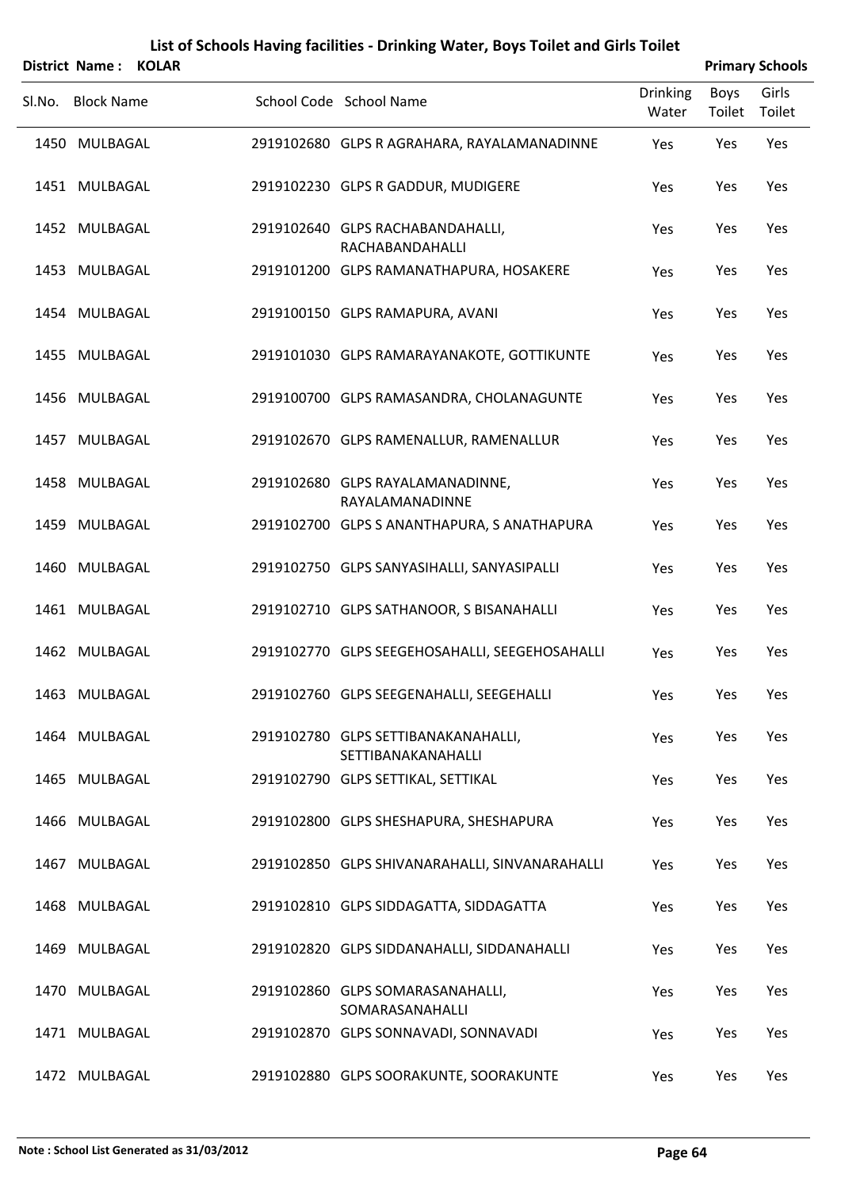# List of Schools Having facilities - Drinking Water, Boys Toilet and Girls Toilet

**District Name : KOLAR** **Primary Schools**

| Sl.No. | Block Name | School Code | School Name | Drinking Water | Boys Toilet | Girls Toilet |
|---|---|---|---|---|---|---|
| 1450 | MULBAGAL | 2919102680 | GLPS R AGRAHARA, RAYALAMANADINNE | Yes | Yes | Yes |
| 1451 | MULBAGAL | 2919102230 | GLPS R GADDUR, MUDIGERE | Yes | Yes | Yes |
| 1452 | MULBAGAL | 2919102640 | GLPS RACHABANDAHALLI, RACHABANDAHALLI | Yes | Yes | Yes |
| 1453 | MULBAGAL | 2919101200 | GLPS RAMANATHAPURA, HOSAKERE | Yes | Yes | Yes |
| 1454 | MULBAGAL | 2919100150 | GLPS RAMAPURA, AVANI | Yes | Yes | Yes |
| 1455 | MULBAGAL | 2919101030 | GLPS RAMARAYANAKOTE, GOTTIKUNTE | Yes | Yes | Yes |
| 1456 | MULBAGAL | 2919100700 | GLPS RAMASANDRA, CHOLANAGUNTE | Yes | Yes | Yes |
| 1457 | MULBAGAL | 2919102670 | GLPS RAMENALLUR, RAMENALLUR | Yes | Yes | Yes |
| 1458 | MULBAGAL | 2919102680 | GLPS RAYALAMANADINNE, RAYALAMANADINNE | Yes | Yes | Yes |
| 1459 | MULBAGAL | 2919102700 | GLPS S ANANTHAPURA, S ANATHAPURA | Yes | Yes | Yes |
| 1460 | MULBAGAL | 2919102750 | GLPS SANYASIHALLI, SANYASIPALLI | Yes | Yes | Yes |
| 1461 | MULBAGAL | 2919102710 | GLPS SATHANOOR, S BISANAHALLI | Yes | Yes | Yes |
| 1462 | MULBAGAL | 2919102770 | GLPS SEEGEHOSAHALLI, SEEGEHOSAHALLI | Yes | Yes | Yes |
| 1463 | MULBAGAL | 2919102760 | GLPS SEEGENAHALLI, SEEGEHALLI | Yes | Yes | Yes |
| 1464 | MULBAGAL | 2919102780 | GLPS SETTIBANAKANAHALLI, SETTIBANAKANAHALLI | Yes | Yes | Yes |
| 1465 | MULBAGAL | 2919102790 | GLPS SETTIKAL, SETTIKAL | Yes | Yes | Yes |
| 1466 | MULBAGAL | 2919102800 | GLPS SHESHAPURA, SHESHAPURA | Yes | Yes | Yes |
| 1467 | MULBAGAL | 2919102850 | GLPS SHIVANARAHALLI, SINVANARAHALLI | Yes | Yes | Yes |
| 1468 | MULBAGAL | 2919102810 | GLPS SIDDAGATTA, SIDDAGATTA | Yes | Yes | Yes |
| 1469 | MULBAGAL | 2919102820 | GLPS SIDDANAHALLI, SIDDANAHALLI | Yes | Yes | Yes |
| 1470 | MULBAGAL | 2919102860 | GLPS SOMARASANAHALLI, SOMARASANAHALLI | Yes | Yes | Yes |
| 1471 | MULBAGAL | 2919102870 | GLPS SONNAVADI, SONNAVADI | Yes | Yes | Yes |
| 1472 | MULBAGAL | 2919102880 | GLPS SOORAKUNTE, SOORAKUNTE | Yes | Yes | Yes |

**Note : School List Generated as 31/03/2012**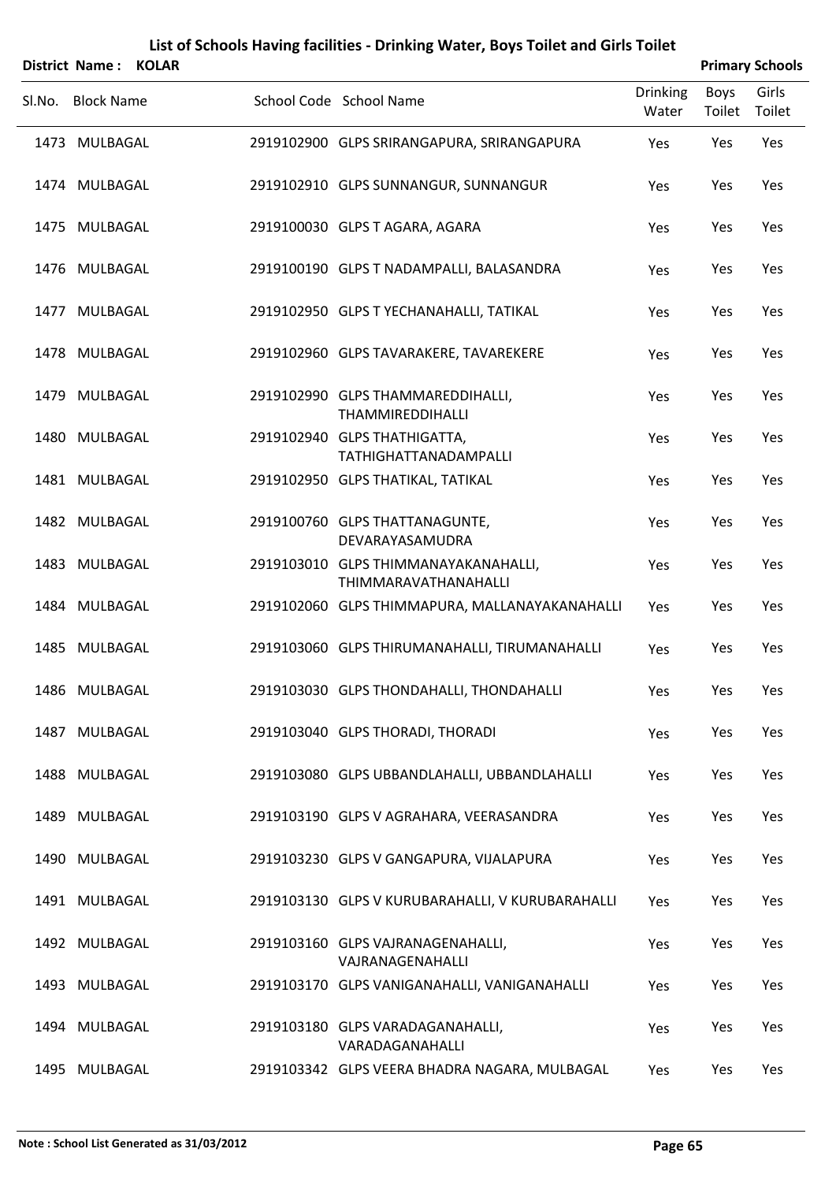# List of Schools Having facilities - Drinking Water, Boys Toilet and Girls Toilet

**District Name : KOLAR** **Primary Schools**

| Sl.No. | Block Name | School Code | School Name | Drinking Water | Boys Toilet | Girls Toilet |
|---|---|---|---|---|---|---|
| 1473 | MULBAGAL | 2919102900 | GLPS SRIRANGAPURA, SRIRANGAPURA | Yes | Yes | Yes |
| 1474 | MULBAGAL | 2919102910 | GLPS SUNNANGUR, SUNNANGUR | Yes | Yes | Yes |
| 1475 | MULBAGAL | 2919100030 | GLPS T AGARA, AGARA | Yes | Yes | Yes |
| 1476 | MULBAGAL | 2919100190 | GLPS T NADAMPALLI, BALASANDRA | Yes | Yes | Yes |
| 1477 | MULBAGAL | 2919102950 | GLPS T YECHANAHALLI, TATIKAL | Yes | Yes | Yes |
| 1478 | MULBAGAL | 2919102960 | GLPS TAVARAKERE, TAVAREKERE | Yes | Yes | Yes |
| 1479 | MULBAGAL | 2919102990 | GLPS THAMMAREDDIHALLI, THAMMIREDDIHALLI | Yes | Yes | Yes |
| 1480 | MULBAGAL | 2919102940 | GLPS THATHIGATTA, TATHIGHATTANADAMPALLI | Yes | Yes | Yes |
| 1481 | MULBAGAL | 2919102950 | GLPS THATIKAL, TATIKAL | Yes | Yes | Yes |
| 1482 | MULBAGAL | 2919100760 | GLPS THATTANAGUNTE, DEVARAYASAMUDRA | Yes | Yes | Yes |
| 1483 | MULBAGAL | 2919103010 | GLPS THIMMANAYAKANAHALLI, THIMMARAVATHANAHALLI | Yes | Yes | Yes |
| 1484 | MULBAGAL | 2919102060 | GLPS THIMMAPURA, MALLANAYAKANAHALLI | Yes | Yes | Yes |
| 1485 | MULBAGAL | 2919103060 | GLPS THIRUMANAHALLI, TIRUMANAHALLI | Yes | Yes | Yes |
| 1486 | MULBAGAL | 2919103030 | GLPS THONDAHALLI, THONDAHALLI | Yes | Yes | Yes |
| 1487 | MULBAGAL | 2919103040 | GLPS THORADI, THORADI | Yes | Yes | Yes |
| 1488 | MULBAGAL | 2919103080 | GLPS UBBANDLAHALLI, UBBANDLAHALLI | Yes | Yes | Yes |
| 1489 | MULBAGAL | 2919103190 | GLPS V AGRAHARA, VEERASANDRA | Yes | Yes | Yes |
| 1490 | MULBAGAL | 2919103230 | GLPS V GANGAPURA, VIJALAPURA | Yes | Yes | Yes |
| 1491 | MULBAGAL | 2919103130 | GLPS V KURUBARAHALLI, V KURUBARAHALLI | Yes | Yes | Yes |
| 1492 | MULBAGAL | 2919103160 | GLPS VAJRANAGENAHALLI, VAJRANAGENAHALLI | Yes | Yes | Yes |
| 1493 | MULBAGAL | 2919103170 | GLPS VANIGANAHALLI, VANIGANAHALLI | Yes | Yes | Yes |
| 1494 | MULBAGAL | 2919103180 | GLPS VARADAGANAHALLI, VARADAGANAHALLI | Yes | Yes | Yes |
| 1495 | MULBAGAL | 2919103342 | GLPS VEERA BHADRA NAGARA, MULBAGAL | Yes | Yes | Yes |

Note : School List Generated as 31/03/2012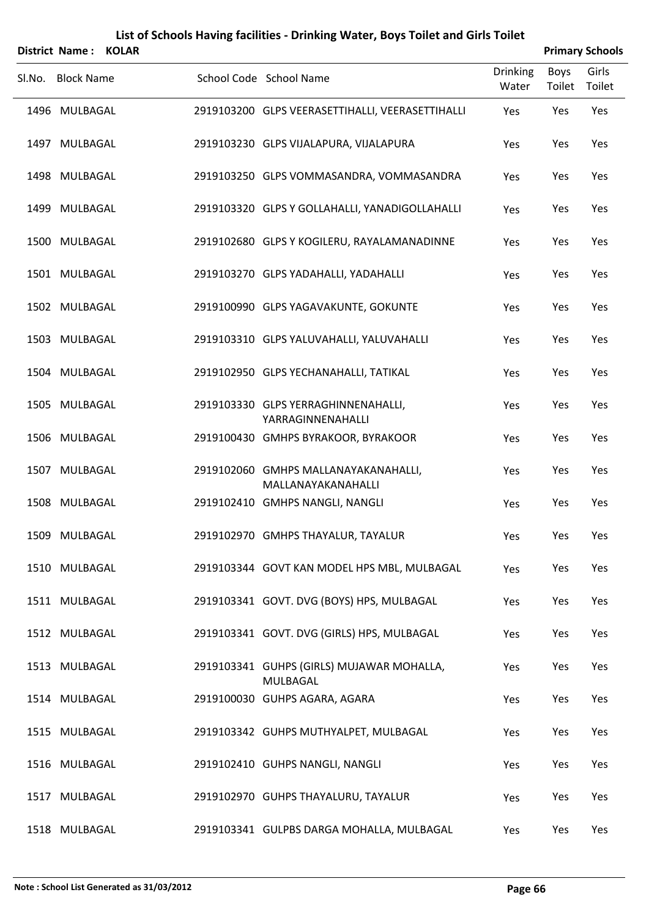# List of Schools Having facilities - Drinking Water, Boys Toilet and Girls Toilet

**District Name : KOLAR** **Primary Schools**

| Sl.No. | Block Name | School Code | School Name | Drinking Water | Boys Toilet | Girls Toilet |
|---|---|---|---|---|---|---|
| 1496 | MULBAGAL | 2919103200 | GLPS VEERASETTIHALLI, VEERASETTIHALLI | Yes | Yes | Yes |
| 1497 | MULBAGAL | 2919103230 | GLPS VIJALAPURA, VIJALAPURA | Yes | Yes | Yes |
| 1498 | MULBAGAL | 2919103250 | GLPS VOMMASANDRA, VOMMASANDRA | Yes | Yes | Yes |
| 1499 | MULBAGAL | 2919103320 | GLPS Y GOLLAHALLI, YANADIGOLLAHALLI | Yes | Yes | Yes |
| 1500 | MULBAGAL | 2919102680 | GLPS Y KOGILERU, RAYALAMANADINNE | Yes | Yes | Yes |
| 1501 | MULBAGAL | 2919103270 | GLPS YADAHALLI, YADAHALLI | Yes | Yes | Yes |
| 1502 | MULBAGAL | 2919100990 | GLPS YAGAVAKUNTE, GOKUNTE | Yes | Yes | Yes |
| 1503 | MULBAGAL | 2919103310 | GLPS YALUVAHALLI, YALUVAHALLI | Yes | Yes | Yes |
| 1504 | MULBAGAL | 2919102950 | GLPS YECHANAHALLI, TATIKAL | Yes | Yes | Yes |
| 1505 | MULBAGAL | 2919103330 | GLPS YERRAGHINNENAHALLI, YARRAGINNENAHALLI | Yes | Yes | Yes |
| 1506 | MULBAGAL | 2919100430 | GMHPS BYRAKOOR, BYRAKOOR | Yes | Yes | Yes |
| 1507 | MULBAGAL | 2919102060 | GMHPS MALLANAYAKANAHALLI, MALLANAYAKANAHALLI | Yes | Yes | Yes |
| 1508 | MULBAGAL | 2919102410 | GMHPS NANGLI, NANGLI | Yes | Yes | Yes |
| 1509 | MULBAGAL | 2919102970 | GMHPS THAYALUR, TAYALUR | Yes | Yes | Yes |
| 1510 | MULBAGAL | 2919103344 | GOVT KAN MODEL HPS MBL, MULBAGAL | Yes | Yes | Yes |
| 1511 | MULBAGAL | 2919103341 | GOVT. DVG (BOYS) HPS, MULBAGAL | Yes | Yes | Yes |
| 1512 | MULBAGAL | 2919103341 | GOVT. DVG (GIRLS) HPS, MULBAGAL | Yes | Yes | Yes |
| 1513 | MULBAGAL | 2919103341 | GUHPS (GIRLS) MUJAWAR MOHALLA, MULBAGAL | Yes | Yes | Yes |
| 1514 | MULBAGAL | 2919100030 | GUHPS AGARA, AGARA | Yes | Yes | Yes |
| 1515 | MULBAGAL | 2919103342 | GUHPS MUTHYALPET, MULBAGAL | Yes | Yes | Yes |
| 1516 | MULBAGAL | 2919102410 | GUHPS NANGLI, NANGLI | Yes | Yes | Yes |
| 1517 | MULBAGAL | 2919102970 | GUHPS THAYALURU, TAYALUR | Yes | Yes | Yes |
| 1518 | MULBAGAL | 2919103341 | GULPBS DARGA MOHALLA, MULBAGAL | Yes | Yes | Yes |

**Note : School List Generated as 31/03/2012**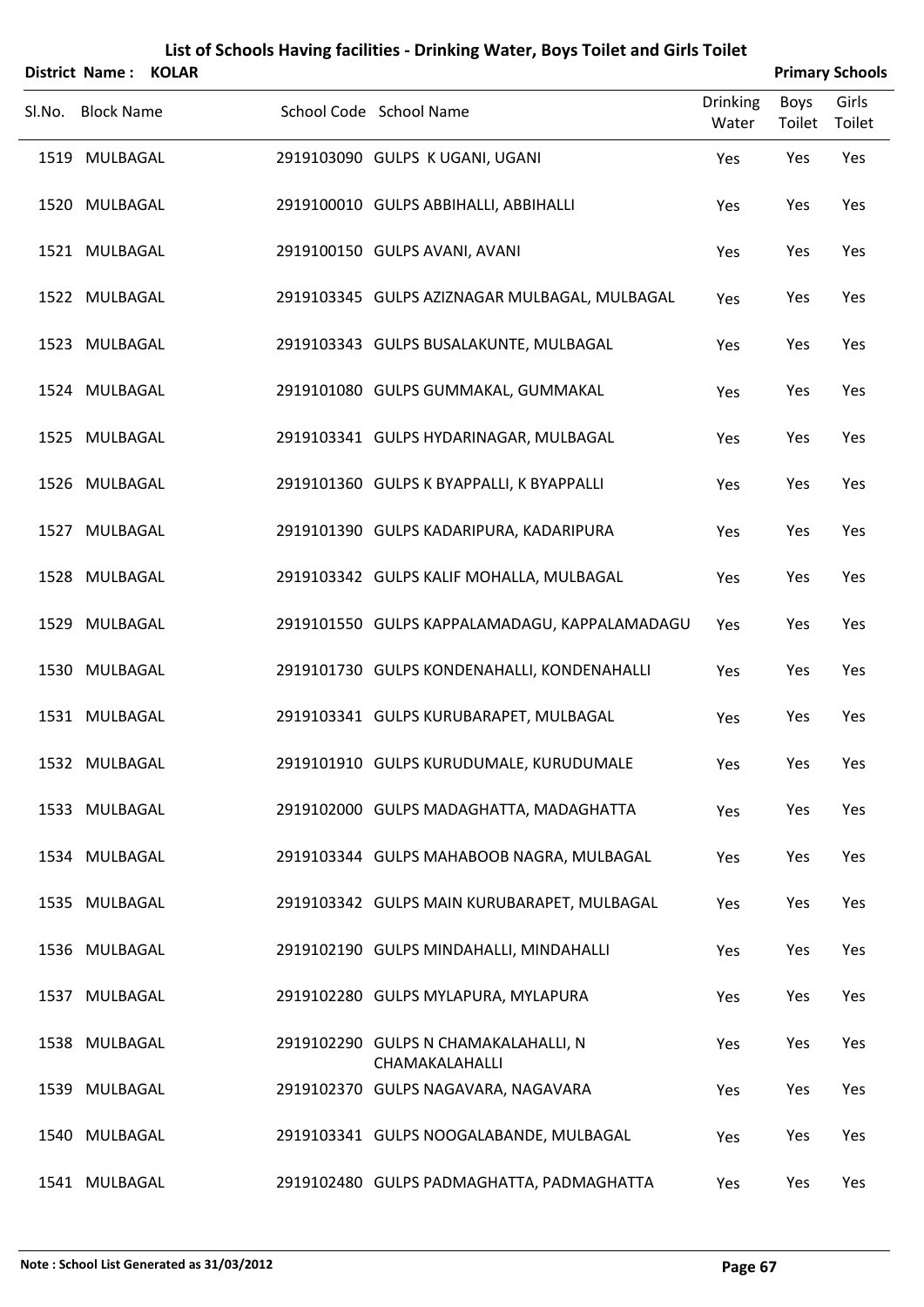# List of Schools Having facilities - Drinking Water, Boys Toilet and Girls Toilet

**District Name : KOLAR** **Primary Schools**

| Sl.No. | Block Name | School Code | School Name | Drinking Water | Boys Toilet | Girls Toilet |
|---|---|---|---|---|---|---|
| 1519 | MULBAGAL | 2919103090 | GULPS K UGANI, UGANI | Yes | Yes | Yes |
| 1520 | MULBAGAL | 2919100010 | GULPS ABBIHALLI, ABBIHALLI | Yes | Yes | Yes |
| 1521 | MULBAGAL | 2919100150 | GULPS AVANI, AVANI | Yes | Yes | Yes |
| 1522 | MULBAGAL | 2919103345 | GULPS AZIZNAGAR MULBAGAL, MULBAGAL | Yes | Yes | Yes |
| 1523 | MULBAGAL | 2919103343 | GULPS BUSALAKUNTE, MULBAGAL | Yes | Yes | Yes |
| 1524 | MULBAGAL | 2919101080 | GULPS GUMMAKAL, GUMMAKAL | Yes | Yes | Yes |
| 1525 | MULBAGAL | 2919103341 | GULPS HYDARINAGAR, MULBAGAL | Yes | Yes | Yes |
| 1526 | MULBAGAL | 2919101360 | GULPS K BYAPPALLI, K BYAPPALLI | Yes | Yes | Yes |
| 1527 | MULBAGAL | 2919101390 | GULPS KADARIPURA, KADARIPURA | Yes | Yes | Yes |
| 1528 | MULBAGAL | 2919103342 | GULPS KALIF MOHALLA, MULBAGAL | Yes | Yes | Yes |
| 1529 | MULBAGAL | 2919101550 | GULPS KAPPALAMADAGU, KAPPALAMADAGU | Yes | Yes | Yes |
| 1530 | MULBAGAL | 2919101730 | GULPS KONDENAHALLI, KONDENAHALLI | Yes | Yes | Yes |
| 1531 | MULBAGAL | 2919103341 | GULPS KURUBARAPET, MULBAGAL | Yes | Yes | Yes |
| 1532 | MULBAGAL | 2919101910 | GULPS KURUDUMALE, KURUDUMALE | Yes | Yes | Yes |
| 1533 | MULBAGAL | 2919102000 | GULPS MADAGHATTA, MADAGHATTA | Yes | Yes | Yes |
| 1534 | MULBAGAL | 2919103344 | GULPS MAHABOOB NAGRA, MULBAGAL | Yes | Yes | Yes |
| 1535 | MULBAGAL | 2919103342 | GULPS MAIN KURUBARAPET, MULBAGAL | Yes | Yes | Yes |
| 1536 | MULBAGAL | 2919102190 | GULPS MINDAHALLI, MINDAHALLI | Yes | Yes | Yes |
| 1537 | MULBAGAL | 2919102280 | GULPS MYLAPURA, MYLAPURA | Yes | Yes | Yes |
| 1538 | MULBAGAL | 2919102290 | GULPS N CHAMAKALAHALLI, N CHAMAKALAHALLI | Yes | Yes | Yes |
| 1539 | MULBAGAL | 2919102370 | GULPS NAGAVARA, NAGAVARA | Yes | Yes | Yes |
| 1540 | MULBAGAL | 2919103341 | GULPS NOOGALABANDE, MULBAGAL | Yes | Yes | Yes |
| 1541 | MULBAGAL | 2919102480 | GULPS PADMAGHATTA, PADMAGHATTA | Yes | Yes | Yes |

**Note : School List Generated as 31/03/2012**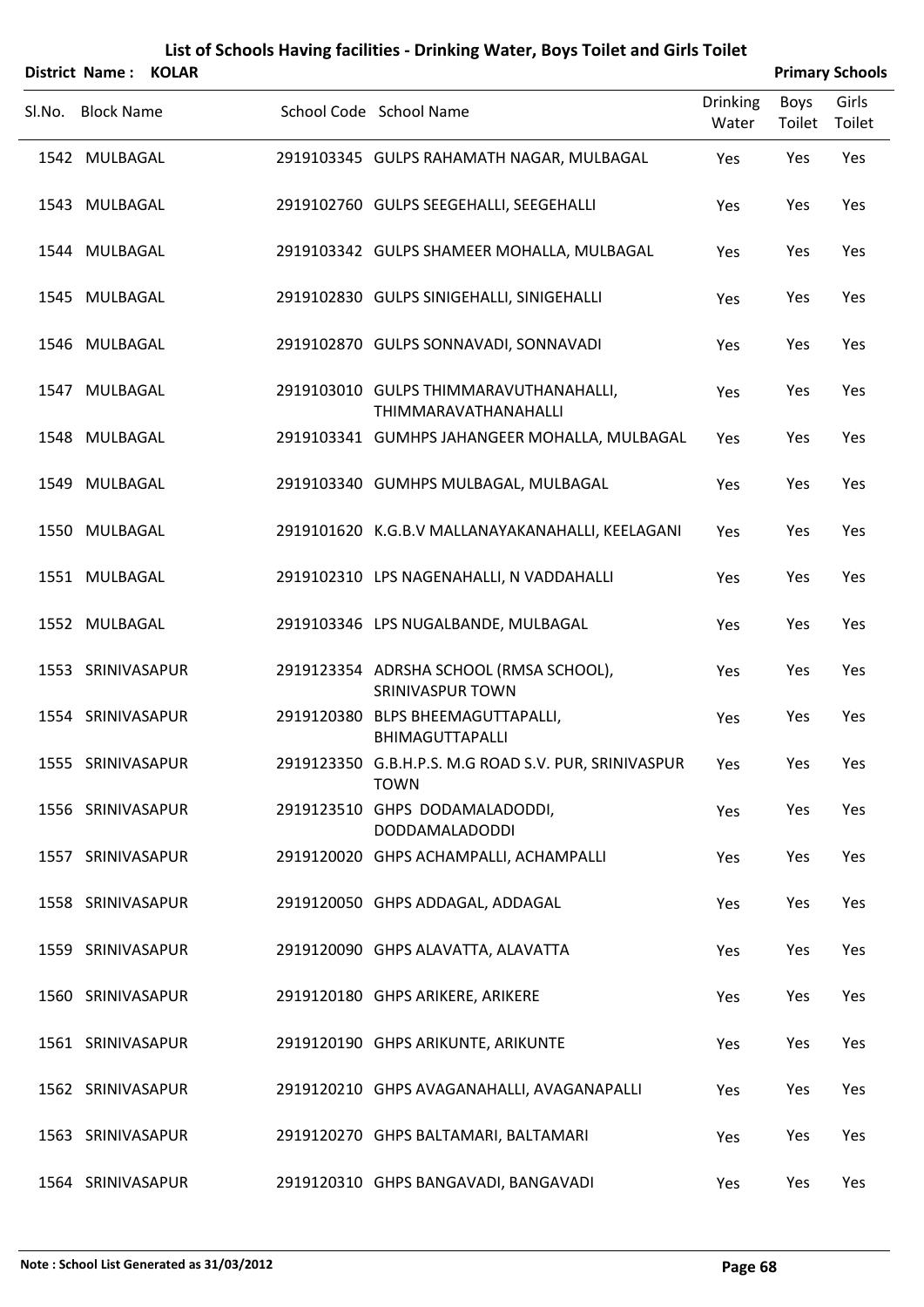# List of Schools Having facilities - Drinking Water, Boys Toilet and Girls Toilet

**District Name : KOLAR** **Primary Schools**

| Sl.No. | Block Name | School Code | School Name | Drinking Water | Boys Toilet | Girls Toilet |
|---|---|---|---|---|---|---|
| 1542 | MULBAGAL | 2919103345 | GULPS RAHAMATH NAGAR, MULBAGAL | Yes | Yes | Yes |
| 1543 | MULBAGAL | 2919102760 | GULPS SEEGEHALLI, SEEGEHALLI | Yes | Yes | Yes |
| 1544 | MULBAGAL | 2919103342 | GULPS SHAMEER MOHALLA, MULBAGAL | Yes | Yes | Yes |
| 1545 | MULBAGAL | 2919102830 | GULPS SINIGEHALLI, SINIGEHALLI | Yes | Yes | Yes |
| 1546 | MULBAGAL | 2919102870 | GULPS SONNAVADI, SONNAVADI | Yes | Yes | Yes |
| 1547 | MULBAGAL | 2919103010 | GULPS THIMMARAVUTHANAHALLI, THIMMARAVATHANAHALLI | Yes | Yes | Yes |
| 1548 | MULBAGAL | 2919103341 | GUMHPS JAHANGEER MOHALLA, MULBAGAL | Yes | Yes | Yes |
| 1549 | MULBAGAL | 2919103340 | GUMHPS MULBAGAL, MULBAGAL | Yes | Yes | Yes |
| 1550 | MULBAGAL | 2919101620 | K.G.B.V MALLANAYAKANAHALLI, KEELAGANI | Yes | Yes | Yes |
| 1551 | MULBAGAL | 2919102310 | LPS NAGENAHALLI, N VADDAHALLI | Yes | Yes | Yes |
| 1552 | MULBAGAL | 2919103346 | LPS NUGALBANDE, MULBAGAL | Yes | Yes | Yes |
| 1553 | SRINIVASAPUR | 2919123354 | ADRSHA SCHOOL (RMSA SCHOOL), SRINIVASPUR TOWN | Yes | Yes | Yes |
| 1554 | SRINIVASAPUR | 2919120380 | BLPS BHEEMAGUTTAPALLI, BHIMAGUTTAPALLI | Yes | Yes | Yes |
| 1555 | SRINIVASAPUR | 2919123350 | G.B.H.P.S. M.G ROAD S.V. PUR, SRINIVASPUR TOWN | Yes | Yes | Yes |
| 1556 | SRINIVASAPUR | 2919123510 | GHPS DODAMALADODDI, DODDAMALADODDI | Yes | Yes | Yes |
| 1557 | SRINIVASAPUR | 2919120020 | GHPS ACHAMPALLI, ACHAMPALLI | Yes | Yes | Yes |
| 1558 | SRINIVASAPUR | 2919120050 | GHPS ADDAGAL, ADDAGAL | Yes | Yes | Yes |
| 1559 | SRINIVASAPUR | 2919120090 | GHPS ALAVATTA, ALAVATTA | Yes | Yes | Yes |
| 1560 | SRINIVASAPUR | 2919120180 | GHPS ARIKERE, ARIKERE | Yes | Yes | Yes |
| 1561 | SRINIVASAPUR | 2919120190 | GHPS ARIKUNTE, ARIKUNTE | Yes | Yes | Yes |
| 1562 | SRINIVASAPUR | 2919120210 | GHPS AVAGANAHALLI, AVAGANAPALLI | Yes | Yes | Yes |
| 1563 | SRINIVASAPUR | 2919120270 | GHPS BALTAMARI, BALTAMARI | Yes | Yes | Yes |
| 1564 | SRINIVASAPUR | 2919120310 | GHPS BANGAVADI, BANGAVADI | Yes | Yes | Yes |

**Note : School List Generated as 31/03/2012**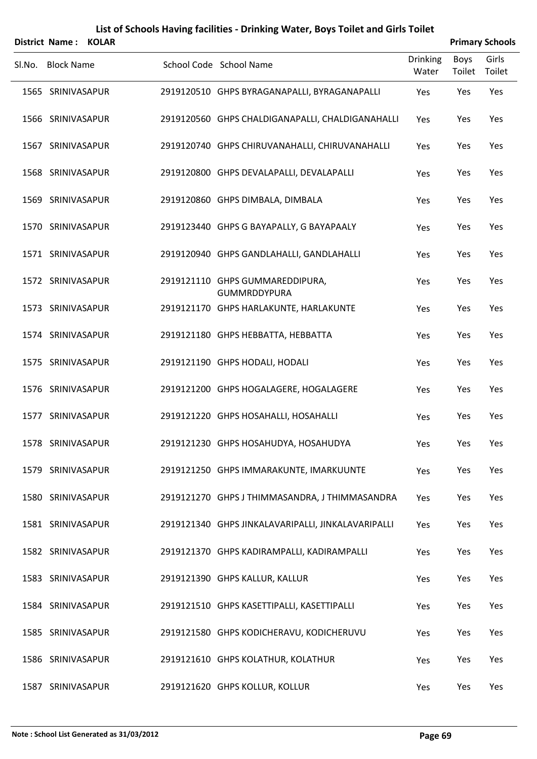# List of Schools Having facilities - Drinking Water, Boys Toilet and Girls Toilet

**District Name : KOLAR** | **Primary Schools**

| Sl.No. | Block Name | School Code | School Name | Drinking Water | Boys Toilet | Girls Toilet |
|---|---|---|---|---|---|---|
| 1565 | SRINIVASAPUR | 2919120510 | GHPS BYRAGANAPALLI, BYRAGANAPALLI | Yes | Yes | Yes |
| 1566 | SRINIVASAPUR | 2919120560 | GHPS CHALDIGANAPALLI, CHALDIGANAHALLI | Yes | Yes | Yes |
| 1567 | SRINIVASAPUR | 2919120740 | GHPS CHIRUVANAHALLI, CHIRUVANAHALLI | Yes | Yes | Yes |
| 1568 | SRINIVASAPUR | 2919120800 | GHPS DEVALAPALLI, DEVALAPALLI | Yes | Yes | Yes |
| 1569 | SRINIVASAPUR | 2919120860 | GHPS DIMBALA, DIMBALA | Yes | Yes | Yes |
| 1570 | SRINIVASAPUR | 2919123440 | GHPS G BAYAPALLY, G BAYAPAALY | Yes | Yes | Yes |
| 1571 | SRINIVASAPUR | 2919120940 | GHPS GANDLAHALLI, GANDLAHALLI | Yes | Yes | Yes |
| 1572 | SRINIVASAPUR | 2919121110 | GHPS GUMMAREDDIPURA, GUMMRDDYPURA | Yes | Yes | Yes |
| 1573 | SRINIVASAPUR | 2919121170 | GHPS HARLAKUNTE, HARLAKUNTE | Yes | Yes | Yes |
| 1574 | SRINIVASAPUR | 2919121180 | GHPS HEBBATTA, HEBBATTA | Yes | Yes | Yes |
| 1575 | SRINIVASAPUR | 2919121190 | GHPS HODALI, HODALI | Yes | Yes | Yes |
| 1576 | SRINIVASAPUR | 2919121200 | GHPS HOGALAGERE, HOGALAGERE | Yes | Yes | Yes |
| 1577 | SRINIVASAPUR | 2919121220 | GHPS HOSAHALLI, HOSAHALLI | Yes | Yes | Yes |
| 1578 | SRINIVASAPUR | 2919121230 | GHPS HOSAHUDYA, HOSAHUDYA | Yes | Yes | Yes |
| 1579 | SRINIVASAPUR | 2919121250 | GHPS IMMARAKUNTE, IMARKUUNTE | Yes | Yes | Yes |
| 1580 | SRINIVASAPUR | 2919121270 | GHPS J THIMMASANDRA, J THIMMASANDRA | Yes | Yes | Yes |
| 1581 | SRINIVASAPUR | 2919121340 | GHPS JINKALAVARIPALLI, JINKALAVARIPALLI | Yes | Yes | Yes |
| 1582 | SRINIVASAPUR | 2919121370 | GHPS KADIRAMPALLI, KADIRAMPALLI | Yes | Yes | Yes |
| 1583 | SRINIVASAPUR | 2919121390 | GHPS KALLUR, KALLUR | Yes | Yes | Yes |
| 1584 | SRINIVASAPUR | 2919121510 | GHPS KASETTIPALLI, KASETTIPALLI | Yes | Yes | Yes |
| 1585 | SRINIVASAPUR | 2919121580 | GHPS KODICHERAVU, KODICHERUVU | Yes | Yes | Yes |
| 1586 | SRINIVASAPUR | 2919121610 | GHPS KOLATHUR, KOLATHUR | Yes | Yes | Yes |
| 1587 | SRINIVASAPUR | 2919121620 | GHPS KOLLUR, KOLLUR | Yes | Yes | Yes |

**Note : School List Generated as 31/03/2012**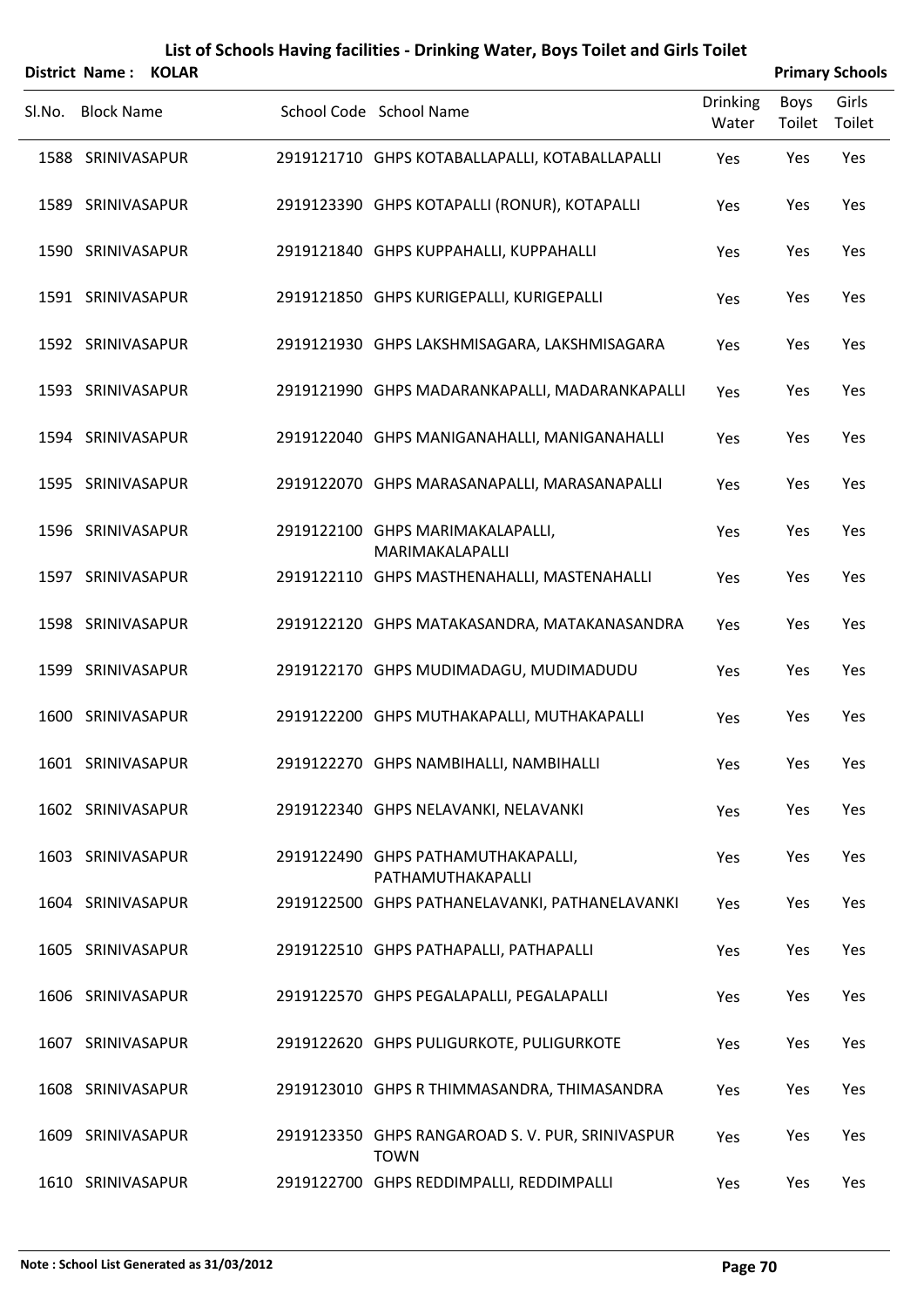# List of Schools Having facilities - Drinking Water, Boys Toilet and Girls Toilet

**District Name : KOLAR** **Primary Schools**

| Sl.No. | Block Name | School Code | School Name | Drinking Water | Boys Toilet | Girls Toilet |
|---|---|---|---|---|---|---|
| 1588 | SRINIVASAPUR | 2919121710 | GHPS KOTABALLAPALLI, KOTABALLAPALLI | Yes | Yes | Yes |
| 1589 | SRINIVASAPUR | 2919123390 | GHPS KOTAPALLI (RONUR), KOTAPALLI | Yes | Yes | Yes |
| 1590 | SRINIVASAPUR | 2919121840 | GHPS KUPPAHALLI, KUPPAHALLI | Yes | Yes | Yes |
| 1591 | SRINIVASAPUR | 2919121850 | GHPS KURIGEPALLI, KURIGEPALLI | Yes | Yes | Yes |
| 1592 | SRINIVASAPUR | 2919121930 | GHPS LAKSHMISAGARA, LAKSHMISAGARA | Yes | Yes | Yes |
| 1593 | SRINIVASAPUR | 2919121990 | GHPS MADARANKAPALLI, MADARANKAPALLI | Yes | Yes | Yes |
| 1594 | SRINIVASAPUR | 2919122040 | GHPS MANIGANAHALLI, MANIGANAHALLI | Yes | Yes | Yes |
| 1595 | SRINIVASAPUR | 2919122070 | GHPS MARASANAPALLI, MARASANAPALLI | Yes | Yes | Yes |
| 1596 | SRINIVASAPUR | 2919122100 | GHPS MARIMAKALAPALLI, MARIMAKALAPALLI | Yes | Yes | Yes |
| 1597 | SRINIVASAPUR | 2919122110 | GHPS MASTHENAHALLI, MASTENAHALLI | Yes | Yes | Yes |
| 1598 | SRINIVASAPUR | 2919122120 | GHPS MATAKASANDRA, MATAKANASANDRA | Yes | Yes | Yes |
| 1599 | SRINIVASAPUR | 2919122170 | GHPS MUDIMADAGU, MUDIMADUDU | Yes | Yes | Yes |
| 1600 | SRINIVASAPUR | 2919122200 | GHPS MUTHAKAPALLI, MUTHAKAPALLI | Yes | Yes | Yes |
| 1601 | SRINIVASAPUR | 2919122270 | GHPS NAMBIHALLI, NAMBIHALLI | Yes | Yes | Yes |
| 1602 | SRINIVASAPUR | 2919122340 | GHPS NELAVANKI, NELAVANKI | Yes | Yes | Yes |
| 1603 | SRINIVASAPUR | 2919122490 | GHPS PATHAMUTHAKAPALLI, PATHAMUTHAKAPALLI | Yes | Yes | Yes |
| 1604 | SRINIVASAPUR | 2919122500 | GHPS PATHANELAVANKI, PATHANELAVANKI | Yes | Yes | Yes |
| 1605 | SRINIVASAPUR | 2919122510 | GHPS PATHAPALLI, PATHAPALLI | Yes | Yes | Yes |
| 1606 | SRINIVASAPUR | 2919122570 | GHPS PEGALAPALLI, PEGALAPALLI | Yes | Yes | Yes |
| 1607 | SRINIVASAPUR | 2919122620 | GHPS PULIGURKOTE, PULIGURKOTE | Yes | Yes | Yes |
| 1608 | SRINIVASAPUR | 2919123010 | GHPS R THIMMASANDRA, THIMASANDRA | Yes | Yes | Yes |
| 1609 | SRINIVASAPUR | 2919123350 | GHPS RANGAROAD S. V. PUR, SRINIVASPUR TOWN | Yes | Yes | Yes |
| 1610 | SRINIVASAPUR | 2919122700 | GHPS REDDIMPALLI, REDDIMPALLI | Yes | Yes | Yes |

Note : School List Generated as 31/03/2012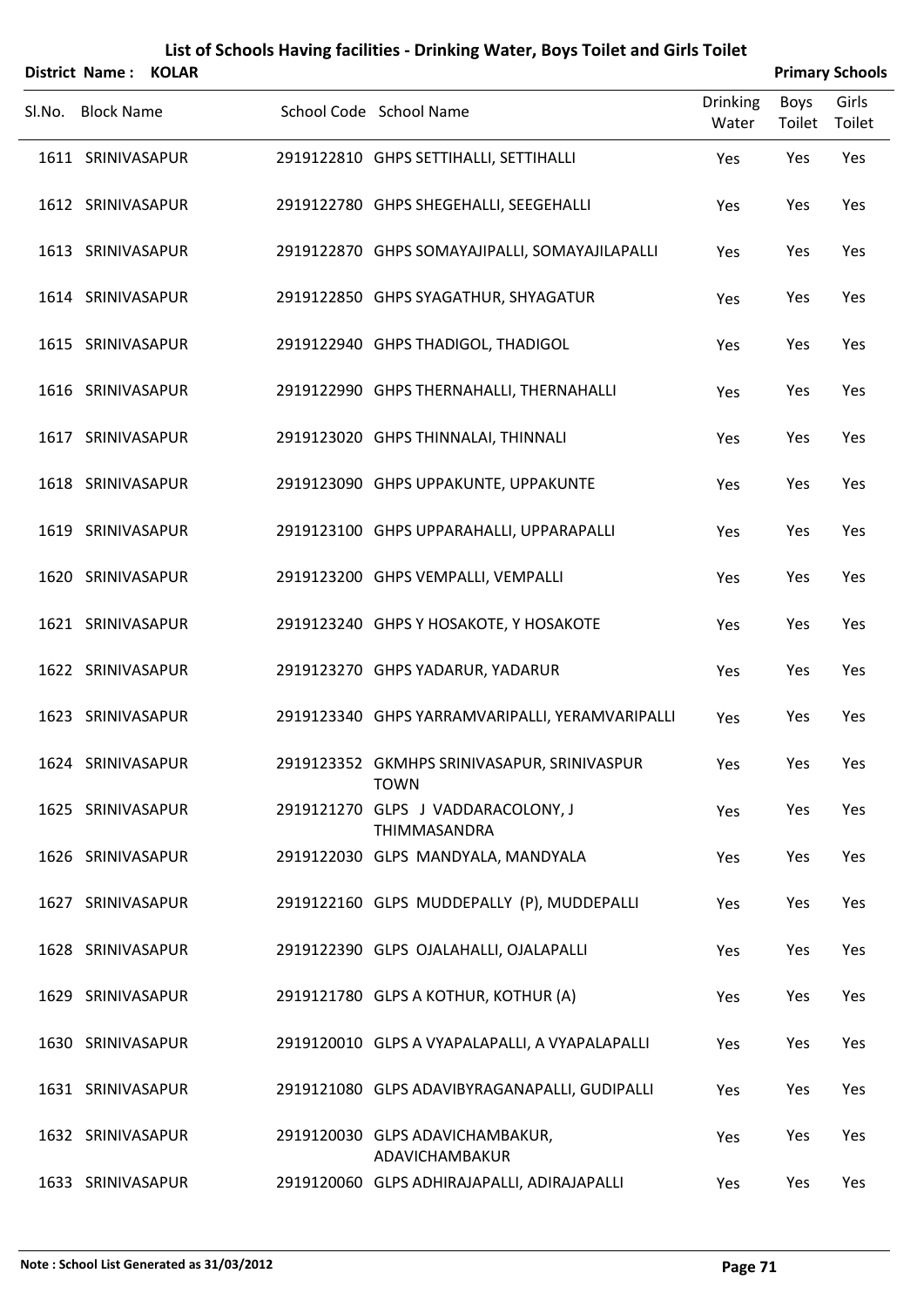# List of Schools Having facilities - Drinking Water, Boys Toilet and Girls Toilet

**District Name : KOLAR** | **Primary Schools**

| Sl.No. | Block Name | School Code | School Name | Drinking Water | Boys Toilet | Girls Toilet |
|---|---|---|---|---|---|---|
| 1611 | SRINIVASAPUR | 2919122810 | GHPS SETTIHALLI, SETTIHALLI | Yes | Yes | Yes |
| 1612 | SRINIVASAPUR | 2919122780 | GHPS SHEGEHALLI, SEEGEHALLI | Yes | Yes | Yes |
| 1613 | SRINIVASAPUR | 2919122870 | GHPS SOMAYAJIPALLI, SOMAYAJILAPALLI | Yes | Yes | Yes |
| 1614 | SRINIVASAPUR | 2919122850 | GHPS SYAGATHUR, SHYAGATUR | Yes | Yes | Yes |
| 1615 | SRINIVASAPUR | 2919122940 | GHPS THADIGOL, THADIGOL | Yes | Yes | Yes |
| 1616 | SRINIVASAPUR | 2919122990 | GHPS THERNAHALLI, THERNAHALLI | Yes | Yes | Yes |
| 1617 | SRINIVASAPUR | 2919123020 | GHPS THINNALAI, THINNALI | Yes | Yes | Yes |
| 1618 | SRINIVASAPUR | 2919123090 | GHPS UPPAKUNTE, UPPAKUNTE | Yes | Yes | Yes |
| 1619 | SRINIVASAPUR | 2919123100 | GHPS UPPARAHALLI, UPPARAPALLI | Yes | Yes | Yes |
| 1620 | SRINIVASAPUR | 2919123200 | GHPS VEMPALLI, VEMPALLI | Yes | Yes | Yes |
| 1621 | SRINIVASAPUR | 2919123240 | GHPS Y HOSAKOTE, Y HOSAKOTE | Yes | Yes | Yes |
| 1622 | SRINIVASAPUR | 2919123270 | GHPS YADARUR, YADARUR | Yes | Yes | Yes |
| 1623 | SRINIVASAPUR | 2919123340 | GHPS YARRAMVARIPALLI, YERAMVARIPALLI | Yes | Yes | Yes |
| 1624 | SRINIVASAPUR | 2919123352 | GKMHPS SRINIVASAPUR, SRINIVASPUR TOWN | Yes | Yes | Yes |
| 1625 | SRINIVASAPUR | 2919121270 | GLPS J VADDARACOLONY, J THIMMASANDRA | Yes | Yes | Yes |
| 1626 | SRINIVASAPUR | 2919122030 | GLPS MANDYALA, MANDYALA | Yes | Yes | Yes |
| 1627 | SRINIVASAPUR | 2919122160 | GLPS MUDDEPALLY (P), MUDDEPALLI | Yes | Yes | Yes |
| 1628 | SRINIVASAPUR | 2919122390 | GLPS OJALAHALLI, OJALAPALLI | Yes | Yes | Yes |
| 1629 | SRINIVASAPUR | 2919121780 | GLPS A KOTHUR, KOTHUR (A) | Yes | Yes | Yes |
| 1630 | SRINIVASAPUR | 2919120010 | GLPS A VYAPALAPALLI, A VYAPALAPALLI | Yes | Yes | Yes |
| 1631 | SRINIVASAPUR | 2919121080 | GLPS ADAVIBYRAGANAPALLI, GUDIPALLI | Yes | Yes | Yes |
| 1632 | SRINIVASAPUR | 2919120030 | GLPS ADAVICHAMBAKUR, ADAVICHAMBAKUR | Yes | Yes | Yes |
| 1633 | SRINIVASAPUR | 2919120060 | GLPS ADHIRAJAPALLI, ADIRAJAPALLI | Yes | Yes | Yes |

**Note : School List Generated as 31/03/2012**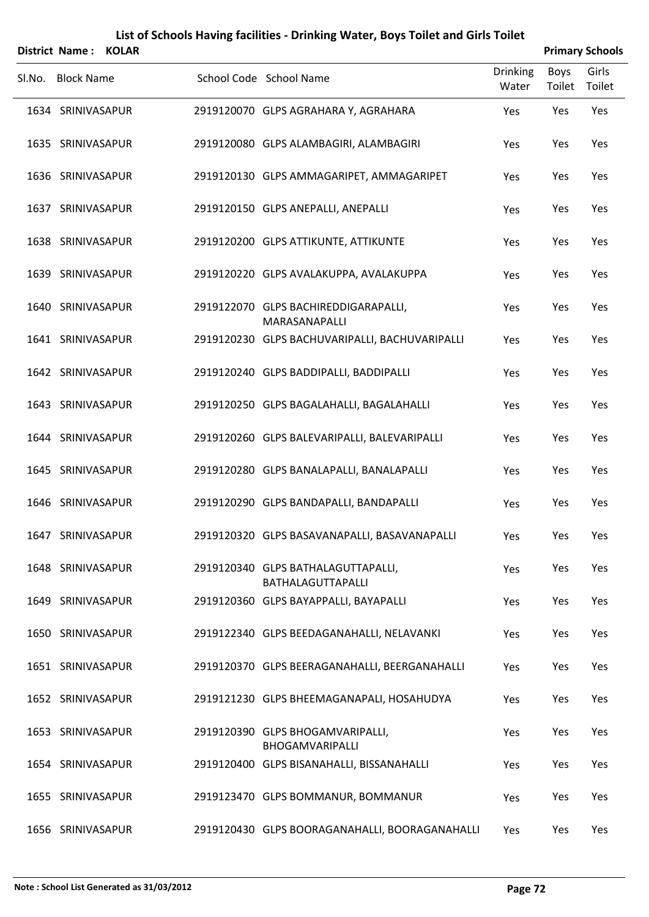# List of Schools Having facilities - Drinking Water, Boys Toilet and Girls Toilet

**District Name : KOLAR** **Primary Schools**

| Sl.No. | Block Name | School Code | School Name | Drinking Water | Boys Toilet | Girls Toilet |
|---|---|---|---|---|---|---|
| 1634 | SRINIVASAPUR | 2919120070 | GLPS AGRAHARA Y, AGRAHARA | Yes | Yes | Yes |
| 1635 | SRINIVASAPUR | 2919120080 | GLPS ALAMBAGIRI, ALAMBAGIRI | Yes | Yes | Yes |
| 1636 | SRINIVASAPUR | 2919120130 | GLPS AMMAGARIPET, AMMAGARIPET | Yes | Yes | Yes |
| 1637 | SRINIVASAPUR | 2919120150 | GLPS ANEPALLI, ANEPALLI | Yes | Yes | Yes |
| 1638 | SRINIVASAPUR | 2919120200 | GLPS ATTIKUNTE, ATTIKUNTE | Yes | Yes | Yes |
| 1639 | SRINIVASAPUR | 2919120220 | GLPS AVALAKUPPA, AVALAKUPPA | Yes | Yes | Yes |
| 1640 | SRINIVASAPUR | 2919122070 | GLPS BACHIREDDIGARAPALLI, MARASANAPALLI | Yes | Yes | Yes |
| 1641 | SRINIVASAPUR | 2919120230 | GLPS BACHUVARIPALLI, BACHUVARIPALLI | Yes | Yes | Yes |
| 1642 | SRINIVASAPUR | 2919120240 | GLPS BADDIPALLI, BADDIPALLI | Yes | Yes | Yes |
| 1643 | SRINIVASAPUR | 2919120250 | GLPS BAGALAHALLI, BAGALAHALLI | Yes | Yes | Yes |
| 1644 | SRINIVASAPUR | 2919120260 | GLPS BALEVARIPALLI, BALEVARIPALLI | Yes | Yes | Yes |
| 1645 | SRINIVASAPUR | 2919120280 | GLPS BANALAPALLI, BANALAPALLI | Yes | Yes | Yes |
| 1646 | SRINIVASAPUR | 2919120290 | GLPS BANDAPALLI, BANDAPALLI | Yes | Yes | Yes |
| 1647 | SRINIVASAPUR | 2919120320 | GLPS BASAVANAPALLI, BASAVANAPALLI | Yes | Yes | Yes |
| 1648 | SRINIVASAPUR | 2919120340 | GLPS BATHALAGUTTAPALLI, BATHALAGUTTAPALLI | Yes | Yes | Yes |
| 1649 | SRINIVASAPUR | 2919120360 | GLPS BAYAPPALLI, BAYAPALLI | Yes | Yes | Yes |
| 1650 | SRINIVASAPUR | 2919122340 | GLPS BEEDAGANAHALLI, NELAVANKI | Yes | Yes | Yes |
| 1651 | SRINIVASAPUR | 2919120370 | GLPS BEERAGANAHALLI, BEERGANAHALLI | Yes | Yes | Yes |
| 1652 | SRINIVASAPUR | 2919121230 | GLPS BHEEMAGANAPALI, HOSAHUDYA | Yes | Yes | Yes |
| 1653 | SRINIVASAPUR | 2919120390 | GLPS BHOGAMVARIPALLI, BHOGAMVARIPALLI | Yes | Yes | Yes |
| 1654 | SRINIVASAPUR | 2919120400 | GLPS BISANAHALLI, BISSANAHALLI | Yes | Yes | Yes |
| 1655 | SRINIVASAPUR | 2919123470 | GLPS BOMMANUR, BOMMANUR | Yes | Yes | Yes |
| 1656 | SRINIVASAPUR | 2919120430 | GLPS BOORAGANAHALLI, BOORAGANAHALLI | Yes | Yes | Yes |

**Note : School List Generated as 31/03/2012**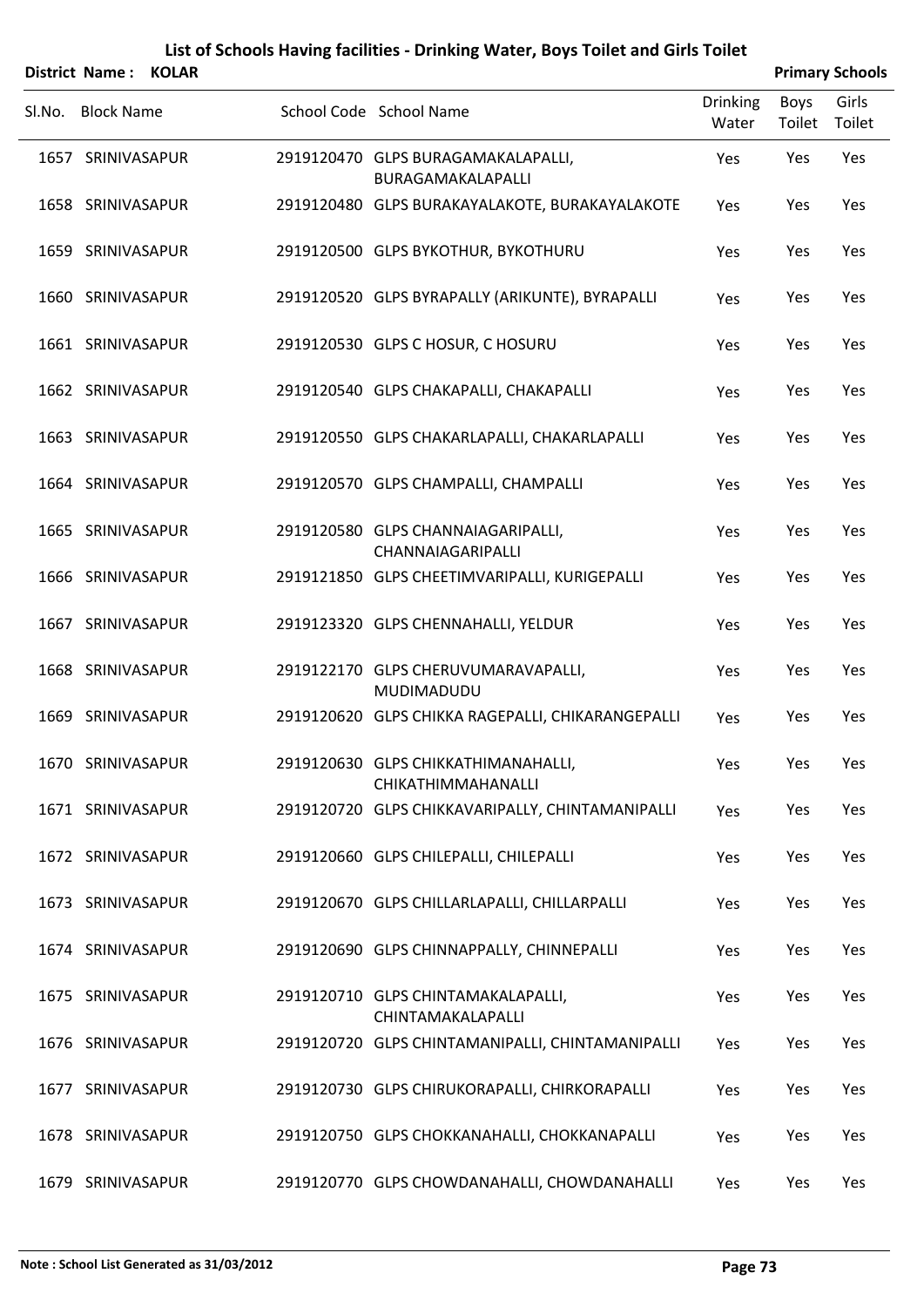# List of Schools Having facilities - Drinking Water, Boys Toilet and Girls Toilet

**District Name : KOLAR** **Primary Schools**

| Sl.No. | Block Name | School Code | School Name | Drinking Water | Boys Toilet | Girls Toilet |
|---|---|---|---|---|---|---|
| 1657 | SRINIVASAPUR | 2919120470 | GLPS BURAGAMAKALAPALLI, BURAGAMAKALAPALLI | Yes | Yes | Yes |
| 1658 | SRINIVASAPUR | 2919120480 | GLPS BURAKAYALAKOTE, BURAKAYALAKOTE | Yes | Yes | Yes |
| 1659 | SRINIVASAPUR | 2919120500 | GLPS BYKOTHUR, BYKOTHURU | Yes | Yes | Yes |
| 1660 | SRINIVASAPUR | 2919120520 | GLPS BYRAPALLY (ARIKUNTE), BYRAPALLI | Yes | Yes | Yes |
| 1661 | SRINIVASAPUR | 2919120530 | GLPS C HOSUR, C HOSURU | Yes | Yes | Yes |
| 1662 | SRINIVASAPUR | 2919120540 | GLPS CHAKAPALLI, CHAKAPALLI | Yes | Yes | Yes |
| 1663 | SRINIVASAPUR | 2919120550 | GLPS CHAKARLAPALLI, CHAKARLAPALLI | Yes | Yes | Yes |
| 1664 | SRINIVASAPUR | 2919120570 | GLPS CHAMPALLI, CHAMPALLI | Yes | Yes | Yes |
| 1665 | SRINIVASAPUR | 2919120580 | GLPS CHANNAIAGARIPALLI, CHANNAIAGARIPALLI | Yes | Yes | Yes |
| 1666 | SRINIVASAPUR | 2919121850 | GLPS CHEETIMVARIPALLI, KURIGEPALLI | Yes | Yes | Yes |
| 1667 | SRINIVASAPUR | 2919123320 | GLPS CHENNAHALLI, YELDUR | Yes | Yes | Yes |
| 1668 | SRINIVASAPUR | 2919122170 | GLPS CHERUVUMARAVAPALLI, MUDIMADUDU | Yes | Yes | Yes |
| 1669 | SRINIVASAPUR | 2919120620 | GLPS CHIKKA RAGEPALLI, CHIKARANGEPALLI | Yes | Yes | Yes |
| 1670 | SRINIVASAPUR | 2919120630 | GLPS CHIKKATHIMANAHALLI, CHIKATHIMMAHANALLI | Yes | Yes | Yes |
| 1671 | SRINIVASAPUR | 2919120720 | GLPS CHIKKAVARIPALLY, CHINTAMANIPALLI | Yes | Yes | Yes |
| 1672 | SRINIVASAPUR | 2919120660 | GLPS CHILEPALLI, CHILEPALLI | Yes | Yes | Yes |
| 1673 | SRINIVASAPUR | 2919120670 | GLPS CHILLARLAPALLI, CHILLARPALLI | Yes | Yes | Yes |
| 1674 | SRINIVASAPUR | 2919120690 | GLPS CHINNAPPALLY, CHINNEPALLI | Yes | Yes | Yes |
| 1675 | SRINIVASAPUR | 2919120710 | GLPS CHINTAMAKALAPALLI, CHINTAMAKALAPALLI | Yes | Yes | Yes |
| 1676 | SRINIVASAPUR | 2919120720 | GLPS CHINTAMANIPALLI, CHINTAMANIPALLI | Yes | Yes | Yes |
| 1677 | SRINIVASAPUR | 2919120730 | GLPS CHIRUKORAPALLI, CHIRKORAPALLI | Yes | Yes | Yes |
| 1678 | SRINIVASAPUR | 2919120750 | GLPS CHOKKANAHALLI, CHOKKANAPALLI | Yes | Yes | Yes |
| 1679 | SRINIVASAPUR | 2919120770 | GLPS CHOWDANAHALLI, CHOWDANAHALLI | Yes | Yes | Yes |

**Note : School List Generated as 31/03/2012**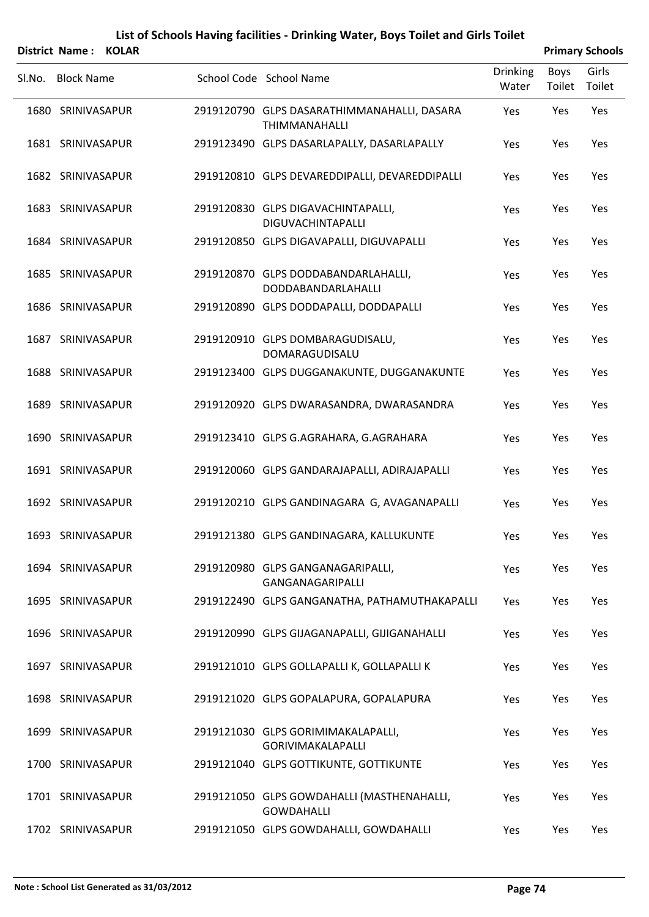# List of Schools Having facilities - Drinking Water, Boys Toilet and Girls Toilet

**District Name : KOLAR** **Primary Schools**

| Sl.No. | Block Name | School Code | School Name | Drinking Water | Boys Toilet | Girls Toilet |
|---|---|---|---|---|---|---|
| 1680 | SRINIVASAPUR | 2919120790 | GLPS DASARATHIMMANAHALLI, DASARA THIMMANAHALLI | Yes | Yes | Yes |
| 1681 | SRINIVASAPUR | 2919123490 | GLPS DASARLAPALLY, DASARLAPALLY | Yes | Yes | Yes |
| 1682 | SRINIVASAPUR | 2919120810 | GLPS DEVAREDDIPALLI, DEVAREDDIPALLI | Yes | Yes | Yes |
| 1683 | SRINIVASAPUR | 2919120830 | GLPS DIGAVACHINTAPALLI, DIGUVACHINTAPALLI | Yes | Yes | Yes |
| 1684 | SRINIVASAPUR | 2919120850 | GLPS DIGAVAPALLI, DIGUVAPALLI | Yes | Yes | Yes |
| 1685 | SRINIVASAPUR | 2919120870 | GLPS DODDABANDARLAHALLI, DODDABANDARLAHALLI | Yes | Yes | Yes |
| 1686 | SRINIVASAPUR | 2919120890 | GLPS DODDAPALLI, DODDAPALLI | Yes | Yes | Yes |
| 1687 | SRINIVASAPUR | 2919120910 | GLPS DOMBARAGUDISALU, DOMARAGUDISALU | Yes | Yes | Yes |
| 1688 | SRINIVASAPUR | 2919123400 | GLPS DUGGANAKUNTE, DUGGANAKUNTE | Yes | Yes | Yes |
| 1689 | SRINIVASAPUR | 2919120920 | GLPS DWARASANDRA, DWARASANDRA | Yes | Yes | Yes |
| 1690 | SRINIVASAPUR | 2919123410 | GLPS G.AGRAHARA, G.AGRAHARA | Yes | Yes | Yes |
| 1691 | SRINIVASAPUR | 2919120060 | GLPS GANDARAJAPALLI, ADIRAJAPALLI | Yes | Yes | Yes |
| 1692 | SRINIVASAPUR | 2919120210 | GLPS GANDINAGARA G, AVAGANAPALLI | Yes | Yes | Yes |
| 1693 | SRINIVASAPUR | 2919121380 | GLPS GANDINAGARA, KALLUKUNTE | Yes | Yes | Yes |
| 1694 | SRINIVASAPUR | 2919120980 | GLPS GANGANAGARIPALLI, GANGANAGARIPALLI | Yes | Yes | Yes |
| 1695 | SRINIVASAPUR | 2919122490 | GLPS GANGANATHA, PATHAMUTHAKAPALLI | Yes | Yes | Yes |
| 1696 | SRINIVASAPUR | 2919120990 | GLPS GIJAGANAPALLI, GIJIGANAHALLI | Yes | Yes | Yes |
| 1697 | SRINIVASAPUR | 2919121010 | GLPS GOLLAPALLI K, GOLLAPALLI K | Yes | Yes | Yes |
| 1698 | SRINIVASAPUR | 2919121020 | GLPS GOPALAPURA, GOPALAPURA | Yes | Yes | Yes |
| 1699 | SRINIVASAPUR | 2919121030 | GLPS GORIMIMAKALAPALLI, GORIVIMAKALAPALLI | Yes | Yes | Yes |
| 1700 | SRINIVASAPUR | 2919121040 | GLPS GOTTIKUNTE, GOTTIKUNTE | Yes | Yes | Yes |
| 1701 | SRINIVASAPUR | 2919121050 | GLPS GOWDAHALLI (MASTHENAHALLI, GOWDAHALLI | Yes | Yes | Yes |
| 1702 | SRINIVASAPUR | 2919121050 | GLPS GOWDAHALLI, GOWDAHALLI | Yes | Yes | Yes |

**Note : School List Generated as 31/03/2012**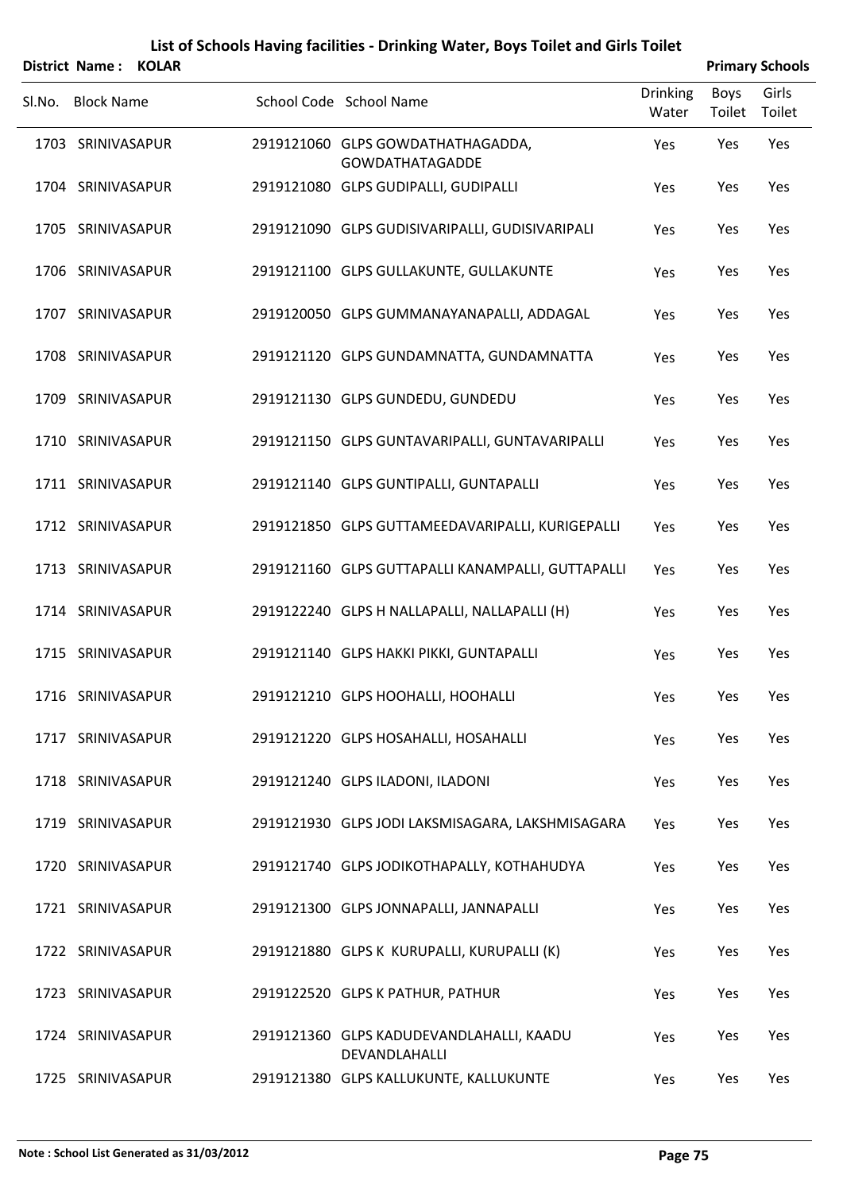# List of Schools Having facilities - Drinking Water, Boys Toilet and Girls Toilet

**District Name : KOLAR** **Primary Schools**

| Sl.No. | Block Name | School Code | School Name | Drinking Water | Boys Toilet | Girls Toilet |
|---|---|---|---|---|---|---|
| 1703 | SRINIVASAPUR | 2919121060 | GLPS GOWDATHATHAGADDA, GOWDATHATAGADDE | Yes | Yes | Yes |
| 1704 | SRINIVASAPUR | 2919121080 | GLPS GUDIPALLI, GUDIPALLI | Yes | Yes | Yes |
| 1705 | SRINIVASAPUR | 2919121090 | GLPS GUDISIVARIPALLI, GUDISIVARIPALI | Yes | Yes | Yes |
| 1706 | SRINIVASAPUR | 2919121100 | GLPS GULLAKUNTE, GULLAKUNTE | Yes | Yes | Yes |
| 1707 | SRINIVASAPUR | 2919120050 | GLPS GUMMANAYANAPALLI, ADDAGAL | Yes | Yes | Yes |
| 1708 | SRINIVASAPUR | 2919121120 | GLPS GUNDAMNATTA, GUNDAMNATTA | Yes | Yes | Yes |
| 1709 | SRINIVASAPUR | 2919121130 | GLPS GUNDEDU, GUNDEDU | Yes | Yes | Yes |
| 1710 | SRINIVASAPUR | 2919121150 | GLPS GUNTAVARIPALLI, GUNTAVARIPALLI | Yes | Yes | Yes |
| 1711 | SRINIVASAPUR | 2919121140 | GLPS GUNTIPALLI, GUNTAPALLI | Yes | Yes | Yes |
| 1712 | SRINIVASAPUR | 2919121850 | GLPS GUTTAMEEDAVARIPALLI, KURIGEPALLI | Yes | Yes | Yes |
| 1713 | SRINIVASAPUR | 2919121160 | GLPS GUTTAPALLI KANAMPALLI, GUTTAPALLI | Yes | Yes | Yes |
| 1714 | SRINIVASAPUR | 2919122240 | GLPS H NALLAPALLI, NALLAPALLI (H) | Yes | Yes | Yes |
| 1715 | SRINIVASAPUR | 2919121140 | GLPS HAKKI PIKKI, GUNTAPALLI | Yes | Yes | Yes |
| 1716 | SRINIVASAPUR | 2919121210 | GLPS HOOHALLI, HOOHALLI | Yes | Yes | Yes |
| 1717 | SRINIVASAPUR | 2919121220 | GLPS HOSAHALLI, HOSAHALLI | Yes | Yes | Yes |
| 1718 | SRINIVASAPUR | 2919121240 | GLPS ILADONI, ILADONI | Yes | Yes | Yes |
| 1719 | SRINIVASAPUR | 2919121930 | GLPS JODI LAKSMISAGARA, LAKSHMISAGARA | Yes | Yes | Yes |
| 1720 | SRINIVASAPUR | 2919121740 | GLPS JODIKOTHAPALLY, KOTHAHUDYA | Yes | Yes | Yes |
| 1721 | SRINIVASAPUR | 2919121300 | GLPS JONNAPALLI, JANNAPALLI | Yes | Yes | Yes |
| 1722 | SRINIVASAPUR | 2919121880 | GLPS K KURUPALLI, KURUPALLI (K) | Yes | Yes | Yes |
| 1723 | SRINIVASAPUR | 2919122520 | GLPS K PATHUR, PATHUR | Yes | Yes | Yes |
| 1724 | SRINIVASAPUR | 2919121360 | GLPS KADUDEVANDLAHALLI, KAADU DEVANDLAHALLI | Yes | Yes | Yes |
| 1725 | SRINIVASAPUR | 2919121380 | GLPS KALLUKUNTE, KALLUKUNTE | Yes | Yes | Yes |

Note : School List Generated as 31/03/2012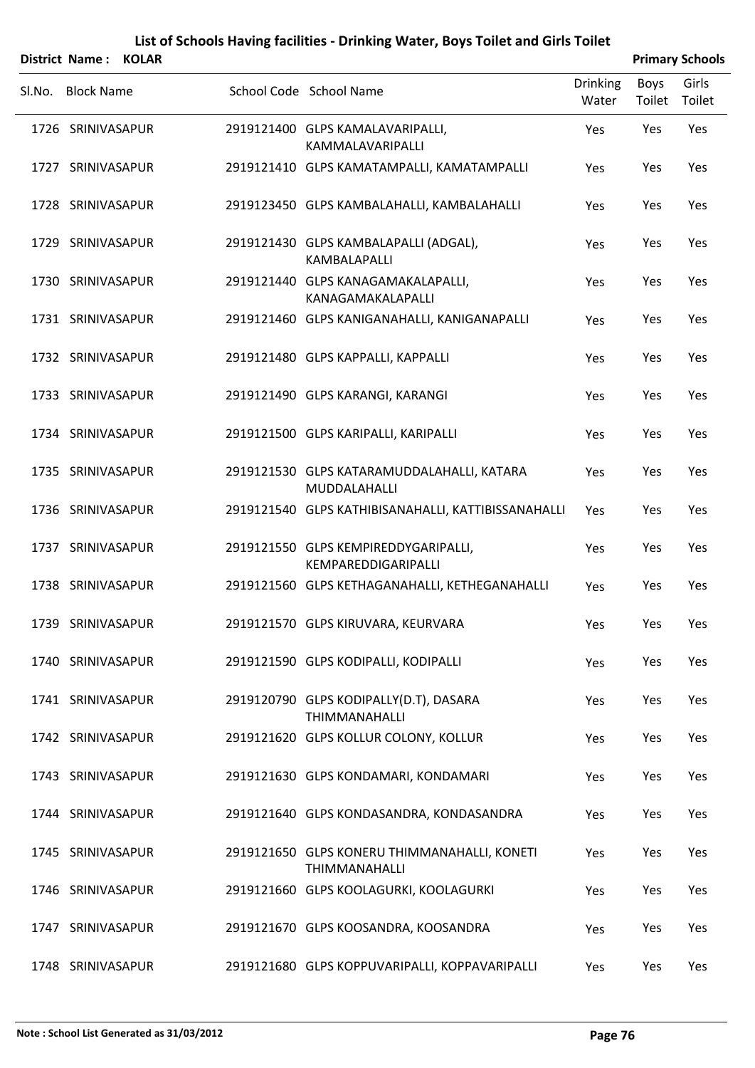# List of Schools Having facilities - Drinking Water, Boys Toilet and Girls Toilet

**District Name : KOLAR** **Primary Schools**

| Sl.No. | Block Name | School Code | School Name | Drinking Water | Boys Toilet | Girls Toilet |
|---|---|---|---|---|---|---|
| 1726 | SRINIVASAPUR | 2919121400 | GLPS KAMALAVARIPALLI, KAMMALAVARIPALLI | Yes | Yes | Yes |
| 1727 | SRINIVASAPUR | 2919121410 | GLPS KAMATAMPALLI, KAMATAMPALLI | Yes | Yes | Yes |
| 1728 | SRINIVASAPUR | 2919123450 | GLPS KAMBALAHALLI, KAMBALAHALLI | Yes | Yes | Yes |
| 1729 | SRINIVASAPUR | 2919121430 | GLPS KAMBALAPALLI (ADGAL), KAMBALAPALLI | Yes | Yes | Yes |
| 1730 | SRINIVASAPUR | 2919121440 | GLPS KANAGAMAKALAPALLI, KANAGAMAKALAPALLI | Yes | Yes | Yes |
| 1731 | SRINIVASAPUR | 2919121460 | GLPS KANIGANAHALLI, KANIGANAPALLI | Yes | Yes | Yes |
| 1732 | SRINIVASAPUR | 2919121480 | GLPS KAPPALLI, KAPPALLI | Yes | Yes | Yes |
| 1733 | SRINIVASAPUR | 2919121490 | GLPS KARANGI, KARANGI | Yes | Yes | Yes |
| 1734 | SRINIVASAPUR | 2919121500 | GLPS KARIPALLI, KARIPALLI | Yes | Yes | Yes |
| 1735 | SRINIVASAPUR | 2919121530 | GLPS KATARAMUDDALAHALLI, KATARA MUDDALAHALLI | Yes | Yes | Yes |
| 1736 | SRINIVASAPUR | 2919121540 | GLPS KATHIBISANAHALLI, KATTIBISSANAHALLI | Yes | Yes | Yes |
| 1737 | SRINIVASAPUR | 2919121550 | GLPS KEMPIREDDYGARIPALLI, KEMPAREDDIGARIPALLI | Yes | Yes | Yes |
| 1738 | SRINIVASAPUR | 2919121560 | GLPS KETHAGANAHALLI, KETHEGANAHALLI | Yes | Yes | Yes |
| 1739 | SRINIVASAPUR | 2919121570 | GLPS KIRUVARA, KEURVARA | Yes | Yes | Yes |
| 1740 | SRINIVASAPUR | 2919121590 | GLPS KODIPALLI, KODIPALLI | Yes | Yes | Yes |
| 1741 | SRINIVASAPUR | 2919120790 | GLPS KODIPALLY(D.T), DASARA THIMMANAHALLI | Yes | Yes | Yes |
| 1742 | SRINIVASAPUR | 2919121620 | GLPS KOLLUR COLONY, KOLLUR | Yes | Yes | Yes |
| 1743 | SRINIVASAPUR | 2919121630 | GLPS KONDAMARI, KONDAMARI | Yes | Yes | Yes |
| 1744 | SRINIVASAPUR | 2919121640 | GLPS KONDASANDRA, KONDASANDRA | Yes | Yes | Yes |
| 1745 | SRINIVASAPUR | 2919121650 | GLPS KONERU THIMMANAHALLI, KONETI THIMMANAHALLI | Yes | Yes | Yes |
| 1746 | SRINIVASAPUR | 2919121660 | GLPS KOOLAGURKI, KOOLAGURKI | Yes | Yes | Yes |
| 1747 | SRINIVASAPUR | 2919121670 | GLPS KOOSANDRA, KOOSANDRA | Yes | Yes | Yes |
| 1748 | SRINIVASAPUR | 2919121680 | GLPS KOPPUVARIPALLI, KOPPAVARIPALLI | Yes | Yes | Yes |

**Note : School List Generated as 31/03/2012**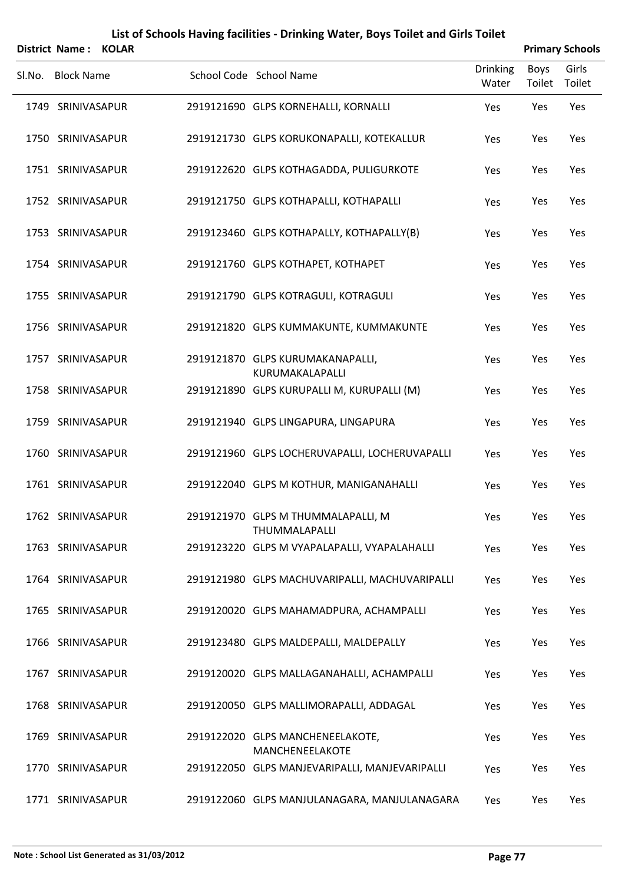# List of Schools Having facilities - Drinking Water, Boys Toilet and Girls Toilet

**District Name : KOLAR** **Primary Schools**

| Sl.No. | Block Name | School Code | School Name | Drinking Water | Boys Toilet | Girls Toilet |
|---|---|---|---|---|---|---|
| 1749 | SRINIVASAPUR | 2919121690 | GLPS KORNEHALLI, KORNALLI | Yes | Yes | Yes |
| 1750 | SRINIVASAPUR | 2919121730 | GLPS KORUKONAPALLI, KOTEKALLUR | Yes | Yes | Yes |
| 1751 | SRINIVASAPUR | 2919122620 | GLPS KOTHAGADDA, PULIGURKOTE | Yes | Yes | Yes |
| 1752 | SRINIVASAPUR | 2919121750 | GLPS KOTHAPALLI, KOTHAPALLI | Yes | Yes | Yes |
| 1753 | SRINIVASAPUR | 2919123460 | GLPS KOTHAPALLY, KOTHAPALLY(B) | Yes | Yes | Yes |
| 1754 | SRINIVASAPUR | 2919121760 | GLPS KOTHAPET, KOTHAPET | Yes | Yes | Yes |
| 1755 | SRINIVASAPUR | 2919121790 | GLPS KOTRAGULI, KOTRAGULI | Yes | Yes | Yes |
| 1756 | SRINIVASAPUR | 2919121820 | GLPS KUMMAKUNTE, KUMMAKUNTE | Yes | Yes | Yes |
| 1757 | SRINIVASAPUR | 2919121870 | GLPS KURUMAKANAPALLI, KURUMAKALAPALLI | Yes | Yes | Yes |
| 1758 | SRINIVASAPUR | 2919121890 | GLPS KURUPALLI M, KURUPALLI (M) | Yes | Yes | Yes |
| 1759 | SRINIVASAPUR | 2919121940 | GLPS LINGAPURA, LINGAPURA | Yes | Yes | Yes |
| 1760 | SRINIVASAPUR | 2919121960 | GLPS LOCHERUVAPALLI, LOCHERUVAPALLI | Yes | Yes | Yes |
| 1761 | SRINIVASAPUR | 2919122040 | GLPS M KOTHUR, MANIGANAHALLI | Yes | Yes | Yes |
| 1762 | SRINIVASAPUR | 2919121970 | GLPS M THUMMALAPALLI, M THUMMALAPALLI | Yes | Yes | Yes |
| 1763 | SRINIVASAPUR | 2919123220 | GLPS M VYAPALAPALLI, VYAPALAHALLI | Yes | Yes | Yes |
| 1764 | SRINIVASAPUR | 2919121980 | GLPS MACHUVARIPALLI, MACHUVARIPALLI | Yes | Yes | Yes |
| 1765 | SRINIVASAPUR | 2919120020 | GLPS MAHAMADPURA, ACHAMPALLI | Yes | Yes | Yes |
| 1766 | SRINIVASAPUR | 2919123480 | GLPS MALDEPALLI, MALDEPALLY | Yes | Yes | Yes |
| 1767 | SRINIVASAPUR | 2919120020 | GLPS MALLAGANAHALLI, ACHAMPALLI | Yes | Yes | Yes |
| 1768 | SRINIVASAPUR | 2919120050 | GLPS MALLIMORAPALLI, ADDAGAL | Yes | Yes | Yes |
| 1769 | SRINIVASAPUR | 2919122020 | GLPS MANCHENEELAKOTE, MANCHENEELAKOTE | Yes | Yes | Yes |
| 1770 | SRINIVASAPUR | 2919122050 | GLPS MANJEVARIPALLI, MANJEVARIPALLI | Yes | Yes | Yes |
| 1771 | SRINIVASAPUR | 2919122060 | GLPS MANJULANAGARA, MANJULANAGARA | Yes | Yes | Yes |

**Note : School List Generated as 31/03/2012**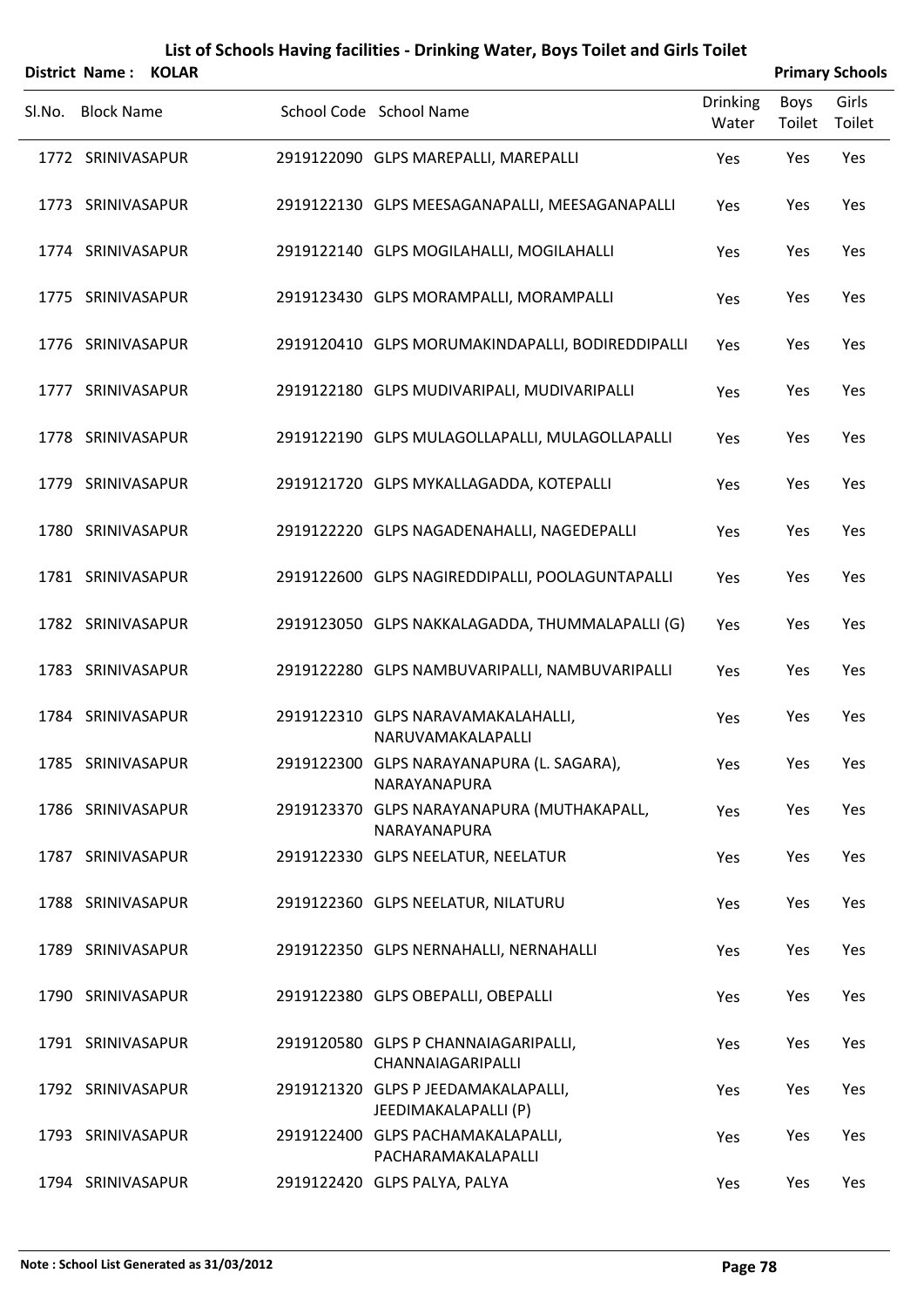# List of Schools Having facilities - Drinking Water, Boys Toilet and Girls Toilet

**District Name : KOLAR** **Primary Schools**

| Sl.No. | Block Name | School Code | School Name | Drinking Water | Boys Toilet | Girls Toilet |
|---|---|---|---|---|---|---|
| 1772 | SRINIVASAPUR | 2919122090 | GLPS MAREPALLI, MAREPALLI | Yes | Yes | Yes |
| 1773 | SRINIVASAPUR | 2919122130 | GLPS MEESAGANAPALLI, MEESAGANAPALLI | Yes | Yes | Yes |
| 1774 | SRINIVASAPUR | 2919122140 | GLPS MOGILAHALLI, MOGILAHALLI | Yes | Yes | Yes |
| 1775 | SRINIVASAPUR | 2919123430 | GLPS MORAMPALLI, MORAMPALLI | Yes | Yes | Yes |
| 1776 | SRINIVASAPUR | 2919120410 | GLPS MORUMAKINDAPALLI, BODIREDDIPALLI | Yes | Yes | Yes |
| 1777 | SRINIVASAPUR | 2919122180 | GLPS MUDIVARIPALI, MUDIVARIPALLI | Yes | Yes | Yes |
| 1778 | SRINIVASAPUR | 2919122190 | GLPS MULAGOLLAPALLI, MULAGOLLAPALLI | Yes | Yes | Yes |
| 1779 | SRINIVASAPUR | 2919121720 | GLPS MYKALLAGADDA, KOTEPALLI | Yes | Yes | Yes |
| 1780 | SRINIVASAPUR | 2919122220 | GLPS NAGADENAHALLI, NAGEDEPALLI | Yes | Yes | Yes |
| 1781 | SRINIVASAPUR | 2919122600 | GLPS NAGIREDDIPALLI, POOLAGUNTAPALLI | Yes | Yes | Yes |
| 1782 | SRINIVASAPUR | 2919123050 | GLPS NAKKALAGADDA, THUMMALAPALLI (G) | Yes | Yes | Yes |
| 1783 | SRINIVASAPUR | 2919122280 | GLPS NAMBUVARIPALLI, NAMBUVARIPALLI | Yes | Yes | Yes |
| 1784 | SRINIVASAPUR | 2919122310 | GLPS NARAVAMAKALAHALLI, NARUVAMAKALAPALLI | Yes | Yes | Yes |
| 1785 | SRINIVASAPUR | 2919122300 | GLPS NARAYANAPURA (L. SAGARA), NARAYANAPURA | Yes | Yes | Yes |
| 1786 | SRINIVASAPUR | 2919123370 | GLPS NARAYANAPURA (MUTHAKAPALL, NARAYANAPURA | Yes | Yes | Yes |
| 1787 | SRINIVASAPUR | 2919122330 | GLPS NEELATUR, NEELATUR | Yes | Yes | Yes |
| 1788 | SRINIVASAPUR | 2919122360 | GLPS NEELATUR, NILATURU | Yes | Yes | Yes |
| 1789 | SRINIVASAPUR | 2919122350 | GLPS NERNAHALLI, NERNAHALLI | Yes | Yes | Yes |
| 1790 | SRINIVASAPUR | 2919122380 | GLPS OBEPALLI, OBEPALLI | Yes | Yes | Yes |
| 1791 | SRINIVASAPUR | 2919120580 | GLPS P CHANNAIAGARIPALLI, CHANNAIAGARIPALLI | Yes | Yes | Yes |
| 1792 | SRINIVASAPUR | 2919121320 | GLPS P JEEDAMAKALAPALLI, JEEDIMAKALAPALLI (P) | Yes | Yes | Yes |
| 1793 | SRINIVASAPUR | 2919122400 | GLPS PACHAMAKALAPALLI, PACHARAMAKALAPALLI | Yes | Yes | Yes |
| 1794 | SRINIVASAPUR | 2919122420 | GLPS PALYA, PALYA | Yes | Yes | Yes |

**Note : School List Generated as 31/03/2012**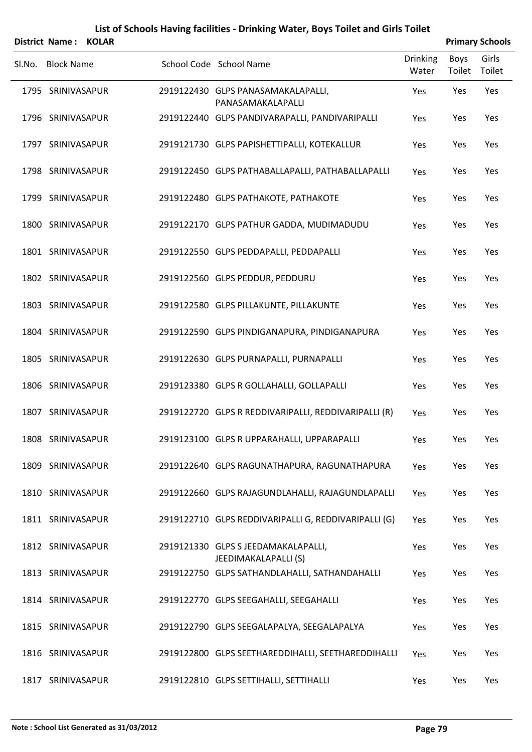# List of Schools Having facilities - Drinking Water, Boys Toilet and Girls Toilet

**District Name : KOLAR** **Primary Schools**

| Sl.No. | Block Name | School Code | School Name | Drinking Water | Boys Toilet | Girls Toilet |
|---|---|---|---|---|---|---|
| 1795 | SRINIVASAPUR | 2919122430 | GLPS PANASAMAKALAPALLI, PANASAMAKALAPALLI | Yes | Yes | Yes |
| 1796 | SRINIVASAPUR | 2919122440 | GLPS PANDIVARAPALLI, PANDIVARIPALLI | Yes | Yes | Yes |
| 1797 | SRINIVASAPUR | 2919121730 | GLPS PAPISHETTIPALLI, KOTEKALLUR | Yes | Yes | Yes |
| 1798 | SRINIVASAPUR | 2919122450 | GLPS PATHABALLAPALLI, PATHABALLAPALLI | Yes | Yes | Yes |
| 1799 | SRINIVASAPUR | 2919122480 | GLPS PATHAKOTE, PATHAKOTE | Yes | Yes | Yes |
| 1800 | SRINIVASAPUR | 2919122170 | GLPS PATHUR GADDA, MUDIMADUDU | Yes | Yes | Yes |
| 1801 | SRINIVASAPUR | 2919122550 | GLPS PEDDAPALLI, PEDDAPALLI | Yes | Yes | Yes |
| 1802 | SRINIVASAPUR | 2919122560 | GLPS PEDDUR, PEDDURU | Yes | Yes | Yes |
| 1803 | SRINIVASAPUR | 2919122580 | GLPS PILLAKUNTE, PILLAKUNTE | Yes | Yes | Yes |
| 1804 | SRINIVASAPUR | 2919122590 | GLPS PINDIGANAPURA, PINDIGANAPURA | Yes | Yes | Yes |
| 1805 | SRINIVASAPUR | 2919122630 | GLPS PURNAPALLI, PURNAPALLI | Yes | Yes | Yes |
| 1806 | SRINIVASAPUR | 2919123380 | GLPS R GOLLAHALLI, GOLLAPALLI | Yes | Yes | Yes |
| 1807 | SRINIVASAPUR | 2919122720 | GLPS R REDDIVARIPALLI, REDDIVARIPALLI (R) | Yes | Yes | Yes |
| 1808 | SRINIVASAPUR | 2919123100 | GLPS R UPPARAHALLI, UPPARAPALLI | Yes | Yes | Yes |
| 1809 | SRINIVASAPUR | 2919122640 | GLPS RAGUNATHAPURA, RAGUNATHAPURA | Yes | Yes | Yes |
| 1810 | SRINIVASAPUR | 2919122660 | GLPS RAJAGUNDLAHALLI, RAJAGUNDLAPALLI | Yes | Yes | Yes |
| 1811 | SRINIVASAPUR | 2919122710 | GLPS REDDIVARIPALLI G, REDDIVARIPALLI (G) | Yes | Yes | Yes |
| 1812 | SRINIVASAPUR | 2919121330 | GLPS S JEEDAMAKALAPALLI, JEEDIMAKALAPALLI (S) | Yes | Yes | Yes |
| 1813 | SRINIVASAPUR | 2919122750 | GLPS SATHANDLAHALLI, SATHANDAHALLI | Yes | Yes | Yes |
| 1814 | SRINIVASAPUR | 2919122770 | GLPS SEEGAHALLI, SEEGAHALLI | Yes | Yes | Yes |
| 1815 | SRINIVASAPUR | 2919122790 | GLPS SEEGALAPALYA, SEEGALAPALYA | Yes | Yes | Yes |
| 1816 | SRINIVASAPUR | 2919122800 | GLPS SEETHAREDDIHALLI, SEETHAREDDIHALLI | Yes | Yes | Yes |
| 1817 | SRINIVASAPUR | 2919122810 | GLPS SETTIHALLI, SETTIHALLI | Yes | Yes | Yes |

**Note : School List Generated as 31/03/2012**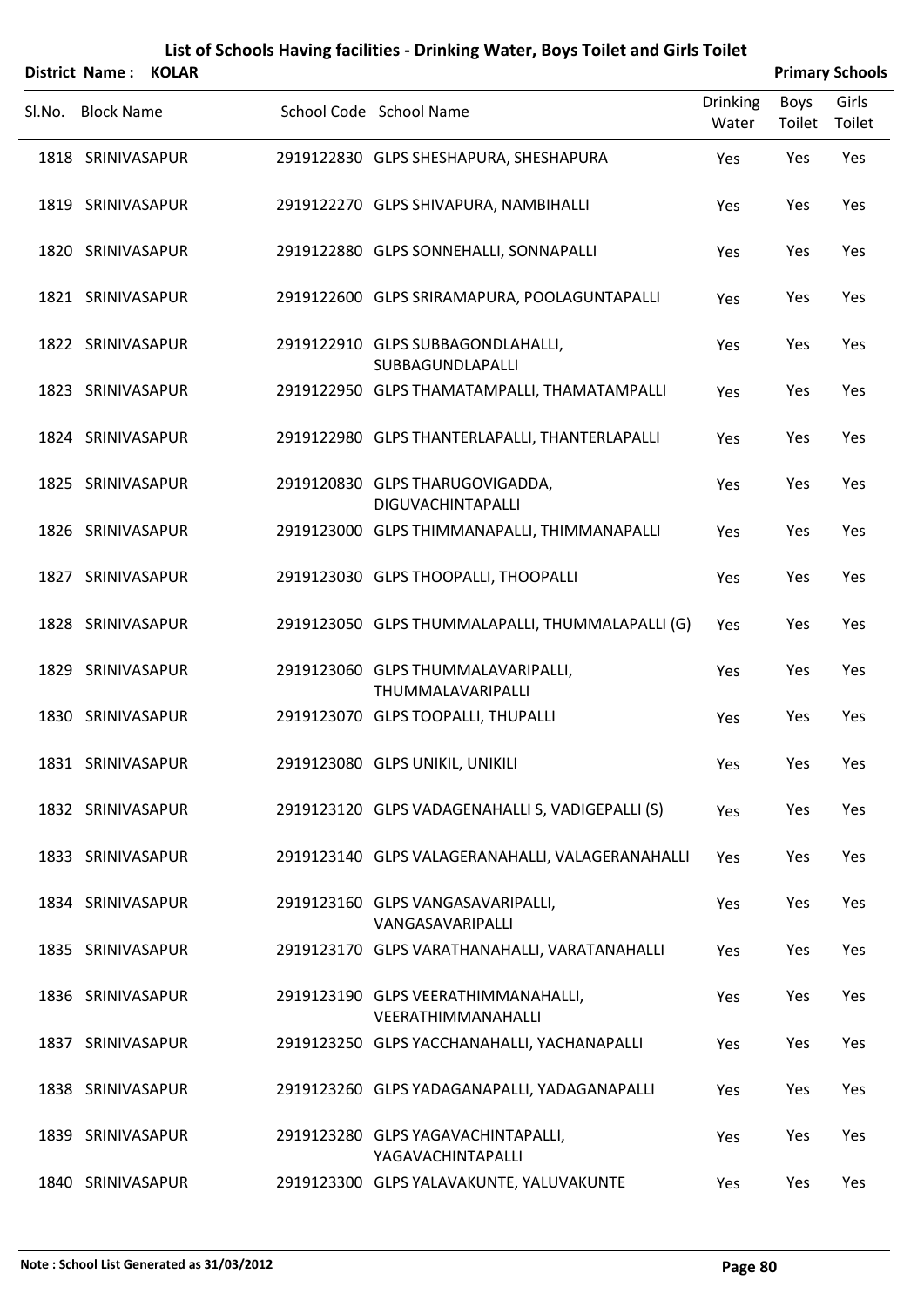# List of Schools Having facilities - Drinking Water, Boys Toilet and Girls Toilet

**District Name : KOLAR** **Primary Schools**

| Sl.No. | Block Name | School Code | School Name | Drinking Water | Boys Toilet | Girls Toilet |
|---|---|---|---|---|---|---|
| 1818 | SRINIVASAPUR | 2919122830 | GLPS SHESHAPURA, SHESHAPURA | Yes | Yes | Yes |
| 1819 | SRINIVASAPUR | 2919122270 | GLPS SHIVAPURA, NAMBIHALLI | Yes | Yes | Yes |
| 1820 | SRINIVASAPUR | 2919122880 | GLPS SONNEHALLI, SONNAPALLI | Yes | Yes | Yes |
| 1821 | SRINIVASAPUR | 2919122600 | GLPS SRIRAMAPURA, POOLAGUNTAPALLI | Yes | Yes | Yes |
| 1822 | SRINIVASAPUR | 2919122910 | GLPS SUBBAGONDLAHALLI, SUBBAGUNDLAPALLI | Yes | Yes | Yes |
| 1823 | SRINIVASAPUR | 2919122950 | GLPS THAMATAMPALLI, THAMATAMPALLI | Yes | Yes | Yes |
| 1824 | SRINIVASAPUR | 2919122980 | GLPS THANTERLAPALLI, THANTERLAPALLI | Yes | Yes | Yes |
| 1825 | SRINIVASAPUR | 2919120830 | GLPS THARUGOVIGADDA, DIGUVACHINTAPALLI | Yes | Yes | Yes |
| 1826 | SRINIVASAPUR | 2919123000 | GLPS THIMMANAPALLI, THIMMANAPALLI | Yes | Yes | Yes |
| 1827 | SRINIVASAPUR | 2919123030 | GLPS THOOPALLI, THOOPALLI | Yes | Yes | Yes |
| 1828 | SRINIVASAPUR | 2919123050 | GLPS THUMMALAPALLI, THUMMALAPALLI (G) | Yes | Yes | Yes |
| 1829 | SRINIVASAPUR | 2919123060 | GLPS THUMMALAVARIPALLI, THUMMALAVARIPALLI | Yes | Yes | Yes |
| 1830 | SRINIVASAPUR | 2919123070 | GLPS TOOPALLI, THUPALLI | Yes | Yes | Yes |
| 1831 | SRINIVASAPUR | 2919123080 | GLPS UNIKIL, UNIKILI | Yes | Yes | Yes |
| 1832 | SRINIVASAPUR | 2919123120 | GLPS VADAGENAHALLI S, VADIGEPALLI (S) | Yes | Yes | Yes |
| 1833 | SRINIVASAPUR | 2919123140 | GLPS VALAGERANAHALLI, VALAGERANAHALLI | Yes | Yes | Yes |
| 1834 | SRINIVASAPUR | 2919123160 | GLPS VANGASAVARIPALLI, VANGASAVARIPALLI | Yes | Yes | Yes |
| 1835 | SRINIVASAPUR | 2919123170 | GLPS VARATHANAHALLI, VARATANAHALLI | Yes | Yes | Yes |
| 1836 | SRINIVASAPUR | 2919123190 | GLPS VEERATHIMMANAHALLI, VEERATHIMMANAHALLI | Yes | Yes | Yes |
| 1837 | SRINIVASAPUR | 2919123250 | GLPS YACCHANAHALLI, YACHANAPALLI | Yes | Yes | Yes |
| 1838 | SRINIVASAPUR | 2919123260 | GLPS YADAGANAPALLI, YADAGANAPALLI | Yes | Yes | Yes |
| 1839 | SRINIVASAPUR | 2919123280 | GLPS YAGAVACHINTAPALLI, YAGAVACHINTAPALLI | Yes | Yes | Yes |
| 1840 | SRINIVASAPUR | 2919123300 | GLPS YALAVAKUNTE, YALUVAKUNTE | Yes | Yes | Yes |

**Note : School List Generated as 31/03/2012**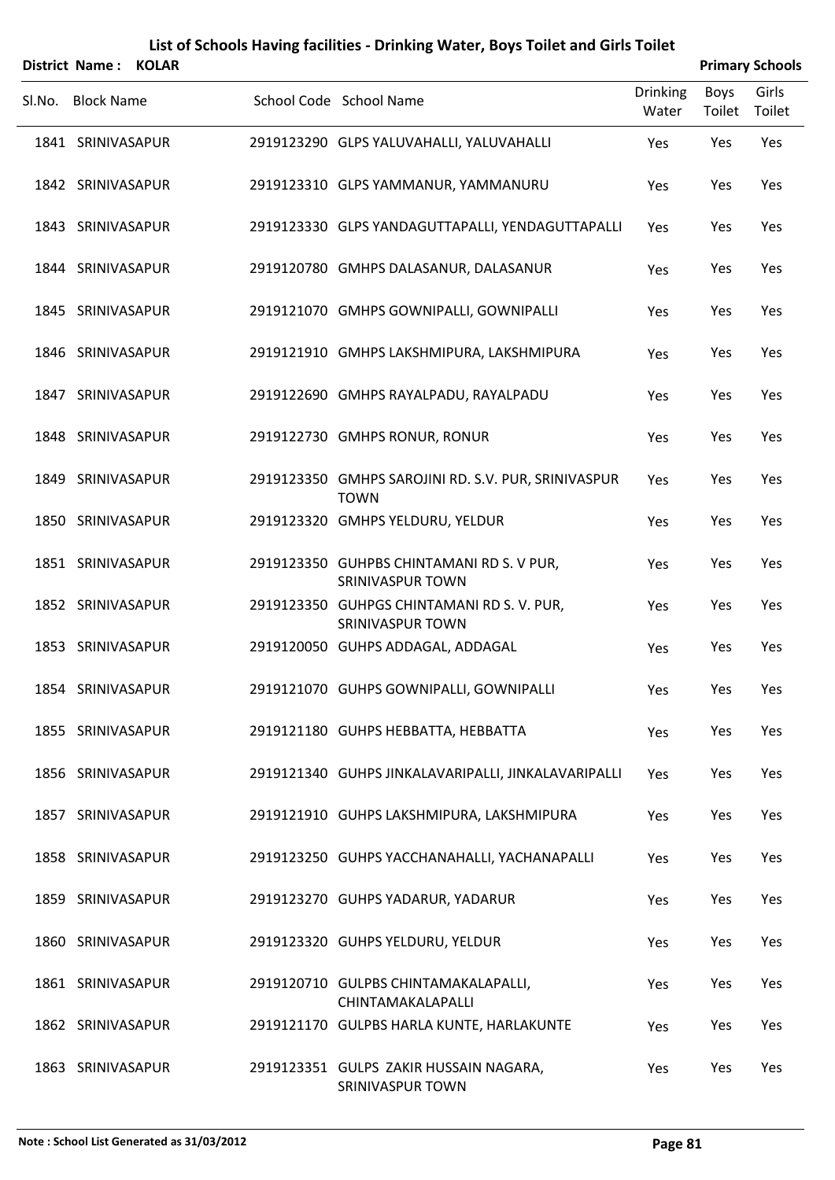# List of Schools Having facilities - Drinking Water, Boys Toilet and Girls Toilet

**District Name : KOLAR** **Primary Schools**

| Sl.No. | Block Name | School Code | School Name | Drinking Water | Boys Toilet | Girls Toilet |
|---|---|---|---|---|---|---|
| 1841 | SRINIVASAPUR | 2919123290 | GLPS YALUVAHALLI, YALUVAHALLI | Yes | Yes | Yes |
| 1842 | SRINIVASAPUR | 2919123310 | GLPS YAMMANUR, YAMMANURU | Yes | Yes | Yes |
| 1843 | SRINIVASAPUR | 2919123330 | GLPS YANDAGUTTAPALLI, YENDAGUTTAPALLI | Yes | Yes | Yes |
| 1844 | SRINIVASAPUR | 2919120780 | GMHPS DALASANUR, DALASANUR | Yes | Yes | Yes |
| 1845 | SRINIVASAPUR | 2919121070 | GMHPS GOWNIPALLI, GOWNIPALLI | Yes | Yes | Yes |
| 1846 | SRINIVASAPUR | 2919121910 | GMHPS LAKSHMIPURA, LAKSHMIPURA | Yes | Yes | Yes |
| 1847 | SRINIVASAPUR | 2919122690 | GMHPS RAYALPADU, RAYALPADU | Yes | Yes | Yes |
| 1848 | SRINIVASAPUR | 2919122730 | GMHPS RONUR, RONUR | Yes | Yes | Yes |
| 1849 | SRINIVASAPUR | 2919123350 | GMHPS SAROJINI RD. S.V. PUR, SRINIVASPUR TOWN | Yes | Yes | Yes |
| 1850 | SRINIVASAPUR | 2919123320 | GMHPS YELDURU, YELDUR | Yes | Yes | Yes |
| 1851 | SRINIVASAPUR | 2919123350 | GUHPBS CHINTAMANI RD S. V PUR, SRINIVASPUR TOWN | Yes | Yes | Yes |
| 1852 | SRINIVASAPUR | 2919123350 | GUHPGS CHINTAMANI RD S. V. PUR, SRINIVASPUR TOWN | Yes | Yes | Yes |
| 1853 | SRINIVASAPUR | 2919120050 | GUHPS ADDAGAL, ADDAGAL | Yes | Yes | Yes |
| 1854 | SRINIVASAPUR | 2919121070 | GUHPS GOWNIPALLI, GOWNIPALLI | Yes | Yes | Yes |
| 1855 | SRINIVASAPUR | 2919121180 | GUHPS HEBBATTA, HEBBATTA | Yes | Yes | Yes |
| 1856 | SRINIVASAPUR | 2919121340 | GUHPS JINKALAVARIPALLI, JINKALAVARIPALLI | Yes | Yes | Yes |
| 1857 | SRINIVASAPUR | 2919121910 | GUHPS LAKSHMIPURA, LAKSHMIPURA | Yes | Yes | Yes |
| 1858 | SRINIVASAPUR | 2919123250 | GUHPS YACCHANAHALLI, YACHANAPALLI | Yes | Yes | Yes |
| 1859 | SRINIVASAPUR | 2919123270 | GUHPS YADARUR, YADARUR | Yes | Yes | Yes |
| 1860 | SRINIVASAPUR | 2919123320 | GUHPS YELDURU, YELDUR | Yes | Yes | Yes |
| 1861 | SRINIVASAPUR | 2919120710 | GULPBS CHINTAMAKALAPALLI, CHINTAMAKALAPALLI | Yes | Yes | Yes |
| 1862 | SRINIVASAPUR | 2919121170 | GULPBS HARLA KUNTE, HARLAKUNTE | Yes | Yes | Yes |
| 1863 | SRINIVASAPUR | 2919123351 | GULPS ZAKIR HUSSAIN NAGARA, SRINIVASPUR TOWN | Yes | Yes | Yes |

**Note : School List Generated as 31/03/2012**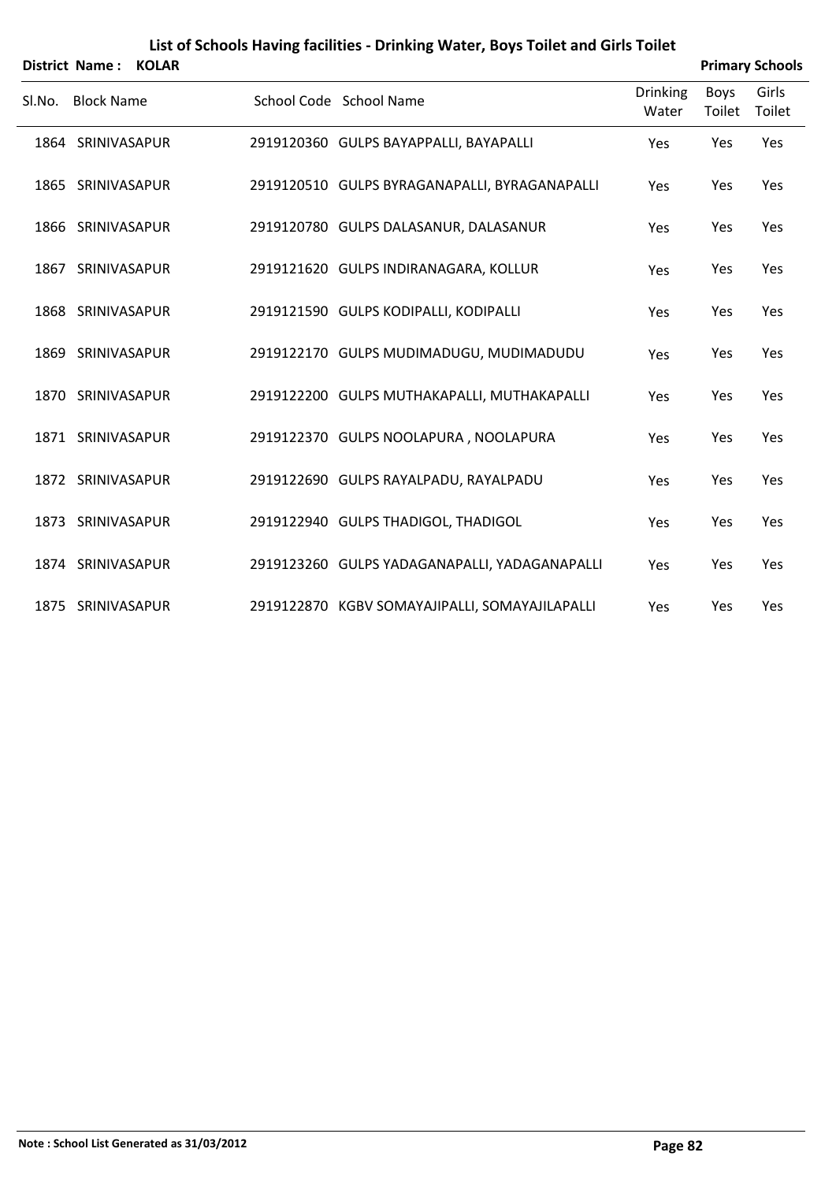# List of Schools Having facilities - Drinking Water, Boys Toilet and Girls Toilet

**District Name : KOLAR** **Primary Schools**

| Sl.No. | Block Name | School Code | School Name | Drinking Water | Boys Toilet | Girls Toilet |
|---|---|---|---|---|---|---|
| 1864 | SRINIVASAPUR | 2919120360 | GULPS BAYAPPALLI, BAYAPALLI | Yes | Yes | Yes |
| 1865 | SRINIVASAPUR | 2919120510 | GULPS BYRAGANAPALLI, BYRAGANAPALLI | Yes | Yes | Yes |
| 1866 | SRINIVASAPUR | 2919120780 | GULPS DALASANUR, DALASANUR | Yes | Yes | Yes |
| 1867 | SRINIVASAPUR | 2919121620 | GULPS INDIRANAGARA, KOLLUR | Yes | Yes | Yes |
| 1868 | SRINIVASAPUR | 2919121590 | GULPS KODIPALLI, KODIPALLI | Yes | Yes | Yes |
| 1869 | SRINIVASAPUR | 2919122170 | GULPS MUDIMADUGU, MUDIMADUDU | Yes | Yes | Yes |
| 1870 | SRINIVASAPUR | 2919122200 | GULPS MUTHAKAPALLI, MUTHAKAPALLI | Yes | Yes | Yes |
| 1871 | SRINIVASAPUR | 2919122370 | GULPS NOOLAPURA , NOOLAPURA | Yes | Yes | Yes |
| 1872 | SRINIVASAPUR | 2919122690 | GULPS RAYALPADU, RAYALPADU | Yes | Yes | Yes |
| 1873 | SRINIVASAPUR | 2919122940 | GULPS THADIGOL, THADIGOL | Yes | Yes | Yes |
| 1874 | SRINIVASAPUR | 2919123260 | GULPS YADAGANAPALLI, YADAGANAPALLI | Yes | Yes | Yes |
| 1875 | SRINIVASAPUR | 2919122870 | KGBV SOMAYAJIPALLI, SOMAYAJILAPALLI | Yes | Yes | Yes |

**Note : School List Generated as 31/03/2012**